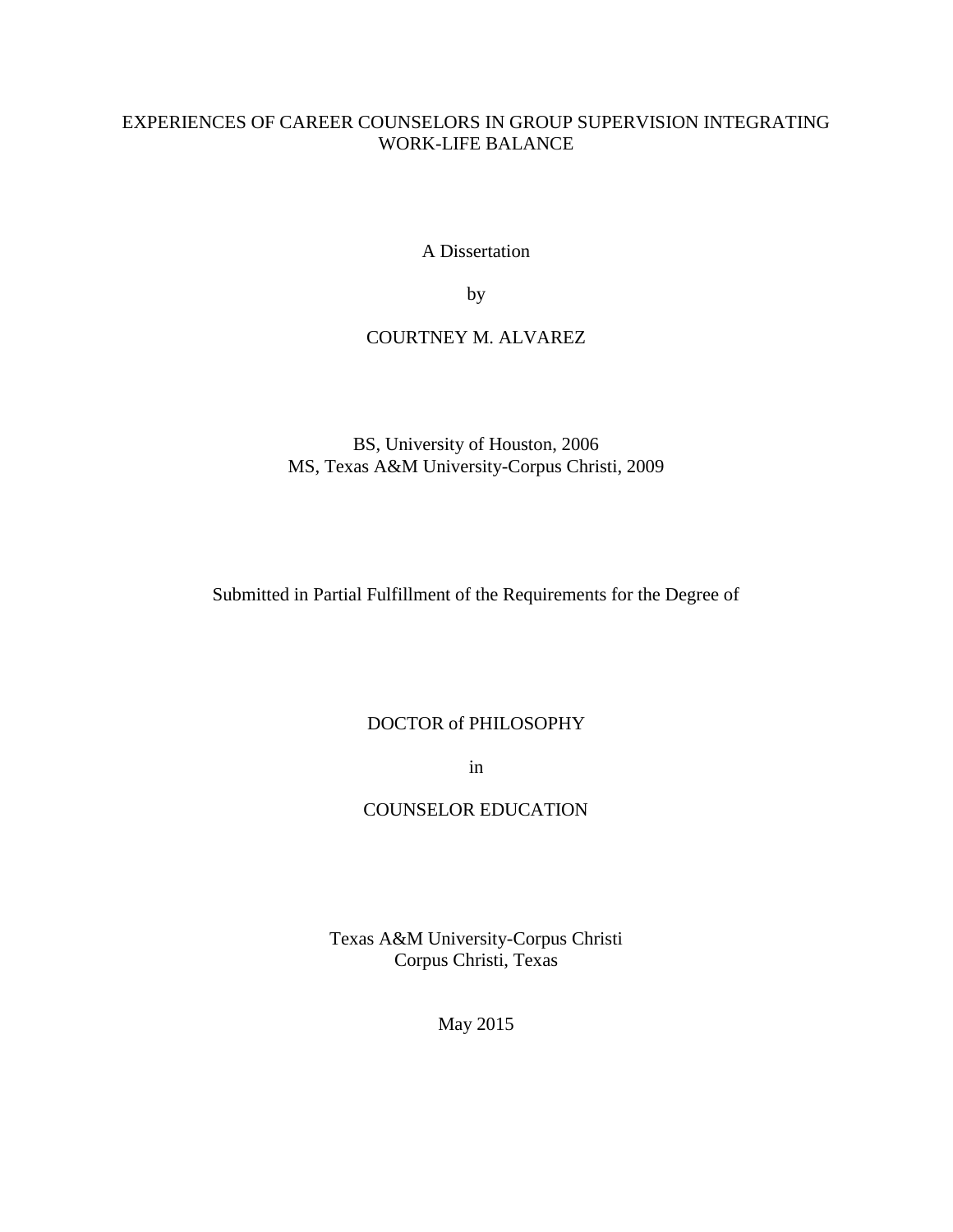# EXPERIENCES OF CAREER COUNSELORS IN GROUP SUPERVISION INTEGRATING WORK-LIFE BALANCE

A Dissertation

by

COURTNEY M. ALVAREZ

BS, University of Houston, 2006
MS, Texas A&M University-Corpus Christi, 2009

Submitted in Partial Fulfillment of the Requirements for the Degree of

DOCTOR of PHILOSOPHY

in

COUNSELOR EDUCATION

Texas A&M University-Corpus Christi
Corpus Christi, Texas

May 2015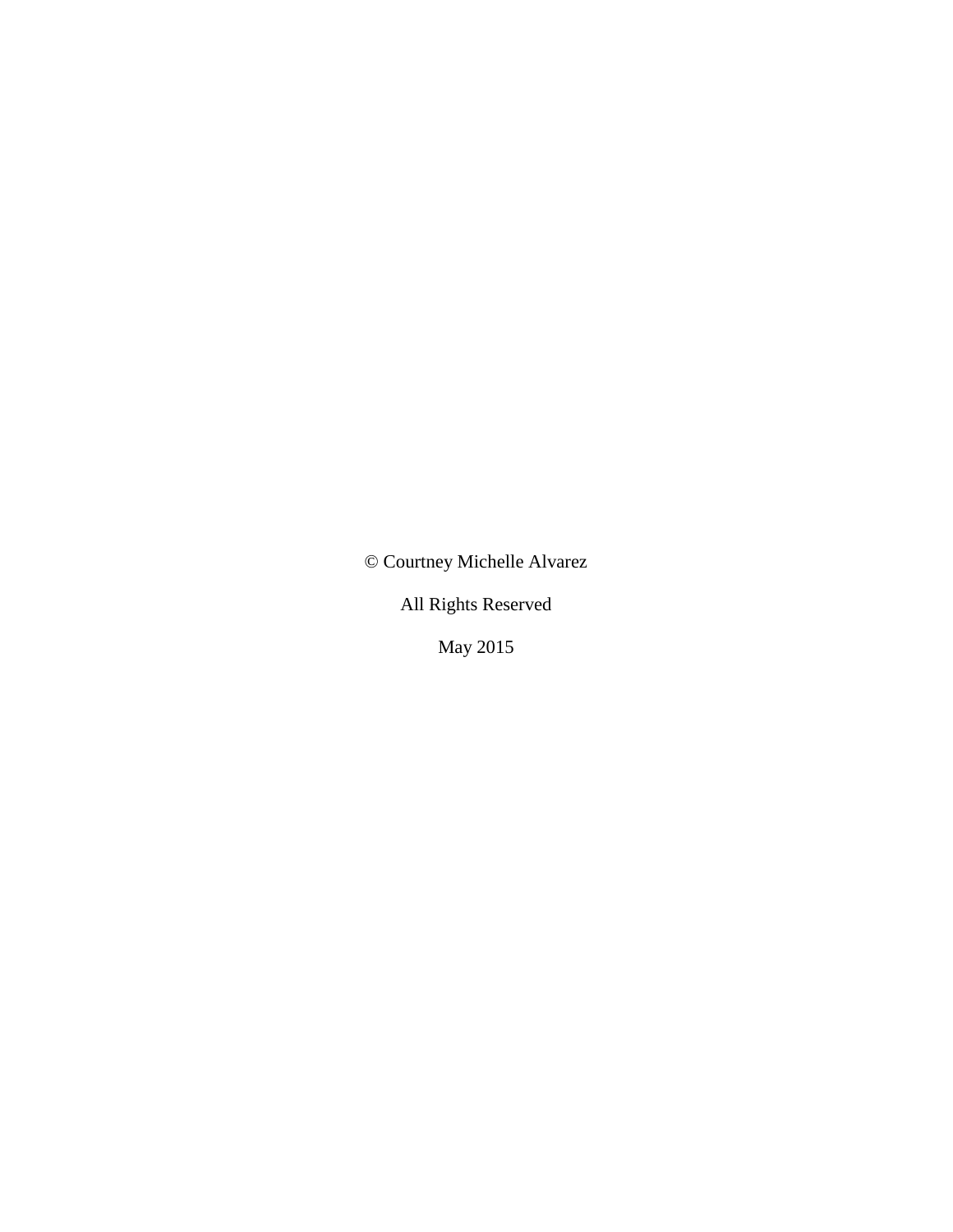© Courtney Michelle Alvarez

All Rights Reserved

May 2015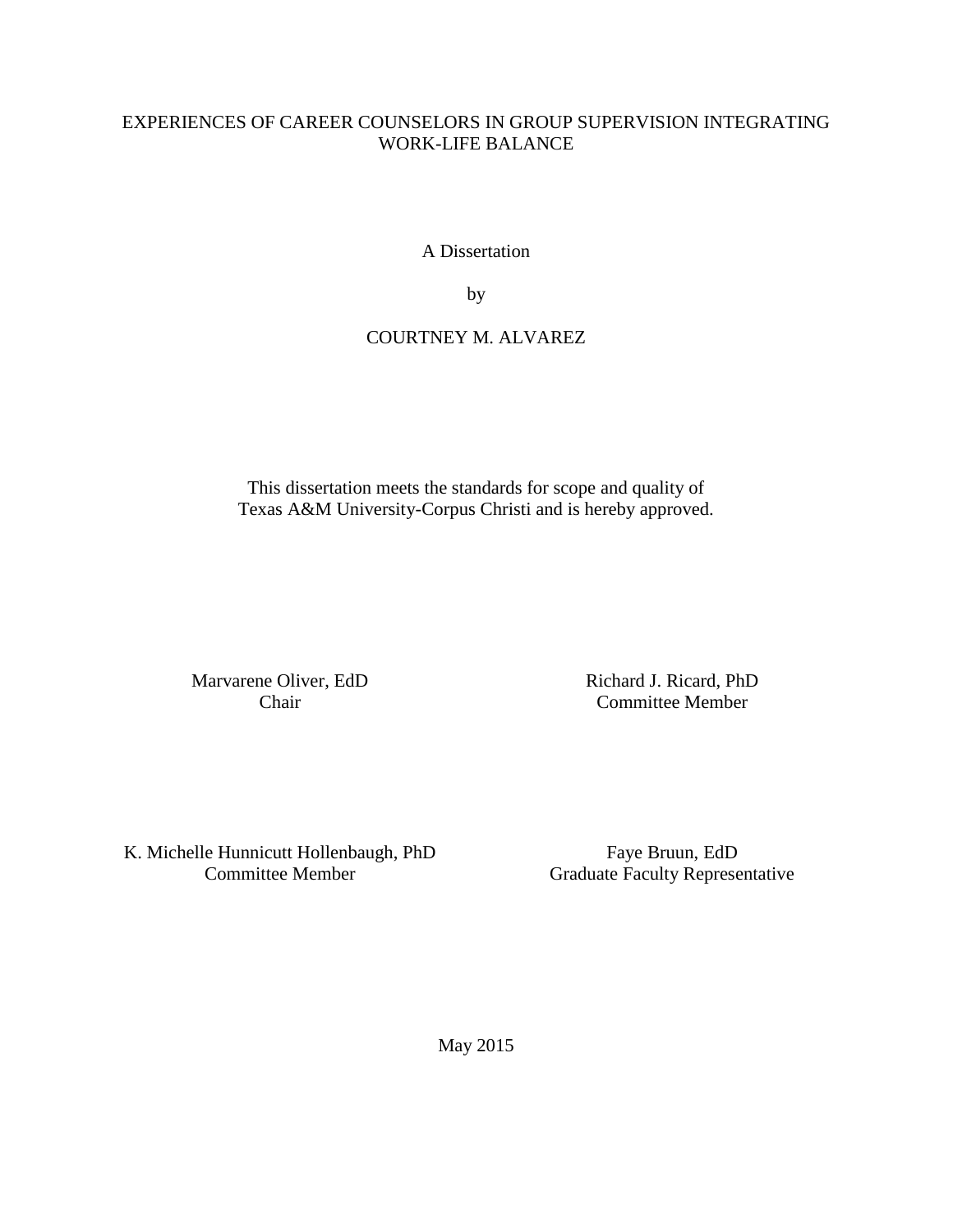EXPERIENCES OF CAREER COUNSELORS IN GROUP SUPERVISION INTEGRATING WORK-LIFE BALANCE

A Dissertation

by

COURTNEY M. ALVAREZ

This dissertation meets the standards for scope and quality of Texas A&M University-Corpus Christi and is hereby approved.

Marvarene Oliver, EdD
Chair

Richard J. Ricard, PhD
Committee Member

K. Michelle Hunnicutt Hollenbaugh, PhD
Committee Member

Faye Bruun, EdD
Graduate Faculty Representative

May 2015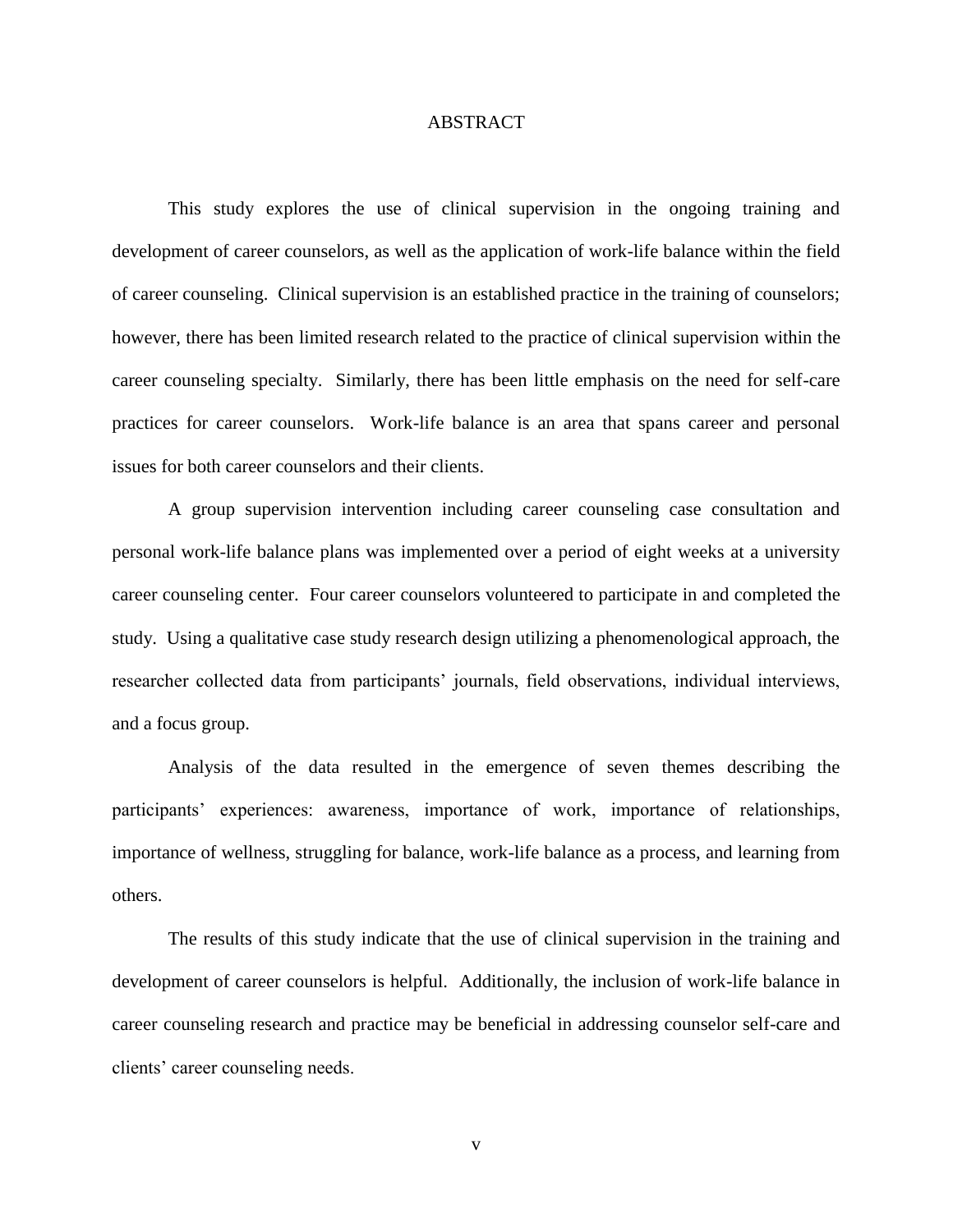# ABSTRACT

This study explores the use of clinical supervision in the ongoing training and development of career counselors, as well as the application of work-life balance within the field of career counseling. Clinical supervision is an established practice in the training of counselors; however, there has been limited research related to the practice of clinical supervision within the career counseling specialty. Similarly, there has been little emphasis on the need for self-care practices for career counselors. Work-life balance is an area that spans career and personal issues for both career counselors and their clients.

A group supervision intervention including career counseling case consultation and personal work-life balance plans was implemented over a period of eight weeks at a university career counseling center. Four career counselors volunteered to participate in and completed the study. Using a qualitative case study research design utilizing a phenomenological approach, the researcher collected data from participants' journals, field observations, individual interviews, and a focus group.

Analysis of the data resulted in the emergence of seven themes describing the participants' experiences: awareness, importance of work, importance of relationships, importance of wellness, struggling for balance, work-life balance as a process, and learning from others.

The results of this study indicate that the use of clinical supervision in the training and development of career counselors is helpful. Additionally, the inclusion of work-life balance in career counseling research and practice may be beneficial in addressing counselor self-care and clients' career counseling needs.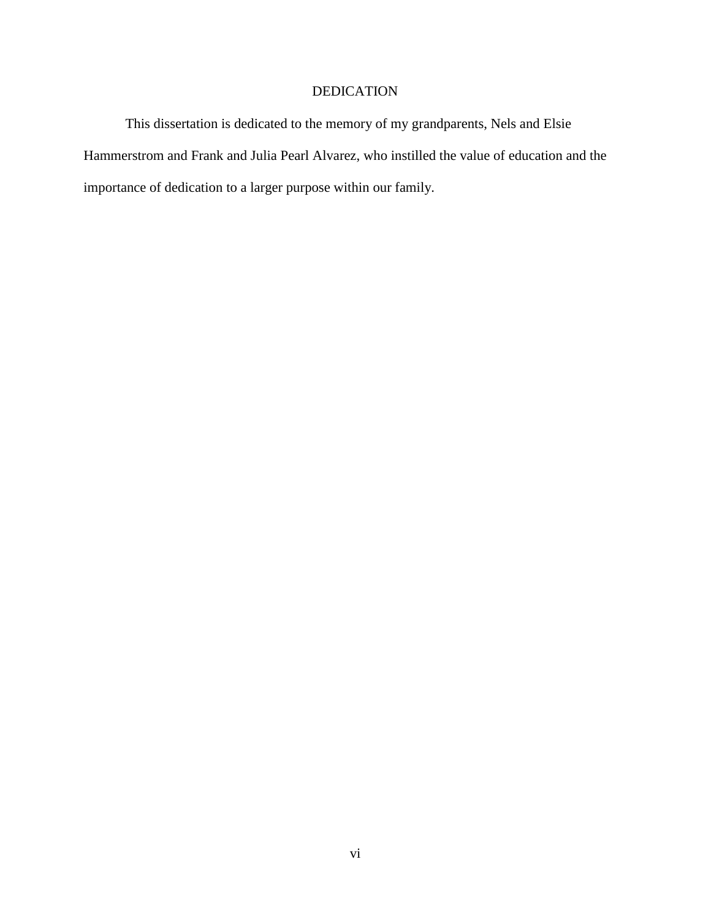# DEDICATION

This dissertation is dedicated to the memory of my grandparents, Nels and Elsie Hammerstrom and Frank and Julia Pearl Alvarez, who instilled the value of education and the importance of dedication to a larger purpose within our family.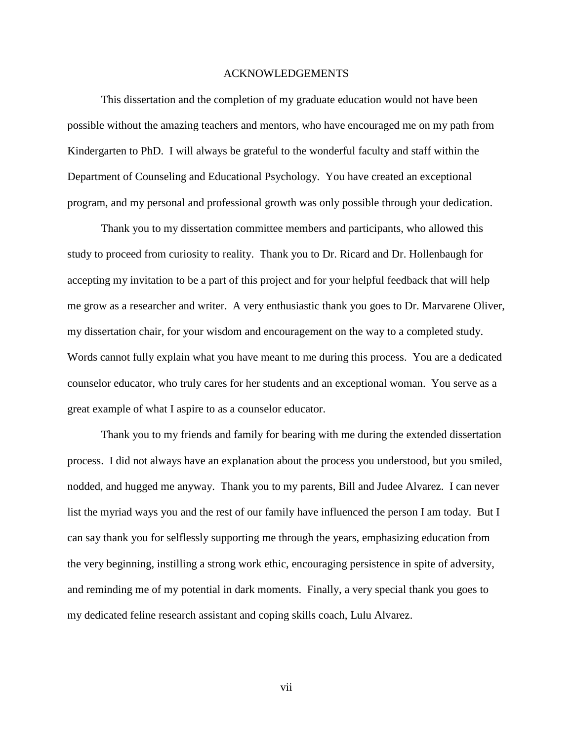# ACKNOWLEDGEMENTS

This dissertation and the completion of my graduate education would not have been possible without the amazing teachers and mentors, who have encouraged me on my path from Kindergarten to PhD. I will always be grateful to the wonderful faculty and staff within the Department of Counseling and Educational Psychology. You have created an exceptional program, and my personal and professional growth was only possible through your dedication.

Thank you to my dissertation committee members and participants, who allowed this study to proceed from curiosity to reality. Thank you to Dr. Ricard and Dr. Hollenbaugh for accepting my invitation to be a part of this project and for your helpful feedback that will help me grow as a researcher and writer. A very enthusiastic thank you goes to Dr. Marvarene Oliver, my dissertation chair, for your wisdom and encouragement on the way to a completed study. Words cannot fully explain what you have meant to me during this process. You are a dedicated counselor educator, who truly cares for her students and an exceptional woman. You serve as a great example of what I aspire to as a counselor educator.

Thank you to my friends and family for bearing with me during the extended dissertation process. I did not always have an explanation about the process you understood, but you smiled, nodded, and hugged me anyway. Thank you to my parents, Bill and Judee Alvarez. I can never list the myriad ways you and the rest of our family have influenced the person I am today. But I can say thank you for selflessly supporting me through the years, emphasizing education from the very beginning, instilling a strong work ethic, encouraging persistence in spite of adversity, and reminding me of my potential in dark moments. Finally, a very special thank you goes to my dedicated feline research assistant and coping skills coach, Lulu Alvarez.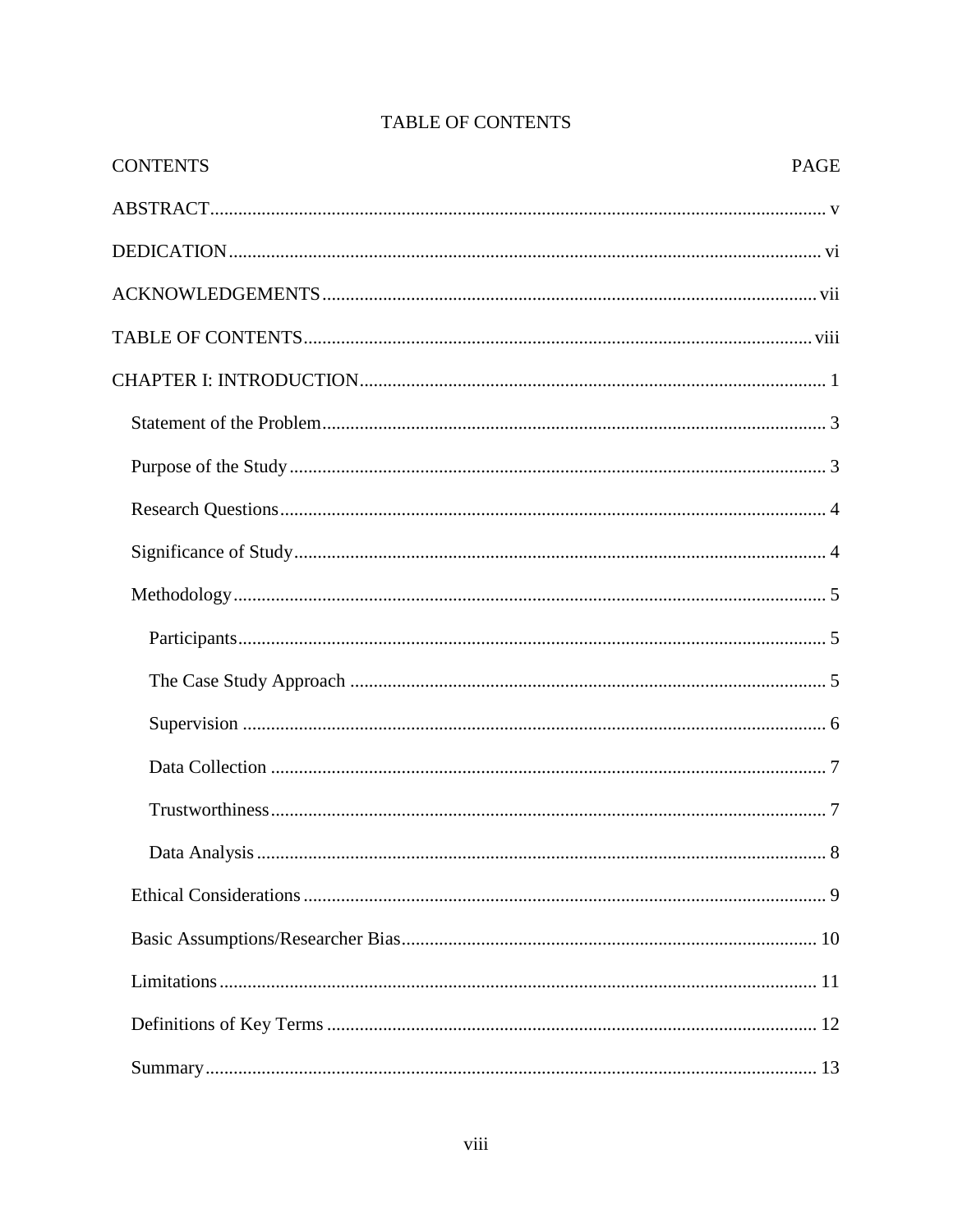# TABLE OF CONTENTS

| CONTENTS | PAGE |
|---|---|
| ABSTRACT | v |
| DEDICATION | vi |
| ACKNOWLEDGEMENTS | vii |
| TABLE OF CONTENTS | viii |
| CHAPTER I: INTRODUCTION | 1 |
| Statement of the Problem | 3 |
| Purpose of the Study | 3 |
| Research Questions | 4 |
| Significance of Study | 4 |
| Methodology | 5 |
| Participants | 5 |
| The Case Study Approach | 5 |
| Supervision | 6 |
| Data Collection | 7 |
| Trustworthiness | 7 |
| Data Analysis | 8 |
| Ethical Considerations | 9 |
| Basic Assumptions/Researcher Bias | 10 |
| Limitations | 11 |
| Definitions of Key Terms | 12 |
| Summary | 13 |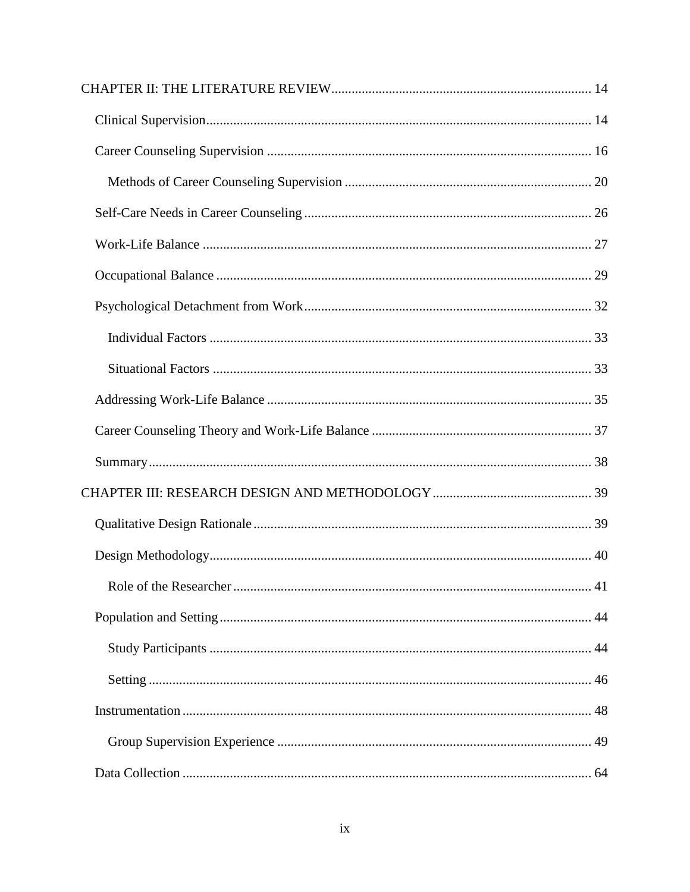CHAPTER II: THE LITERATURE REVIEW .......... 14

  Clinical Supervision .......... 14

  Career Counseling Supervision .......... 16

    Methods of Career Counseling Supervision .......... 20

  Self-Care Needs in Career Counseling .......... 26

  Work-Life Balance .......... 27

  Occupational Balance .......... 29

  Psychological Detachment from Work .......... 32

    Individual Factors .......... 33

    Situational Factors .......... 33

  Addressing Work-Life Balance .......... 35

  Career Counseling Theory and Work-Life Balance .......... 37

  Summary .......... 38

CHAPTER III: RESEARCH DESIGN AND METHODOLOGY .......... 39

  Qualitative Design Rationale .......... 39

  Design Methodology .......... 40

    Role of the Researcher .......... 41

  Population and Setting .......... 44

    Study Participants .......... 44

    Setting .......... 46

  Instrumentation .......... 48

    Group Supervision Experience .......... 49

  Data Collection .......... 64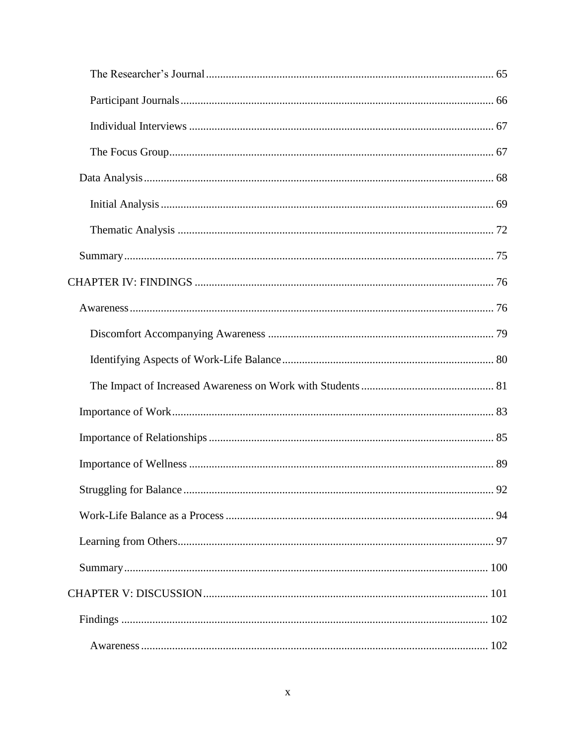The Researcher's Journal ..... 65

Participant Journals ..... 66

Individual Interviews ..... 67

The Focus Group ..... 67

Data Analysis ..... 68

Initial Analysis ..... 69

Thematic Analysis ..... 72

Summary ..... 75

CHAPTER IV: FINDINGS ..... 76

Awareness ..... 76

Discomfort Accompanying Awareness ..... 79

Identifying Aspects of Work-Life Balance ..... 80

The Impact of Increased Awareness on Work with Students ..... 81

Importance of Work ..... 83

Importance of Relationships ..... 85

Importance of Wellness ..... 89

Struggling for Balance ..... 92

Work-Life Balance as a Process ..... 94

Learning from Others ..... 97

Summary ..... 100

CHAPTER V: DISCUSSION ..... 101

Findings ..... 102

Awareness ..... 102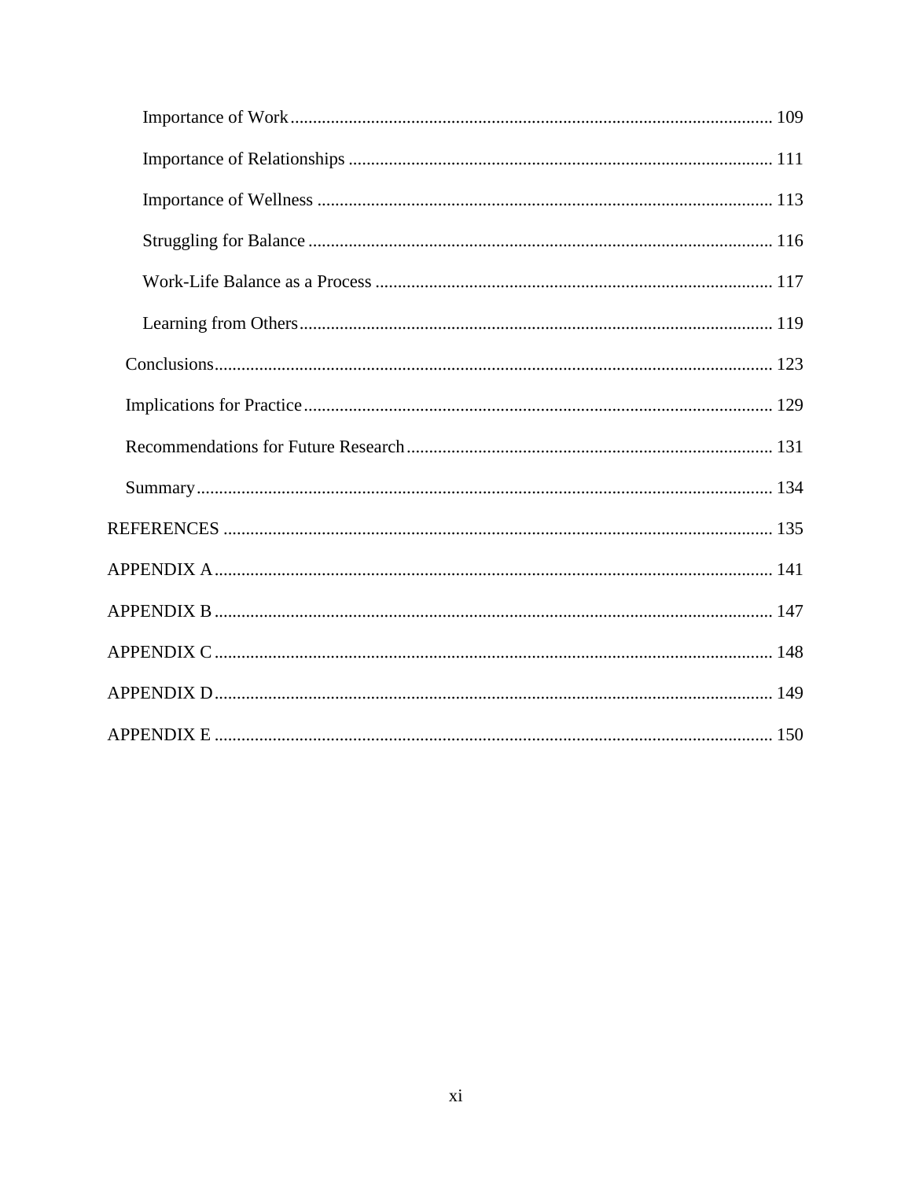Importance of Work ........................................................................................................... 109

Importance of Relationships .............................................................................................. 111

Importance of Wellness ..................................................................................................... 113

Struggling for Balance ....................................................................................................... 116

Work-Life Balance as a Process ......................................................................................... 117

Learning from Others......................................................................................................... 119

Conclusions............................................................................................................................ 123

Implications for Practice........................................................................................................ 129

Recommendations for Future Research.................................................................................. 131

Summary................................................................................................................................. 134

REFERENCES ........................................................................................................................... 135

APPENDIX A............................................................................................................................. 141

APPENDIX B ............................................................................................................................. 147

APPENDIX C ............................................................................................................................. 148

APPENDIX D............................................................................................................................. 149

APPENDIX E ............................................................................................................................. 150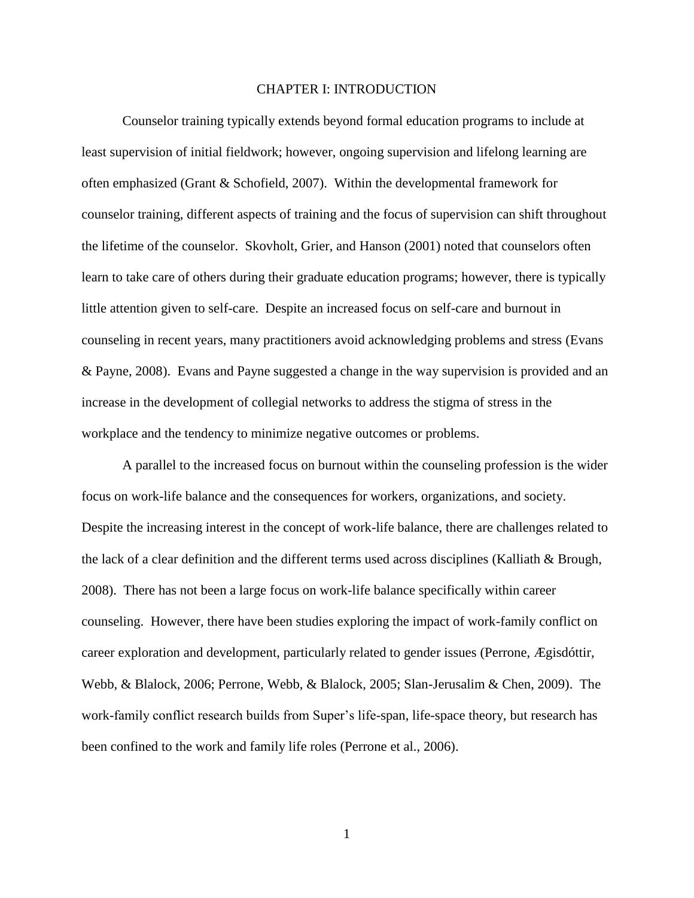# CHAPTER I: INTRODUCTION

Counselor training typically extends beyond formal education programs to include at least supervision of initial fieldwork; however, ongoing supervision and lifelong learning are often emphasized (Grant & Schofield, 2007). Within the developmental framework for counselor training, different aspects of training and the focus of supervision can shift throughout the lifetime of the counselor. Skovholt, Grier, and Hanson (2001) noted that counselors often learn to take care of others during their graduate education programs; however, there is typically little attention given to self-care. Despite an increased focus on self-care and burnout in counseling in recent years, many practitioners avoid acknowledging problems and stress (Evans & Payne, 2008). Evans and Payne suggested a change in the way supervision is provided and an increase in the development of collegial networks to address the stigma of stress in the workplace and the tendency to minimize negative outcomes or problems.

A parallel to the increased focus on burnout within the counseling profession is the wider focus on work-life balance and the consequences for workers, organizations, and society. Despite the increasing interest in the concept of work-life balance, there are challenges related to the lack of a clear definition and the different terms used across disciplines (Kalliath & Brough, 2008). There has not been a large focus on work-life balance specifically within career counseling. However, there have been studies exploring the impact of work-family conflict on career exploration and development, particularly related to gender issues (Perrone, Ægisdóttir, Webb, & Blalock, 2006; Perrone, Webb, & Blalock, 2005; Slan-Jerusalim & Chen, 2009). The work-family conflict research builds from Super's life-span, life-space theory, but research has been confined to the work and family life roles (Perrone et al., 2006).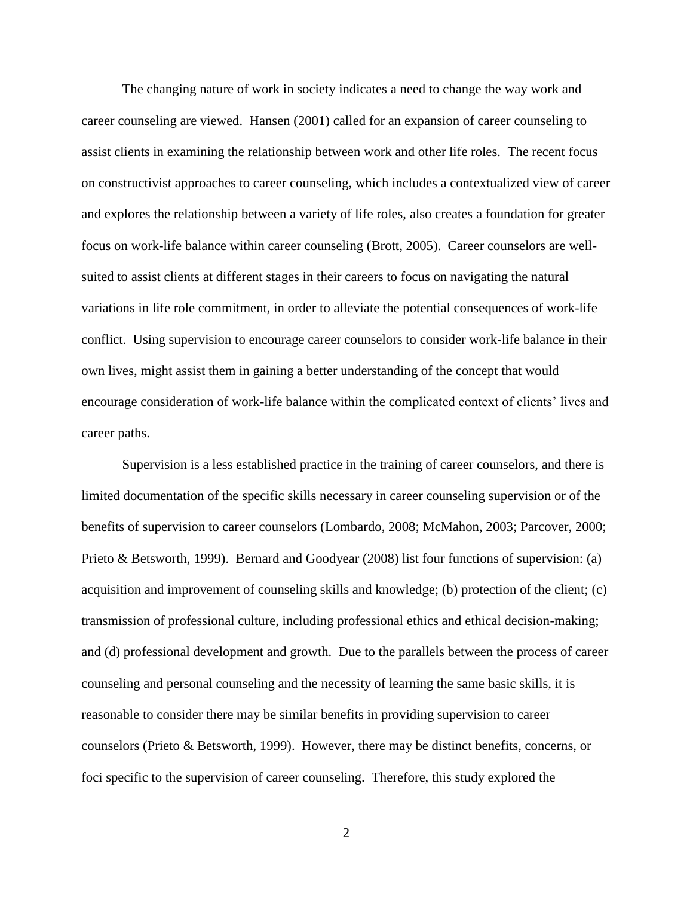The changing nature of work in society indicates a need to change the way work and career counseling are viewed. Hansen (2001) called for an expansion of career counseling to assist clients in examining the relationship between work and other life roles. The recent focus on constructivist approaches to career counseling, which includes a contextualized view of career and explores the relationship between a variety of life roles, also creates a foundation for greater focus on work-life balance within career counseling (Brott, 2005). Career counselors are well-suited to assist clients at different stages in their careers to focus on navigating the natural variations in life role commitment, in order to alleviate the potential consequences of work-life conflict. Using supervision to encourage career counselors to consider work-life balance in their own lives, might assist them in gaining a better understanding of the concept that would encourage consideration of work-life balance within the complicated context of clients' lives and career paths.

Supervision is a less established practice in the training of career counselors, and there is limited documentation of the specific skills necessary in career counseling supervision or of the benefits of supervision to career counselors (Lombardo, 2008; McMahon, 2003; Parcover, 2000; Prieto & Betsworth, 1999). Bernard and Goodyear (2008) list four functions of supervision: (a) acquisition and improvement of counseling skills and knowledge; (b) protection of the client; (c) transmission of professional culture, including professional ethics and ethical decision-making; and (d) professional development and growth. Due to the parallels between the process of career counseling and personal counseling and the necessity of learning the same basic skills, it is reasonable to consider there may be similar benefits in providing supervision to career counselors (Prieto & Betsworth, 1999). However, there may be distinct benefits, concerns, or foci specific to the supervision of career counseling. Therefore, this study explored the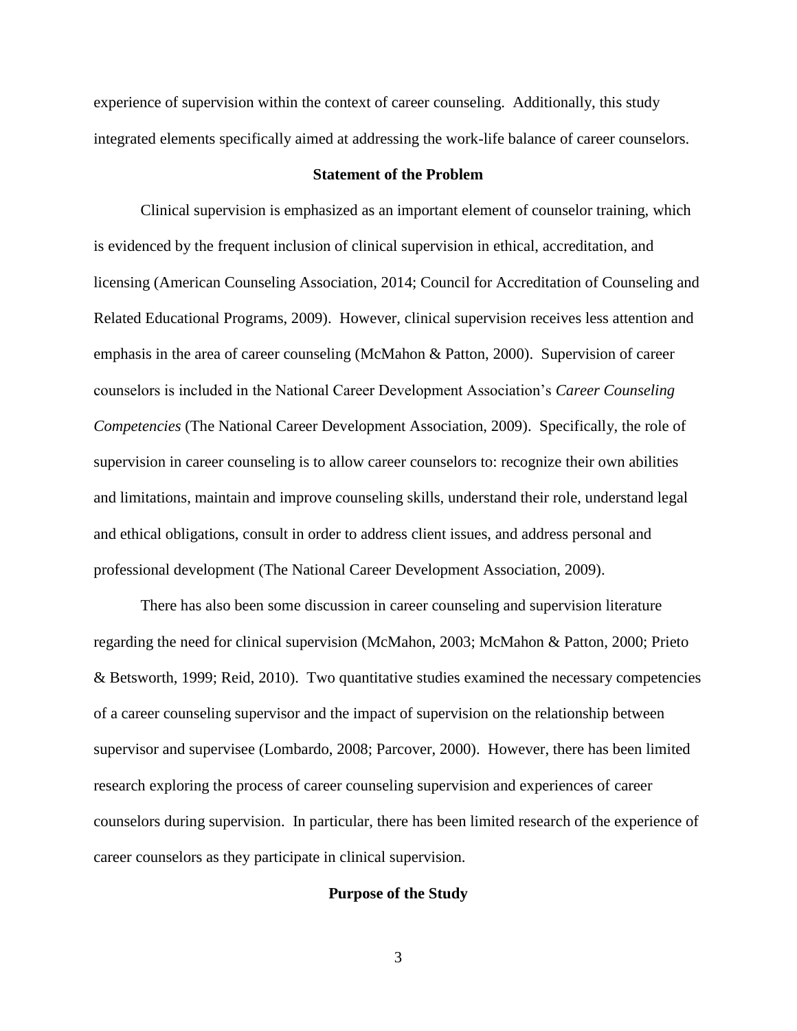experience of supervision within the context of career counseling. Additionally, this study integrated elements specifically aimed at addressing the work-life balance of career counselors.

## Statement of the Problem

Clinical supervision is emphasized as an important element of counselor training, which is evidenced by the frequent inclusion of clinical supervision in ethical, accreditation, and licensing (American Counseling Association, 2014; Council for Accreditation of Counseling and Related Educational Programs, 2009). However, clinical supervision receives less attention and emphasis in the area of career counseling (McMahon & Patton, 2000). Supervision of career counselors is included in the National Career Development Association's *Career Counseling Competencies* (The National Career Development Association, 2009). Specifically, the role of supervision in career counseling is to allow career counselors to: recognize their own abilities and limitations, maintain and improve counseling skills, understand their role, understand legal and ethical obligations, consult in order to address client issues, and address personal and professional development (The National Career Development Association, 2009).

There has also been some discussion in career counseling and supervision literature regarding the need for clinical supervision (McMahon, 2003; McMahon & Patton, 2000; Prieto & Betsworth, 1999; Reid, 2010). Two quantitative studies examined the necessary competencies of a career counseling supervisor and the impact of supervision on the relationship between supervisor and supervisee (Lombardo, 2008; Parcover, 2000). However, there has been limited research exploring the process of career counseling supervision and experiences of career counselors during supervision. In particular, there has been limited research of the experience of career counselors as they participate in clinical supervision.

## Purpose of the Study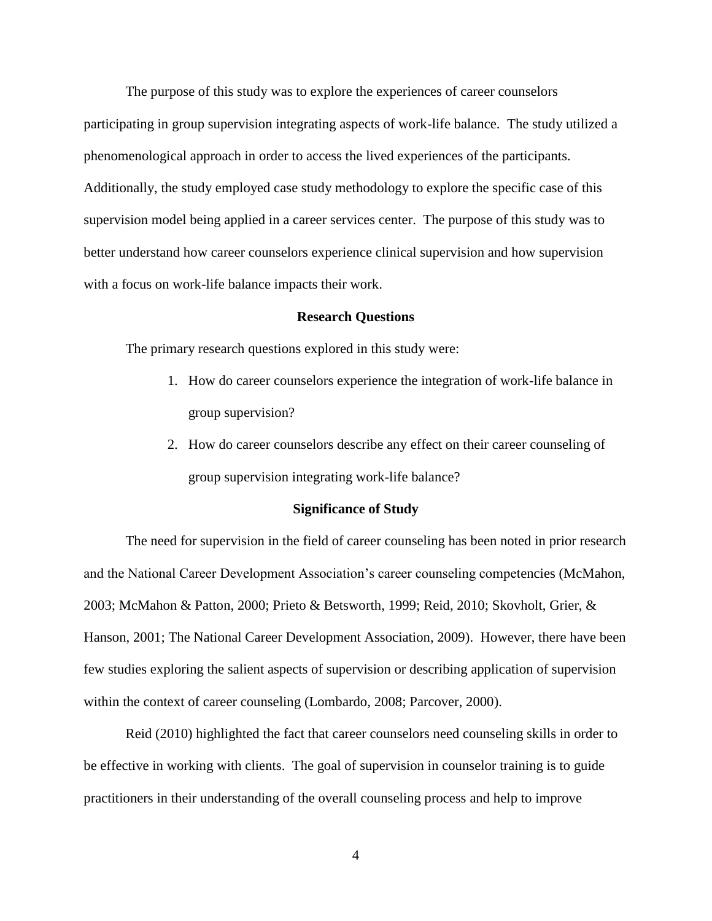The purpose of this study was to explore the experiences of career counselors participating in group supervision integrating aspects of work-life balance. The study utilized a phenomenological approach in order to access the lived experiences of the participants. Additionally, the study employed case study methodology to explore the specific case of this supervision model being applied in a career services center. The purpose of this study was to better understand how career counselors experience clinical supervision and how supervision with a focus on work-life balance impacts their work.

## Research Questions

The primary research questions explored in this study were:

1. How do career counselors experience the integration of work-life balance in group supervision?
2. How do career counselors describe any effect on their career counseling of group supervision integrating work-life balance?

## Significance of Study

The need for supervision in the field of career counseling has been noted in prior research and the National Career Development Association's career counseling competencies (McMahon, 2003; McMahon & Patton, 2000; Prieto & Betsworth, 1999; Reid, 2010; Skovholt, Grier, & Hanson, 2001; The National Career Development Association, 2009). However, there have been few studies exploring the salient aspects of supervision or describing application of supervision within the context of career counseling (Lombardo, 2008; Parcover, 2000).

Reid (2010) highlighted the fact that career counselors need counseling skills in order to be effective in working with clients. The goal of supervision in counselor training is to guide practitioners in their understanding of the overall counseling process and help to improve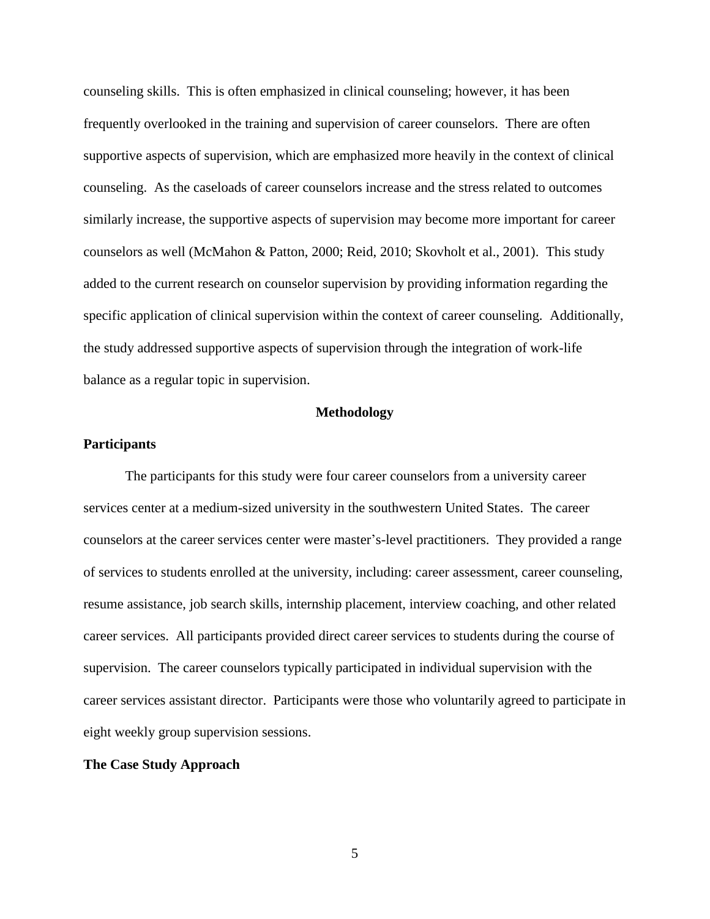counseling skills. This is often emphasized in clinical counseling; however, it has been frequently overlooked in the training and supervision of career counselors. There are often supportive aspects of supervision, which are emphasized more heavily in the context of clinical counseling. As the caseloads of career counselors increase and the stress related to outcomes similarly increase, the supportive aspects of supervision may become more important for career counselors as well (McMahon & Patton, 2000; Reid, 2010; Skovholt et al., 2001). This study added to the current research on counselor supervision by providing information regarding the specific application of clinical supervision within the context of career counseling. Additionally, the study addressed supportive aspects of supervision through the integration of work-life balance as a regular topic in supervision.

## Methodology

### Participants

The participants for this study were four career counselors from a university career services center at a medium-sized university in the southwestern United States. The career counselors at the career services center were master's-level practitioners. They provided a range of services to students enrolled at the university, including: career assessment, career counseling, resume assistance, job search skills, internship placement, interview coaching, and other related career services. All participants provided direct career services to students during the course of supervision. The career counselors typically participated in individual supervision with the career services assistant director. Participants were those who voluntarily agreed to participate in eight weekly group supervision sessions.

### The Case Study Approach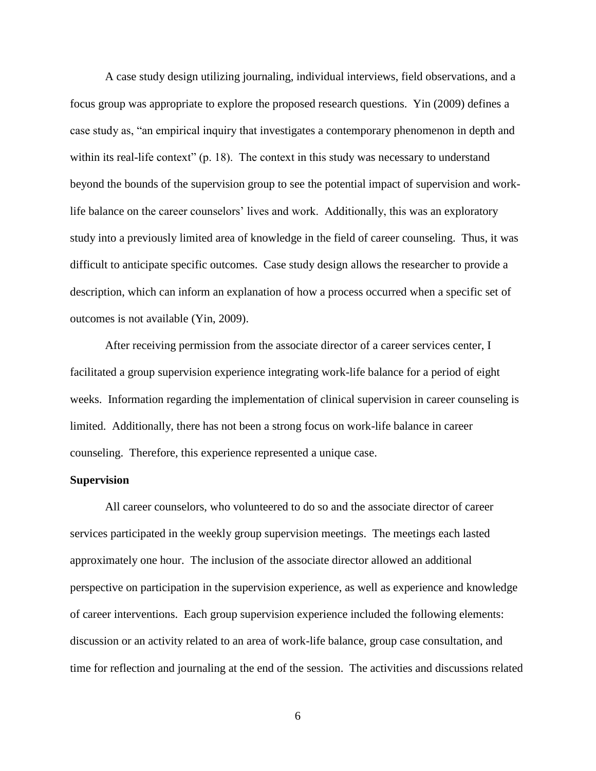A case study design utilizing journaling, individual interviews, field observations, and a focus group was appropriate to explore the proposed research questions. Yin (2009) defines a case study as, "an empirical inquiry that investigates a contemporary phenomenon in depth and within its real-life context" (p. 18). The context in this study was necessary to understand beyond the bounds of the supervision group to see the potential impact of supervision and work-life balance on the career counselors' lives and work. Additionally, this was an exploratory study into a previously limited area of knowledge in the field of career counseling. Thus, it was difficult to anticipate specific outcomes. Case study design allows the researcher to provide a description, which can inform an explanation of how a process occurred when a specific set of outcomes is not available (Yin, 2009).

After receiving permission from the associate director of a career services center, I facilitated a group supervision experience integrating work-life balance for a period of eight weeks. Information regarding the implementation of clinical supervision in career counseling is limited. Additionally, there has not been a strong focus on work-life balance in career counseling. Therefore, this experience represented a unique case.

**Supervision**

All career counselors, who volunteered to do so and the associate director of career services participated in the weekly group supervision meetings. The meetings each lasted approximately one hour. The inclusion of the associate director allowed an additional perspective on participation in the supervision experience, as well as experience and knowledge of career interventions. Each group supervision experience included the following elements: discussion or an activity related to an area of work-life balance, group case consultation, and time for reflection and journaling at the end of the session. The activities and discussions related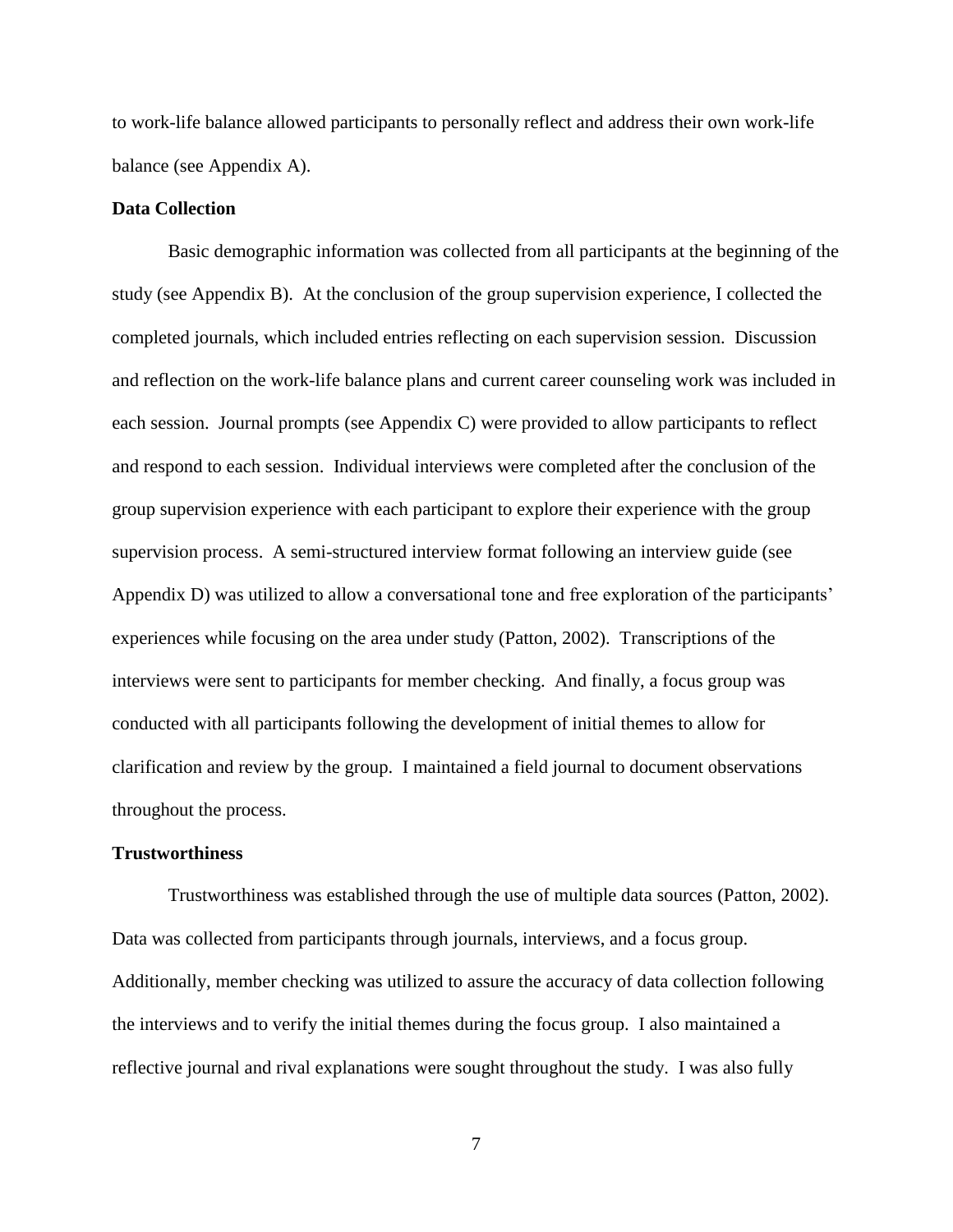to work-life balance allowed participants to personally reflect and address their own work-life balance (see Appendix A).

**Data Collection**

Basic demographic information was collected from all participants at the beginning of the study (see Appendix B). At the conclusion of the group supervision experience, I collected the completed journals, which included entries reflecting on each supervision session. Discussion and reflection on the work-life balance plans and current career counseling work was included in each session. Journal prompts (see Appendix C) were provided to allow participants to reflect and respond to each session. Individual interviews were completed after the conclusion of the group supervision experience with each participant to explore their experience with the group supervision process. A semi-structured interview format following an interview guide (see Appendix D) was utilized to allow a conversational tone and free exploration of the participants' experiences while focusing on the area under study (Patton, 2002). Transcriptions of the interviews were sent to participants for member checking. And finally, a focus group was conducted with all participants following the development of initial themes to allow for clarification and review by the group. I maintained a field journal to document observations throughout the process.

**Trustworthiness**

Trustworthiness was established through the use of multiple data sources (Patton, 2002). Data was collected from participants through journals, interviews, and a focus group. Additionally, member checking was utilized to assure the accuracy of data collection following the interviews and to verify the initial themes during the focus group. I also maintained a reflective journal and rival explanations were sought throughout the study. I was also fully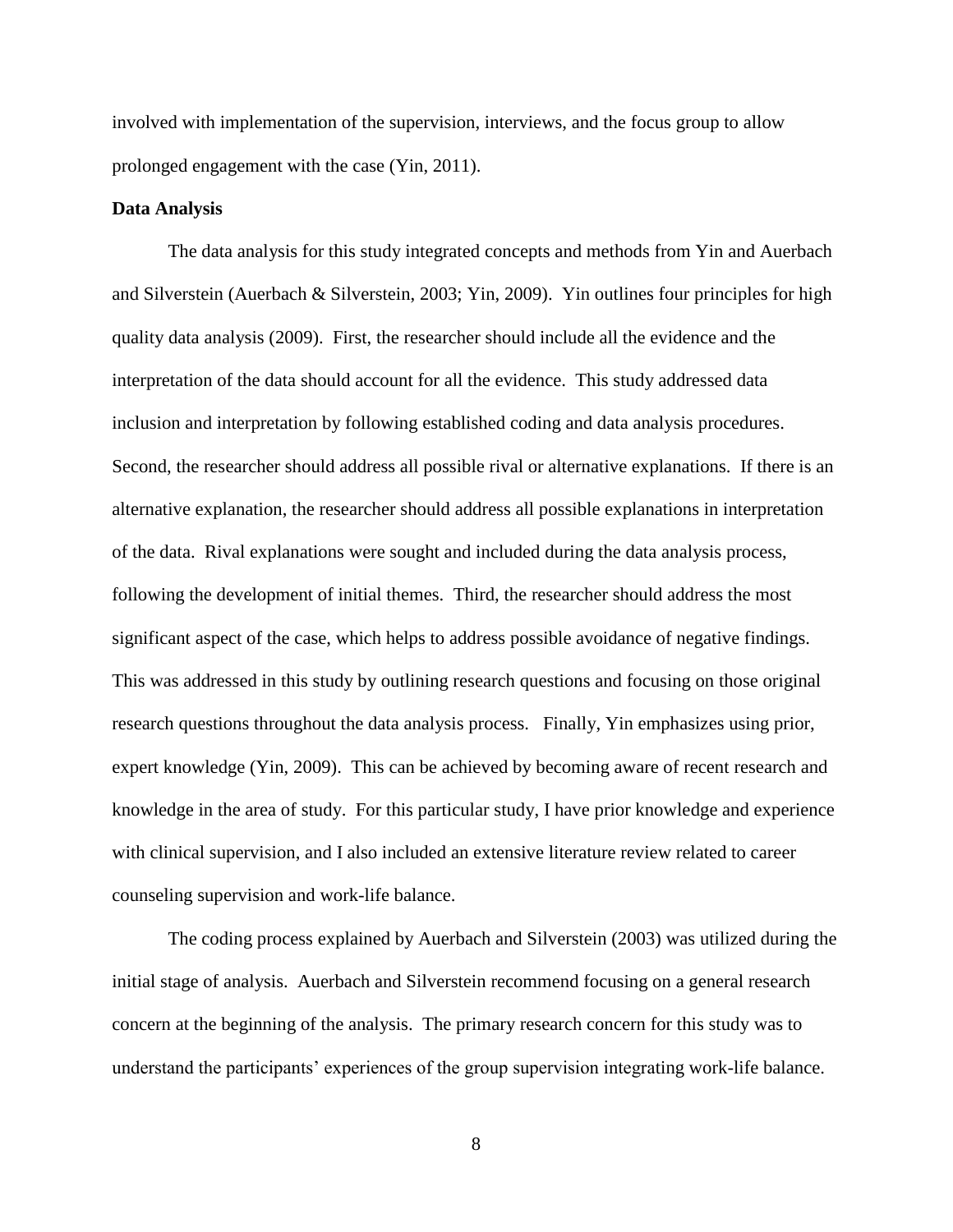involved with implementation of the supervision, interviews, and the focus group to allow prolonged engagement with the case (Yin, 2011).

**Data Analysis**

The data analysis for this study integrated concepts and methods from Yin and Auerbach and Silverstein (Auerbach & Silverstein, 2003; Yin, 2009). Yin outlines four principles for high quality data analysis (2009). First, the researcher should include all the evidence and the interpretation of the data should account for all the evidence. This study addressed data inclusion and interpretation by following established coding and data analysis procedures. Second, the researcher should address all possible rival or alternative explanations. If there is an alternative explanation, the researcher should address all possible explanations in interpretation of the data. Rival explanations were sought and included during the data analysis process, following the development of initial themes. Third, the researcher should address the most significant aspect of the case, which helps to address possible avoidance of negative findings. This was addressed in this study by outlining research questions and focusing on those original research questions throughout the data analysis process. Finally, Yin emphasizes using prior, expert knowledge (Yin, 2009). This can be achieved by becoming aware of recent research and knowledge in the area of study. For this particular study, I have prior knowledge and experience with clinical supervision, and I also included an extensive literature review related to career counseling supervision and work-life balance.

The coding process explained by Auerbach and Silverstein (2003) was utilized during the initial stage of analysis. Auerbach and Silverstein recommend focusing on a general research concern at the beginning of the analysis. The primary research concern for this study was to understand the participants' experiences of the group supervision integrating work-life balance.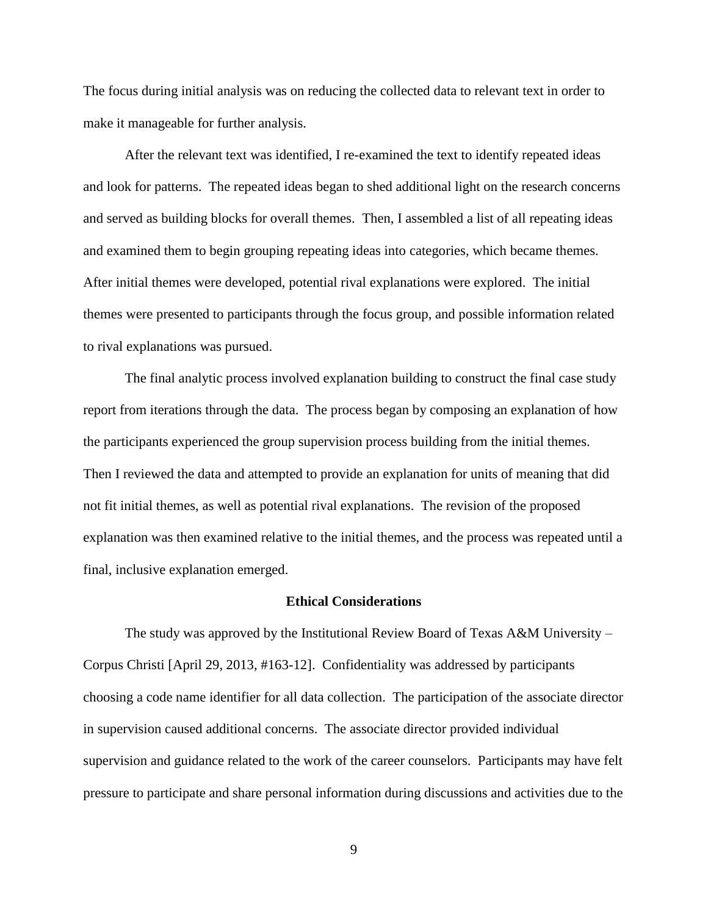The focus during initial analysis was on reducing the collected data to relevant text in order to make it manageable for further analysis.

After the relevant text was identified, I re-examined the text to identify repeated ideas and look for patterns. The repeated ideas began to shed additional light on the research concerns and served as building blocks for overall themes. Then, I assembled a list of all repeating ideas and examined them to begin grouping repeating ideas into categories, which became themes. After initial themes were developed, potential rival explanations were explored. The initial themes were presented to participants through the focus group, and possible information related to rival explanations was pursued.

The final analytic process involved explanation building to construct the final case study report from iterations through the data. The process began by composing an explanation of how the participants experienced the group supervision process building from the initial themes. Then I reviewed the data and attempted to provide an explanation for units of meaning that did not fit initial themes, as well as potential rival explanations. The revision of the proposed explanation was then examined relative to the initial themes, and the process was repeated until a final, inclusive explanation emerged.

## Ethical Considerations

The study was approved by the Institutional Review Board of Texas A&M University – Corpus Christi [April 29, 2013, #163-12]. Confidentiality was addressed by participants choosing a code name identifier for all data collection. The participation of the associate director in supervision caused additional concerns. The associate director provided individual supervision and guidance related to the work of the career counselors. Participants may have felt pressure to participate and share personal information during discussions and activities due to the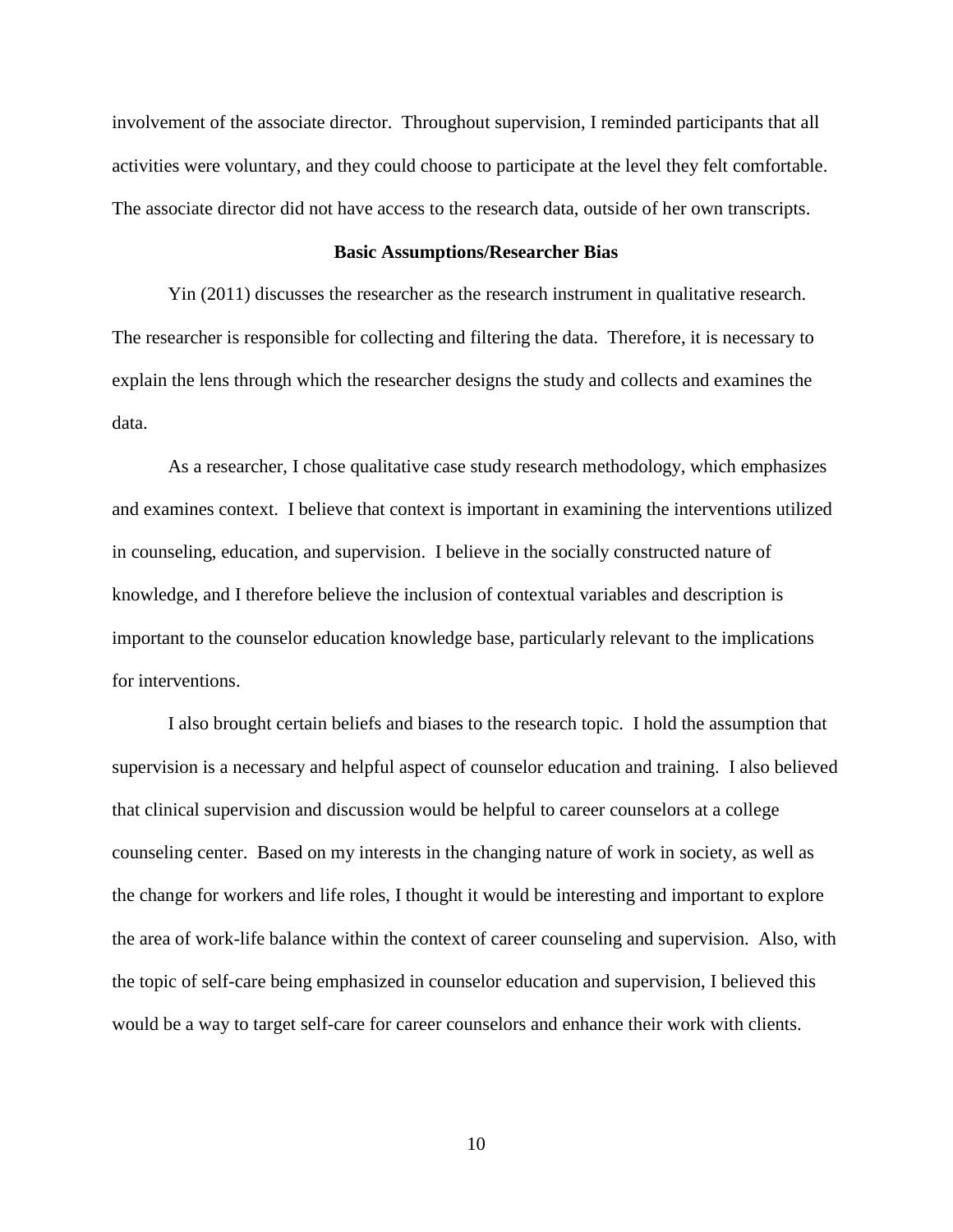involvement of the associate director. Throughout supervision, I reminded participants that all activities were voluntary, and they could choose to participate at the level they felt comfortable. The associate director did not have access to the research data, outside of her own transcripts.

## Basic Assumptions/Researcher Bias

Yin (2011) discusses the researcher as the research instrument in qualitative research. The researcher is responsible for collecting and filtering the data. Therefore, it is necessary to explain the lens through which the researcher designs the study and collects and examines the data.

As a researcher, I chose qualitative case study research methodology, which emphasizes and examines context. I believe that context is important in examining the interventions utilized in counseling, education, and supervision. I believe in the socially constructed nature of knowledge, and I therefore believe the inclusion of contextual variables and description is important to the counselor education knowledge base, particularly relevant to the implications for interventions.

I also brought certain beliefs and biases to the research topic. I hold the assumption that supervision is a necessary and helpful aspect of counselor education and training. I also believed that clinical supervision and discussion would be helpful to career counselors at a college counseling center. Based on my interests in the changing nature of work in society, as well as the change for workers and life roles, I thought it would be interesting and important to explore the area of work-life balance within the context of career counseling and supervision. Also, with the topic of self-care being emphasized in counselor education and supervision, I believed this would be a way to target self-care for career counselors and enhance their work with clients.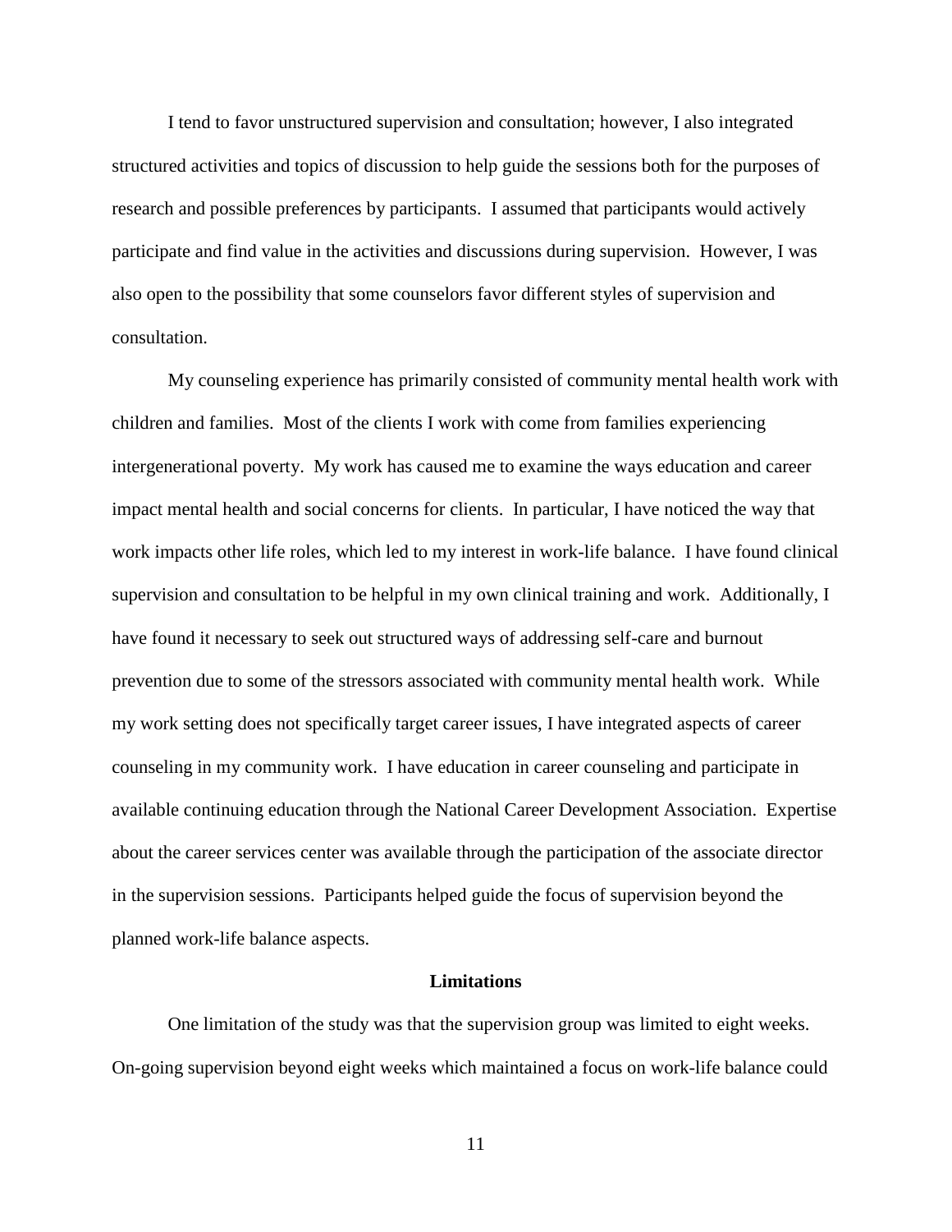I tend to favor unstructured supervision and consultation; however, I also integrated structured activities and topics of discussion to help guide the sessions both for the purposes of research and possible preferences by participants. I assumed that participants would actively participate and find value in the activities and discussions during supervision. However, I was also open to the possibility that some counselors favor different styles of supervision and consultation.

My counseling experience has primarily consisted of community mental health work with children and families. Most of the clients I work with come from families experiencing intergenerational poverty. My work has caused me to examine the ways education and career impact mental health and social concerns for clients. In particular, I have noticed the way that work impacts other life roles, which led to my interest in work-life balance. I have found clinical supervision and consultation to be helpful in my own clinical training and work. Additionally, I have found it necessary to seek out structured ways of addressing self-care and burnout prevention due to some of the stressors associated with community mental health work. While my work setting does not specifically target career issues, I have integrated aspects of career counseling in my community work. I have education in career counseling and participate in available continuing education through the National Career Development Association. Expertise about the career services center was available through the participation of the associate director in the supervision sessions. Participants helped guide the focus of supervision beyond the planned work-life balance aspects.

## Limitations

One limitation of the study was that the supervision group was limited to eight weeks. On-going supervision beyond eight weeks which maintained a focus on work-life balance could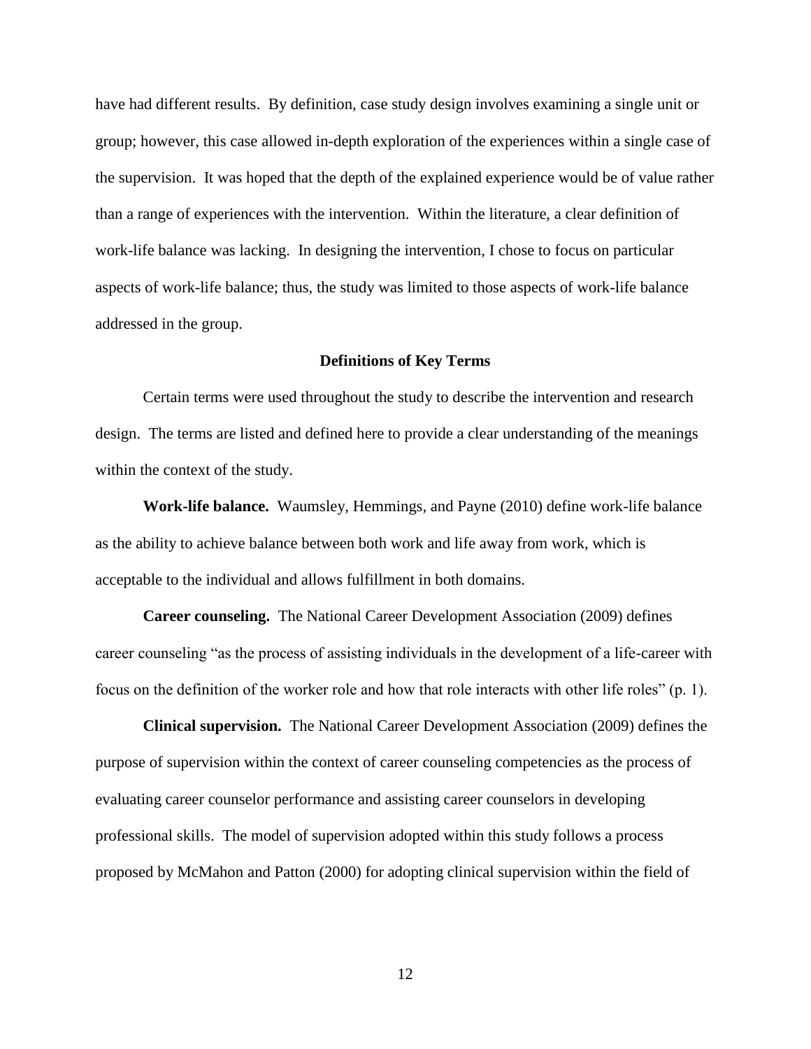have had different results. By definition, case study design involves examining a single unit or group; however, this case allowed in-depth exploration of the experiences within a single case of the supervision. It was hoped that the depth of the explained experience would be of value rather than a range of experiences with the intervention. Within the literature, a clear definition of work-life balance was lacking. In designing the intervention, I chose to focus on particular aspects of work-life balance; thus, the study was limited to those aspects of work-life balance addressed in the group.

## Definitions of Key Terms

Certain terms were used throughout the study to describe the intervention and research design. The terms are listed and defined here to provide a clear understanding of the meanings within the context of the study.

**Work-life balance.** Waumsley, Hemmings, and Payne (2010) define work-life balance as the ability to achieve balance between both work and life away from work, which is acceptable to the individual and allows fulfillment in both domains.

**Career counseling.** The National Career Development Association (2009) defines career counseling "as the process of assisting individuals in the development of a life-career with focus on the definition of the worker role and how that role interacts with other life roles" (p. 1).

**Clinical supervision.** The National Career Development Association (2009) defines the purpose of supervision within the context of career counseling competencies as the process of evaluating career counselor performance and assisting career counselors in developing professional skills. The model of supervision adopted within this study follows a process proposed by McMahon and Patton (2000) for adopting clinical supervision within the field of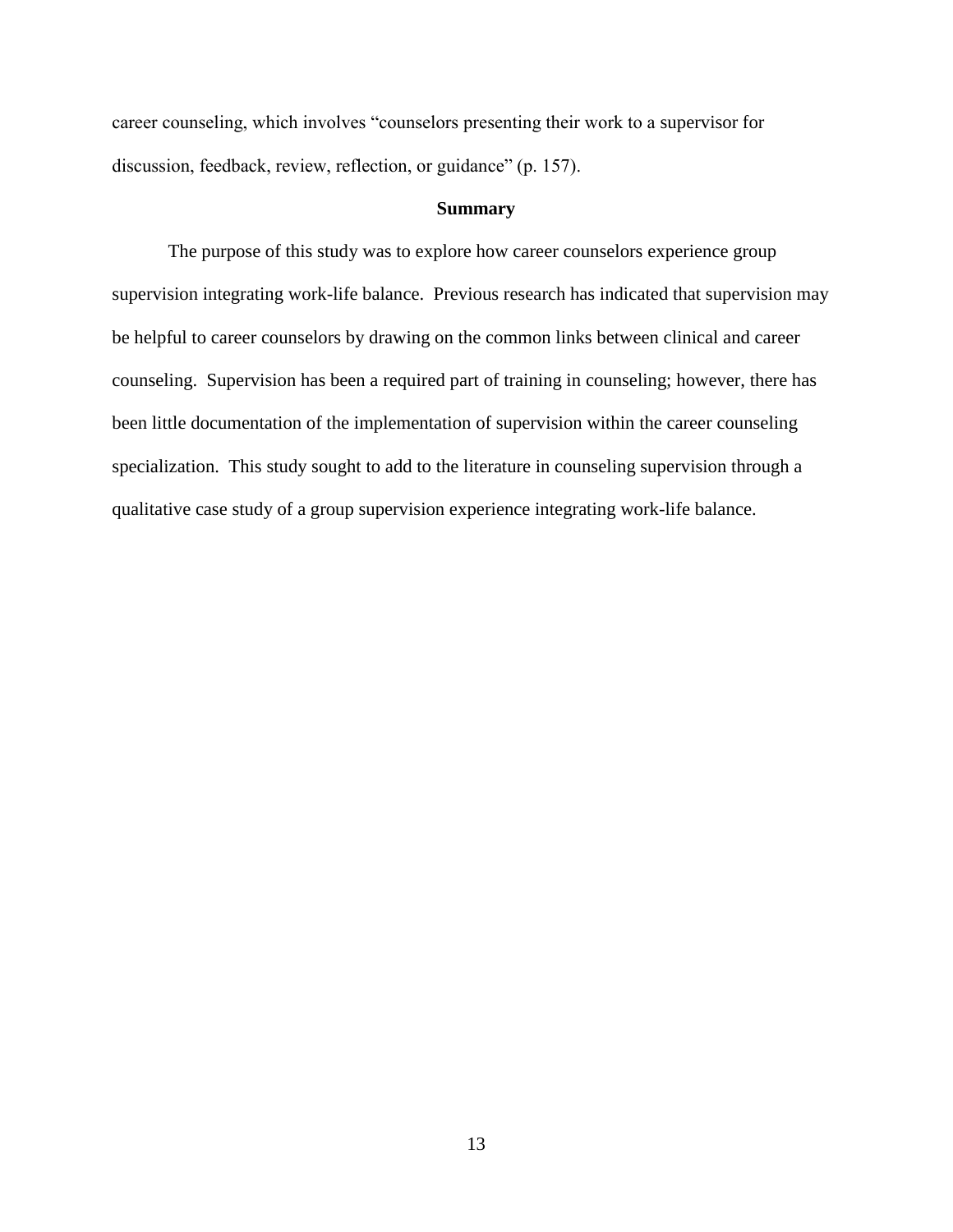career counseling, which involves "counselors presenting their work to a supervisor for discussion, feedback, review, reflection, or guidance" (p. 157).

## Summary

The purpose of this study was to explore how career counselors experience group supervision integrating work-life balance. Previous research has indicated that supervision may be helpful to career counselors by drawing on the common links between clinical and career counseling. Supervision has been a required part of training in counseling; however, there has been little documentation of the implementation of supervision within the career counseling specialization. This study sought to add to the literature in counseling supervision through a qualitative case study of a group supervision experience integrating work-life balance.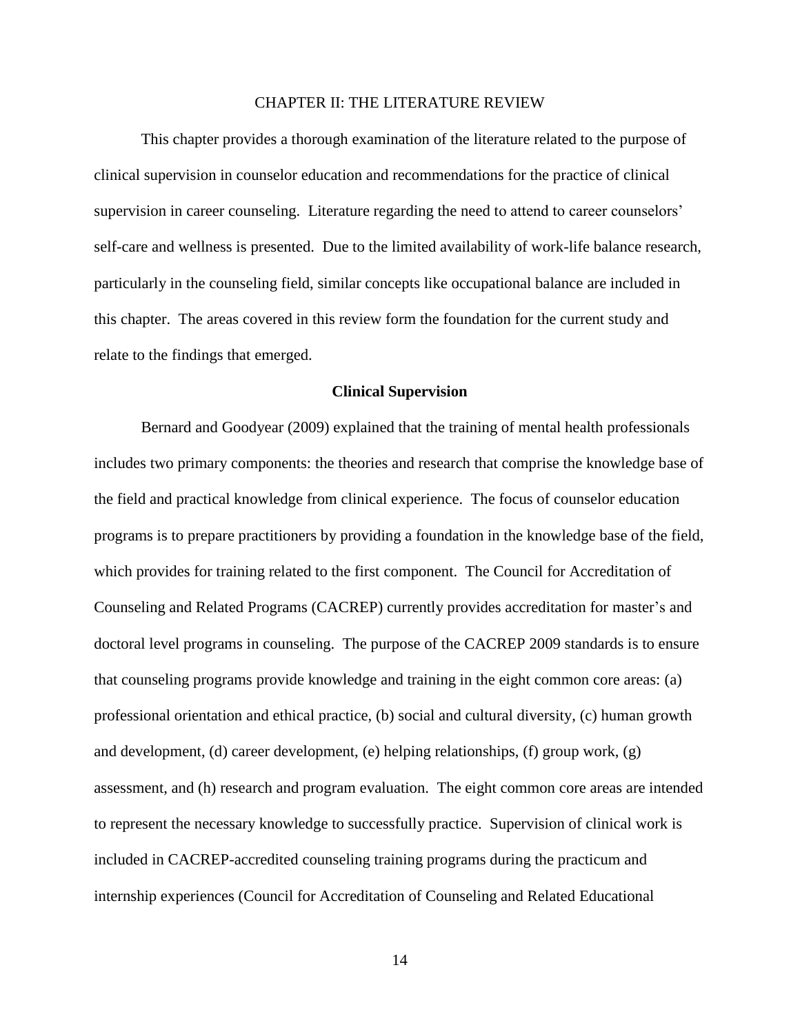# CHAPTER II: THE LITERATURE REVIEW

This chapter provides a thorough examination of the literature related to the purpose of clinical supervision in counselor education and recommendations for the practice of clinical supervision in career counseling. Literature regarding the need to attend to career counselors' self-care and wellness is presented. Due to the limited availability of work-life balance research, particularly in the counseling field, similar concepts like occupational balance are included in this chapter. The areas covered in this review form the foundation for the current study and relate to the findings that emerged.

## Clinical Supervision

Bernard and Goodyear (2009) explained that the training of mental health professionals includes two primary components: the theories and research that comprise the knowledge base of the field and practical knowledge from clinical experience. The focus of counselor education programs is to prepare practitioners by providing a foundation in the knowledge base of the field, which provides for training related to the first component. The Council for Accreditation of Counseling and Related Programs (CACREP) currently provides accreditation for master's and doctoral level programs in counseling. The purpose of the CACREP 2009 standards is to ensure that counseling programs provide knowledge and training in the eight common core areas: (a) professional orientation and ethical practice, (b) social and cultural diversity, (c) human growth and development, (d) career development, (e) helping relationships, (f) group work, (g) assessment, and (h) research and program evaluation. The eight common core areas are intended to represent the necessary knowledge to successfully practice. Supervision of clinical work is included in CACREP-accredited counseling training programs during the practicum and internship experiences (Council for Accreditation of Counseling and Related Educational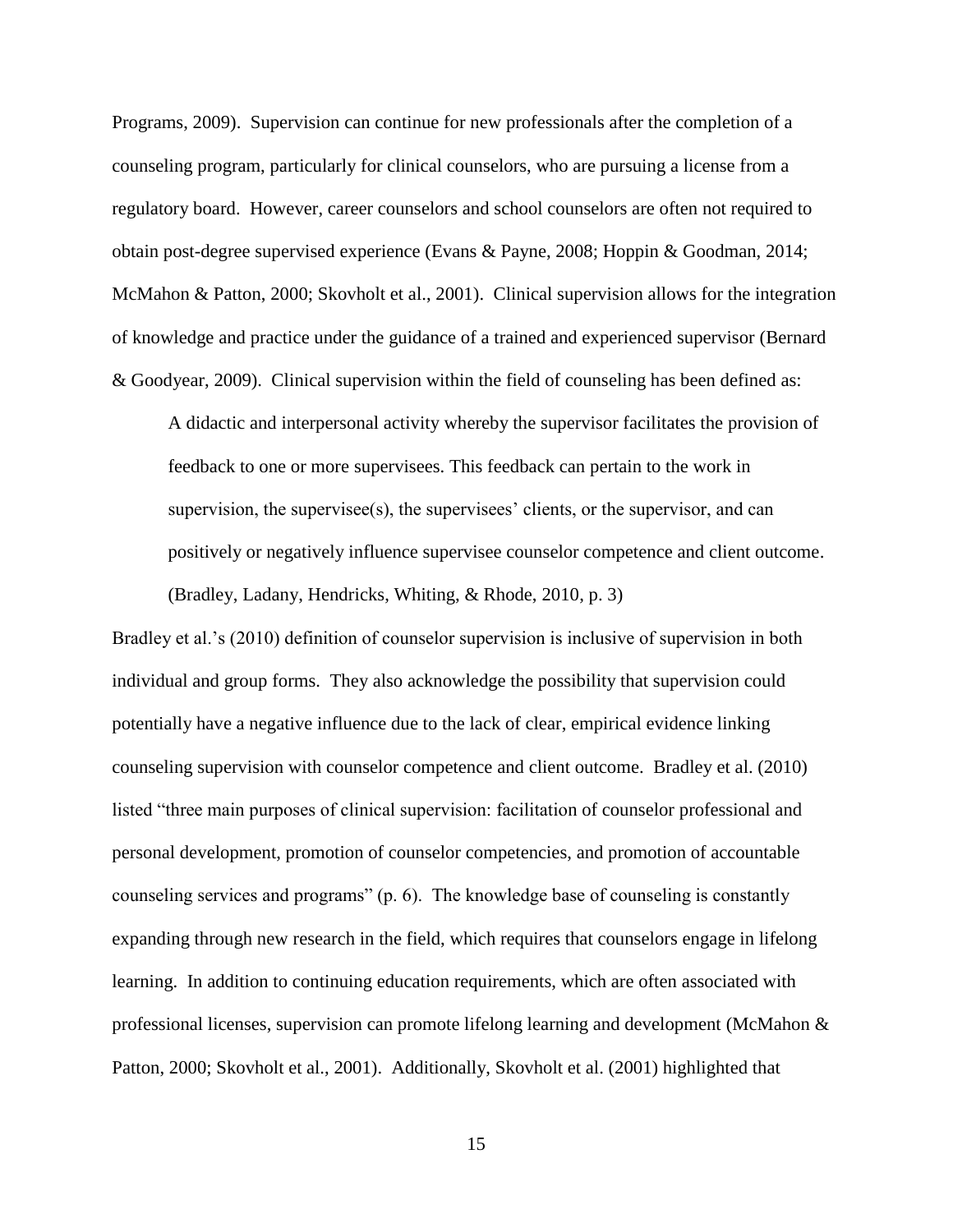Programs, 2009). Supervision can continue for new professionals after the completion of a counseling program, particularly for clinical counselors, who are pursuing a license from a regulatory board. However, career counselors and school counselors are often not required to obtain post-degree supervised experience (Evans & Payne, 2008; Hoppin & Goodman, 2014; McMahon & Patton, 2000; Skovholt et al., 2001). Clinical supervision allows for the integration of knowledge and practice under the guidance of a trained and experienced supervisor (Bernard & Goodyear, 2009). Clinical supervision within the field of counseling has been defined as:

> A didactic and interpersonal activity whereby the supervisor facilitates the provision of feedback to one or more supervisees. This feedback can pertain to the work in supervision, the supervisee(s), the supervisees' clients, or the supervisor, and can positively or negatively influence supervisee counselor competence and client outcome. (Bradley, Ladany, Hendricks, Whiting, & Rhode, 2010, p. 3)

Bradley et al.'s (2010) definition of counselor supervision is inclusive of supervision in both individual and group forms. They also acknowledge the possibility that supervision could potentially have a negative influence due to the lack of clear, empirical evidence linking counseling supervision with counselor competence and client outcome. Bradley et al. (2010) listed "three main purposes of clinical supervision: facilitation of counselor professional and personal development, promotion of counselor competencies, and promotion of accountable counseling services and programs" (p. 6). The knowledge base of counseling is constantly expanding through new research in the field, which requires that counselors engage in lifelong learning. In addition to continuing education requirements, which are often associated with professional licenses, supervision can promote lifelong learning and development (McMahon & Patton, 2000; Skovholt et al., 2001). Additionally, Skovholt et al. (2001) highlighted that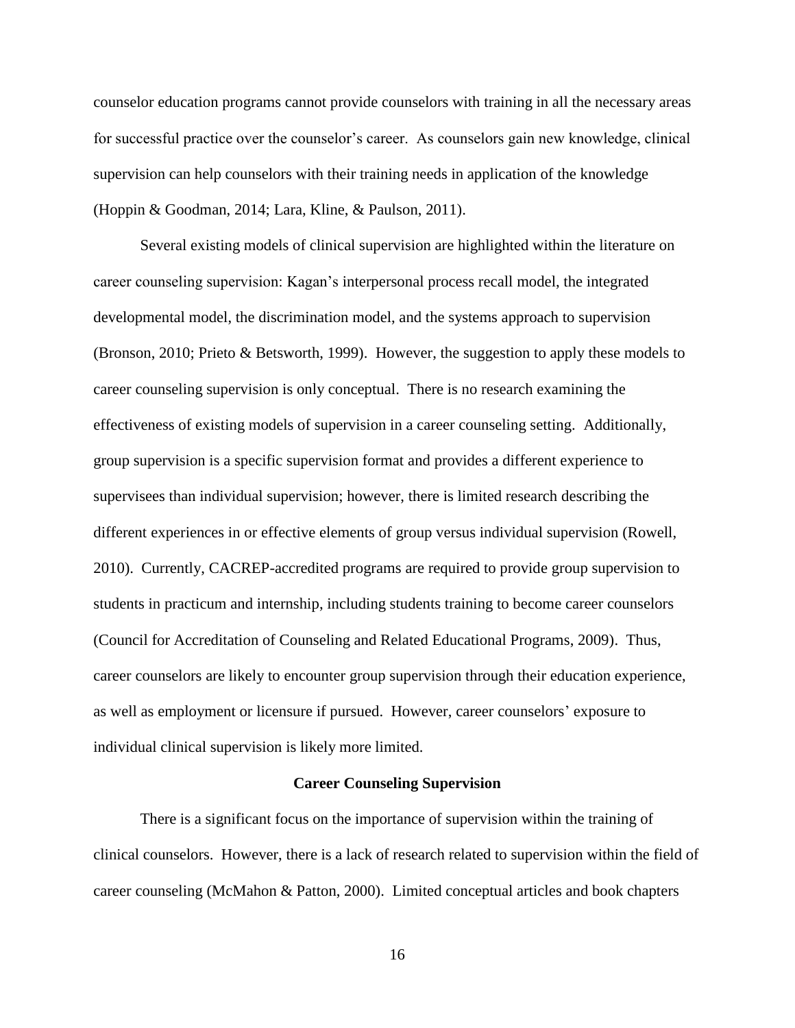counselor education programs cannot provide counselors with training in all the necessary areas for successful practice over the counselor's career. As counselors gain new knowledge, clinical supervision can help counselors with their training needs in application of the knowledge (Hoppin & Goodman, 2014; Lara, Kline, & Paulson, 2011).

Several existing models of clinical supervision are highlighted within the literature on career counseling supervision: Kagan's interpersonal process recall model, the integrated developmental model, the discrimination model, and the systems approach to supervision (Bronson, 2010; Prieto & Betsworth, 1999). However, the suggestion to apply these models to career counseling supervision is only conceptual. There is no research examining the effectiveness of existing models of supervision in a career counseling setting. Additionally, group supervision is a specific supervision format and provides a different experience to supervisees than individual supervision; however, there is limited research describing the different experiences in or effective elements of group versus individual supervision (Rowell, 2010). Currently, CACREP-accredited programs are required to provide group supervision to students in practicum and internship, including students training to become career counselors (Council for Accreditation of Counseling and Related Educational Programs, 2009). Thus, career counselors are likely to encounter group supervision through their education experience, as well as employment or licensure if pursued. However, career counselors' exposure to individual clinical supervision is likely more limited.

## Career Counseling Supervision

There is a significant focus on the importance of supervision within the training of clinical counselors. However, there is a lack of research related to supervision within the field of career counseling (McMahon & Patton, 2000). Limited conceptual articles and book chapters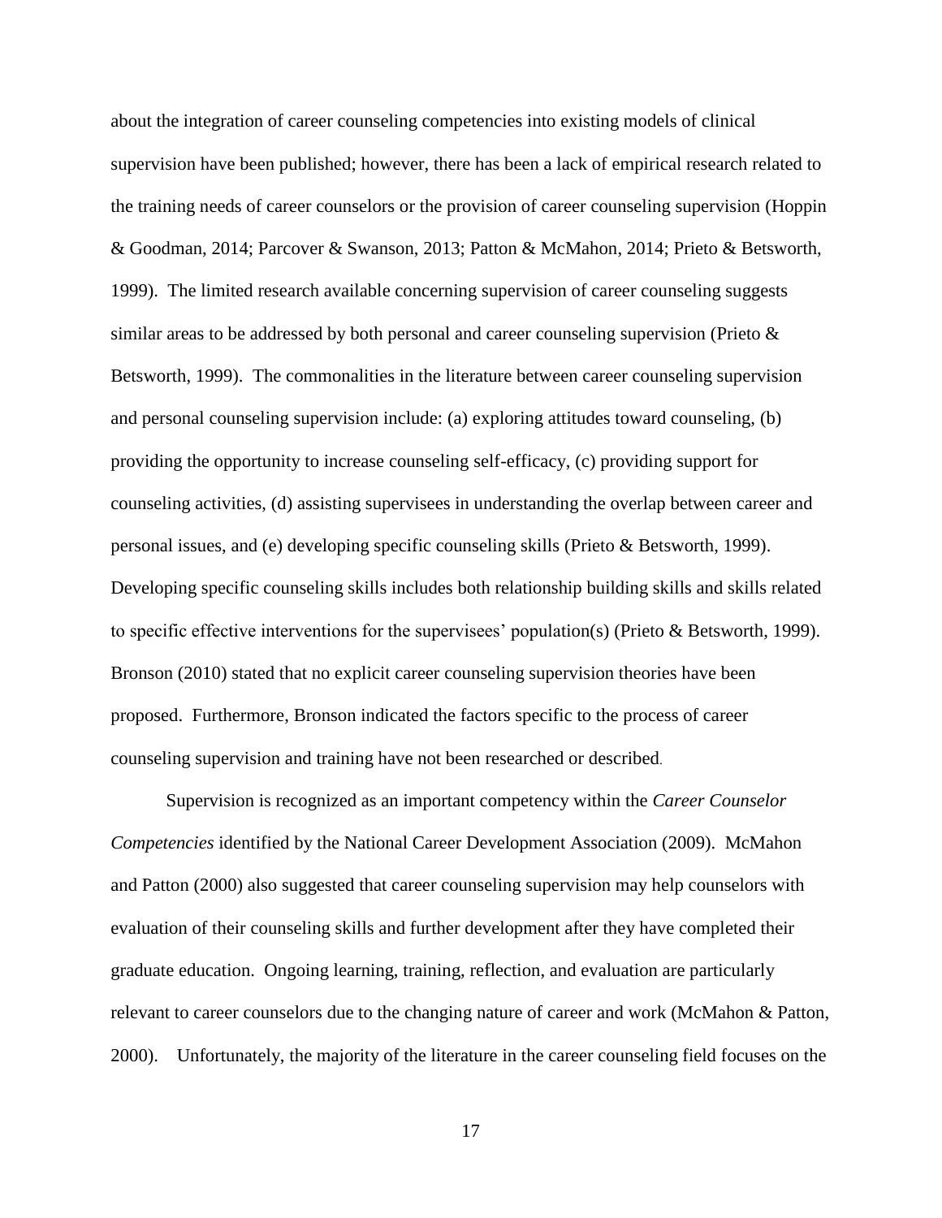about the integration of career counseling competencies into existing models of clinical supervision have been published; however, there has been a lack of empirical research related to the training needs of career counselors or the provision of career counseling supervision (Hoppin & Goodman, 2014; Parcover & Swanson, 2013; Patton & McMahon, 2014; Prieto & Betsworth, 1999). The limited research available concerning supervision of career counseling suggests similar areas to be addressed by both personal and career counseling supervision (Prieto & Betsworth, 1999). The commonalities in the literature between career counseling supervision and personal counseling supervision include: (a) exploring attitudes toward counseling, (b) providing the opportunity to increase counseling self-efficacy, (c) providing support for counseling activities, (d) assisting supervisees in understanding the overlap between career and personal issues, and (e) developing specific counseling skills (Prieto & Betsworth, 1999). Developing specific counseling skills includes both relationship building skills and skills related to specific effective interventions for the supervisees' population(s) (Prieto & Betsworth, 1999). Bronson (2010) stated that no explicit career counseling supervision theories have been proposed. Furthermore, Bronson indicated the factors specific to the process of career counseling supervision and training have not been researched or described.

Supervision is recognized as an important competency within the *Career Counselor Competencies* identified by the National Career Development Association (2009). McMahon and Patton (2000) also suggested that career counseling supervision may help counselors with evaluation of their counseling skills and further development after they have completed their graduate education. Ongoing learning, training, reflection, and evaluation are particularly relevant to career counselors due to the changing nature of career and work (McMahon & Patton, 2000). Unfortunately, the majority of the literature in the career counseling field focuses on the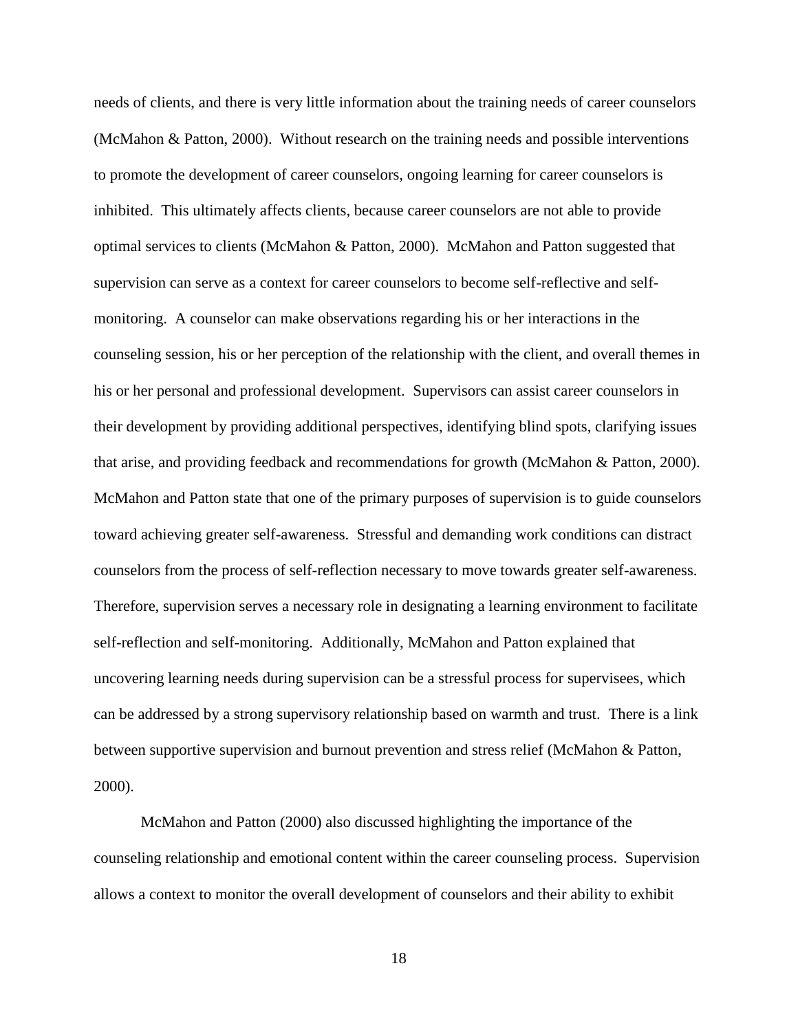needs of clients, and there is very little information about the training needs of career counselors (McMahon & Patton, 2000). Without research on the training needs and possible interventions to promote the development of career counselors, ongoing learning for career counselors is inhibited. This ultimately affects clients, because career counselors are not able to provide optimal services to clients (McMahon & Patton, 2000). McMahon and Patton suggested that supervision can serve as a context for career counselors to become self-reflective and self-monitoring. A counselor can make observations regarding his or her interactions in the counseling session, his or her perception of the relationship with the client, and overall themes in his or her personal and professional development. Supervisors can assist career counselors in their development by providing additional perspectives, identifying blind spots, clarifying issues that arise, and providing feedback and recommendations for growth (McMahon & Patton, 2000). McMahon and Patton state that one of the primary purposes of supervision is to guide counselors toward achieving greater self-awareness. Stressful and demanding work conditions can distract counselors from the process of self-reflection necessary to move towards greater self-awareness. Therefore, supervision serves a necessary role in designating a learning environment to facilitate self-reflection and self-monitoring. Additionally, McMahon and Patton explained that uncovering learning needs during supervision can be a stressful process for supervisees, which can be addressed by a strong supervisory relationship based on warmth and trust. There is a link between supportive supervision and burnout prevention and stress relief (McMahon & Patton, 2000).

McMahon and Patton (2000) also discussed highlighting the importance of the counseling relationship and emotional content within the career counseling process. Supervision allows a context to monitor the overall development of counselors and their ability to exhibit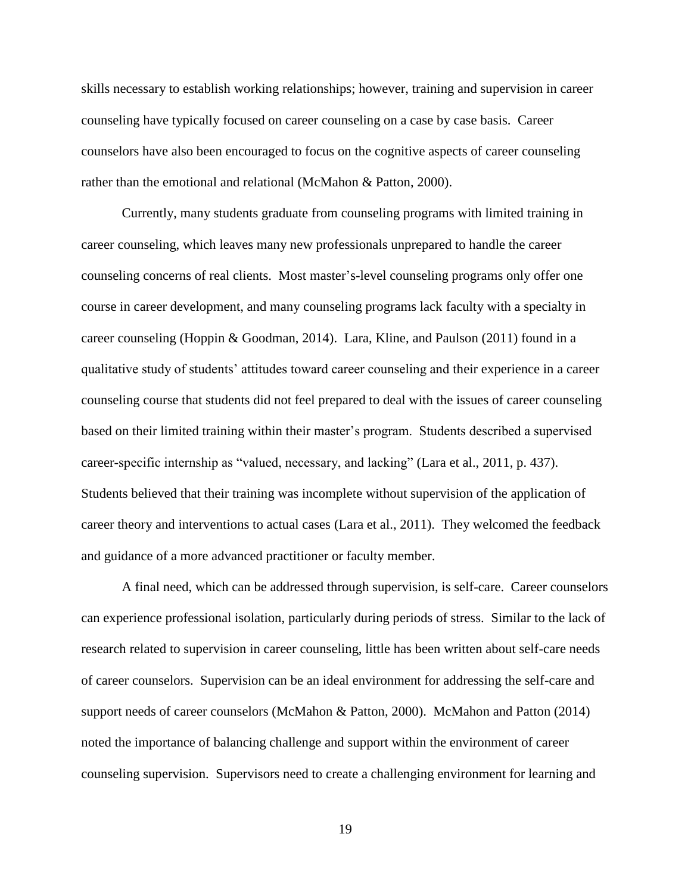skills necessary to establish working relationships; however, training and supervision in career counseling have typically focused on career counseling on a case by case basis. Career counselors have also been encouraged to focus on the cognitive aspects of career counseling rather than the emotional and relational (McMahon & Patton, 2000).

Currently, many students graduate from counseling programs with limited training in career counseling, which leaves many new professionals unprepared to handle the career counseling concerns of real clients. Most master's-level counseling programs only offer one course in career development, and many counseling programs lack faculty with a specialty in career counseling (Hoppin & Goodman, 2014). Lara, Kline, and Paulson (2011) found in a qualitative study of students' attitudes toward career counseling and their experience in a career counseling course that students did not feel prepared to deal with the issues of career counseling based on their limited training within their master's program. Students described a supervised career-specific internship as "valued, necessary, and lacking" (Lara et al., 2011, p. 437). Students believed that their training was incomplete without supervision of the application of career theory and interventions to actual cases (Lara et al., 2011). They welcomed the feedback and guidance of a more advanced practitioner or faculty member.

A final need, which can be addressed through supervision, is self-care. Career counselors can experience professional isolation, particularly during periods of stress. Similar to the lack of research related to supervision in career counseling, little has been written about self-care needs of career counselors. Supervision can be an ideal environment for addressing the self-care and support needs of career counselors (McMahon & Patton, 2000). McMahon and Patton (2014) noted the importance of balancing challenge and support within the environment of career counseling supervision. Supervisors need to create a challenging environment for learning and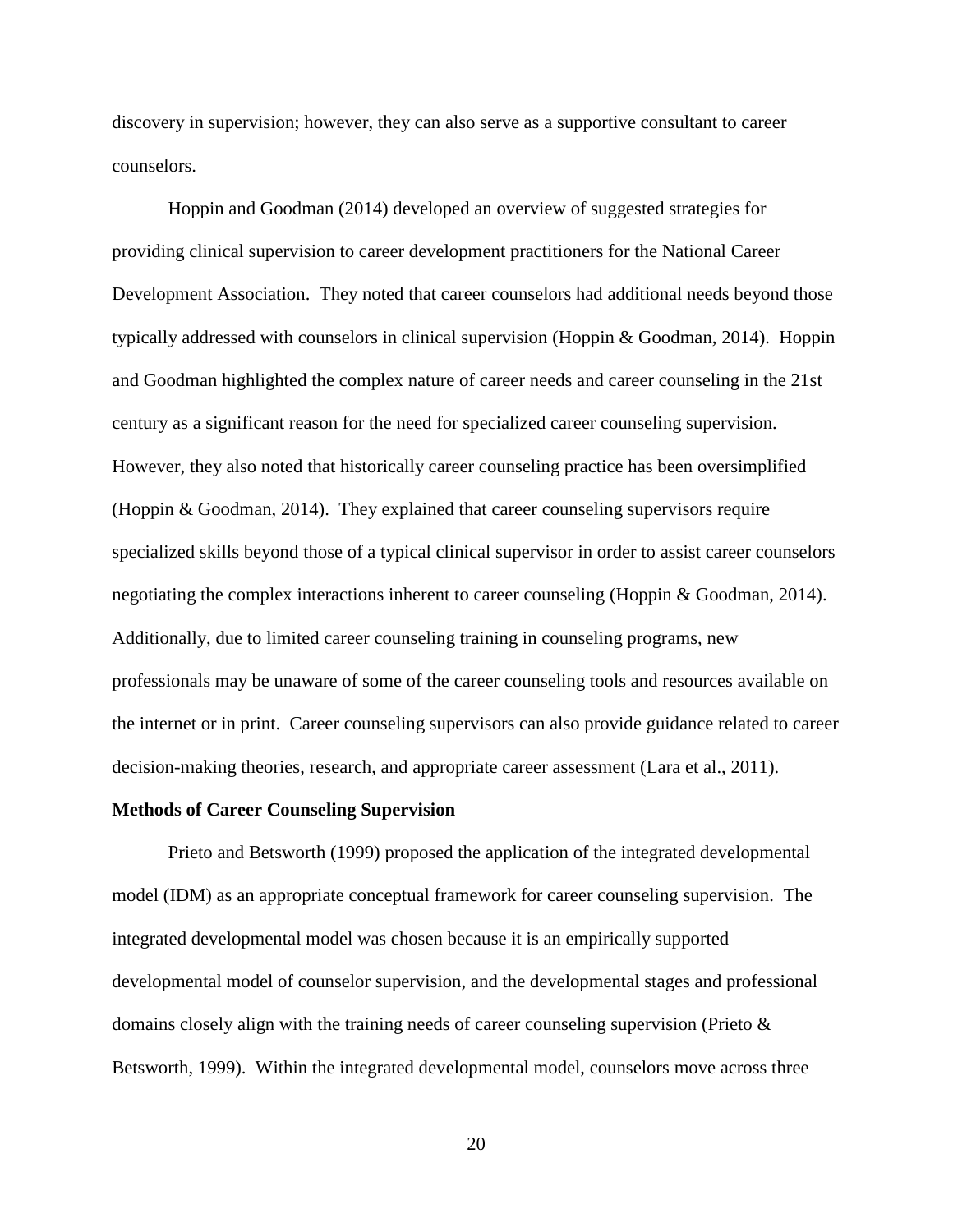discovery in supervision; however, they can also serve as a supportive consultant to career counselors.

Hoppin and Goodman (2014) developed an overview of suggested strategies for providing clinical supervision to career development practitioners for the National Career Development Association. They noted that career counselors had additional needs beyond those typically addressed with counselors in clinical supervision (Hoppin & Goodman, 2014). Hoppin and Goodman highlighted the complex nature of career needs and career counseling in the 21st century as a significant reason for the need for specialized career counseling supervision. However, they also noted that historically career counseling practice has been oversimplified (Hoppin & Goodman, 2014). They explained that career counseling supervisors require specialized skills beyond those of a typical clinical supervisor in order to assist career counselors negotiating the complex interactions inherent to career counseling (Hoppin & Goodman, 2014). Additionally, due to limited career counseling training in counseling programs, new professionals may be unaware of some of the career counseling tools and resources available on the internet or in print. Career counseling supervisors can also provide guidance related to career decision-making theories, research, and appropriate career assessment (Lara et al., 2011).

**Methods of Career Counseling Supervision**

Prieto and Betsworth (1999) proposed the application of the integrated developmental model (IDM) as an appropriate conceptual framework for career counseling supervision. The integrated developmental model was chosen because it is an empirically supported developmental model of counselor supervision, and the developmental stages and professional domains closely align with the training needs of career counseling supervision (Prieto & Betsworth, 1999). Within the integrated developmental model, counselors move across three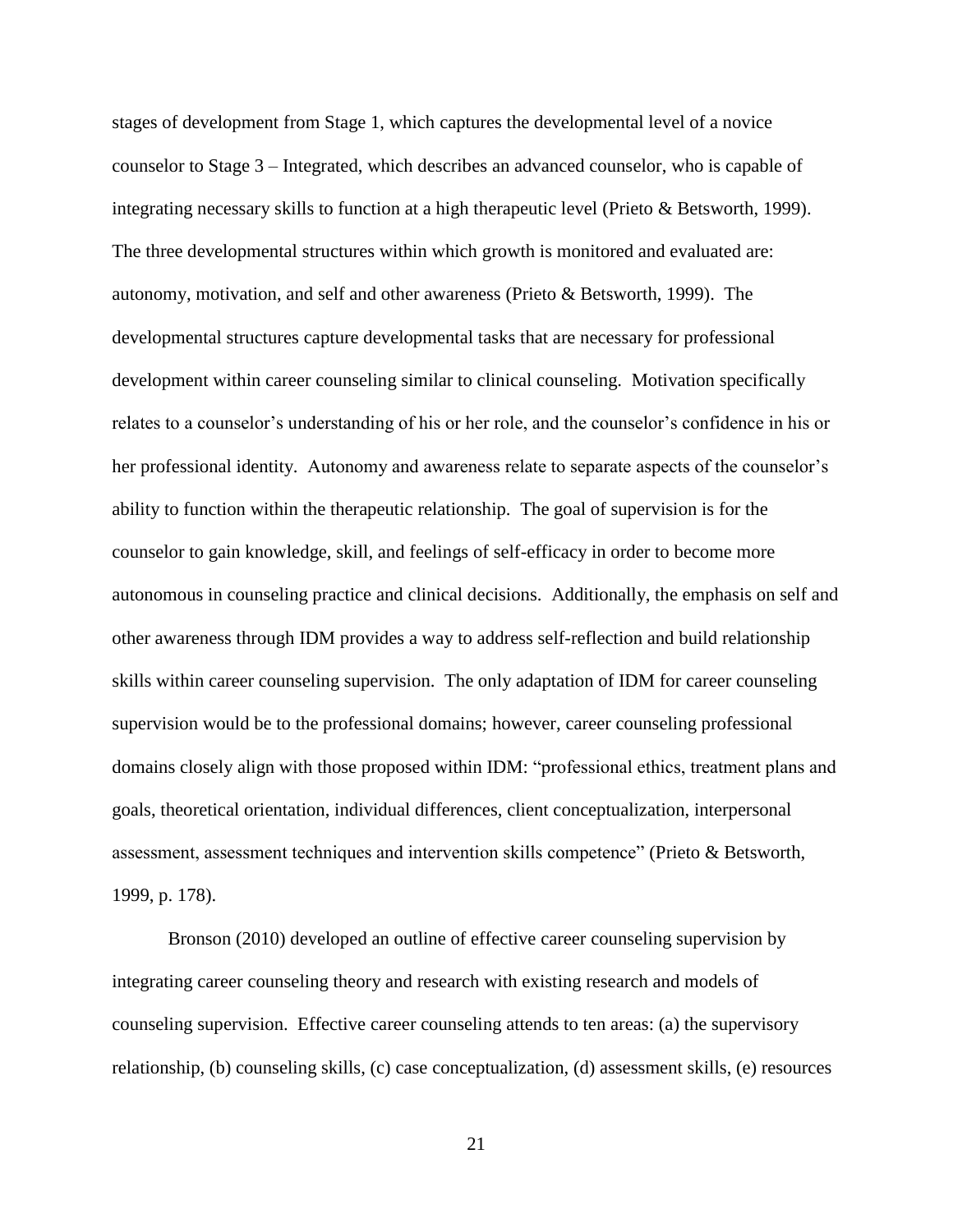stages of development from Stage 1, which captures the developmental level of a novice counselor to Stage 3 – Integrated, which describes an advanced counselor, who is capable of integrating necessary skills to function at a high therapeutic level (Prieto & Betsworth, 1999). The three developmental structures within which growth is monitored and evaluated are: autonomy, motivation, and self and other awareness (Prieto & Betsworth, 1999). The developmental structures capture developmental tasks that are necessary for professional development within career counseling similar to clinical counseling. Motivation specifically relates to a counselor's understanding of his or her role, and the counselor's confidence in his or her professional identity. Autonomy and awareness relate to separate aspects of the counselor's ability to function within the therapeutic relationship. The goal of supervision is for the counselor to gain knowledge, skill, and feelings of self-efficacy in order to become more autonomous in counseling practice and clinical decisions. Additionally, the emphasis on self and other awareness through IDM provides a way to address self-reflection and build relationship skills within career counseling supervision. The only adaptation of IDM for career counseling supervision would be to the professional domains; however, career counseling professional domains closely align with those proposed within IDM: "professional ethics, treatment plans and goals, theoretical orientation, individual differences, client conceptualization, interpersonal assessment, assessment techniques and intervention skills competence" (Prieto & Betsworth, 1999, p. 178).

Bronson (2010) developed an outline of effective career counseling supervision by integrating career counseling theory and research with existing research and models of counseling supervision. Effective career counseling attends to ten areas: (a) the supervisory relationship, (b) counseling skills, (c) case conceptualization, (d) assessment skills, (e) resources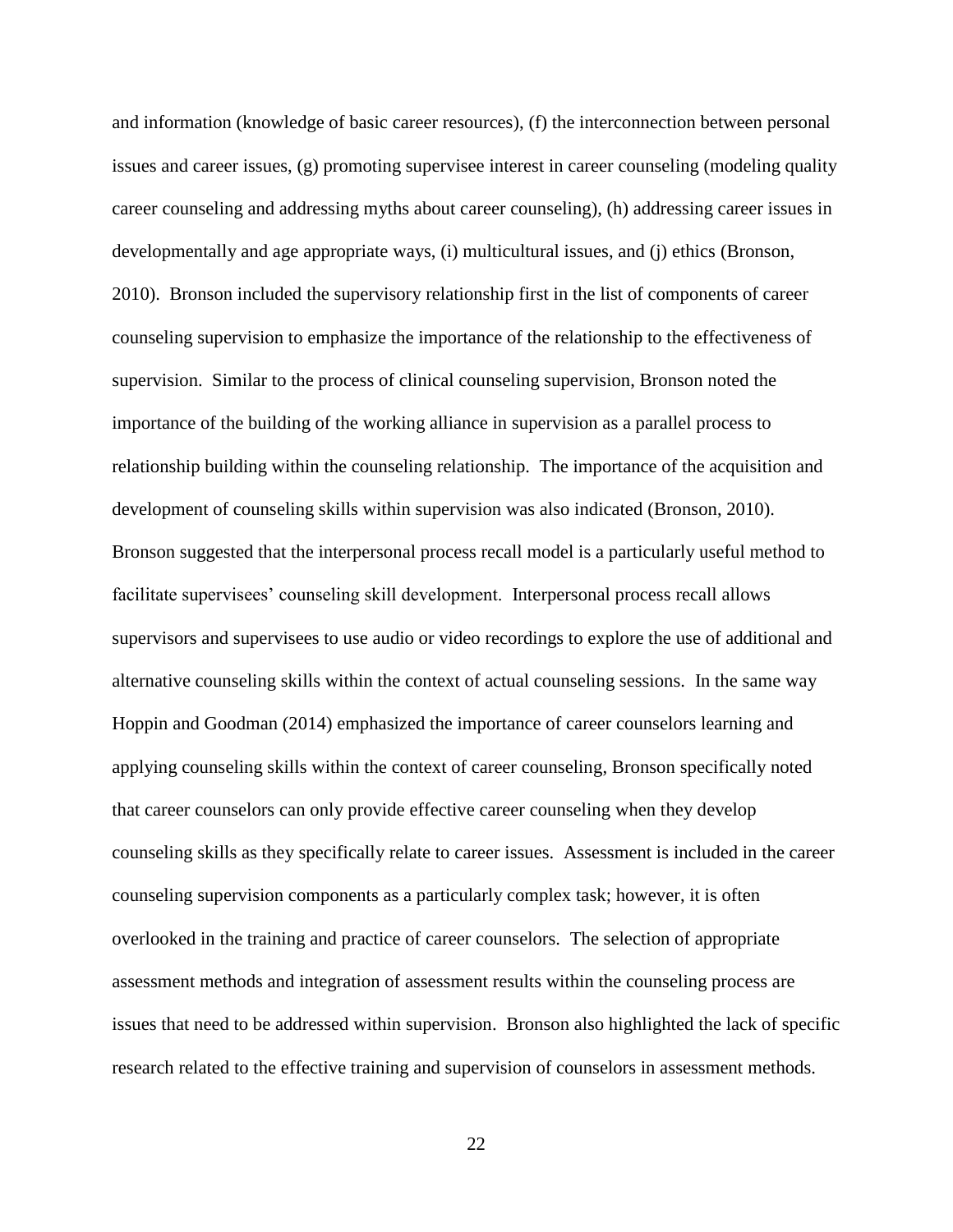and information (knowledge of basic career resources), (f) the interconnection between personal issues and career issues, (g) promoting supervisee interest in career counseling (modeling quality career counseling and addressing myths about career counseling), (h) addressing career issues in developmentally and age appropriate ways, (i) multicultural issues, and (j) ethics (Bronson, 2010). Bronson included the supervisory relationship first in the list of components of career counseling supervision to emphasize the importance of the relationship to the effectiveness of supervision. Similar to the process of clinical counseling supervision, Bronson noted the importance of the building of the working alliance in supervision as a parallel process to relationship building within the counseling relationship. The importance of the acquisition and development of counseling skills within supervision was also indicated (Bronson, 2010). Bronson suggested that the interpersonal process recall model is a particularly useful method to facilitate supervisees' counseling skill development. Interpersonal process recall allows supervisors and supervisees to use audio or video recordings to explore the use of additional and alternative counseling skills within the context of actual counseling sessions. In the same way Hoppin and Goodman (2014) emphasized the importance of career counselors learning and applying counseling skills within the context of career counseling, Bronson specifically noted that career counselors can only provide effective career counseling when they develop counseling skills as they specifically relate to career issues. Assessment is included in the career counseling supervision components as a particularly complex task; however, it is often overlooked in the training and practice of career counselors. The selection of appropriate assessment methods and integration of assessment results within the counseling process are issues that need to be addressed within supervision. Bronson also highlighted the lack of specific research related to the effective training and supervision of counselors in assessment methods.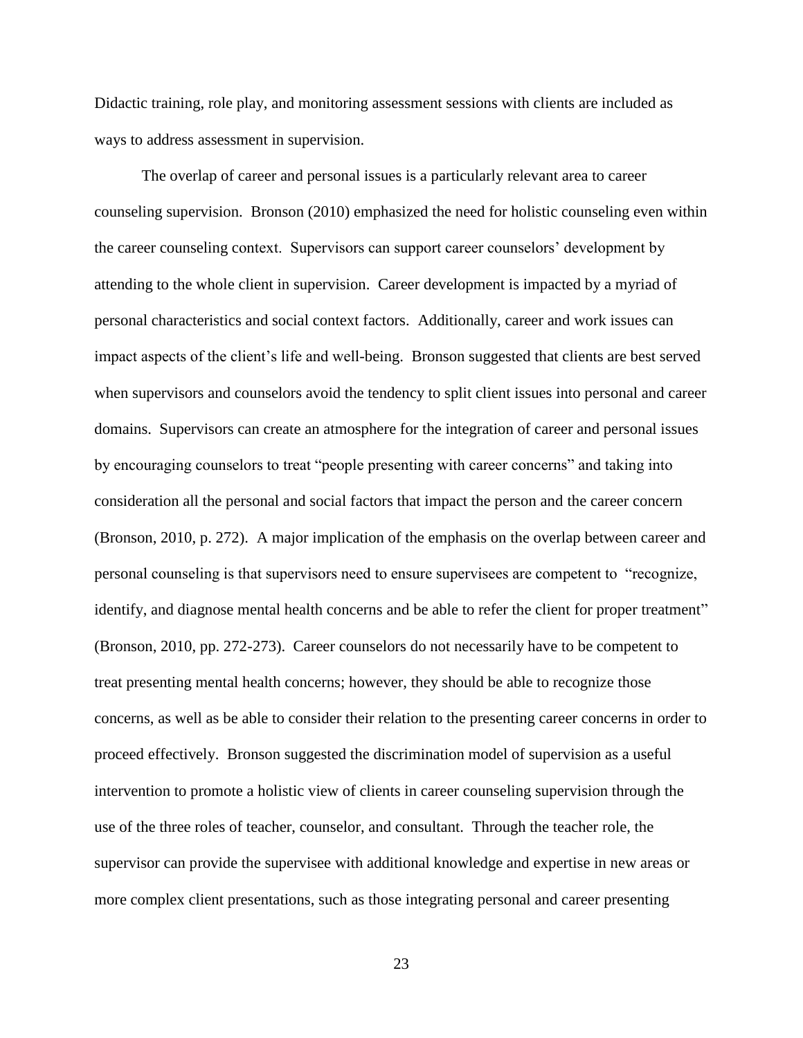Didactic training, role play, and monitoring assessment sessions with clients are included as ways to address assessment in supervision.

The overlap of career and personal issues is a particularly relevant area to career counseling supervision. Bronson (2010) emphasized the need for holistic counseling even within the career counseling context. Supervisors can support career counselors' development by attending to the whole client in supervision. Career development is impacted by a myriad of personal characteristics and social context factors. Additionally, career and work issues can impact aspects of the client's life and well-being. Bronson suggested that clients are best served when supervisors and counselors avoid the tendency to split client issues into personal and career domains. Supervisors can create an atmosphere for the integration of career and personal issues by encouraging counselors to treat "people presenting with career concerns" and taking into consideration all the personal and social factors that impact the person and the career concern (Bronson, 2010, p. 272). A major implication of the emphasis on the overlap between career and personal counseling is that supervisors need to ensure supervisees are competent to "recognize, identify, and diagnose mental health concerns and be able to refer the client for proper treatment" (Bronson, 2010, pp. 272-273). Career counselors do not necessarily have to be competent to treat presenting mental health concerns; however, they should be able to recognize those concerns, as well as be able to consider their relation to the presenting career concerns in order to proceed effectively. Bronson suggested the discrimination model of supervision as a useful intervention to promote a holistic view of clients in career counseling supervision through the use of the three roles of teacher, counselor, and consultant. Through the teacher role, the supervisor can provide the supervisee with additional knowledge and expertise in new areas or more complex client presentations, such as those integrating personal and career presenting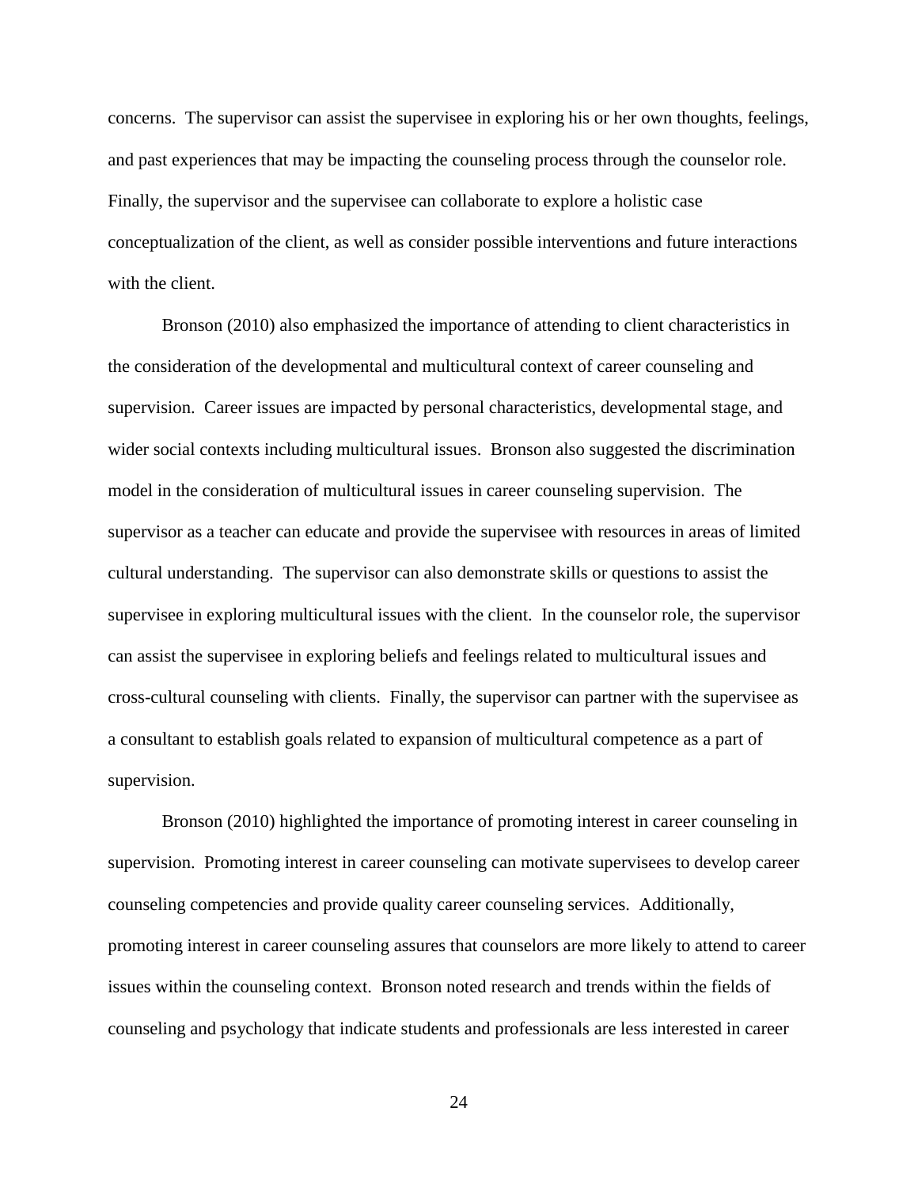concerns. The supervisor can assist the supervisee in exploring his or her own thoughts, feelings, and past experiences that may be impacting the counseling process through the counselor role. Finally, the supervisor and the supervisee can collaborate to explore a holistic case conceptualization of the client, as well as consider possible interventions and future interactions with the client.

Bronson (2010) also emphasized the importance of attending to client characteristics in the consideration of the developmental and multicultural context of career counseling and supervision. Career issues are impacted by personal characteristics, developmental stage, and wider social contexts including multicultural issues. Bronson also suggested the discrimination model in the consideration of multicultural issues in career counseling supervision. The supervisor as a teacher can educate and provide the supervisee with resources in areas of limited cultural understanding. The supervisor can also demonstrate skills or questions to assist the supervisee in exploring multicultural issues with the client. In the counselor role, the supervisor can assist the supervisee in exploring beliefs and feelings related to multicultural issues and cross-cultural counseling with clients. Finally, the supervisor can partner with the supervisee as a consultant to establish goals related to expansion of multicultural competence as a part of supervision.

Bronson (2010) highlighted the importance of promoting interest in career counseling in supervision. Promoting interest in career counseling can motivate supervisees to develop career counseling competencies and provide quality career counseling services. Additionally, promoting interest in career counseling assures that counselors are more likely to attend to career issues within the counseling context. Bronson noted research and trends within the fields of counseling and psychology that indicate students and professionals are less interested in career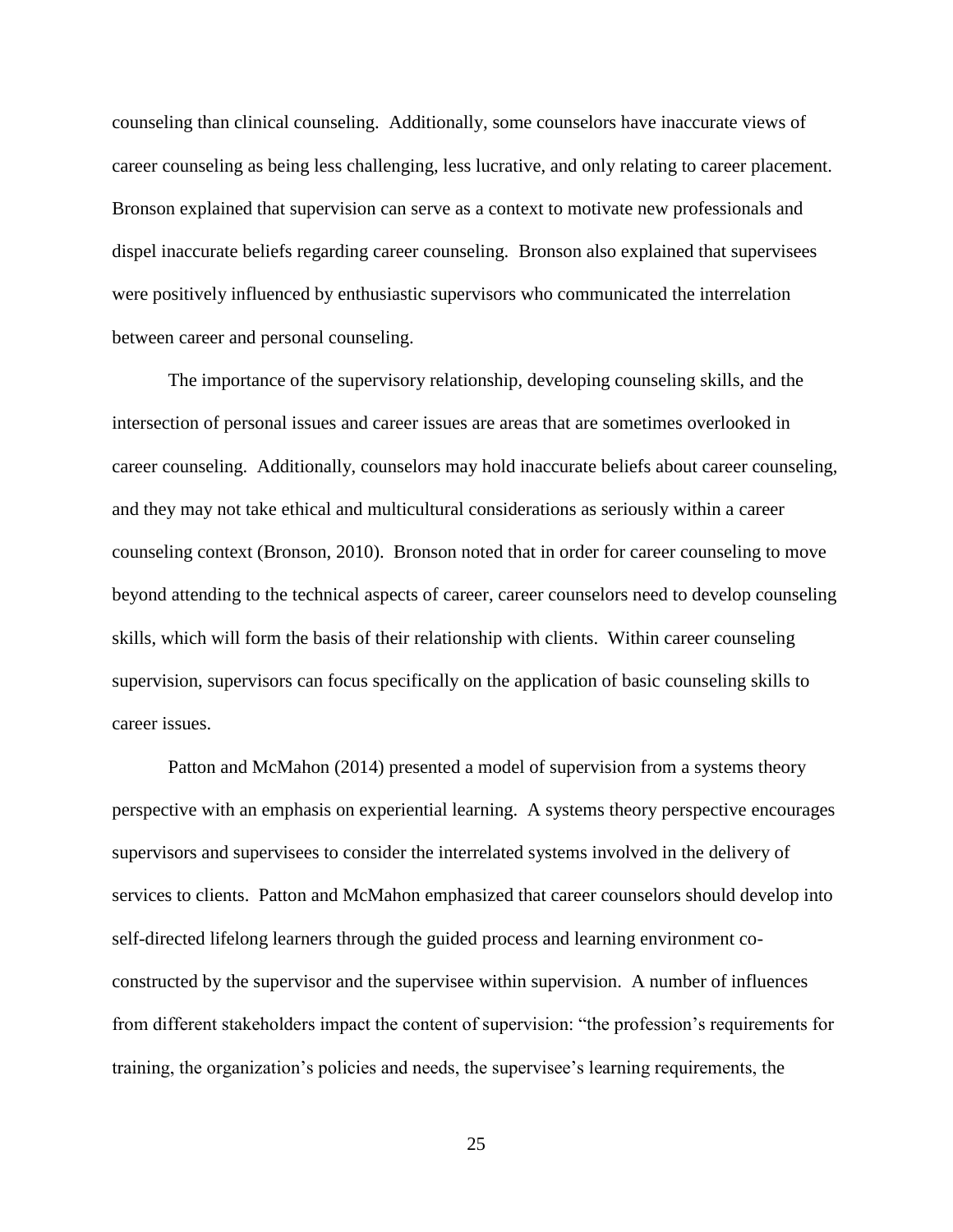counseling than clinical counseling. Additionally, some counselors have inaccurate views of career counseling as being less challenging, less lucrative, and only relating to career placement. Bronson explained that supervision can serve as a context to motivate new professionals and dispel inaccurate beliefs regarding career counseling. Bronson also explained that supervisees were positively influenced by enthusiastic supervisors who communicated the interrelation between career and personal counseling.

The importance of the supervisory relationship, developing counseling skills, and the intersection of personal issues and career issues are areas that are sometimes overlooked in career counseling. Additionally, counselors may hold inaccurate beliefs about career counseling, and they may not take ethical and multicultural considerations as seriously within a career counseling context (Bronson, 2010). Bronson noted that in order for career counseling to move beyond attending to the technical aspects of career, career counselors need to develop counseling skills, which will form the basis of their relationship with clients. Within career counseling supervision, supervisors can focus specifically on the application of basic counseling skills to career issues.

Patton and McMahon (2014) presented a model of supervision from a systems theory perspective with an emphasis on experiential learning. A systems theory perspective encourages supervisors and supervisees to consider the interrelated systems involved in the delivery of services to clients. Patton and McMahon emphasized that career counselors should develop into self-directed lifelong learners through the guided process and learning environment co-constructed by the supervisor and the supervisee within supervision. A number of influences from different stakeholders impact the content of supervision: "the profession's requirements for training, the organization's policies and needs, the supervisee's learning requirements, the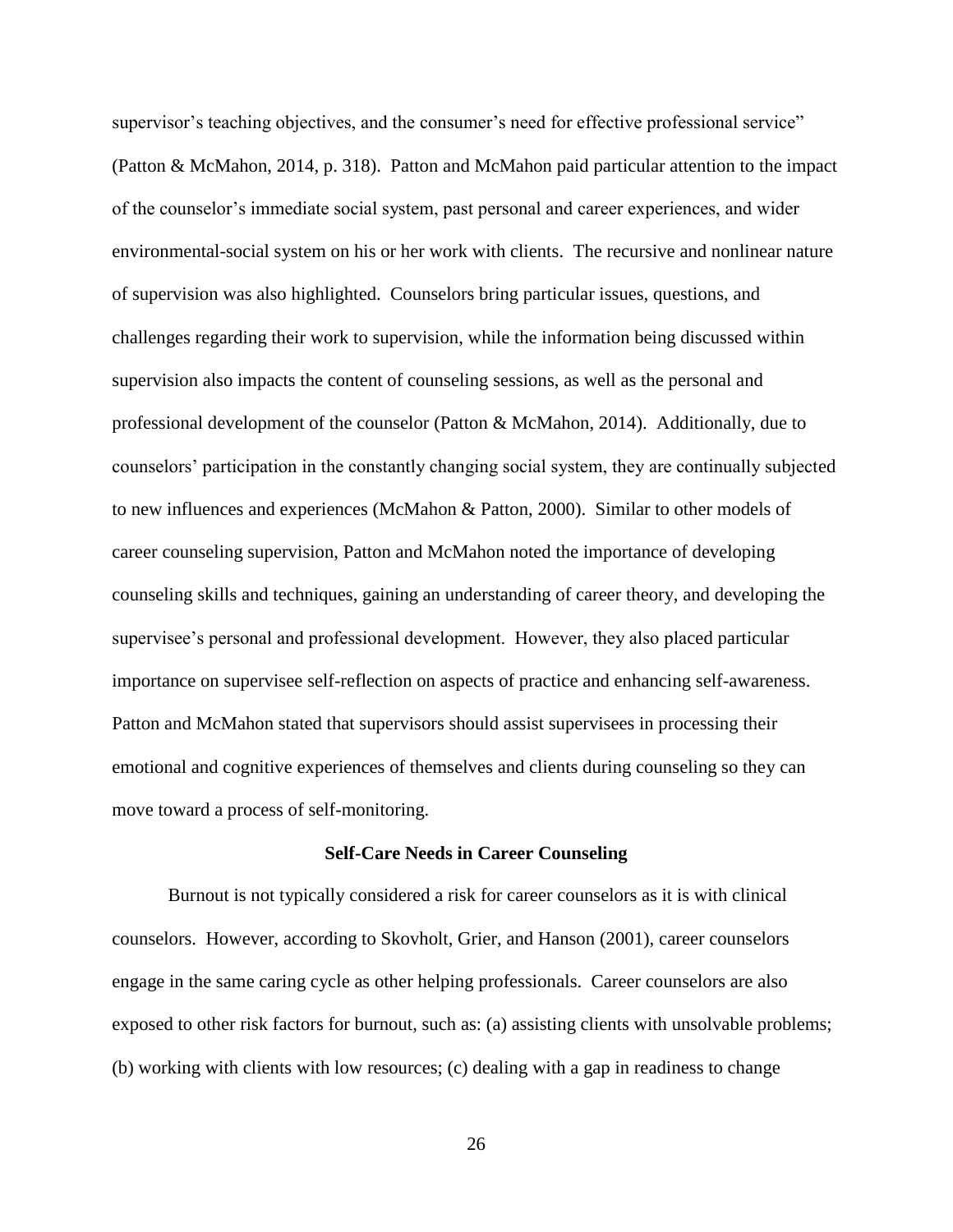supervisor's teaching objectives, and the consumer's need for effective professional service" (Patton & McMahon, 2014, p. 318). Patton and McMahon paid particular attention to the impact of the counselor's immediate social system, past personal and career experiences, and wider environmental-social system on his or her work with clients. The recursive and nonlinear nature of supervision was also highlighted. Counselors bring particular issues, questions, and challenges regarding their work to supervision, while the information being discussed within supervision also impacts the content of counseling sessions, as well as the personal and professional development of the counselor (Patton & McMahon, 2014). Additionally, due to counselors' participation in the constantly changing social system, they are continually subjected to new influences and experiences (McMahon & Patton, 2000). Similar to other models of career counseling supervision, Patton and McMahon noted the importance of developing counseling skills and techniques, gaining an understanding of career theory, and developing the supervisee's personal and professional development. However, they also placed particular importance on supervisee self-reflection on aspects of practice and enhancing self-awareness. Patton and McMahon stated that supervisors should assist supervisees in processing their emotional and cognitive experiences of themselves and clients during counseling so they can move toward a process of self-monitoring.

## Self-Care Needs in Career Counseling

Burnout is not typically considered a risk for career counselors as it is with clinical counselors. However, according to Skovholt, Grier, and Hanson (2001), career counselors engage in the same caring cycle as other helping professionals. Career counselors are also exposed to other risk factors for burnout, such as: (a) assisting clients with unsolvable problems; (b) working with clients with low resources; (c) dealing with a gap in readiness to change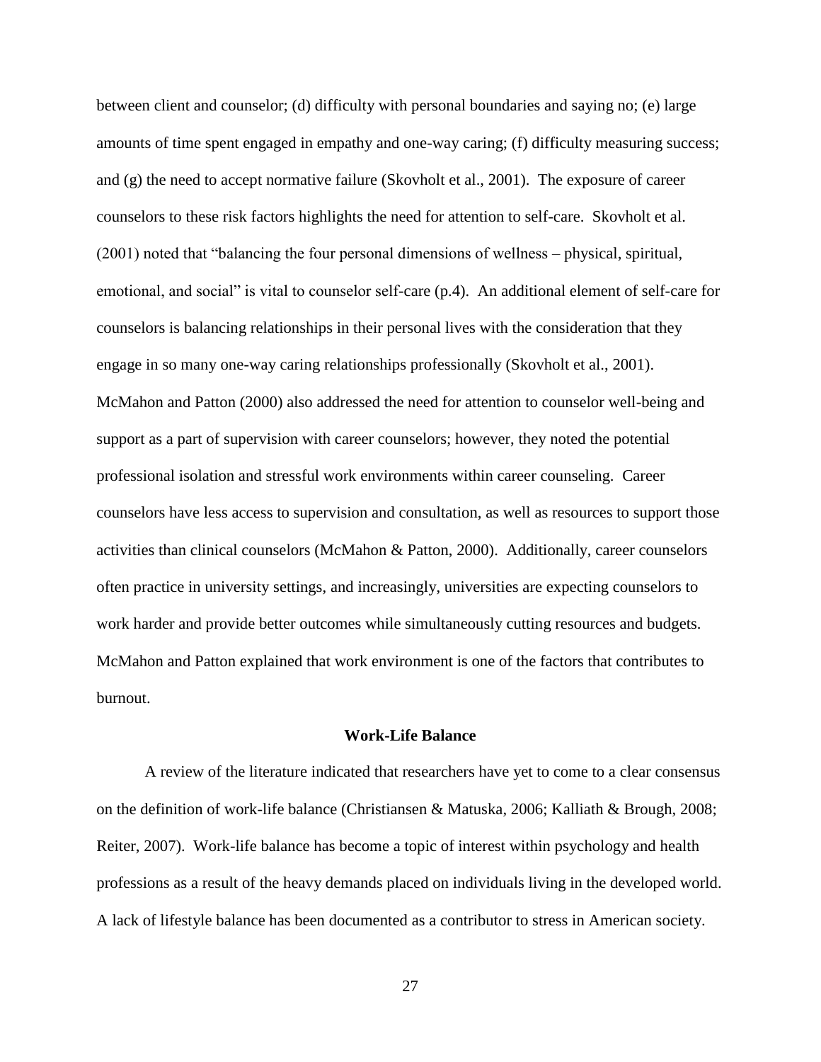between client and counselor; (d) difficulty with personal boundaries and saying no; (e) large amounts of time spent engaged in empathy and one-way caring; (f) difficulty measuring success; and (g) the need to accept normative failure (Skovholt et al., 2001). The exposure of career counselors to these risk factors highlights the need for attention to self-care. Skovholt et al. (2001) noted that "balancing the four personal dimensions of wellness – physical, spiritual, emotional, and social" is vital to counselor self-care (p.4). An additional element of self-care for counselors is balancing relationships in their personal lives with the consideration that they engage in so many one-way caring relationships professionally (Skovholt et al., 2001). McMahon and Patton (2000) also addressed the need for attention to counselor well-being and support as a part of supervision with career counselors; however, they noted the potential professional isolation and stressful work environments within career counseling. Career counselors have less access to supervision and consultation, as well as resources to support those activities than clinical counselors (McMahon & Patton, 2000). Additionally, career counselors often practice in university settings, and increasingly, universities are expecting counselors to work harder and provide better outcomes while simultaneously cutting resources and budgets. McMahon and Patton explained that work environment is one of the factors that contributes to burnout.

## Work-Life Balance

A review of the literature indicated that researchers have yet to come to a clear consensus on the definition of work-life balance (Christiansen & Matuska, 2006; Kalliath & Brough, 2008; Reiter, 2007). Work-life balance has become a topic of interest within psychology and health professions as a result of the heavy demands placed on individuals living in the developed world. A lack of lifestyle balance has been documented as a contributor to stress in American society.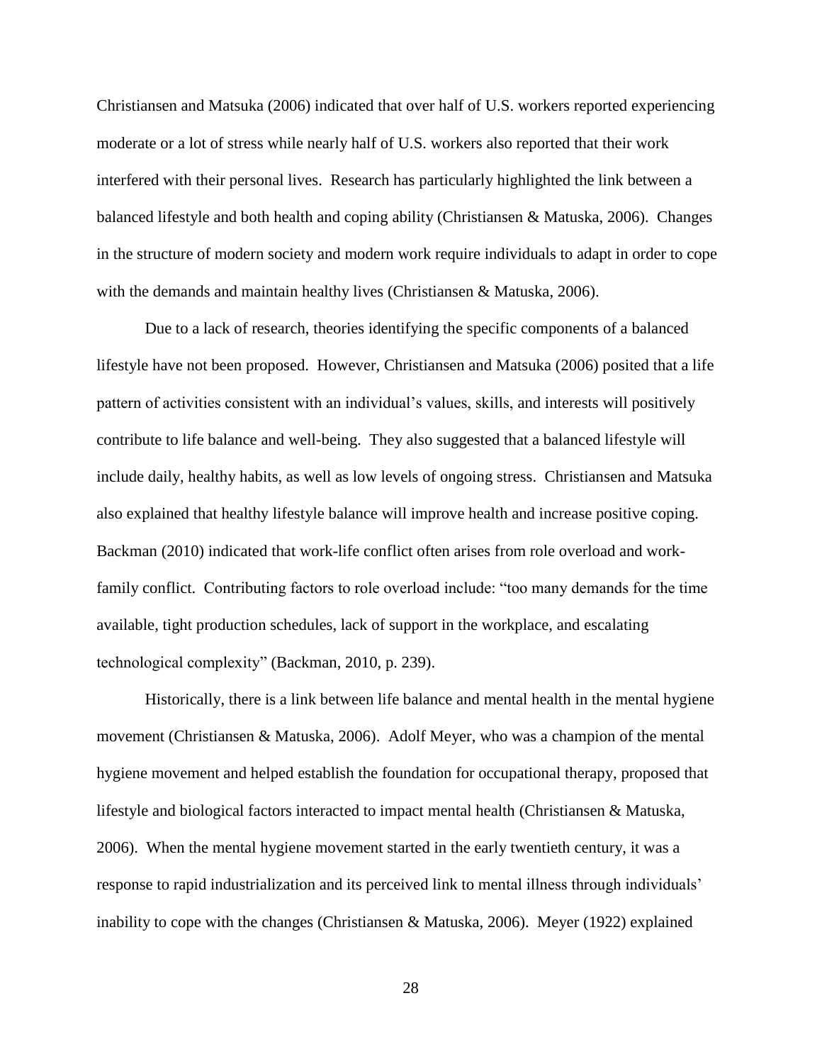Christiansen and Matsuka (2006) indicated that over half of U.S. workers reported experiencing moderate or a lot of stress while nearly half of U.S. workers also reported that their work interfered with their personal lives. Research has particularly highlighted the link between a balanced lifestyle and both health and coping ability (Christiansen & Matuska, 2006). Changes in the structure of modern society and modern work require individuals to adapt in order to cope with the demands and maintain healthy lives (Christiansen & Matuska, 2006).

Due to a lack of research, theories identifying the specific components of a balanced lifestyle have not been proposed. However, Christiansen and Matsuka (2006) posited that a life pattern of activities consistent with an individual's values, skills, and interests will positively contribute to life balance and well-being. They also suggested that a balanced lifestyle will include daily, healthy habits, as well as low levels of ongoing stress. Christiansen and Matsuka also explained that healthy lifestyle balance will improve health and increase positive coping. Backman (2010) indicated that work-life conflict often arises from role overload and work-family conflict. Contributing factors to role overload include: "too many demands for the time available, tight production schedules, lack of support in the workplace, and escalating technological complexity" (Backman, 2010, p. 239).

Historically, there is a link between life balance and mental health in the mental hygiene movement (Christiansen & Matuska, 2006). Adolf Meyer, who was a champion of the mental hygiene movement and helped establish the foundation for occupational therapy, proposed that lifestyle and biological factors interacted to impact mental health (Christiansen & Matuska, 2006). When the mental hygiene movement started in the early twentieth century, it was a response to rapid industrialization and its perceived link to mental illness through individuals' inability to cope with the changes (Christiansen & Matuska, 2006). Meyer (1922) explained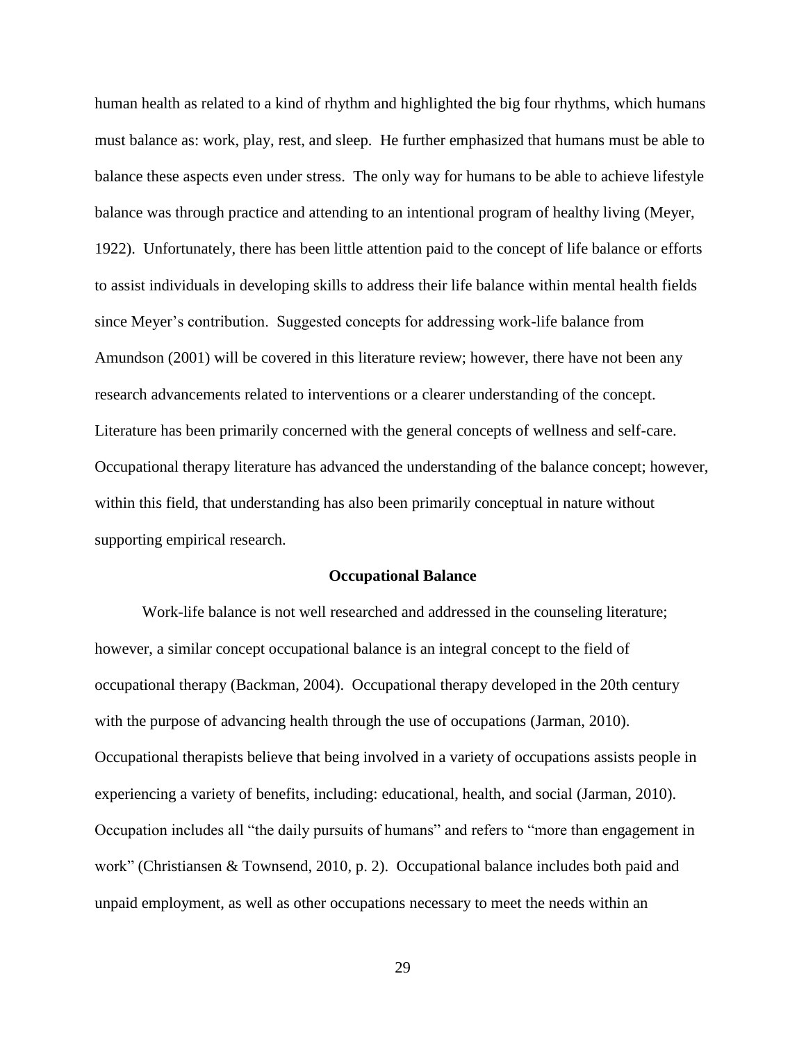human health as related to a kind of rhythm and highlighted the big four rhythms, which humans must balance as: work, play, rest, and sleep. He further emphasized that humans must be able to balance these aspects even under stress. The only way for humans to be able to achieve lifestyle balance was through practice and attending to an intentional program of healthy living (Meyer, 1922). Unfortunately, there has been little attention paid to the concept of life balance or efforts to assist individuals in developing skills to address their life balance within mental health fields since Meyer's contribution. Suggested concepts for addressing work-life balance from Amundson (2001) will be covered in this literature review; however, there have not been any research advancements related to interventions or a clearer understanding of the concept. Literature has been primarily concerned with the general concepts of wellness and self-care. Occupational therapy literature has advanced the understanding of the balance concept; however, within this field, that understanding has also been primarily conceptual in nature without supporting empirical research.

## Occupational Balance

Work-life balance is not well researched and addressed in the counseling literature; however, a similar concept occupational balance is an integral concept to the field of occupational therapy (Backman, 2004). Occupational therapy developed in the 20th century with the purpose of advancing health through the use of occupations (Jarman, 2010). Occupational therapists believe that being involved in a variety of occupations assists people in experiencing a variety of benefits, including: educational, health, and social (Jarman, 2010). Occupation includes all "the daily pursuits of humans" and refers to "more than engagement in work" (Christiansen & Townsend, 2010, p. 2). Occupational balance includes both paid and unpaid employment, as well as other occupations necessary to meet the needs within an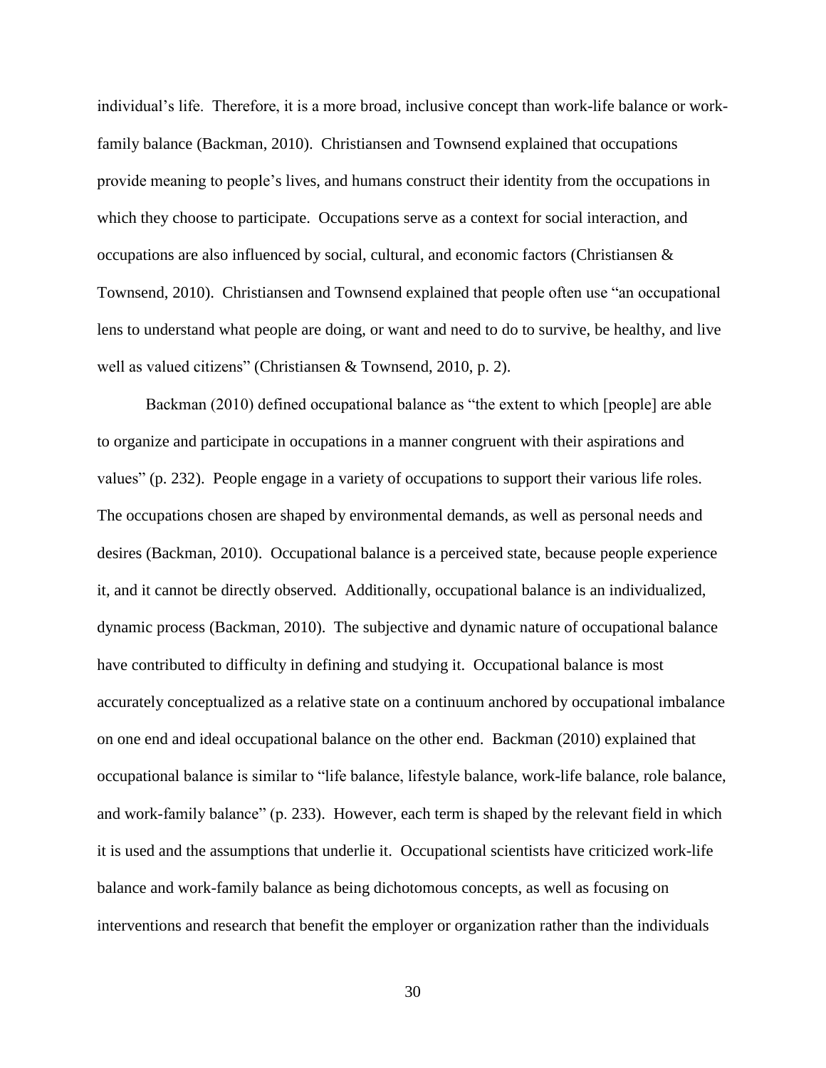individual's life. Therefore, it is a more broad, inclusive concept than work-life balance or work-family balance (Backman, 2010). Christiansen and Townsend explained that occupations provide meaning to people's lives, and humans construct their identity from the occupations in which they choose to participate. Occupations serve as a context for social interaction, and occupations are also influenced by social, cultural, and economic factors (Christiansen & Townsend, 2010). Christiansen and Townsend explained that people often use "an occupational lens to understand what people are doing, or want and need to do to survive, be healthy, and live well as valued citizens" (Christiansen & Townsend, 2010, p. 2).

Backman (2010) defined occupational balance as "the extent to which [people] are able to organize and participate in occupations in a manner congruent with their aspirations and values" (p. 232). People engage in a variety of occupations to support their various life roles. The occupations chosen are shaped by environmental demands, as well as personal needs and desires (Backman, 2010). Occupational balance is a perceived state, because people experience it, and it cannot be directly observed. Additionally, occupational balance is an individualized, dynamic process (Backman, 2010). The subjective and dynamic nature of occupational balance have contributed to difficulty in defining and studying it. Occupational balance is most accurately conceptualized as a relative state on a continuum anchored by occupational imbalance on one end and ideal occupational balance on the other end. Backman (2010) explained that occupational balance is similar to "life balance, lifestyle balance, work-life balance, role balance, and work-family balance" (p. 233). However, each term is shaped by the relevant field in which it is used and the assumptions that underlie it. Occupational scientists have criticized work-life balance and work-family balance as being dichotomous concepts, as well as focusing on interventions and research that benefit the employer or organization rather than the individuals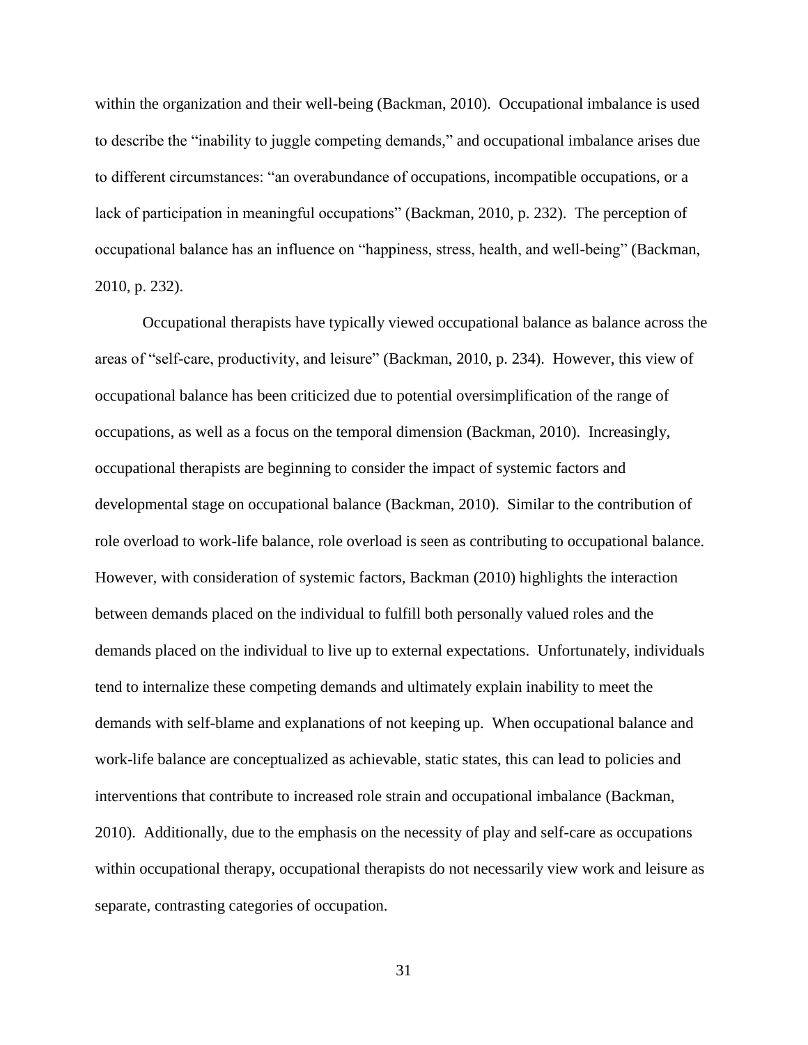within the organization and their well-being (Backman, 2010). Occupational imbalance is used to describe the "inability to juggle competing demands," and occupational imbalance arises due to different circumstances: "an overabundance of occupations, incompatible occupations, or a lack of participation in meaningful occupations" (Backman, 2010, p. 232). The perception of occupational balance has an influence on "happiness, stress, health, and well-being" (Backman, 2010, p. 232).

Occupational therapists have typically viewed occupational balance as balance across the areas of "self-care, productivity, and leisure" (Backman, 2010, p. 234). However, this view of occupational balance has been criticized due to potential oversimplification of the range of occupations, as well as a focus on the temporal dimension (Backman, 2010). Increasingly, occupational therapists are beginning to consider the impact of systemic factors and developmental stage on occupational balance (Backman, 2010). Similar to the contribution of role overload to work-life balance, role overload is seen as contributing to occupational balance. However, with consideration of systemic factors, Backman (2010) highlights the interaction between demands placed on the individual to fulfill both personally valued roles and the demands placed on the individual to live up to external expectations. Unfortunately, individuals tend to internalize these competing demands and ultimately explain inability to meet the demands with self-blame and explanations of not keeping up. When occupational balance and work-life balance are conceptualized as achievable, static states, this can lead to policies and interventions that contribute to increased role strain and occupational imbalance (Backman, 2010). Additionally, due to the emphasis on the necessity of play and self-care as occupations within occupational therapy, occupational therapists do not necessarily view work and leisure as separate, contrasting categories of occupation.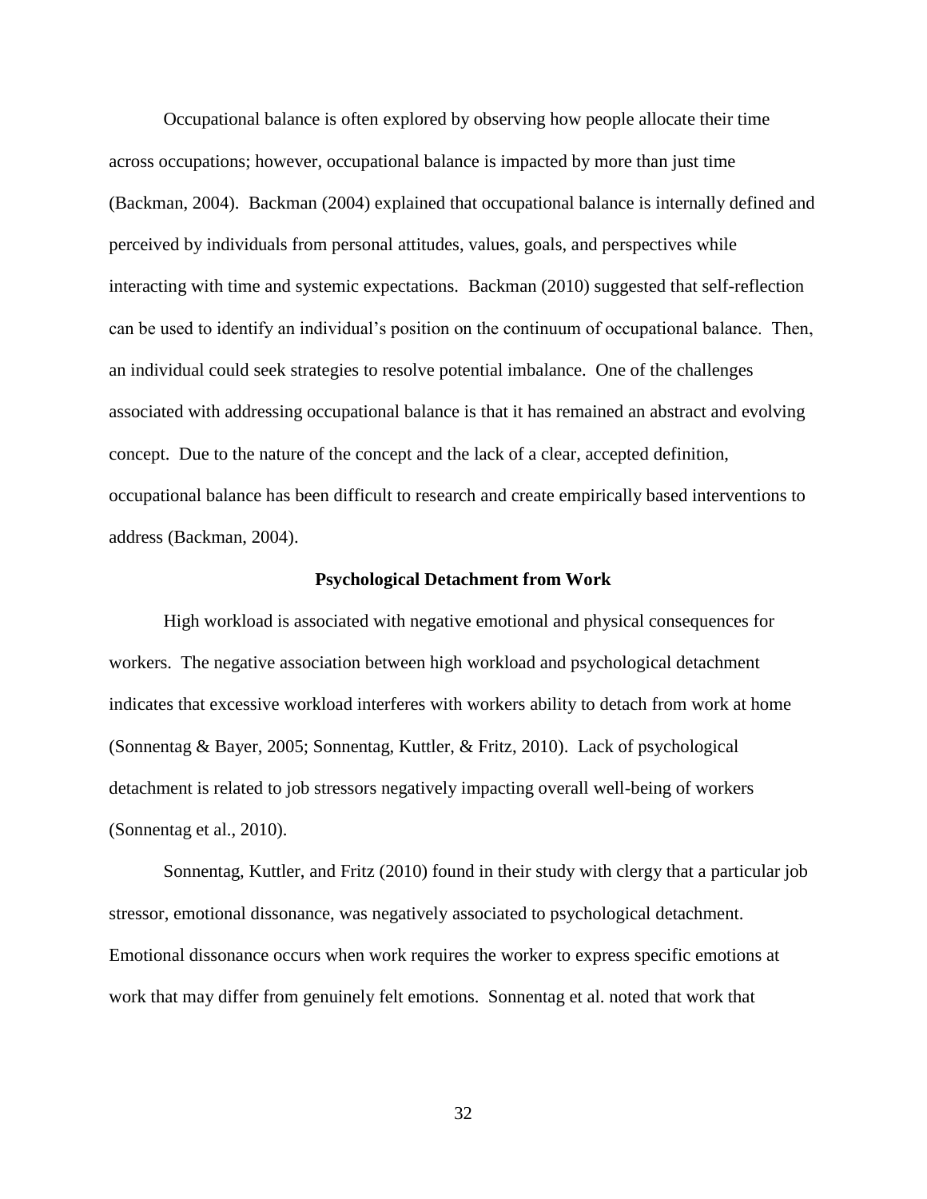Occupational balance is often explored by observing how people allocate their time across occupations; however, occupational balance is impacted by more than just time (Backman, 2004). Backman (2004) explained that occupational balance is internally defined and perceived by individuals from personal attitudes, values, goals, and perspectives while interacting with time and systemic expectations. Backman (2010) suggested that self-reflection can be used to identify an individual's position on the continuum of occupational balance. Then, an individual could seek strategies to resolve potential imbalance. One of the challenges associated with addressing occupational balance is that it has remained an abstract and evolving concept. Due to the nature of the concept and the lack of a clear, accepted definition, occupational balance has been difficult to research and create empirically based interventions to address (Backman, 2004).

## Psychological Detachment from Work

High workload is associated with negative emotional and physical consequences for workers. The negative association between high workload and psychological detachment indicates that excessive workload interferes with workers ability to detach from work at home (Sonnentag & Bayer, 2005; Sonnentag, Kuttler, & Fritz, 2010). Lack of psychological detachment is related to job stressors negatively impacting overall well-being of workers (Sonnentag et al., 2010).

Sonnentag, Kuttler, and Fritz (2010) found in their study with clergy that a particular job stressor, emotional dissonance, was negatively associated to psychological detachment. Emotional dissonance occurs when work requires the worker to express specific emotions at work that may differ from genuinely felt emotions. Sonnentag et al. noted that work that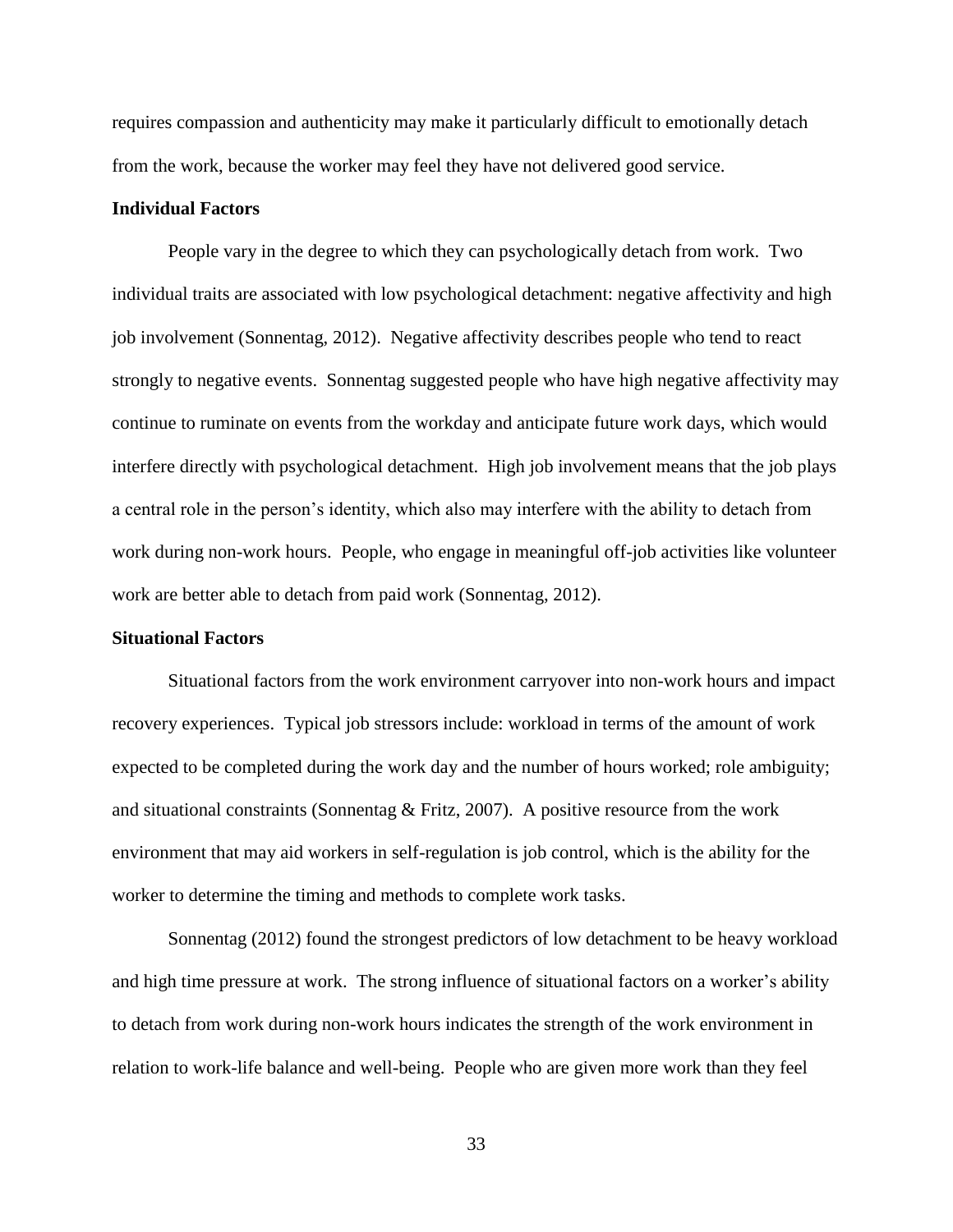requires compassion and authenticity may make it particularly difficult to emotionally detach from the work, because the worker may feel they have not delivered good service.

### Individual Factors

People vary in the degree to which they can psychologically detach from work. Two individual traits are associated with low psychological detachment: negative affectivity and high job involvement (Sonnentag, 2012). Negative affectivity describes people who tend to react strongly to negative events. Sonnentag suggested people who have high negative affectivity may continue to ruminate on events from the workday and anticipate future work days, which would interfere directly with psychological detachment. High job involvement means that the job plays a central role in the person's identity, which also may interfere with the ability to detach from work during non-work hours. People, who engage in meaningful off-job activities like volunteer work are better able to detach from paid work (Sonnentag, 2012).

### Situational Factors

Situational factors from the work environment carryover into non-work hours and impact recovery experiences. Typical job stressors include: workload in terms of the amount of work expected to be completed during the work day and the number of hours worked; role ambiguity; and situational constraints (Sonnentag & Fritz, 2007). A positive resource from the work environment that may aid workers in self-regulation is job control, which is the ability for the worker to determine the timing and methods to complete work tasks.

Sonnentag (2012) found the strongest predictors of low detachment to be heavy workload and high time pressure at work. The strong influence of situational factors on a worker's ability to detach from work during non-work hours indicates the strength of the work environment in relation to work-life balance and well-being. People who are given more work than they feel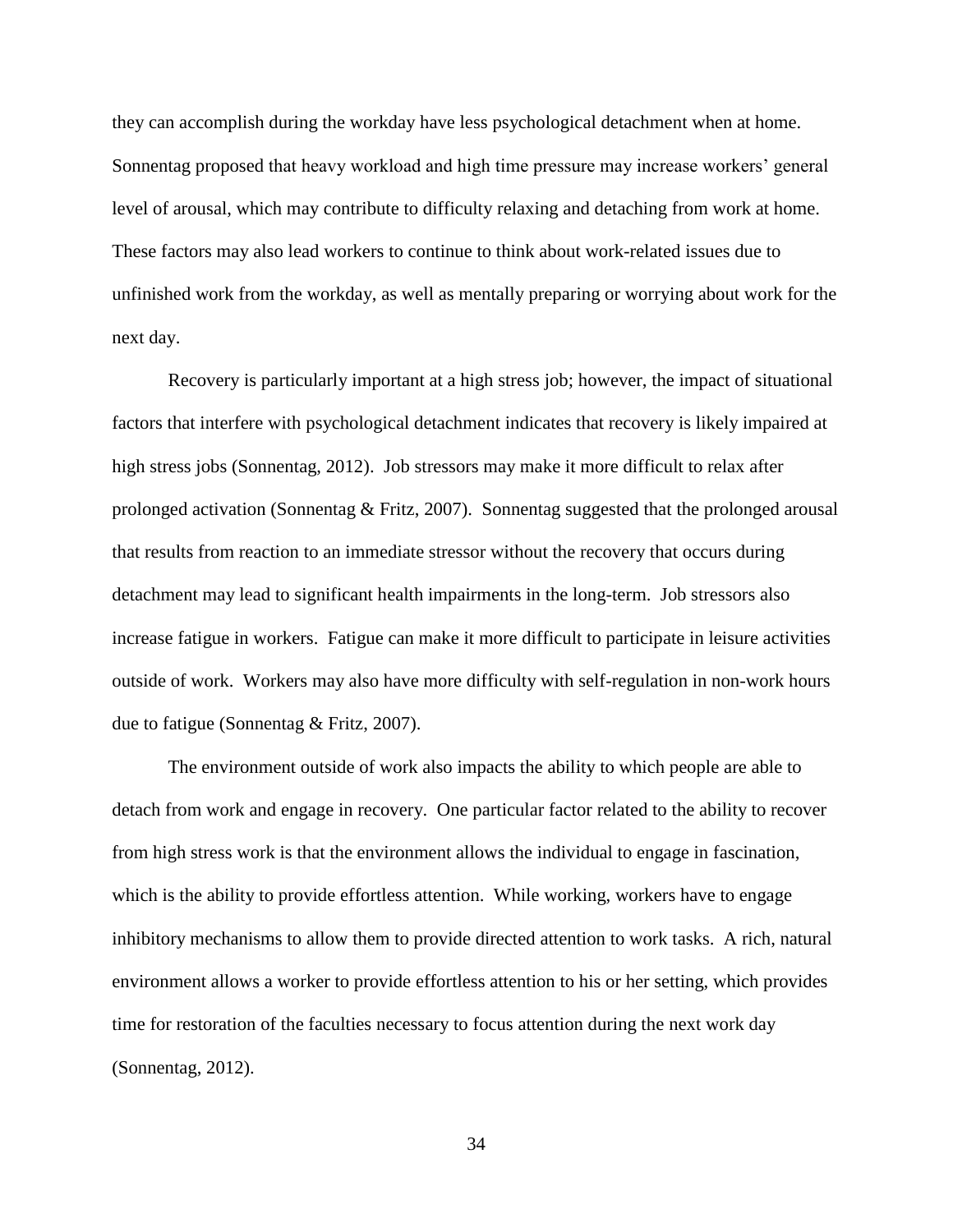they can accomplish during the workday have less psychological detachment when at home. Sonnentag proposed that heavy workload and high time pressure may increase workers' general level of arousal, which may contribute to difficulty relaxing and detaching from work at home. These factors may also lead workers to continue to think about work-related issues due to unfinished work from the workday, as well as mentally preparing or worrying about work for the next day.

Recovery is particularly important at a high stress job; however, the impact of situational factors that interfere with psychological detachment indicates that recovery is likely impaired at high stress jobs (Sonnentag, 2012). Job stressors may make it more difficult to relax after prolonged activation (Sonnentag & Fritz, 2007). Sonnentag suggested that the prolonged arousal that results from reaction to an immediate stressor without the recovery that occurs during detachment may lead to significant health impairments in the long-term. Job stressors also increase fatigue in workers. Fatigue can make it more difficult to participate in leisure activities outside of work. Workers may also have more difficulty with self-regulation in non-work hours due to fatigue (Sonnentag & Fritz, 2007).

The environment outside of work also impacts the ability to which people are able to detach from work and engage in recovery. One particular factor related to the ability to recover from high stress work is that the environment allows the individual to engage in fascination, which is the ability to provide effortless attention. While working, workers have to engage inhibitory mechanisms to allow them to provide directed attention to work tasks. A rich, natural environment allows a worker to provide effortless attention to his or her setting, which provides time for restoration of the faculties necessary to focus attention during the next work day (Sonnentag, 2012).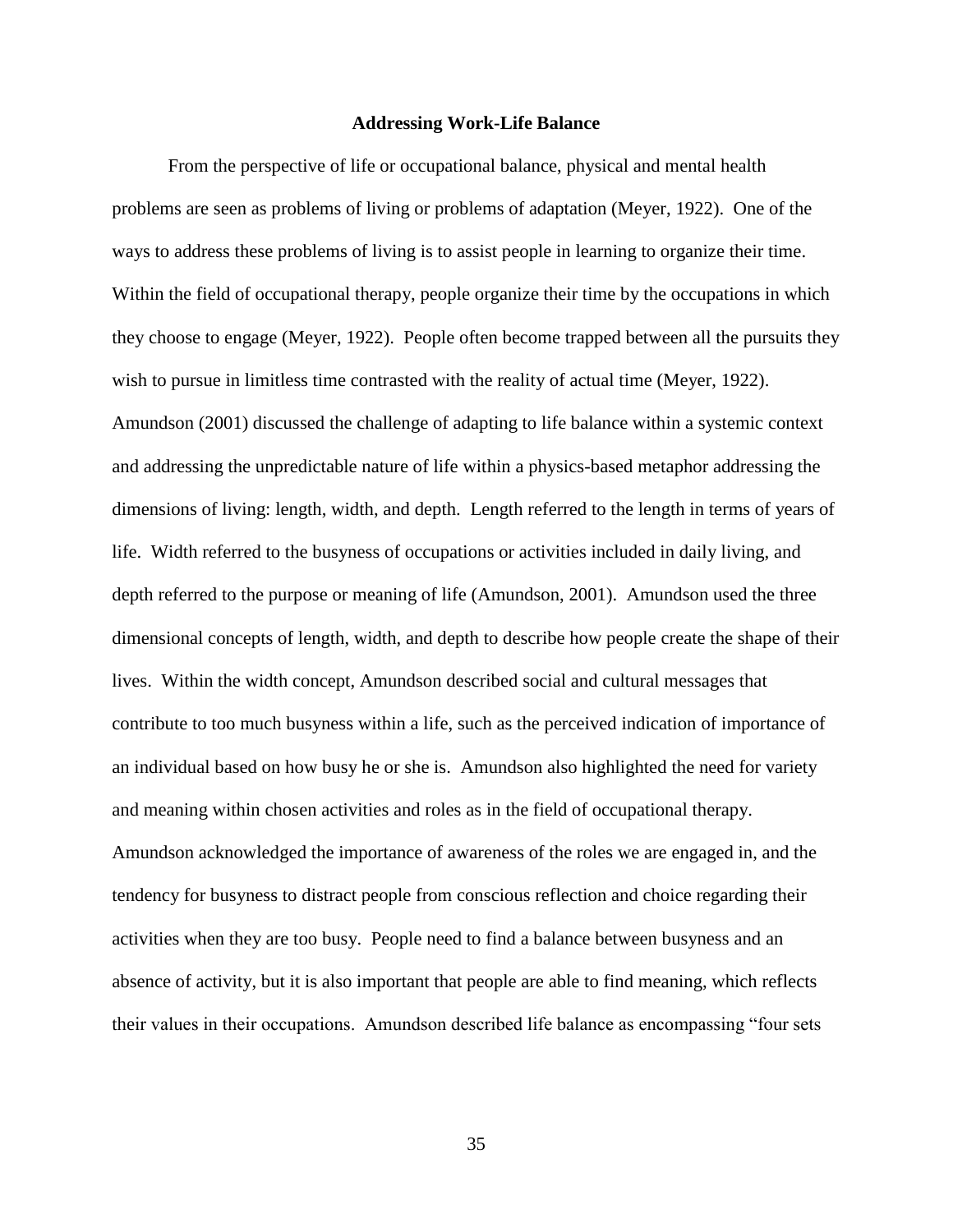## Addressing Work-Life Balance

From the perspective of life or occupational balance, physical and mental health problems are seen as problems of living or problems of adaptation (Meyer, 1922). One of the ways to address these problems of living is to assist people in learning to organize their time. Within the field of occupational therapy, people organize their time by the occupations in which they choose to engage (Meyer, 1922). People often become trapped between all the pursuits they wish to pursue in limitless time contrasted with the reality of actual time (Meyer, 1922). Amundson (2001) discussed the challenge of adapting to life balance within a systemic context and addressing the unpredictable nature of life within a physics-based metaphor addressing the dimensions of living: length, width, and depth. Length referred to the length in terms of years of life. Width referred to the busyness of occupations or activities included in daily living, and depth referred to the purpose or meaning of life (Amundson, 2001). Amundson used the three dimensional concepts of length, width, and depth to describe how people create the shape of their lives. Within the width concept, Amundson described social and cultural messages that contribute to too much busyness within a life, such as the perceived indication of importance of an individual based on how busy he or she is. Amundson also highlighted the need for variety and meaning within chosen activities and roles as in the field of occupational therapy. Amundson acknowledged the importance of awareness of the roles we are engaged in, and the tendency for busyness to distract people from conscious reflection and choice regarding their activities when they are too busy. People need to find a balance between busyness and an absence of activity, but it is also important that people are able to find meaning, which reflects their values in their occupations. Amundson described life balance as encompassing "four sets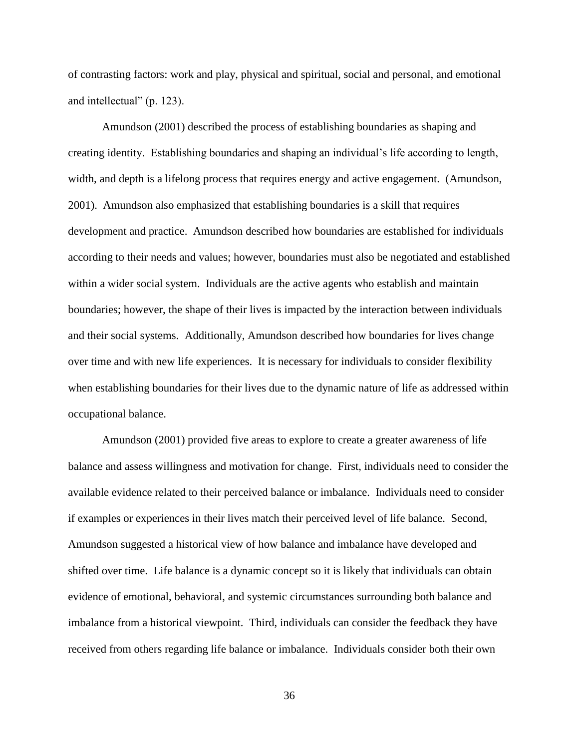of contrasting factors: work and play, physical and spiritual, social and personal, and emotional and intellectual" (p. 123).

Amundson (2001) described the process of establishing boundaries as shaping and creating identity. Establishing boundaries and shaping an individual's life according to length, width, and depth is a lifelong process that requires energy and active engagement. (Amundson, 2001). Amundson also emphasized that establishing boundaries is a skill that requires development and practice. Amundson described how boundaries are established for individuals according to their needs and values; however, boundaries must also be negotiated and established within a wider social system. Individuals are the active agents who establish and maintain boundaries; however, the shape of their lives is impacted by the interaction between individuals and their social systems. Additionally, Amundson described how boundaries for lives change over time and with new life experiences. It is necessary for individuals to consider flexibility when establishing boundaries for their lives due to the dynamic nature of life as addressed within occupational balance.

Amundson (2001) provided five areas to explore to create a greater awareness of life balance and assess willingness and motivation for change. First, individuals need to consider the available evidence related to their perceived balance or imbalance. Individuals need to consider if examples or experiences in their lives match their perceived level of life balance. Second, Amundson suggested a historical view of how balance and imbalance have developed and shifted over time. Life balance is a dynamic concept so it is likely that individuals can obtain evidence of emotional, behavioral, and systemic circumstances surrounding both balance and imbalance from a historical viewpoint. Third, individuals can consider the feedback they have received from others regarding life balance or imbalance. Individuals consider both their own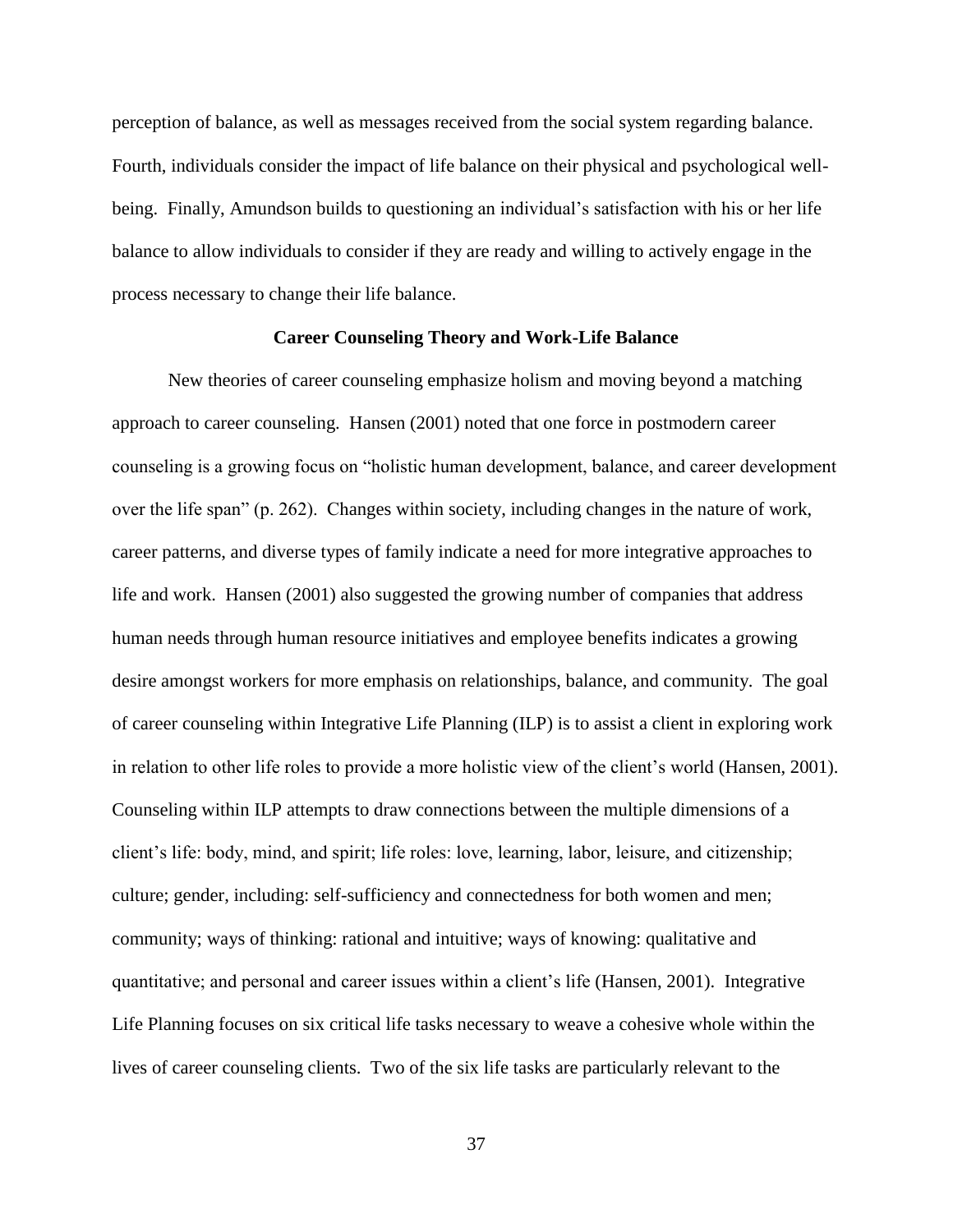perception of balance, as well as messages received from the social system regarding balance. Fourth, individuals consider the impact of life balance on their physical and psychological well-being. Finally, Amundson builds to questioning an individual's satisfaction with his or her life balance to allow individuals to consider if they are ready and willing to actively engage in the process necessary to change their life balance.

## Career Counseling Theory and Work-Life Balance

New theories of career counseling emphasize holism and moving beyond a matching approach to career counseling. Hansen (2001) noted that one force in postmodern career counseling is a growing focus on "holistic human development, balance, and career development over the life span" (p. 262). Changes within society, including changes in the nature of work, career patterns, and diverse types of family indicate a need for more integrative approaches to life and work. Hansen (2001) also suggested the growing number of companies that address human needs through human resource initiatives and employee benefits indicates a growing desire amongst workers for more emphasis on relationships, balance, and community. The goal of career counseling within Integrative Life Planning (ILP) is to assist a client in exploring work in relation to other life roles to provide a more holistic view of the client's world (Hansen, 2001). Counseling within ILP attempts to draw connections between the multiple dimensions of a client's life: body, mind, and spirit; life roles: love, learning, labor, leisure, and citizenship; culture; gender, including: self-sufficiency and connectedness for both women and men; community; ways of thinking: rational and intuitive; ways of knowing: qualitative and quantitative; and personal and career issues within a client's life (Hansen, 2001). Integrative Life Planning focuses on six critical life tasks necessary to weave a cohesive whole within the lives of career counseling clients. Two of the six life tasks are particularly relevant to the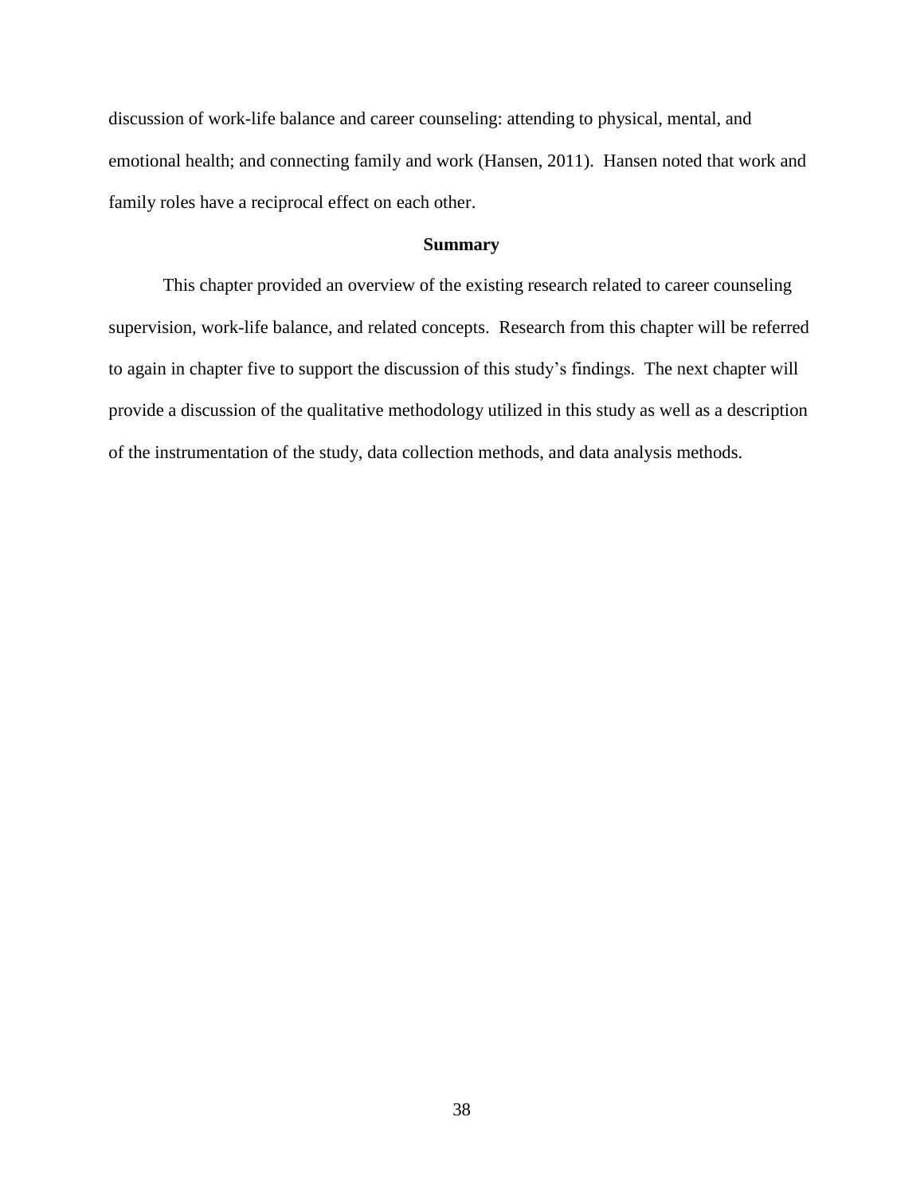discussion of work-life balance and career counseling: attending to physical, mental, and emotional health; and connecting family and work (Hansen, 2011). Hansen noted that work and family roles have a reciprocal effect on each other.

## Summary

This chapter provided an overview of the existing research related to career counseling supervision, work-life balance, and related concepts. Research from this chapter will be referred to again in chapter five to support the discussion of this study's findings. The next chapter will provide a discussion of the qualitative methodology utilized in this study as well as a description of the instrumentation of the study, data collection methods, and data analysis methods.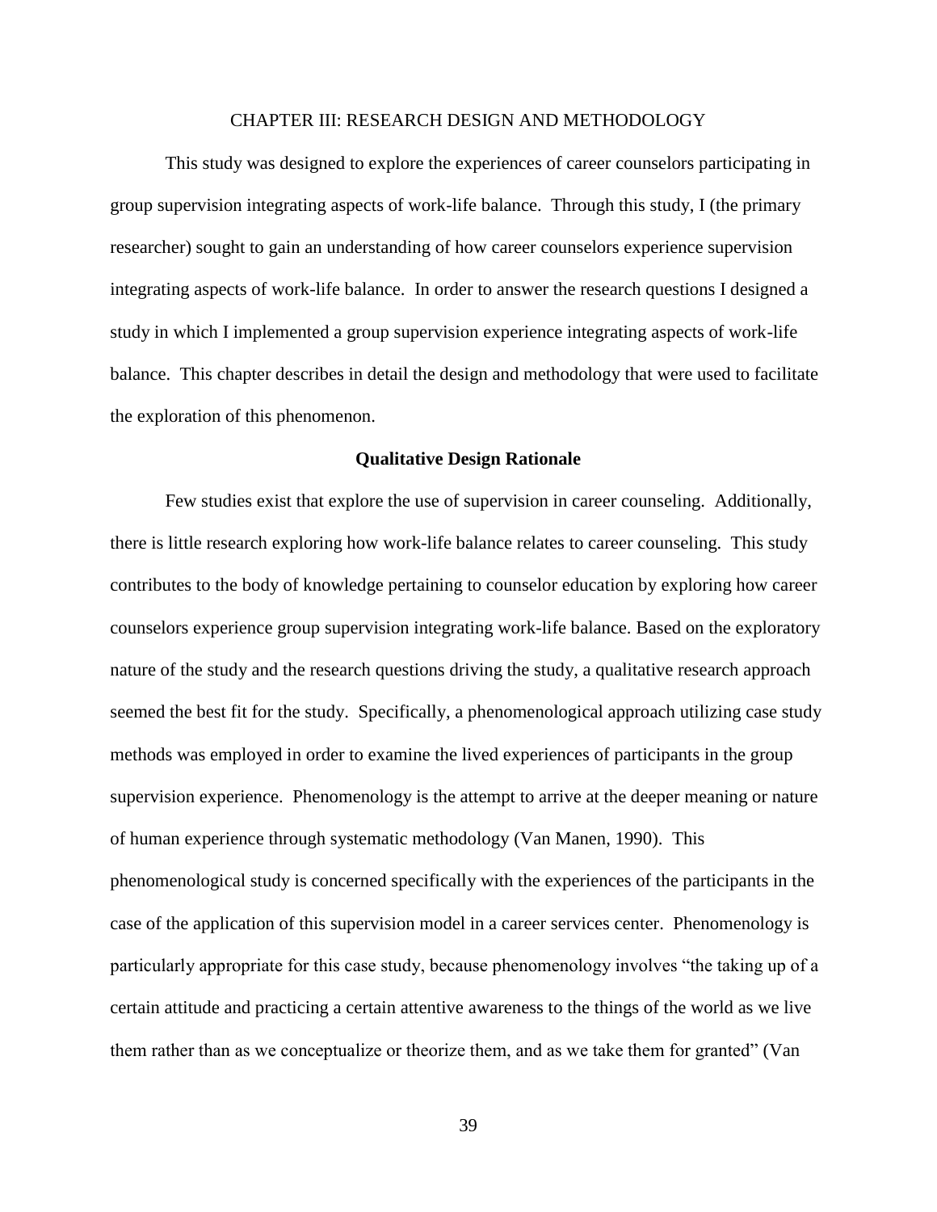# CHAPTER III: RESEARCH DESIGN AND METHODOLOGY

This study was designed to explore the experiences of career counselors participating in group supervision integrating aspects of work-life balance. Through this study, I (the primary researcher) sought to gain an understanding of how career counselors experience supervision integrating aspects of work-life balance. In order to answer the research questions I designed a study in which I implemented a group supervision experience integrating aspects of work-life balance. This chapter describes in detail the design and methodology that were used to facilitate the exploration of this phenomenon.

## Qualitative Design Rationale

Few studies exist that explore the use of supervision in career counseling. Additionally, there is little research exploring how work-life balance relates to career counseling. This study contributes to the body of knowledge pertaining to counselor education by exploring how career counselors experience group supervision integrating work-life balance. Based on the exploratory nature of the study and the research questions driving the study, a qualitative research approach seemed the best fit for the study. Specifically, a phenomenological approach utilizing case study methods was employed in order to examine the lived experiences of participants in the group supervision experience. Phenomenology is the attempt to arrive at the deeper meaning or nature of human experience through systematic methodology (Van Manen, 1990). This phenomenological study is concerned specifically with the experiences of the participants in the case of the application of this supervision model in a career services center. Phenomenology is particularly appropriate for this case study, because phenomenology involves "the taking up of a certain attitude and practicing a certain attentive awareness to the things of the world as we live them rather than as we conceptualize or theorize them, and as we take them for granted" (Van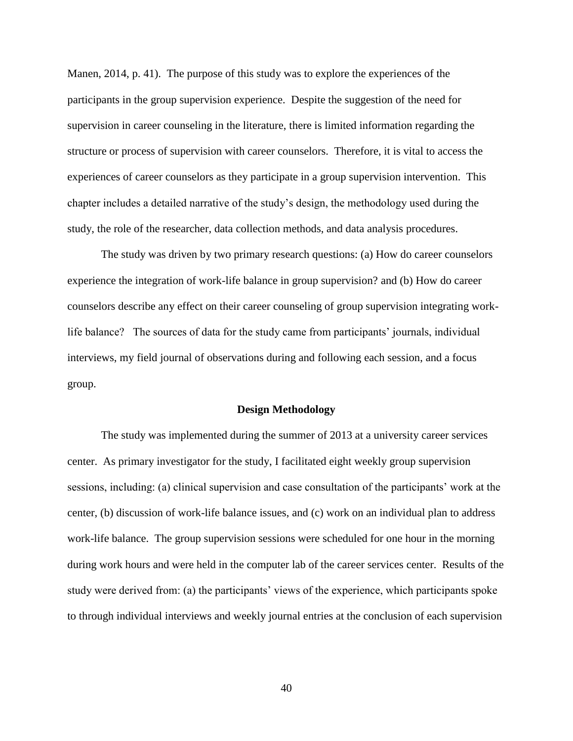Manen, 2014, p. 41). The purpose of this study was to explore the experiences of the participants in the group supervision experience. Despite the suggestion of the need for supervision in career counseling in the literature, there is limited information regarding the structure or process of supervision with career counselors. Therefore, it is vital to access the experiences of career counselors as they participate in a group supervision intervention. This chapter includes a detailed narrative of the study's design, the methodology used during the study, the role of the researcher, data collection methods, and data analysis procedures.

The study was driven by two primary research questions: (a) How do career counselors experience the integration of work-life balance in group supervision? and (b) How do career counselors describe any effect on their career counseling of group supervision integrating work-life balance? The sources of data for the study came from participants' journals, individual interviews, my field journal of observations during and following each session, and a focus group.

## Design Methodology

The study was implemented during the summer of 2013 at a university career services center. As primary investigator for the study, I facilitated eight weekly group supervision sessions, including: (a) clinical supervision and case consultation of the participants' work at the center, (b) discussion of work-life balance issues, and (c) work on an individual plan to address work-life balance. The group supervision sessions were scheduled for one hour in the morning during work hours and were held in the computer lab of the career services center. Results of the study were derived from: (a) the participants' views of the experience, which participants spoke to through individual interviews and weekly journal entries at the conclusion of each supervision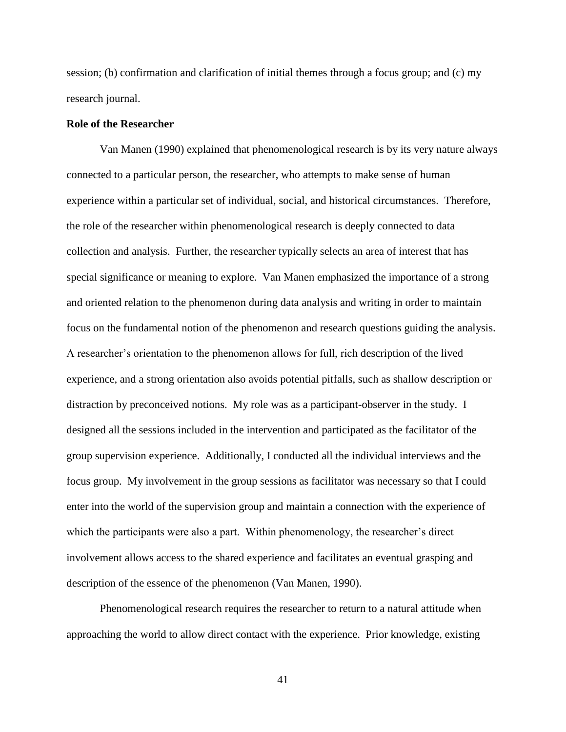session; (b) confirmation and clarification of initial themes through a focus group; and (c) my research journal.

**Role of the Researcher**

Van Manen (1990) explained that phenomenological research is by its very nature always connected to a particular person, the researcher, who attempts to make sense of human experience within a particular set of individual, social, and historical circumstances. Therefore, the role of the researcher within phenomenological research is deeply connected to data collection and analysis. Further, the researcher typically selects an area of interest that has special significance or meaning to explore. Van Manen emphasized the importance of a strong and oriented relation to the phenomenon during data analysis and writing in order to maintain focus on the fundamental notion of the phenomenon and research questions guiding the analysis. A researcher's orientation to the phenomenon allows for full, rich description of the lived experience, and a strong orientation also avoids potential pitfalls, such as shallow description or distraction by preconceived notions. My role was as a participant-observer in the study. I designed all the sessions included in the intervention and participated as the facilitator of the group supervision experience. Additionally, I conducted all the individual interviews and the focus group. My involvement in the group sessions as facilitator was necessary so that I could enter into the world of the supervision group and maintain a connection with the experience of which the participants were also a part. Within phenomenology, the researcher's direct involvement allows access to the shared experience and facilitates an eventual grasping and description of the essence of the phenomenon (Van Manen, 1990).

Phenomenological research requires the researcher to return to a natural attitude when approaching the world to allow direct contact with the experience. Prior knowledge, existing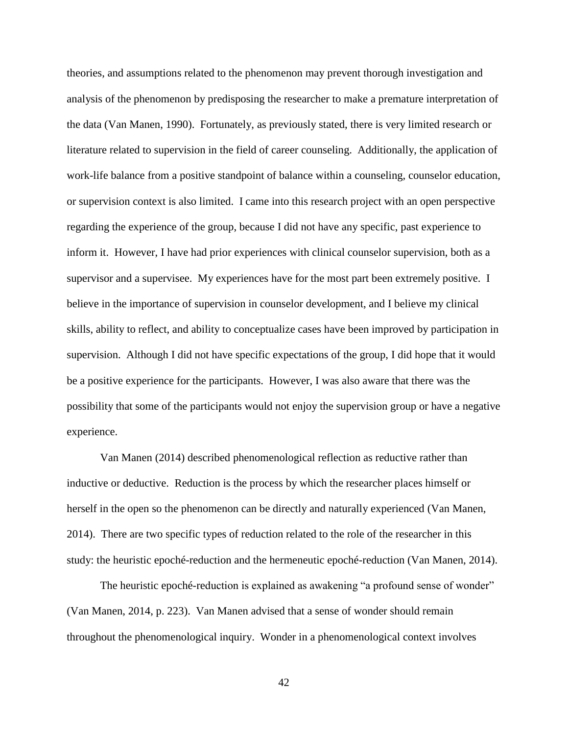theories, and assumptions related to the phenomenon may prevent thorough investigation and analysis of the phenomenon by predisposing the researcher to make a premature interpretation of the data (Van Manen, 1990). Fortunately, as previously stated, there is very limited research or literature related to supervision in the field of career counseling. Additionally, the application of work-life balance from a positive standpoint of balance within a counseling, counselor education, or supervision context is also limited. I came into this research project with an open perspective regarding the experience of the group, because I did not have any specific, past experience to inform it. However, I have had prior experiences with clinical counselor supervision, both as a supervisor and a supervisee. My experiences have for the most part been extremely positive. I believe in the importance of supervision in counselor development, and I believe my clinical skills, ability to reflect, and ability to conceptualize cases have been improved by participation in supervision. Although I did not have specific expectations of the group, I did hope that it would be a positive experience for the participants. However, I was also aware that there was the possibility that some of the participants would not enjoy the supervision group or have a negative experience.

Van Manen (2014) described phenomenological reflection as reductive rather than inductive or deductive. Reduction is the process by which the researcher places himself or herself in the open so the phenomenon can be directly and naturally experienced (Van Manen, 2014). There are two specific types of reduction related to the role of the researcher in this study: the heuristic epoché-reduction and the hermeneutic epoché-reduction (Van Manen, 2014).

The heuristic epoché-reduction is explained as awakening "a profound sense of wonder" (Van Manen, 2014, p. 223). Van Manen advised that a sense of wonder should remain throughout the phenomenological inquiry. Wonder in a phenomenological context involves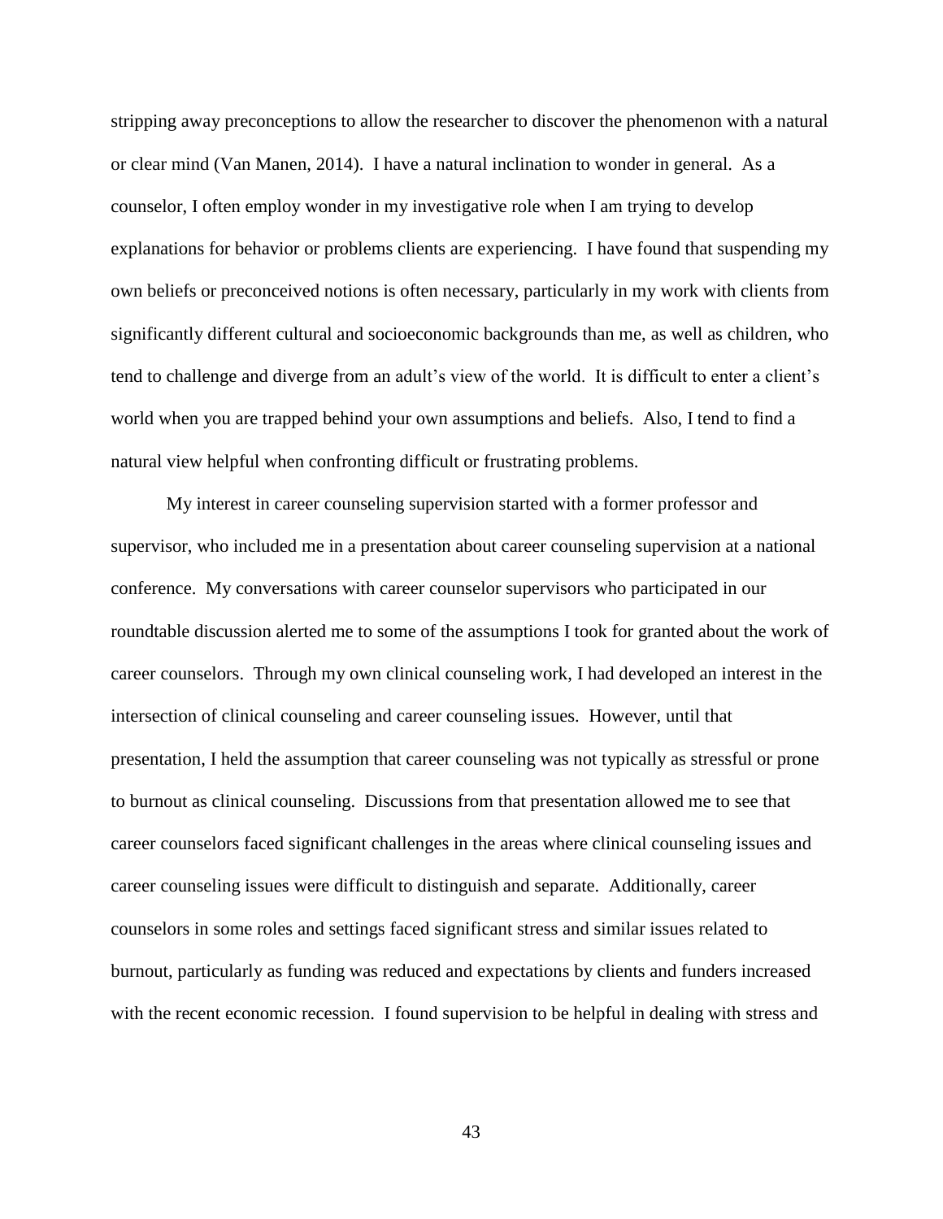stripping away preconceptions to allow the researcher to discover the phenomenon with a natural or clear mind (Van Manen, 2014). I have a natural inclination to wonder in general. As a counselor, I often employ wonder in my investigative role when I am trying to develop explanations for behavior or problems clients are experiencing. I have found that suspending my own beliefs or preconceived notions is often necessary, particularly in my work with clients from significantly different cultural and socioeconomic backgrounds than me, as well as children, who tend to challenge and diverge from an adult's view of the world. It is difficult to enter a client's world when you are trapped behind your own assumptions and beliefs. Also, I tend to find a natural view helpful when confronting difficult or frustrating problems.

My interest in career counseling supervision started with a former professor and supervisor, who included me in a presentation about career counseling supervision at a national conference. My conversations with career counselor supervisors who participated in our roundtable discussion alerted me to some of the assumptions I took for granted about the work of career counselors. Through my own clinical counseling work, I had developed an interest in the intersection of clinical counseling and career counseling issues. However, until that presentation, I held the assumption that career counseling was not typically as stressful or prone to burnout as clinical counseling. Discussions from that presentation allowed me to see that career counselors faced significant challenges in the areas where clinical counseling issues and career counseling issues were difficult to distinguish and separate. Additionally, career counselors in some roles and settings faced significant stress and similar issues related to burnout, particularly as funding was reduced and expectations by clients and funders increased with the recent economic recession. I found supervision to be helpful in dealing with stress and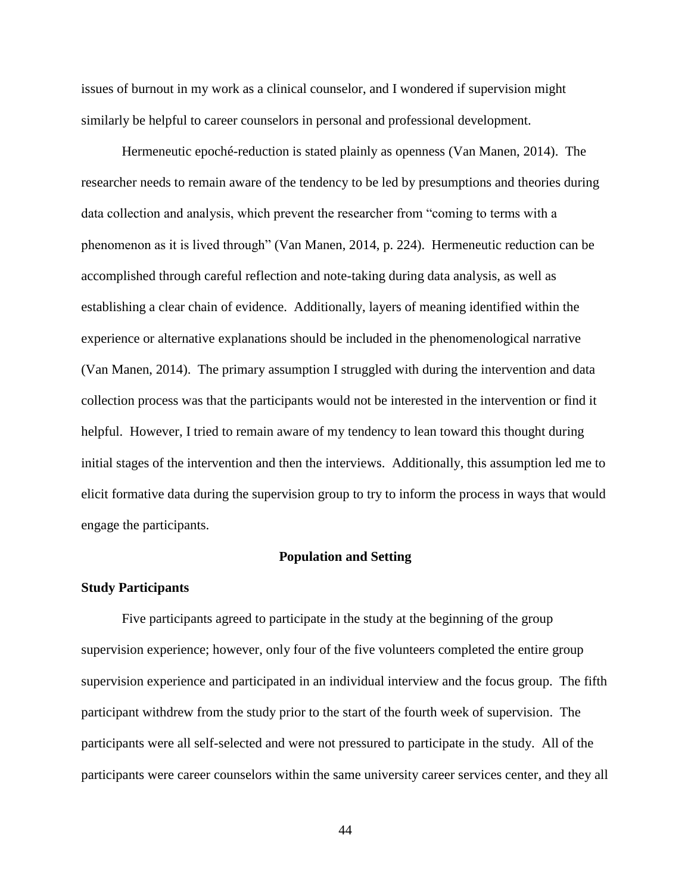issues of burnout in my work as a clinical counselor, and I wondered if supervision might similarly be helpful to career counselors in personal and professional development.

Hermeneutic epoché-reduction is stated plainly as openness (Van Manen, 2014). The researcher needs to remain aware of the tendency to be led by presumptions and theories during data collection and analysis, which prevent the researcher from "coming to terms with a phenomenon as it is lived through" (Van Manen, 2014, p. 224). Hermeneutic reduction can be accomplished through careful reflection and note-taking during data analysis, as well as establishing a clear chain of evidence. Additionally, layers of meaning identified within the experience or alternative explanations should be included in the phenomenological narrative (Van Manen, 2014). The primary assumption I struggled with during the intervention and data collection process was that the participants would not be interested in the intervention or find it helpful. However, I tried to remain aware of my tendency to lean toward this thought during initial stages of the intervention and then the interviews. Additionally, this assumption led me to elicit formative data during the supervision group to try to inform the process in ways that would engage the participants.

## Population and Setting

### Study Participants

Five participants agreed to participate in the study at the beginning of the group supervision experience; however, only four of the five volunteers completed the entire group supervision experience and participated in an individual interview and the focus group. The fifth participant withdrew from the study prior to the start of the fourth week of supervision. The participants were all self-selected and were not pressured to participate in the study. All of the participants were career counselors within the same university career services center, and they all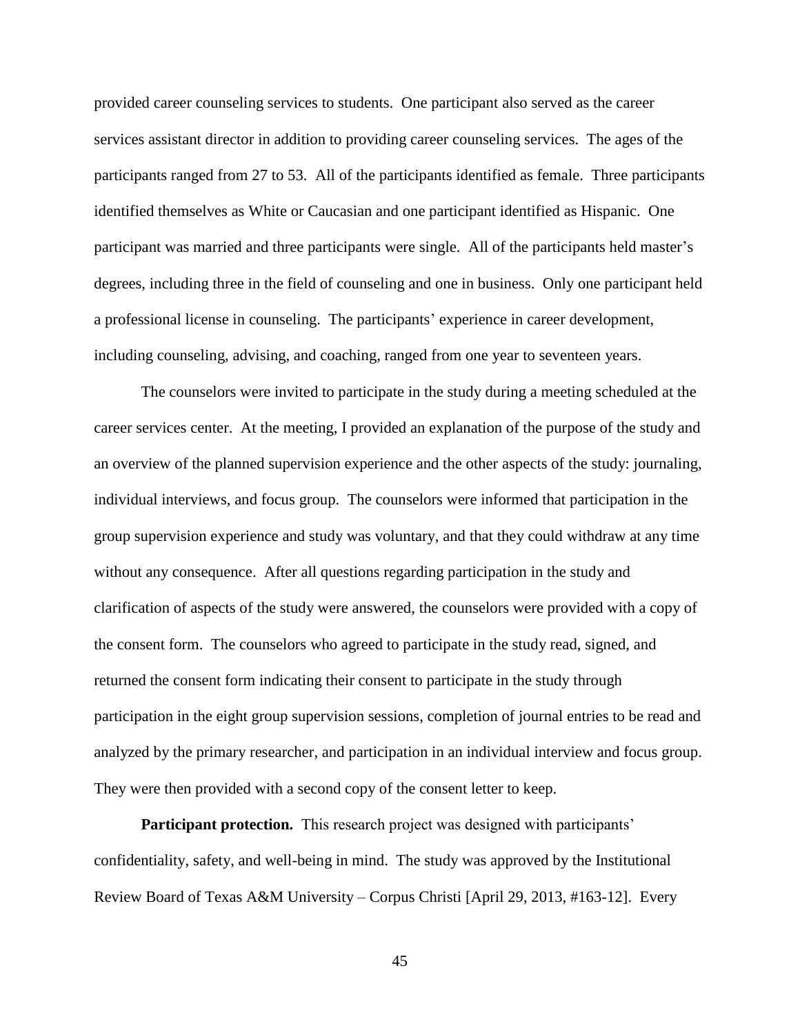provided career counseling services to students. One participant also served as the career services assistant director in addition to providing career counseling services. The ages of the participants ranged from 27 to 53. All of the participants identified as female. Three participants identified themselves as White or Caucasian and one participant identified as Hispanic. One participant was married and three participants were single. All of the participants held master's degrees, including three in the field of counseling and one in business. Only one participant held a professional license in counseling. The participants' experience in career development, including counseling, advising, and coaching, ranged from one year to seventeen years.

The counselors were invited to participate in the study during a meeting scheduled at the career services center. At the meeting, I provided an explanation of the purpose of the study and an overview of the planned supervision experience and the other aspects of the study: journaling, individual interviews, and focus group. The counselors were informed that participation in the group supervision experience and study was voluntary, and that they could withdraw at any time without any consequence. After all questions regarding participation in the study and clarification of aspects of the study were answered, the counselors were provided with a copy of the consent form. The counselors who agreed to participate in the study read, signed, and returned the consent form indicating their consent to participate in the study through participation in the eight group supervision sessions, completion of journal entries to be read and analyzed by the primary researcher, and participation in an individual interview and focus group. They were then provided with a second copy of the consent letter to keep.

**Participant protection.** This research project was designed with participants' confidentiality, safety, and well-being in mind. The study was approved by the Institutional Review Board of Texas A&M University – Corpus Christi [April 29, 2013, #163-12]. Every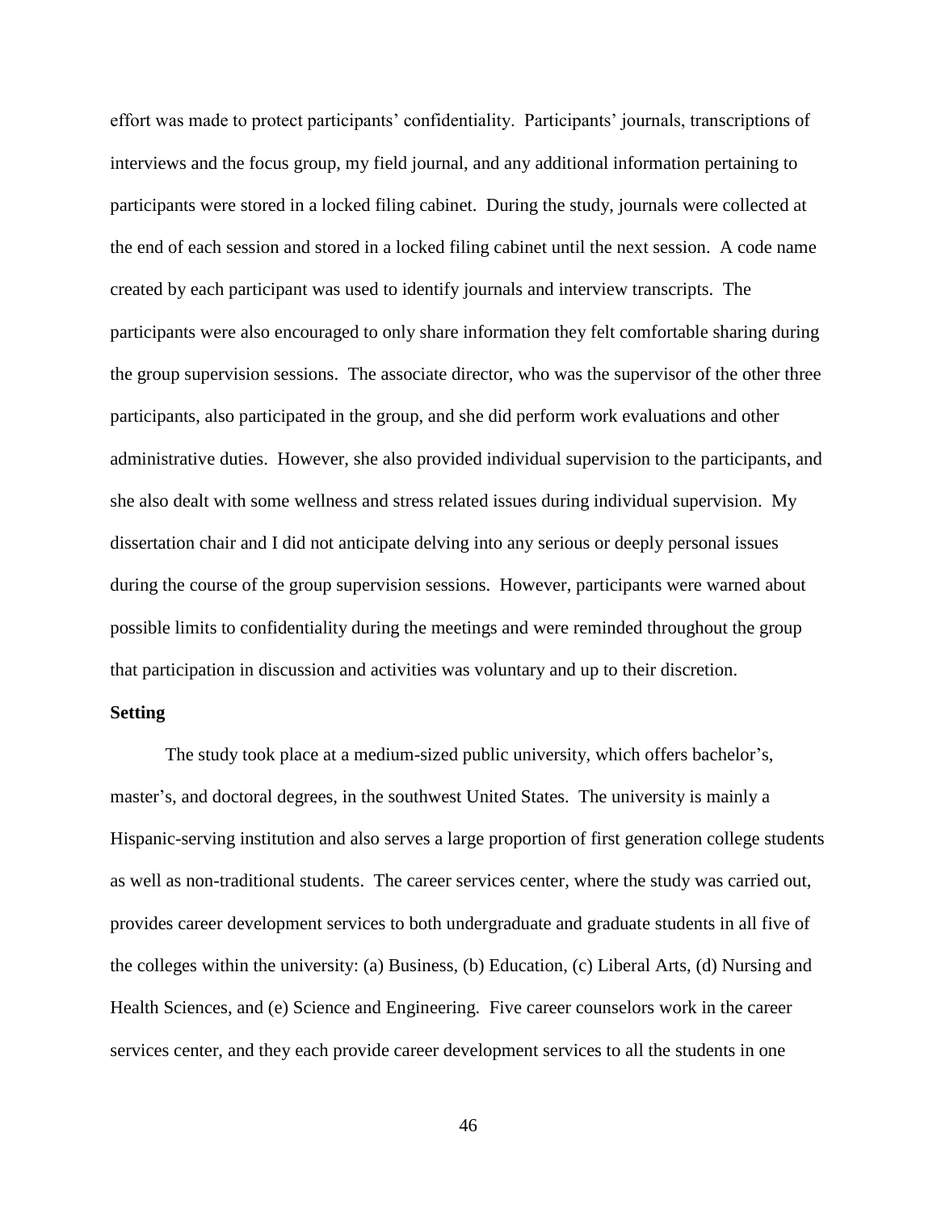effort was made to protect participants' confidentiality. Participants' journals, transcriptions of interviews and the focus group, my field journal, and any additional information pertaining to participants were stored in a locked filing cabinet. During the study, journals were collected at the end of each session and stored in a locked filing cabinet until the next session. A code name created by each participant was used to identify journals and interview transcripts. The participants were also encouraged to only share information they felt comfortable sharing during the group supervision sessions. The associate director, who was the supervisor of the other three participants, also participated in the group, and she did perform work evaluations and other administrative duties. However, she also provided individual supervision to the participants, and she also dealt with some wellness and stress related issues during individual supervision. My dissertation chair and I did not anticipate delving into any serious or deeply personal issues during the course of the group supervision sessions. However, participants were warned about possible limits to confidentiality during the meetings and were reminded throughout the group that participation in discussion and activities was voluntary and up to their discretion.

**Setting**

The study took place at a medium-sized public university, which offers bachelor's, master's, and doctoral degrees, in the southwest United States. The university is mainly a Hispanic-serving institution and also serves a large proportion of first generation college students as well as non-traditional students. The career services center, where the study was carried out, provides career development services to both undergraduate and graduate students in all five of the colleges within the university: (a) Business, (b) Education, (c) Liberal Arts, (d) Nursing and Health Sciences, and (e) Science and Engineering. Five career counselors work in the career services center, and they each provide career development services to all the students in one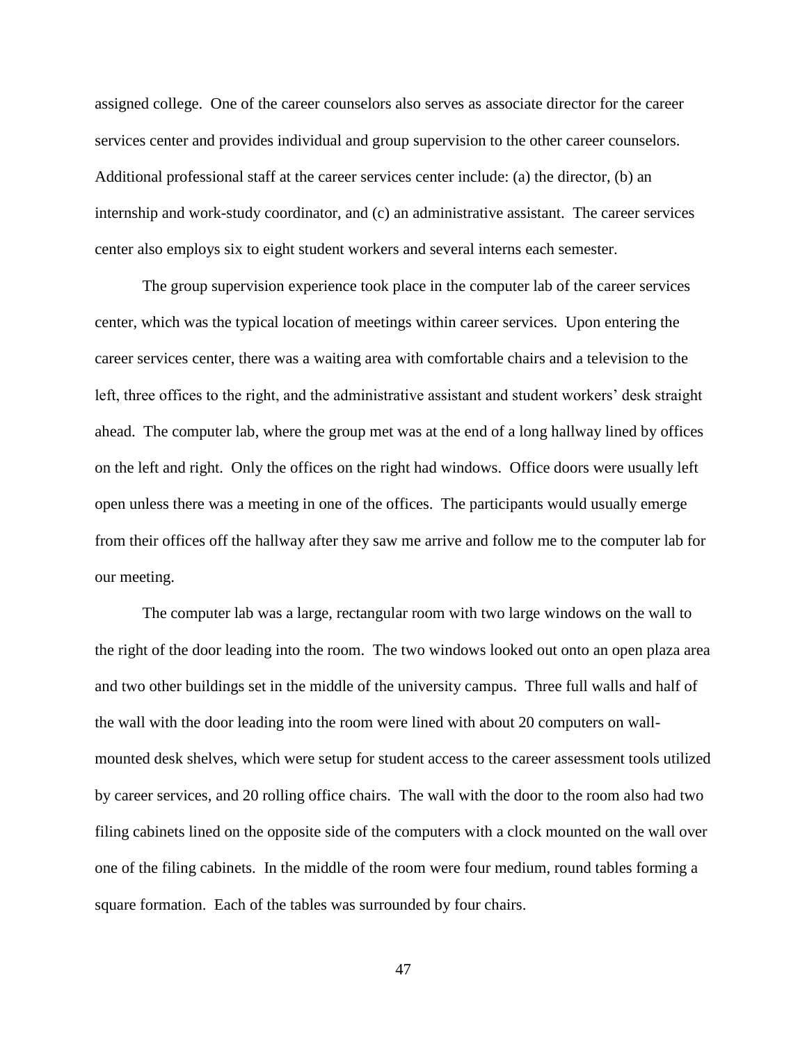assigned college. One of the career counselors also serves as associate director for the career services center and provides individual and group supervision to the other career counselors. Additional professional staff at the career services center include: (a) the director, (b) an internship and work-study coordinator, and (c) an administrative assistant. The career services center also employs six to eight student workers and several interns each semester.

The group supervision experience took place in the computer lab of the career services center, which was the typical location of meetings within career services. Upon entering the career services center, there was a waiting area with comfortable chairs and a television to the left, three offices to the right, and the administrative assistant and student workers' desk straight ahead. The computer lab, where the group met was at the end of a long hallway lined by offices on the left and right. Only the offices on the right had windows. Office doors were usually left open unless there was a meeting in one of the offices. The participants would usually emerge from their offices off the hallway after they saw me arrive and follow me to the computer lab for our meeting.

The computer lab was a large, rectangular room with two large windows on the wall to the right of the door leading into the room. The two windows looked out onto an open plaza area and two other buildings set in the middle of the university campus. Three full walls and half of the wall with the door leading into the room were lined with about 20 computers on wall-mounted desk shelves, which were setup for student access to the career assessment tools utilized by career services, and 20 rolling office chairs. The wall with the door to the room also had two filing cabinets lined on the opposite side of the computers with a clock mounted on the wall over one of the filing cabinets. In the middle of the room were four medium, round tables forming a square formation. Each of the tables was surrounded by four chairs.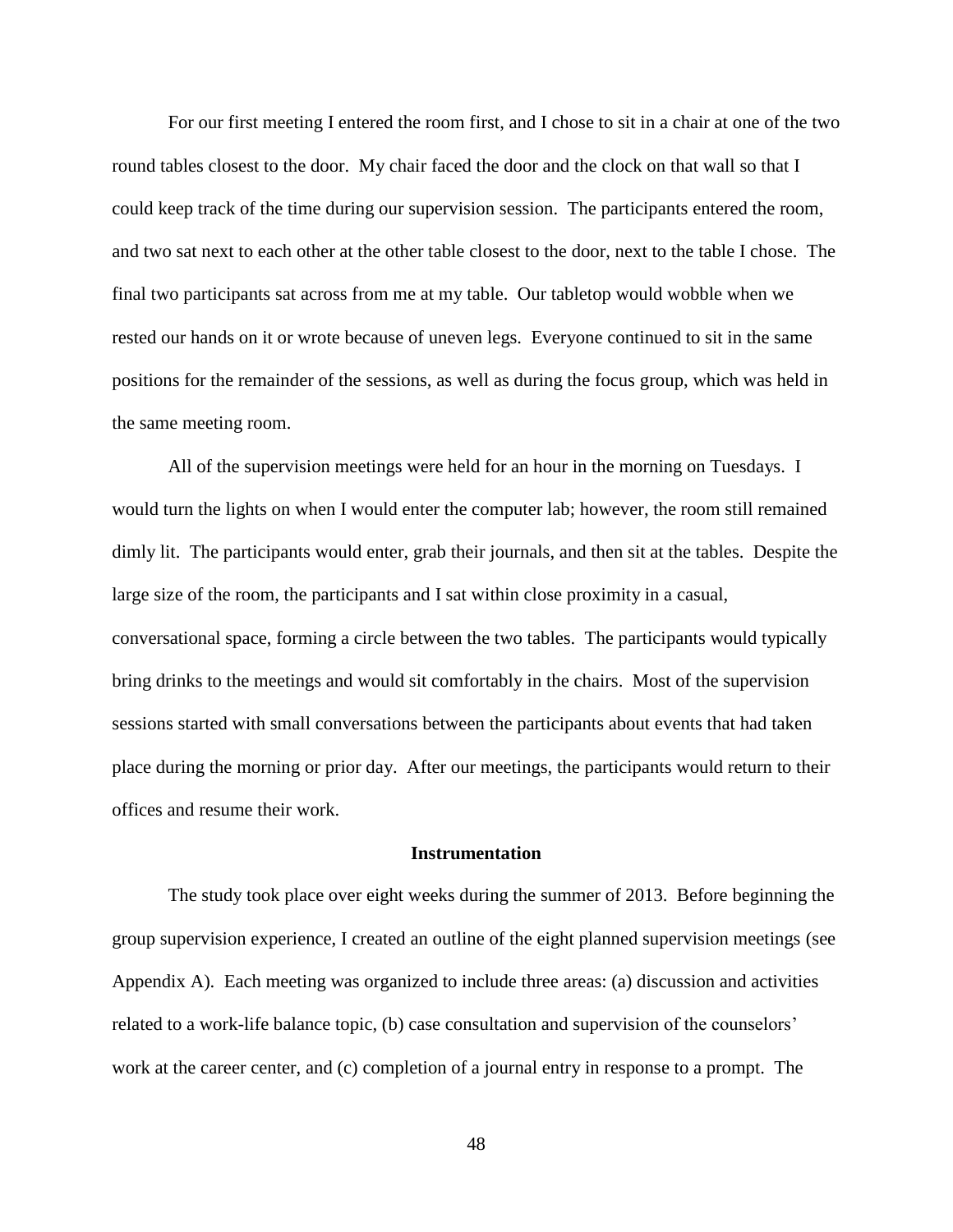For our first meeting I entered the room first, and I chose to sit in a chair at one of the two round tables closest to the door. My chair faced the door and the clock on that wall so that I could keep track of the time during our supervision session. The participants entered the room, and two sat next to each other at the other table closest to the door, next to the table I chose. The final two participants sat across from me at my table. Our tabletop would wobble when we rested our hands on it or wrote because of uneven legs. Everyone continued to sit in the same positions for the remainder of the sessions, as well as during the focus group, which was held in the same meeting room.

All of the supervision meetings were held for an hour in the morning on Tuesdays. I would turn the lights on when I would enter the computer lab; however, the room still remained dimly lit. The participants would enter, grab their journals, and then sit at the tables. Despite the large size of the room, the participants and I sat within close proximity in a casual, conversational space, forming a circle between the two tables. The participants would typically bring drinks to the meetings and would sit comfortably in the chairs. Most of the supervision sessions started with small conversations between the participants about events that had taken place during the morning or prior day. After our meetings, the participants would return to their offices and resume their work.

## Instrumentation

The study took place over eight weeks during the summer of 2013. Before beginning the group supervision experience, I created an outline of the eight planned supervision meetings (see Appendix A). Each meeting was organized to include three areas: (a) discussion and activities related to a work-life balance topic, (b) case consultation and supervision of the counselors' work at the career center, and (c) completion of a journal entry in response to a prompt. The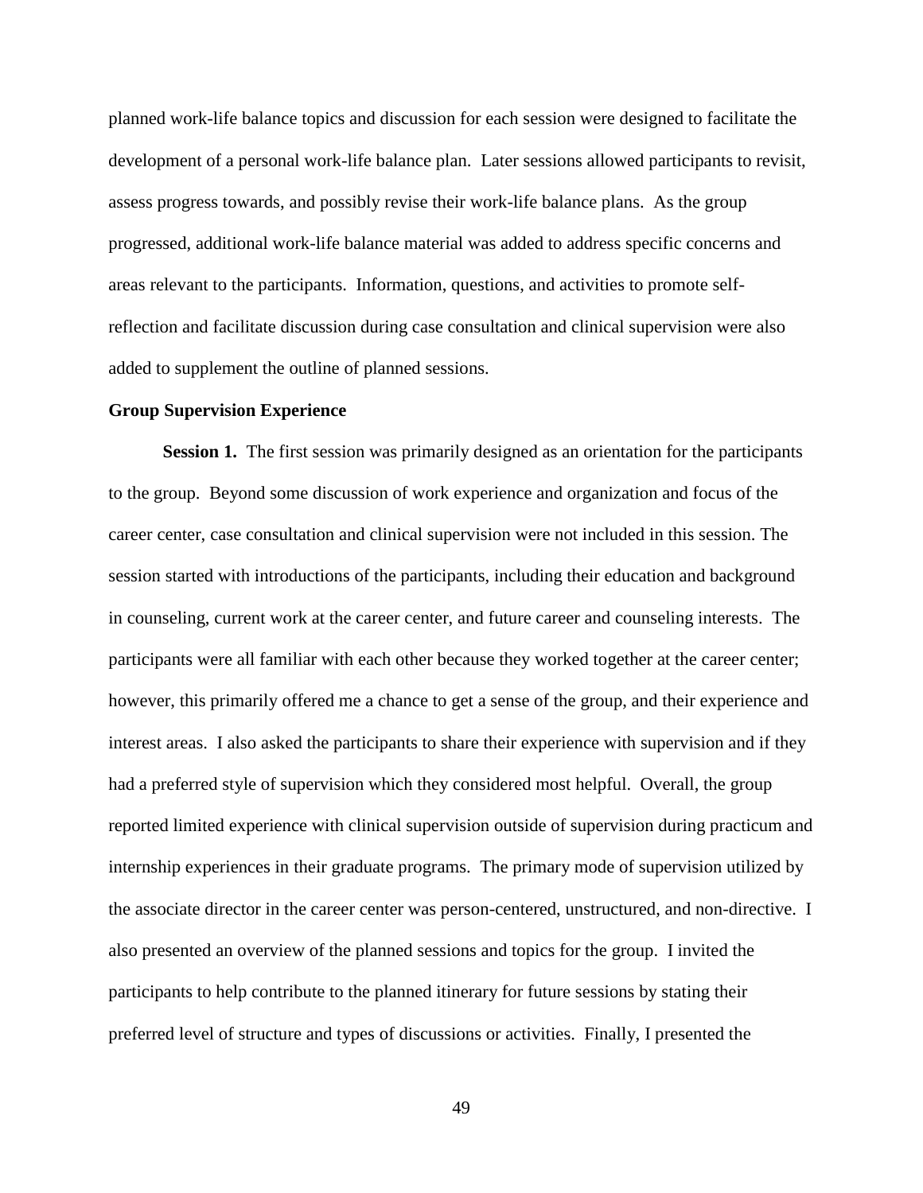planned work-life balance topics and discussion for each session were designed to facilitate the development of a personal work-life balance plan. Later sessions allowed participants to revisit, assess progress towards, and possibly revise their work-life balance plans. As the group progressed, additional work-life balance material was added to address specific concerns and areas relevant to the participants. Information, questions, and activities to promote self-reflection and facilitate discussion during case consultation and clinical supervision were also added to supplement the outline of planned sessions.

### Group Supervision Experience

**Session 1.** The first session was primarily designed as an orientation for the participants to the group. Beyond some discussion of work experience and organization and focus of the career center, case consultation and clinical supervision were not included in this session. The session started with introductions of the participants, including their education and background in counseling, current work at the career center, and future career and counseling interests. The participants were all familiar with each other because they worked together at the career center; however, this primarily offered me a chance to get a sense of the group, and their experience and interest areas. I also asked the participants to share their experience with supervision and if they had a preferred style of supervision which they considered most helpful. Overall, the group reported limited experience with clinical supervision outside of supervision during practicum and internship experiences in their graduate programs. The primary mode of supervision utilized by the associate director in the career center was person-centered, unstructured, and non-directive. I also presented an overview of the planned sessions and topics for the group. I invited the participants to help contribute to the planned itinerary for future sessions by stating their preferred level of structure and types of discussions or activities. Finally, I presented the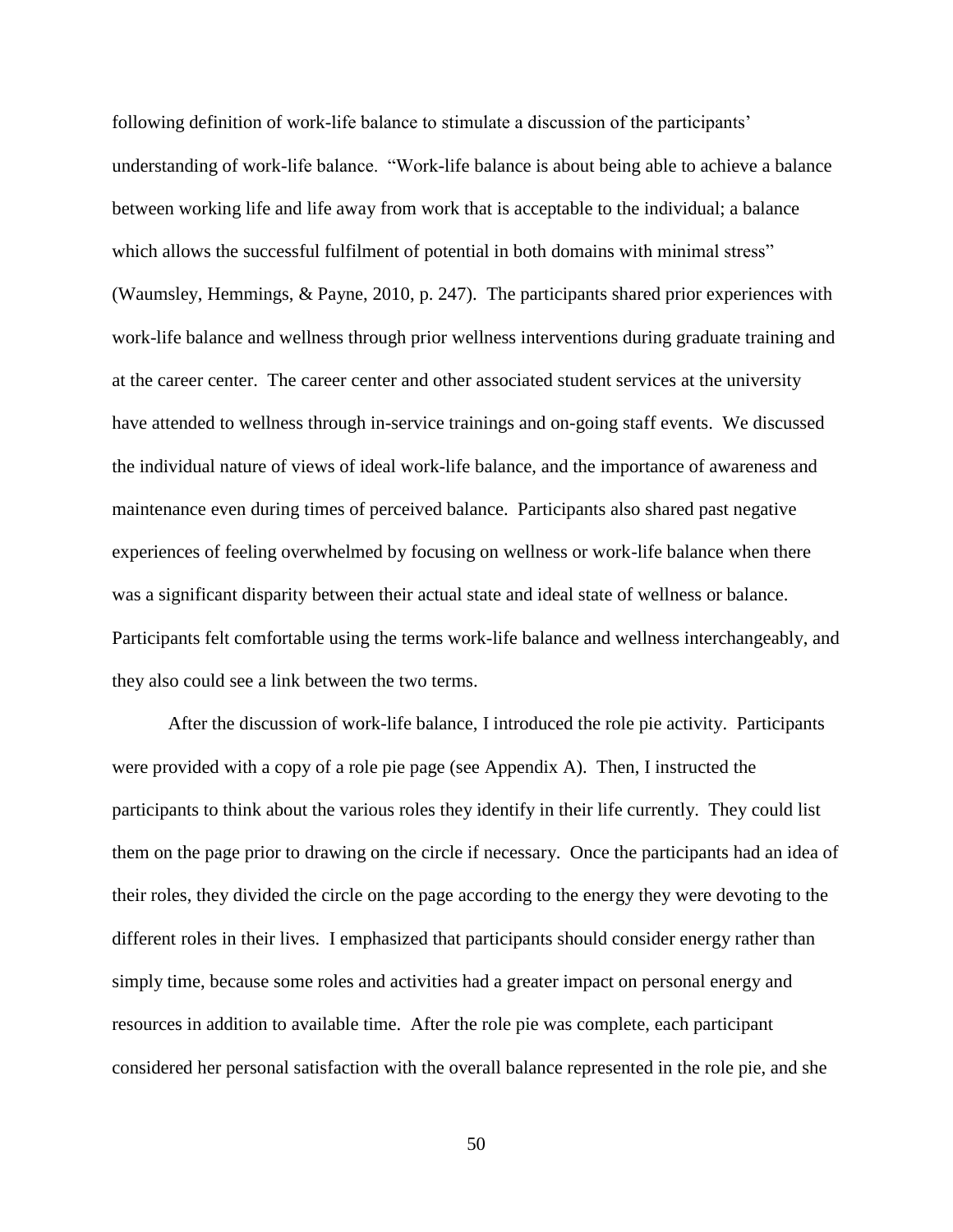following definition of work-life balance to stimulate a discussion of the participants' understanding of work-life balance. "Work-life balance is about being able to achieve a balance between working life and life away from work that is acceptable to the individual; a balance which allows the successful fulfilment of potential in both domains with minimal stress" (Waumsley, Hemmings, & Payne, 2010, p. 247). The participants shared prior experiences with work-life balance and wellness through prior wellness interventions during graduate training and at the career center. The career center and other associated student services at the university have attended to wellness through in-service trainings and on-going staff events. We discussed the individual nature of views of ideal work-life balance, and the importance of awareness and maintenance even during times of perceived balance. Participants also shared past negative experiences of feeling overwhelmed by focusing on wellness or work-life balance when there was a significant disparity between their actual state and ideal state of wellness or balance. Participants felt comfortable using the terms work-life balance and wellness interchangeably, and they also could see a link between the two terms.

After the discussion of work-life balance, I introduced the role pie activity. Participants were provided with a copy of a role pie page (see Appendix A). Then, I instructed the participants to think about the various roles they identify in their life currently. They could list them on the page prior to drawing on the circle if necessary. Once the participants had an idea of their roles, they divided the circle on the page according to the energy they were devoting to the different roles in their lives. I emphasized that participants should consider energy rather than simply time, because some roles and activities had a greater impact on personal energy and resources in addition to available time. After the role pie was complete, each participant considered her personal satisfaction with the overall balance represented in the role pie, and she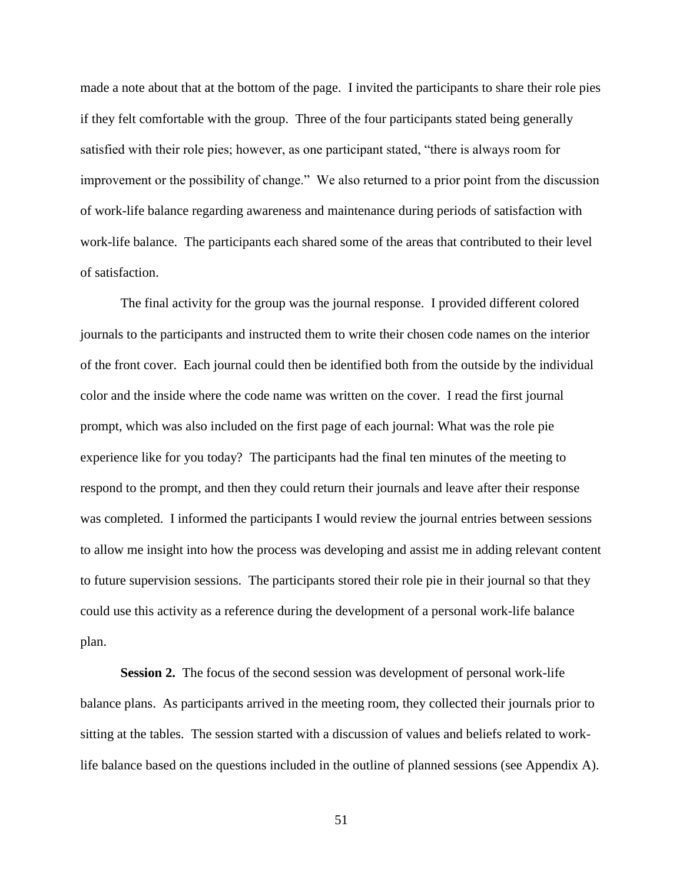made a note about that at the bottom of the page. I invited the participants to share their role pies if they felt comfortable with the group. Three of the four participants stated being generally satisfied with their role pies; however, as one participant stated, "there is always room for improvement or the possibility of change." We also returned to a prior point from the discussion of work-life balance regarding awareness and maintenance during periods of satisfaction with work-life balance. The participants each shared some of the areas that contributed to their level of satisfaction.

The final activity for the group was the journal response. I provided different colored journals to the participants and instructed them to write their chosen code names on the interior of the front cover. Each journal could then be identified both from the outside by the individual color and the inside where the code name was written on the cover. I read the first journal prompt, which was also included on the first page of each journal: What was the role pie experience like for you today? The participants had the final ten minutes of the meeting to respond to the prompt, and then they could return their journals and leave after their response was completed. I informed the participants I would review the journal entries between sessions to allow me insight into how the process was developing and assist me in adding relevant content to future supervision sessions. The participants stored their role pie in their journal so that they could use this activity as a reference during the development of a personal work-life balance plan.

**Session 2.** The focus of the second session was development of personal work-life balance plans. As participants arrived in the meeting room, they collected their journals prior to sitting at the tables. The session started with a discussion of values and beliefs related to work-life balance based on the questions included in the outline of planned sessions (see Appendix A).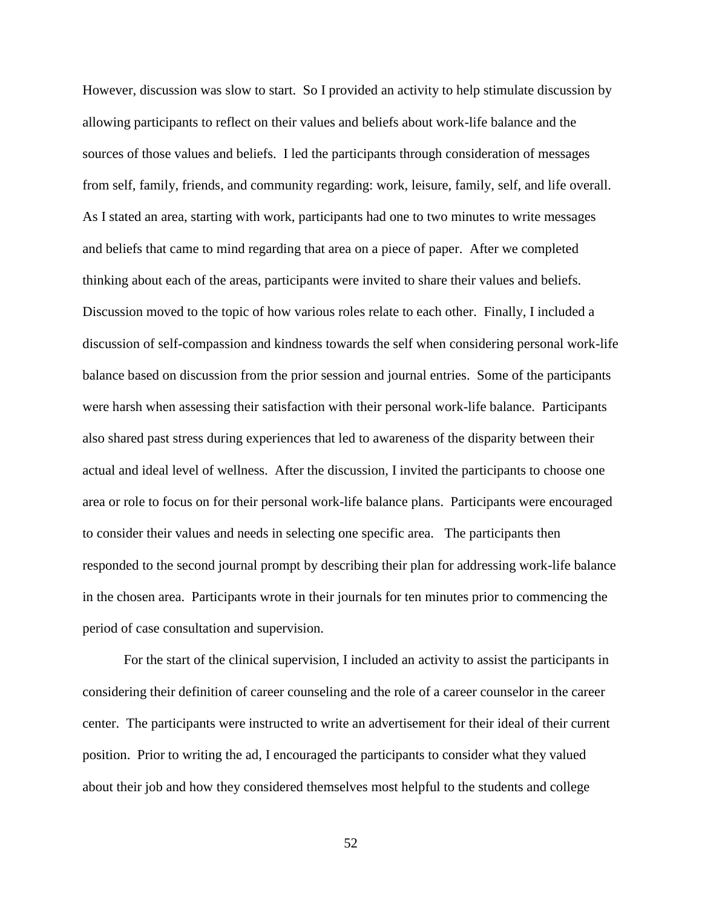However, discussion was slow to start. So I provided an activity to help stimulate discussion by allowing participants to reflect on their values and beliefs about work-life balance and the sources of those values and beliefs. I led the participants through consideration of messages from self, family, friends, and community regarding: work, leisure, family, self, and life overall. As I stated an area, starting with work, participants had one to two minutes to write messages and beliefs that came to mind regarding that area on a piece of paper. After we completed thinking about each of the areas, participants were invited to share their values and beliefs. Discussion moved to the topic of how various roles relate to each other. Finally, I included a discussion of self-compassion and kindness towards the self when considering personal work-life balance based on discussion from the prior session and journal entries. Some of the participants were harsh when assessing their satisfaction with their personal work-life balance. Participants also shared past stress during experiences that led to awareness of the disparity between their actual and ideal level of wellness. After the discussion, I invited the participants to choose one area or role to focus on for their personal work-life balance plans. Participants were encouraged to consider their values and needs in selecting one specific area. The participants then responded to the second journal prompt by describing their plan for addressing work-life balance in the chosen area. Participants wrote in their journals for ten minutes prior to commencing the period of case consultation and supervision.

For the start of the clinical supervision, I included an activity to assist the participants in considering their definition of career counseling and the role of a career counselor in the career center. The participants were instructed to write an advertisement for their ideal of their current position. Prior to writing the ad, I encouraged the participants to consider what they valued about their job and how they considered themselves most helpful to the students and college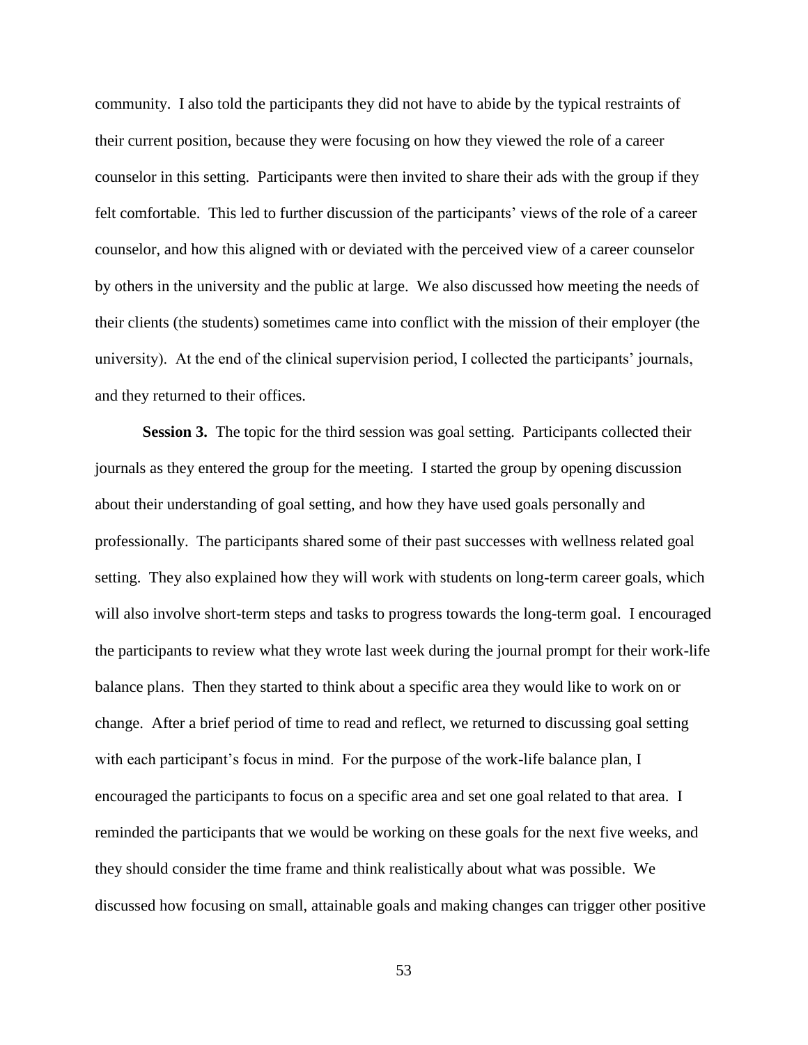community. I also told the participants they did not have to abide by the typical restraints of their current position, because they were focusing on how they viewed the role of a career counselor in this setting. Participants were then invited to share their ads with the group if they felt comfortable. This led to further discussion of the participants' views of the role of a career counselor, and how this aligned with or deviated with the perceived view of a career counselor by others in the university and the public at large. We also discussed how meeting the needs of their clients (the students) sometimes came into conflict with the mission of their employer (the university). At the end of the clinical supervision period, I collected the participants' journals, and they returned to their offices.

**Session 3.** The topic for the third session was goal setting. Participants collected their journals as they entered the group for the meeting. I started the group by opening discussion about their understanding of goal setting, and how they have used goals personally and professionally. The participants shared some of their past successes with wellness related goal setting. They also explained how they will work with students on long-term career goals, which will also involve short-term steps and tasks to progress towards the long-term goal. I encouraged the participants to review what they wrote last week during the journal prompt for their work-life balance plans. Then they started to think about a specific area they would like to work on or change. After a brief period of time to read and reflect, we returned to discussing goal setting with each participant's focus in mind. For the purpose of the work-life balance plan, I encouraged the participants to focus on a specific area and set one goal related to that area. I reminded the participants that we would be working on these goals for the next five weeks, and they should consider the time frame and think realistically about what was possible. We discussed how focusing on small, attainable goals and making changes can trigger other positive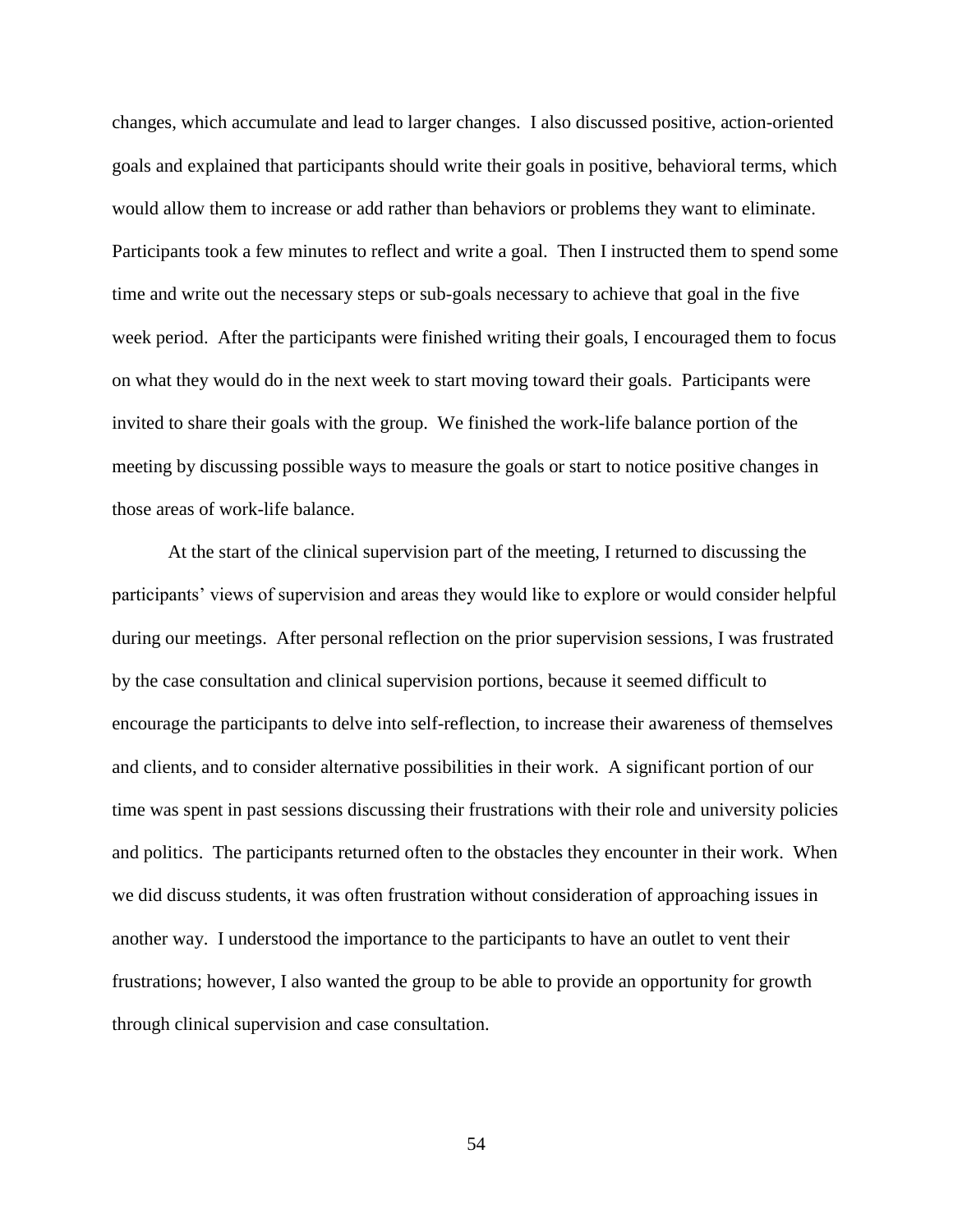changes, which accumulate and lead to larger changes. I also discussed positive, action-oriented goals and explained that participants should write their goals in positive, behavioral terms, which would allow them to increase or add rather than behaviors or problems they want to eliminate. Participants took a few minutes to reflect and write a goal. Then I instructed them to spend some time and write out the necessary steps or sub-goals necessary to achieve that goal in the five week period. After the participants were finished writing their goals, I encouraged them to focus on what they would do in the next week to start moving toward their goals. Participants were invited to share their goals with the group. We finished the work-life balance portion of the meeting by discussing possible ways to measure the goals or start to notice positive changes in those areas of work-life balance.

At the start of the clinical supervision part of the meeting, I returned to discussing the participants' views of supervision and areas they would like to explore or would consider helpful during our meetings. After personal reflection on the prior supervision sessions, I was frustrated by the case consultation and clinical supervision portions, because it seemed difficult to encourage the participants to delve into self-reflection, to increase their awareness of themselves and clients, and to consider alternative possibilities in their work. A significant portion of our time was spent in past sessions discussing their frustrations with their role and university policies and politics. The participants returned often to the obstacles they encounter in their work. When we did discuss students, it was often frustration without consideration of approaching issues in another way. I understood the importance to the participants to have an outlet to vent their frustrations; however, I also wanted the group to be able to provide an opportunity for growth through clinical supervision and case consultation.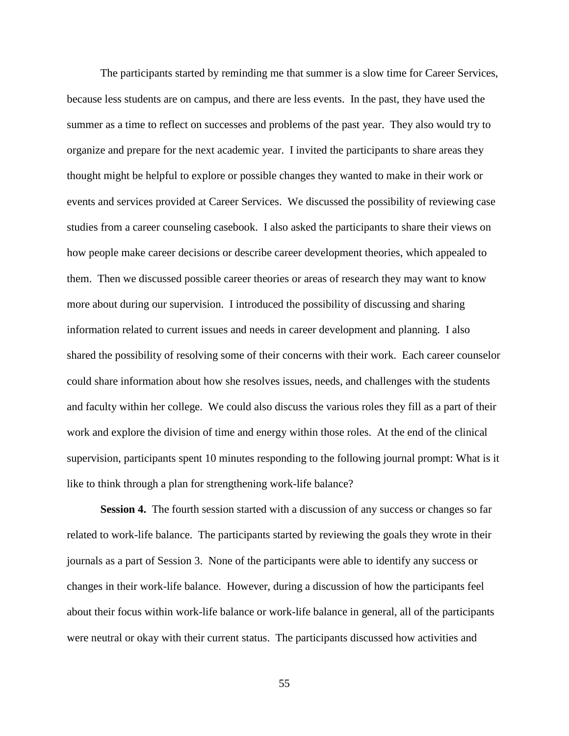The participants started by reminding me that summer is a slow time for Career Services, because less students are on campus, and there are less events. In the past, they have used the summer as a time to reflect on successes and problems of the past year. They also would try to organize and prepare for the next academic year. I invited the participants to share areas they thought might be helpful to explore or possible changes they wanted to make in their work or events and services provided at Career Services. We discussed the possibility of reviewing case studies from a career counseling casebook. I also asked the participants to share their views on how people make career decisions or describe career development theories, which appealed to them. Then we discussed possible career theories or areas of research they may want to know more about during our supervision. I introduced the possibility of discussing and sharing information related to current issues and needs in career development and planning. I also shared the possibility of resolving some of their concerns with their work. Each career counselor could share information about how she resolves issues, needs, and challenges with the students and faculty within her college. We could also discuss the various roles they fill as a part of their work and explore the division of time and energy within those roles. At the end of the clinical supervision, participants spent 10 minutes responding to the following journal prompt: What is it like to think through a plan for strengthening work-life balance?

**Session 4.** The fourth session started with a discussion of any success or changes so far related to work-life balance. The participants started by reviewing the goals they wrote in their journals as a part of Session 3. None of the participants were able to identify any success or changes in their work-life balance. However, during a discussion of how the participants feel about their focus within work-life balance or work-life balance in general, all of the participants were neutral or okay with their current status. The participants discussed how activities and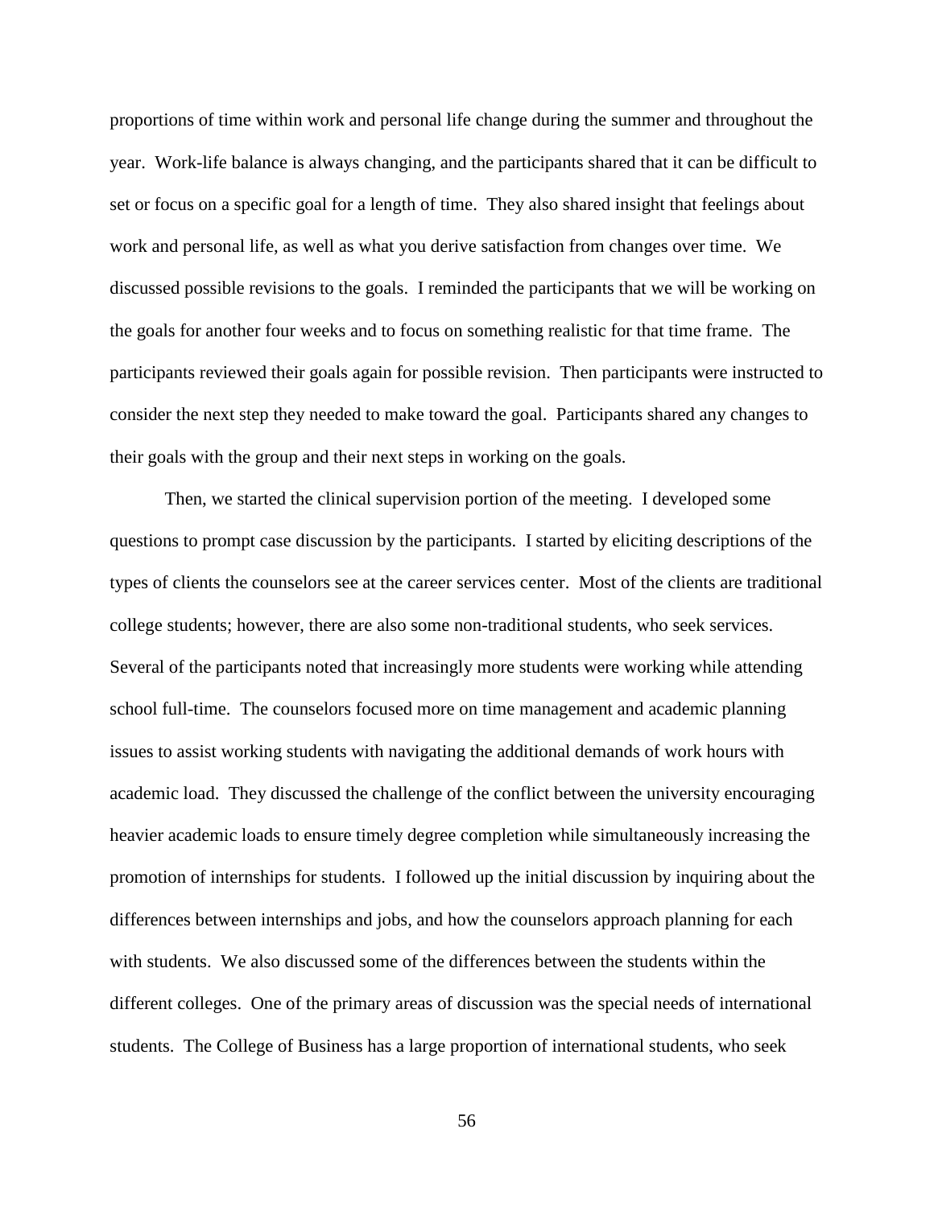proportions of time within work and personal life change during the summer and throughout the year. Work-life balance is always changing, and the participants shared that it can be difficult to set or focus on a specific goal for a length of time. They also shared insight that feelings about work and personal life, as well as what you derive satisfaction from changes over time. We discussed possible revisions to the goals. I reminded the participants that we will be working on the goals for another four weeks and to focus on something realistic for that time frame. The participants reviewed their goals again for possible revision. Then participants were instructed to consider the next step they needed to make toward the goal. Participants shared any changes to their goals with the group and their next steps in working on the goals.

Then, we started the clinical supervision portion of the meeting. I developed some questions to prompt case discussion by the participants. I started by eliciting descriptions of the types of clients the counselors see at the career services center. Most of the clients are traditional college students; however, there are also some non-traditional students, who seek services. Several of the participants noted that increasingly more students were working while attending school full-time. The counselors focused more on time management and academic planning issues to assist working students with navigating the additional demands of work hours with academic load. They discussed the challenge of the conflict between the university encouraging heavier academic loads to ensure timely degree completion while simultaneously increasing the promotion of internships for students. I followed up the initial discussion by inquiring about the differences between internships and jobs, and how the counselors approach planning for each with students. We also discussed some of the differences between the students within the different colleges. One of the primary areas of discussion was the special needs of international students. The College of Business has a large proportion of international students, who seek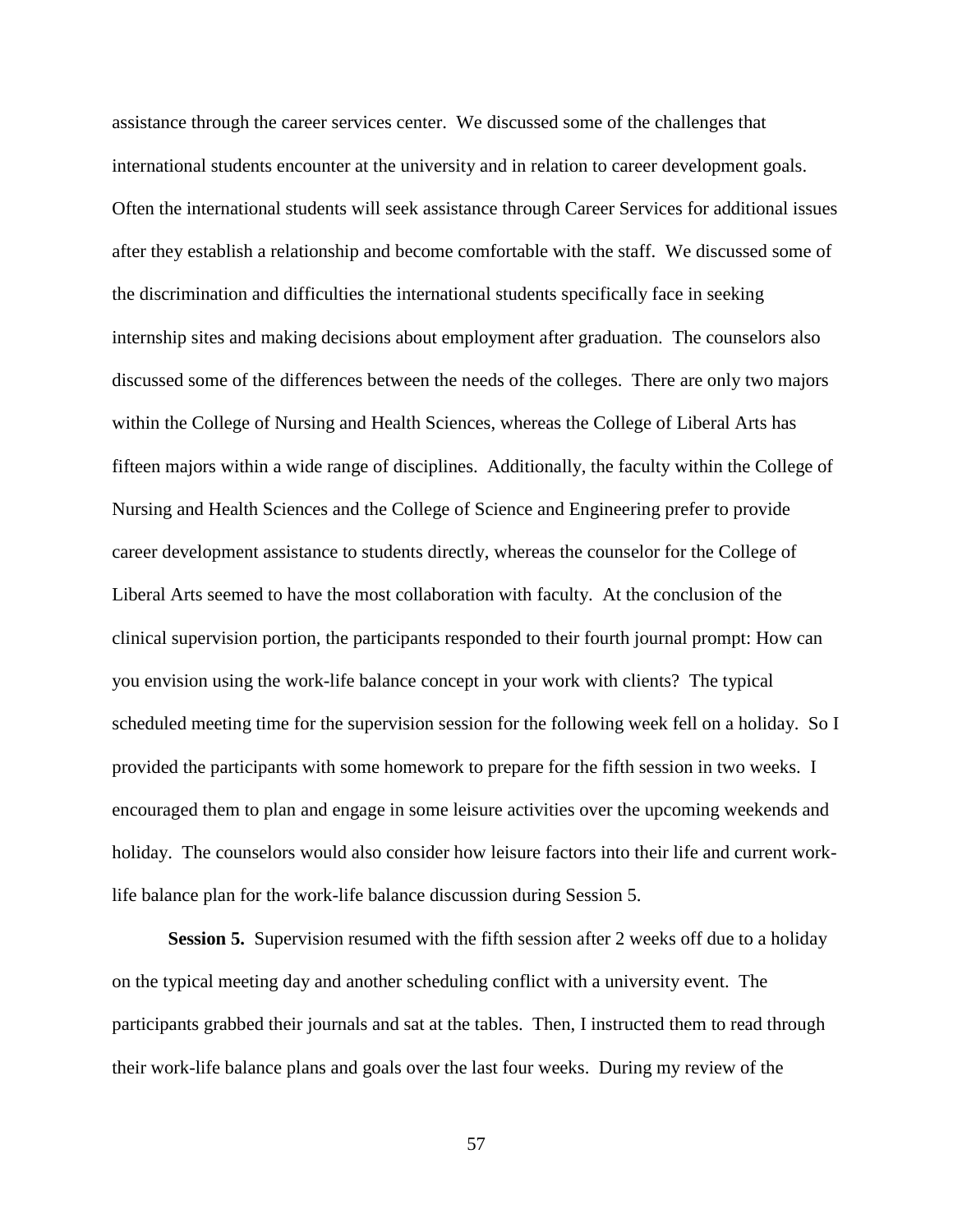assistance through the career services center. We discussed some of the challenges that international students encounter at the university and in relation to career development goals. Often the international students will seek assistance through Career Services for additional issues after they establish a relationship and become comfortable with the staff. We discussed some of the discrimination and difficulties the international students specifically face in seeking internship sites and making decisions about employment after graduation. The counselors also discussed some of the differences between the needs of the colleges. There are only two majors within the College of Nursing and Health Sciences, whereas the College of Liberal Arts has fifteen majors within a wide range of disciplines. Additionally, the faculty within the College of Nursing and Health Sciences and the College of Science and Engineering prefer to provide career development assistance to students directly, whereas the counselor for the College of Liberal Arts seemed to have the most collaboration with faculty. At the conclusion of the clinical supervision portion, the participants responded to their fourth journal prompt: How can you envision using the work-life balance concept in your work with clients? The typical scheduled meeting time for the supervision session for the following week fell on a holiday. So I provided the participants with some homework to prepare for the fifth session in two weeks. I encouraged them to plan and engage in some leisure activities over the upcoming weekends and holiday. The counselors would also consider how leisure factors into their life and current work-life balance plan for the work-life balance discussion during Session 5.

**Session 5.** Supervision resumed with the fifth session after 2 weeks off due to a holiday on the typical meeting day and another scheduling conflict with a university event. The participants grabbed their journals and sat at the tables. Then, I instructed them to read through their work-life balance plans and goals over the last four weeks. During my review of the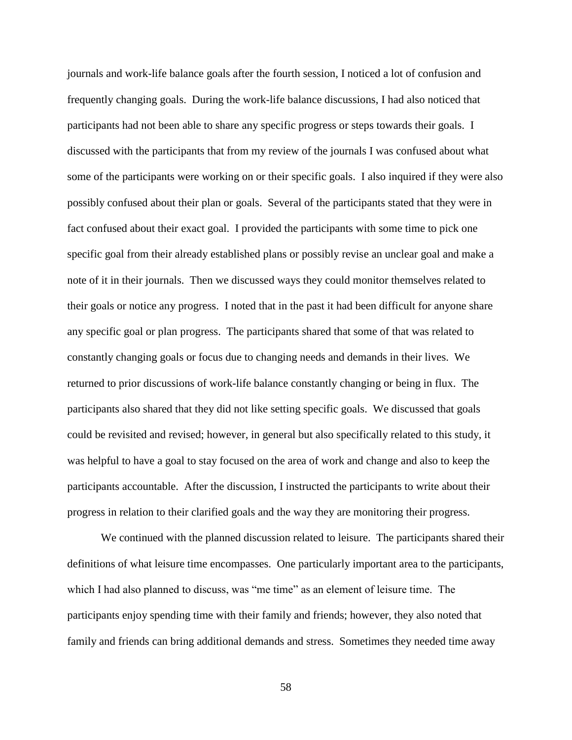journals and work-life balance goals after the fourth session, I noticed a lot of confusion and frequently changing goals. During the work-life balance discussions, I had also noticed that participants had not been able to share any specific progress or steps towards their goals. I discussed with the participants that from my review of the journals I was confused about what some of the participants were working on or their specific goals. I also inquired if they were also possibly confused about their plan or goals. Several of the participants stated that they were in fact confused about their exact goal. I provided the participants with some time to pick one specific goal from their already established plans or possibly revise an unclear goal and make a note of it in their journals. Then we discussed ways they could monitor themselves related to their goals or notice any progress. I noted that in the past it had been difficult for anyone share any specific goal or plan progress. The participants shared that some of that was related to constantly changing goals or focus due to changing needs and demands in their lives. We returned to prior discussions of work-life balance constantly changing or being in flux. The participants also shared that they did not like setting specific goals. We discussed that goals could be revisited and revised; however, in general but also specifically related to this study, it was helpful to have a goal to stay focused on the area of work and change and also to keep the participants accountable. After the discussion, I instructed the participants to write about their progress in relation to their clarified goals and the way they are monitoring their progress.

We continued with the planned discussion related to leisure. The participants shared their definitions of what leisure time encompasses. One particularly important area to the participants, which I had also planned to discuss, was "me time" as an element of leisure time. The participants enjoy spending time with their family and friends; however, they also noted that family and friends can bring additional demands and stress. Sometimes they needed time away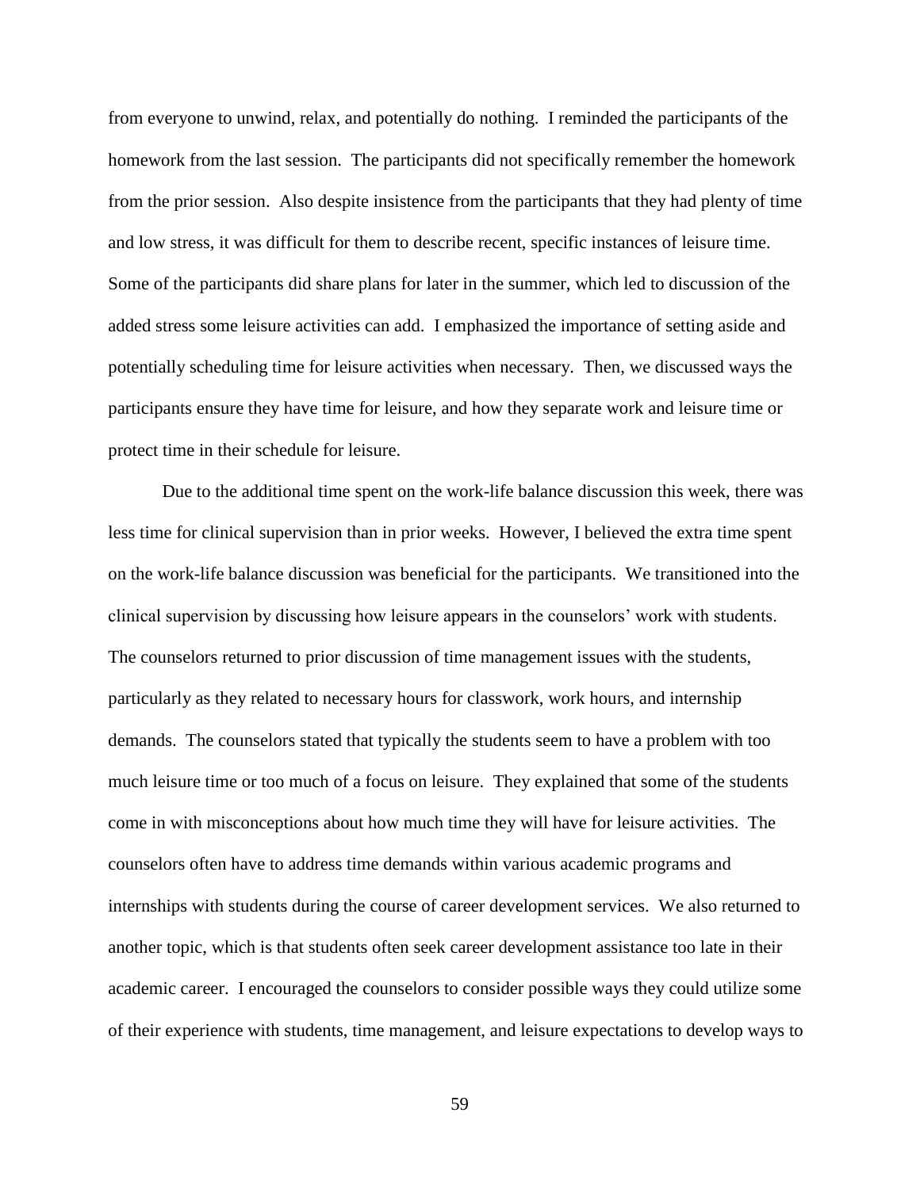from everyone to unwind, relax, and potentially do nothing. I reminded the participants of the homework from the last session. The participants did not specifically remember the homework from the prior session. Also despite insistence from the participants that they had plenty of time and low stress, it was difficult for them to describe recent, specific instances of leisure time. Some of the participants did share plans for later in the summer, which led to discussion of the added stress some leisure activities can add. I emphasized the importance of setting aside and potentially scheduling time for leisure activities when necessary. Then, we discussed ways the participants ensure they have time for leisure, and how they separate work and leisure time or protect time in their schedule for leisure.

Due to the additional time spent on the work-life balance discussion this week, there was less time for clinical supervision than in prior weeks. However, I believed the extra time spent on the work-life balance discussion was beneficial for the participants. We transitioned into the clinical supervision by discussing how leisure appears in the counselors' work with students. The counselors returned to prior discussion of time management issues with the students, particularly as they related to necessary hours for classwork, work hours, and internship demands. The counselors stated that typically the students seem to have a problem with too much leisure time or too much of a focus on leisure. They explained that some of the students come in with misconceptions about how much time they will have for leisure activities. The counselors often have to address time demands within various academic programs and internships with students during the course of career development services. We also returned to another topic, which is that students often seek career development assistance too late in their academic career. I encouraged the counselors to consider possible ways they could utilize some of their experience with students, time management, and leisure expectations to develop ways to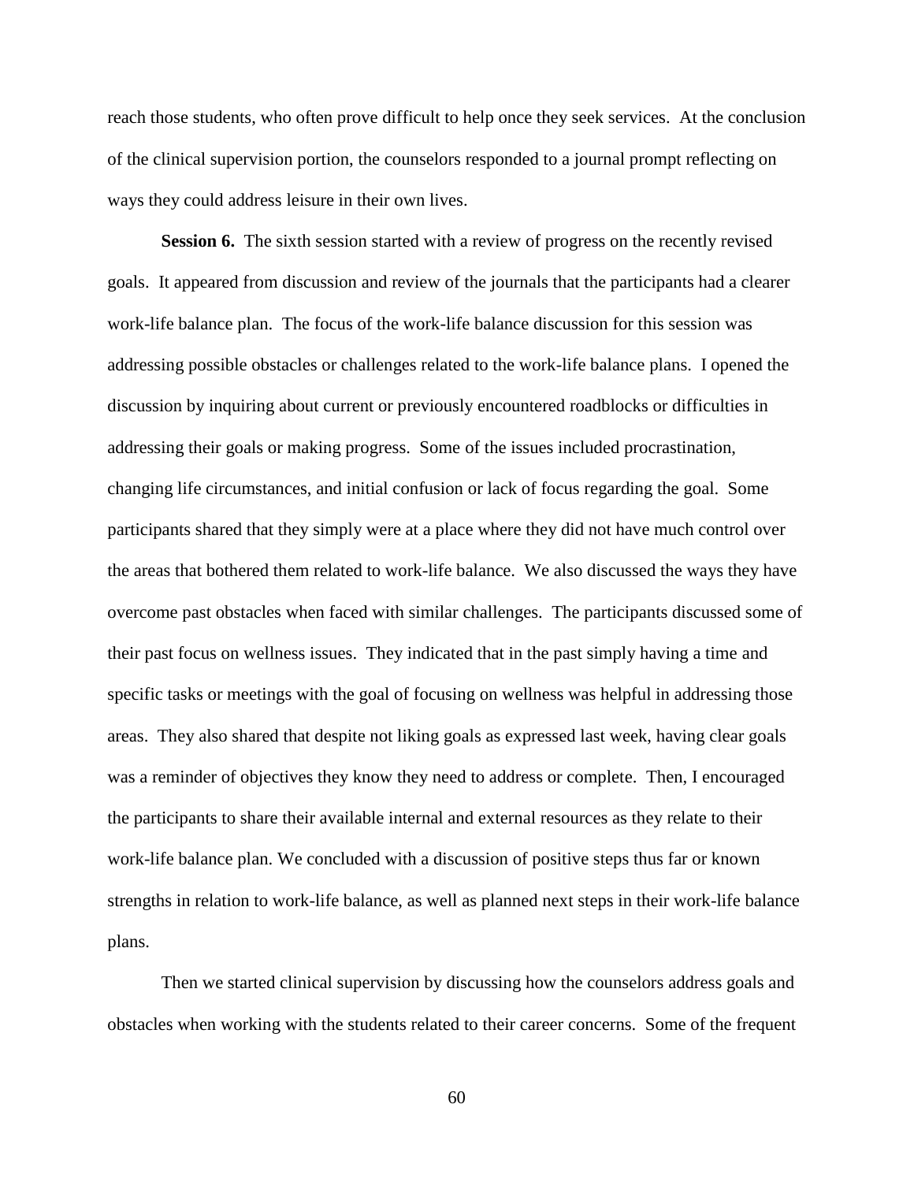reach those students, who often prove difficult to help once they seek services. At the conclusion of the clinical supervision portion, the counselors responded to a journal prompt reflecting on ways they could address leisure in their own lives.

**Session 6.** The sixth session started with a review of progress on the recently revised goals. It appeared from discussion and review of the journals that the participants had a clearer work-life balance plan. The focus of the work-life balance discussion for this session was addressing possible obstacles or challenges related to the work-life balance plans. I opened the discussion by inquiring about current or previously encountered roadblocks or difficulties in addressing their goals or making progress. Some of the issues included procrastination, changing life circumstances, and initial confusion or lack of focus regarding the goal. Some participants shared that they simply were at a place where they did not have much control over the areas that bothered them related to work-life balance. We also discussed the ways they have overcome past obstacles when faced with similar challenges. The participants discussed some of their past focus on wellness issues. They indicated that in the past simply having a time and specific tasks or meetings with the goal of focusing on wellness was helpful in addressing those areas. They also shared that despite not liking goals as expressed last week, having clear goals was a reminder of objectives they know they need to address or complete. Then, I encouraged the participants to share their available internal and external resources as they relate to their work-life balance plan. We concluded with a discussion of positive steps thus far or known strengths in relation to work-life balance, as well as planned next steps in their work-life balance plans.

Then we started clinical supervision by discussing how the counselors address goals and obstacles when working with the students related to their career concerns. Some of the frequent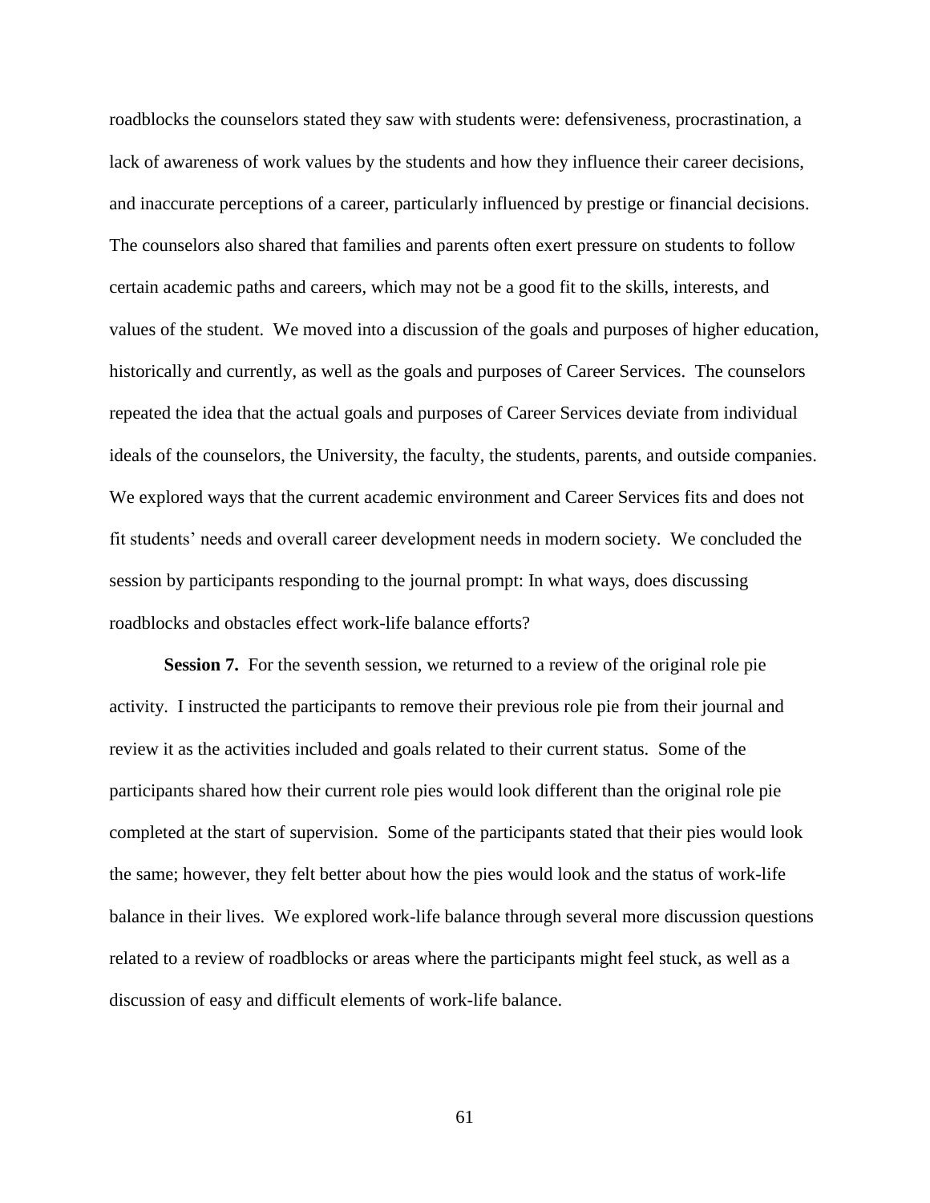roadblocks the counselors stated they saw with students were: defensiveness, procrastination, a lack of awareness of work values by the students and how they influence their career decisions, and inaccurate perceptions of a career, particularly influenced by prestige or financial decisions. The counselors also shared that families and parents often exert pressure on students to follow certain academic paths and careers, which may not be a good fit to the skills, interests, and values of the student. We moved into a discussion of the goals and purposes of higher education, historically and currently, as well as the goals and purposes of Career Services. The counselors repeated the idea that the actual goals and purposes of Career Services deviate from individual ideals of the counselors, the University, the faculty, the students, parents, and outside companies. We explored ways that the current academic environment and Career Services fits and does not fit students' needs and overall career development needs in modern society. We concluded the session by participants responding to the journal prompt: In what ways, does discussing roadblocks and obstacles effect work-life balance efforts?

**Session 7.** For the seventh session, we returned to a review of the original role pie activity. I instructed the participants to remove their previous role pie from their journal and review it as the activities included and goals related to their current status. Some of the participants shared how their current role pies would look different than the original role pie completed at the start of supervision. Some of the participants stated that their pies would look the same; however, they felt better about how the pies would look and the status of work-life balance in their lives. We explored work-life balance through several more discussion questions related to a review of roadblocks or areas where the participants might feel stuck, as well as a discussion of easy and difficult elements of work-life balance.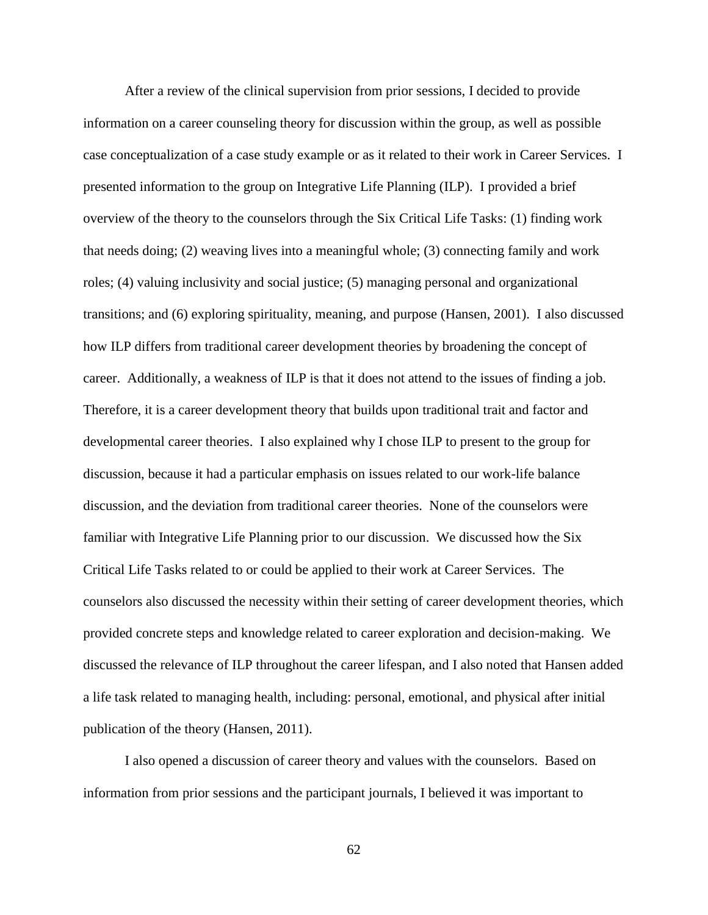After a review of the clinical supervision from prior sessions, I decided to provide information on a career counseling theory for discussion within the group, as well as possible case conceptualization of a case study example or as it related to their work in Career Services. I presented information to the group on Integrative Life Planning (ILP). I provided a brief overview of the theory to the counselors through the Six Critical Life Tasks: (1) finding work that needs doing; (2) weaving lives into a meaningful whole; (3) connecting family and work roles; (4) valuing inclusivity and social justice; (5) managing personal and organizational transitions; and (6) exploring spirituality, meaning, and purpose (Hansen, 2001). I also discussed how ILP differs from traditional career development theories by broadening the concept of career. Additionally, a weakness of ILP is that it does not attend to the issues of finding a job. Therefore, it is a career development theory that builds upon traditional trait and factor and developmental career theories. I also explained why I chose ILP to present to the group for discussion, because it had a particular emphasis on issues related to our work-life balance discussion, and the deviation from traditional career theories. None of the counselors were familiar with Integrative Life Planning prior to our discussion. We discussed how the Six Critical Life Tasks related to or could be applied to their work at Career Services. The counselors also discussed the necessity within their setting of career development theories, which provided concrete steps and knowledge related to career exploration and decision-making. We discussed the relevance of ILP throughout the career lifespan, and I also noted that Hansen added a life task related to managing health, including: personal, emotional, and physical after initial publication of the theory (Hansen, 2011).

I also opened a discussion of career theory and values with the counselors. Based on information from prior sessions and the participant journals, I believed it was important to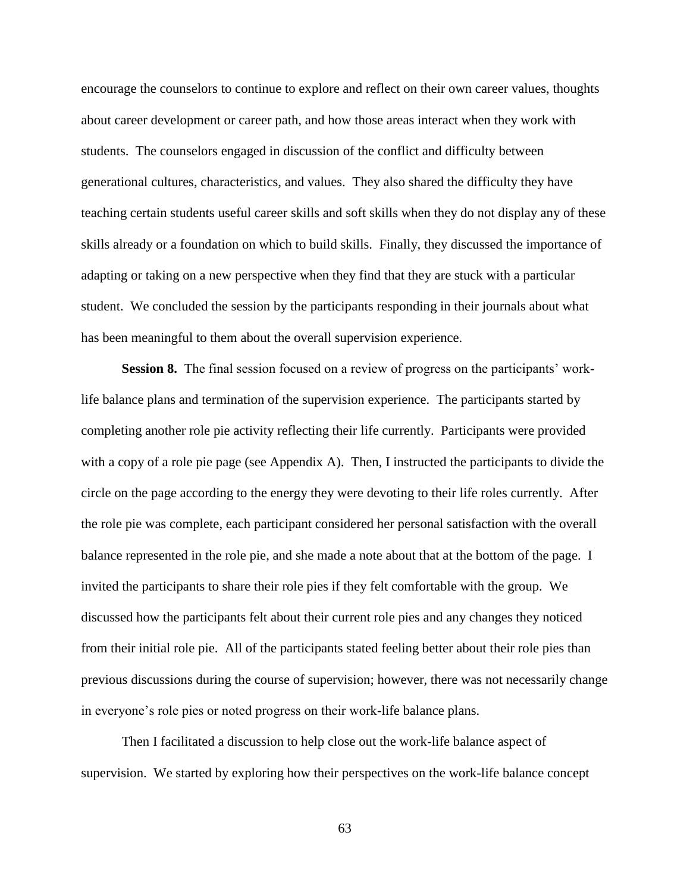encourage the counselors to continue to explore and reflect on their own career values, thoughts about career development or career path, and how those areas interact when they work with students. The counselors engaged in discussion of the conflict and difficulty between generational cultures, characteristics, and values. They also shared the difficulty they have teaching certain students useful career skills and soft skills when they do not display any of these skills already or a foundation on which to build skills. Finally, they discussed the importance of adapting or taking on a new perspective when they find that they are stuck with a particular student. We concluded the session by the participants responding in their journals about what has been meaningful to them about the overall supervision experience.

**Session 8.** The final session focused on a review of progress on the participants' work-life balance plans and termination of the supervision experience. The participants started by completing another role pie activity reflecting their life currently. Participants were provided with a copy of a role pie page (see Appendix A). Then, I instructed the participants to divide the circle on the page according to the energy they were devoting to their life roles currently. After the role pie was complete, each participant considered her personal satisfaction with the overall balance represented in the role pie, and she made a note about that at the bottom of the page. I invited the participants to share their role pies if they felt comfortable with the group. We discussed how the participants felt about their current role pies and any changes they noticed from their initial role pie. All of the participants stated feeling better about their role pies than previous discussions during the course of supervision; however, there was not necessarily change in everyone's role pies or noted progress on their work-life balance plans.

Then I facilitated a discussion to help close out the work-life balance aspect of supervision. We started by exploring how their perspectives on the work-life balance concept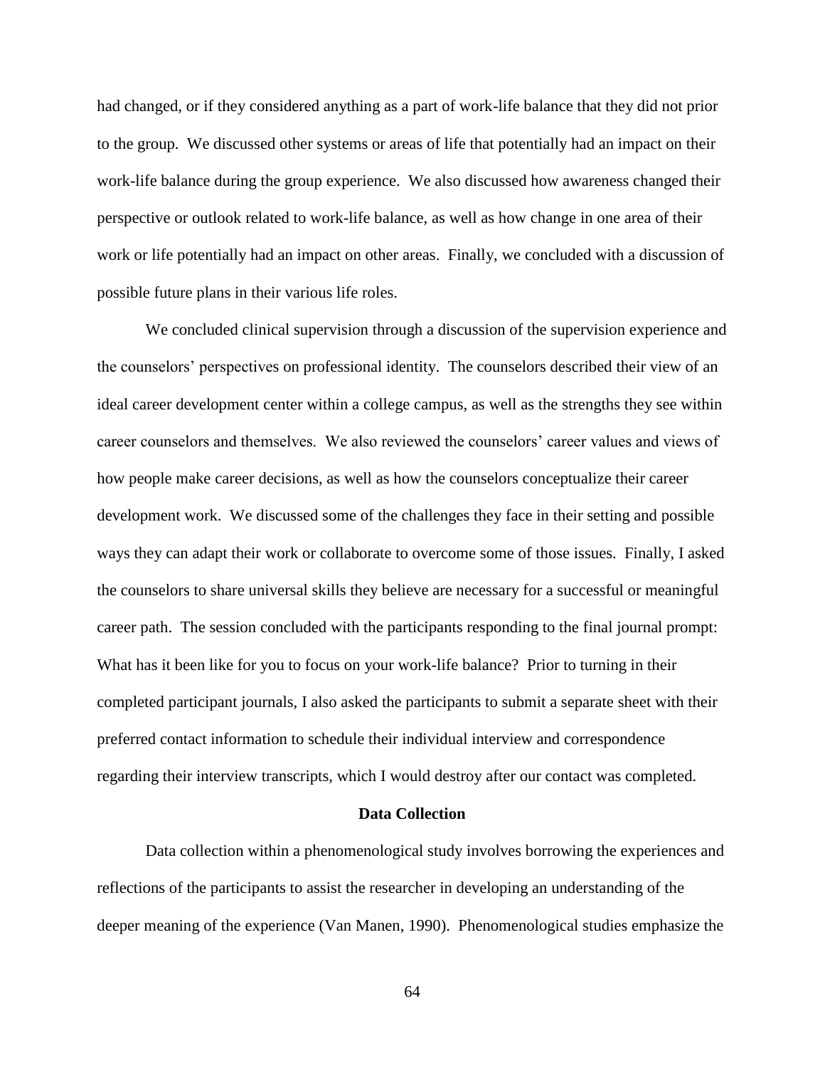had changed, or if they considered anything as a part of work-life balance that they did not prior to the group. We discussed other systems or areas of life that potentially had an impact on their work-life balance during the group experience. We also discussed how awareness changed their perspective or outlook related to work-life balance, as well as how change in one area of their work or life potentially had an impact on other areas. Finally, we concluded with a discussion of possible future plans in their various life roles.

We concluded clinical supervision through a discussion of the supervision experience and the counselors' perspectives on professional identity. The counselors described their view of an ideal career development center within a college campus, as well as the strengths they see within career counselors and themselves. We also reviewed the counselors' career values and views of how people make career decisions, as well as how the counselors conceptualize their career development work. We discussed some of the challenges they face in their setting and possible ways they can adapt their work or collaborate to overcome some of those issues. Finally, I asked the counselors to share universal skills they believe are necessary for a successful or meaningful career path. The session concluded with the participants responding to the final journal prompt: What has it been like for you to focus on your work-life balance? Prior to turning in their completed participant journals, I also asked the participants to submit a separate sheet with their preferred contact information to schedule their individual interview and correspondence regarding their interview transcripts, which I would destroy after our contact was completed.

## Data Collection

Data collection within a phenomenological study involves borrowing the experiences and reflections of the participants to assist the researcher in developing an understanding of the deeper meaning of the experience (Van Manen, 1990). Phenomenological studies emphasize the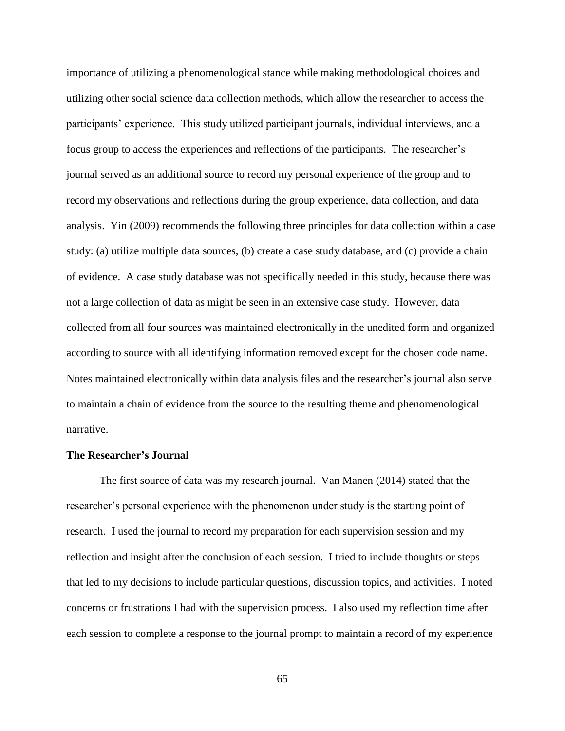importance of utilizing a phenomenological stance while making methodological choices and utilizing other social science data collection methods, which allow the researcher to access the participants' experience. This study utilized participant journals, individual interviews, and a focus group to access the experiences and reflections of the participants. The researcher's journal served as an additional source to record my personal experience of the group and to record my observations and reflections during the group experience, data collection, and data analysis. Yin (2009) recommends the following three principles for data collection within a case study: (a) utilize multiple data sources, (b) create a case study database, and (c) provide a chain of evidence. A case study database was not specifically needed in this study, because there was not a large collection of data as might be seen in an extensive case study. However, data collected from all four sources was maintained electronically in the unedited form and organized according to source with all identifying information removed except for the chosen code name. Notes maintained electronically within data analysis files and the researcher's journal also serve to maintain a chain of evidence from the source to the resulting theme and phenomenological narrative.

**The Researcher's Journal**

The first source of data was my research journal. Van Manen (2014) stated that the researcher's personal experience with the phenomenon under study is the starting point of research. I used the journal to record my preparation for each supervision session and my reflection and insight after the conclusion of each session. I tried to include thoughts or steps that led to my decisions to include particular questions, discussion topics, and activities. I noted concerns or frustrations I had with the supervision process. I also used my reflection time after each session to complete a response to the journal prompt to maintain a record of my experience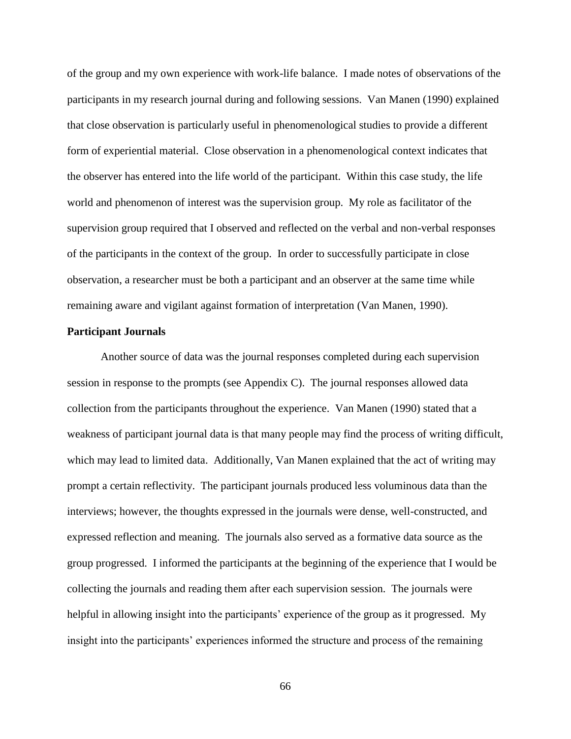of the group and my own experience with work-life balance. I made notes of observations of the participants in my research journal during and following sessions. Van Manen (1990) explained that close observation is particularly useful in phenomenological studies to provide a different form of experiential material. Close observation in a phenomenological context indicates that the observer has entered into the life world of the participant. Within this case study, the life world and phenomenon of interest was the supervision group. My role as facilitator of the supervision group required that I observed and reflected on the verbal and non-verbal responses of the participants in the context of the group. In order to successfully participate in close observation, a researcher must be both a participant and an observer at the same time while remaining aware and vigilant against formation of interpretation (Van Manen, 1990).

**Participant Journals**

Another source of data was the journal responses completed during each supervision session in response to the prompts (see Appendix C). The journal responses allowed data collection from the participants throughout the experience. Van Manen (1990) stated that a weakness of participant journal data is that many people may find the process of writing difficult, which may lead to limited data. Additionally, Van Manen explained that the act of writing may prompt a certain reflectivity. The participant journals produced less voluminous data than the interviews; however, the thoughts expressed in the journals were dense, well-constructed, and expressed reflection and meaning. The journals also served as a formative data source as the group progressed. I informed the participants at the beginning of the experience that I would be collecting the journals and reading them after each supervision session. The journals were helpful in allowing insight into the participants' experience of the group as it progressed. My insight into the participants' experiences informed the structure and process of the remaining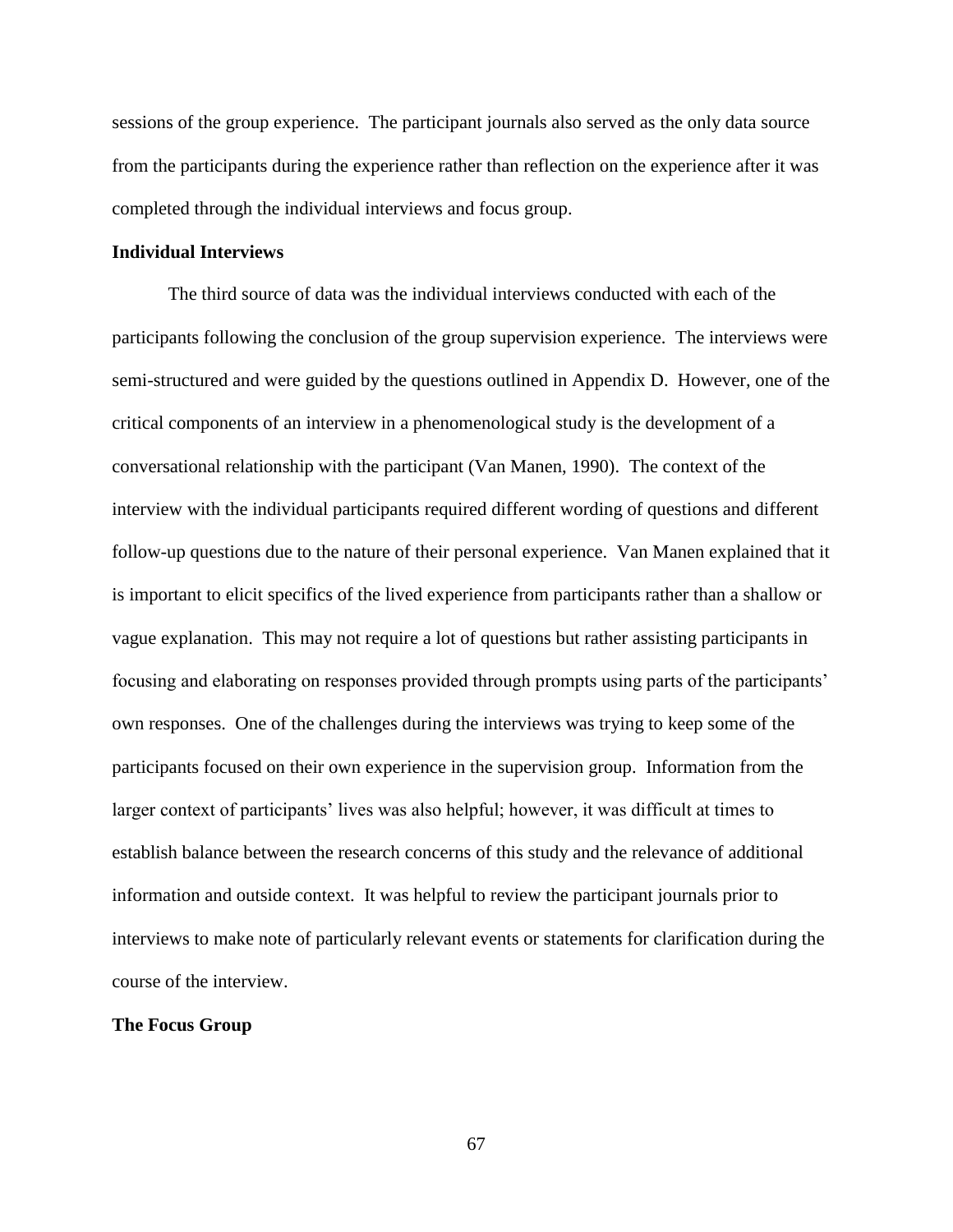sessions of the group experience. The participant journals also served as the only data source from the participants during the experience rather than reflection on the experience after it was completed through the individual interviews and focus group.

### Individual Interviews

The third source of data was the individual interviews conducted with each of the participants following the conclusion of the group supervision experience. The interviews were semi-structured and were guided by the questions outlined in Appendix D. However, one of the critical components of an interview in a phenomenological study is the development of a conversational relationship with the participant (Van Manen, 1990). The context of the interview with the individual participants required different wording of questions and different follow-up questions due to the nature of their personal experience. Van Manen explained that it is important to elicit specifics of the lived experience from participants rather than a shallow or vague explanation. This may not require a lot of questions but rather assisting participants in focusing and elaborating on responses provided through prompts using parts of the participants' own responses. One of the challenges during the interviews was trying to keep some of the participants focused on their own experience in the supervision group. Information from the larger context of participants' lives was also helpful; however, it was difficult at times to establish balance between the research concerns of this study and the relevance of additional information and outside context. It was helpful to review the participant journals prior to interviews to make note of particularly relevant events or statements for clarification during the course of the interview.

### The Focus Group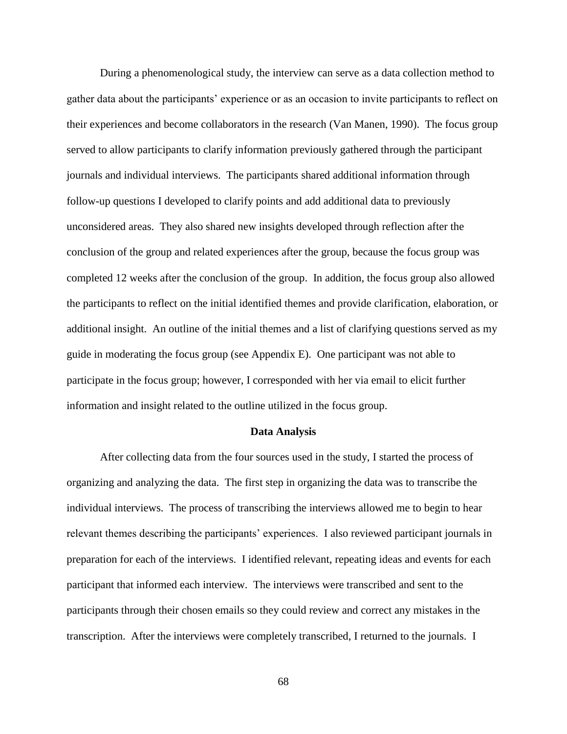During a phenomenological study, the interview can serve as a data collection method to gather data about the participants' experience or as an occasion to invite participants to reflect on their experiences and become collaborators in the research (Van Manen, 1990). The focus group served to allow participants to clarify information previously gathered through the participant journals and individual interviews. The participants shared additional information through follow-up questions I developed to clarify points and add additional data to previously unconsidered areas. They also shared new insights developed through reflection after the conclusion of the group and related experiences after the group, because the focus group was completed 12 weeks after the conclusion of the group. In addition, the focus group also allowed the participants to reflect on the initial identified themes and provide clarification, elaboration, or additional insight. An outline of the initial themes and a list of clarifying questions served as my guide in moderating the focus group (see Appendix E). One participant was not able to participate in the focus group; however, I corresponded with her via email to elicit further information and insight related to the outline utilized in the focus group.

## Data Analysis

After collecting data from the four sources used in the study, I started the process of organizing and analyzing the data. The first step in organizing the data was to transcribe the individual interviews. The process of transcribing the interviews allowed me to begin to hear relevant themes describing the participants' experiences. I also reviewed participant journals in preparation for each of the interviews. I identified relevant, repeating ideas and events for each participant that informed each interview. The interviews were transcribed and sent to the participants through their chosen emails so they could review and correct any mistakes in the transcription. After the interviews were completely transcribed, I returned to the journals. I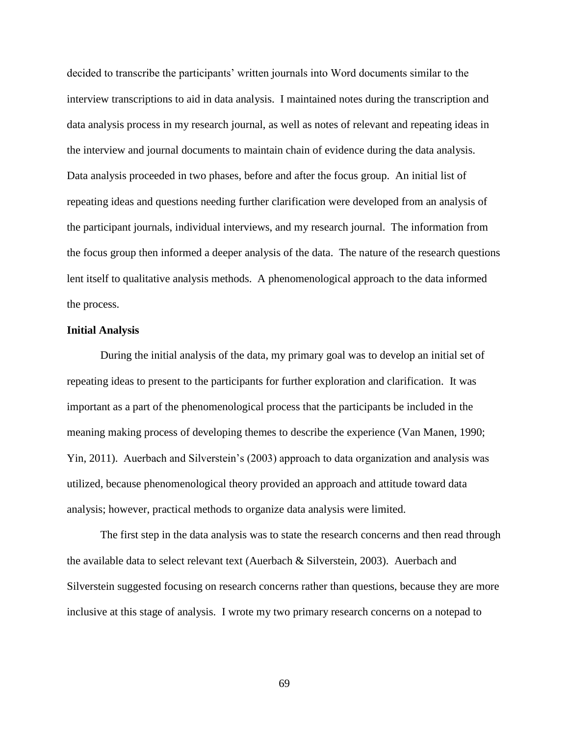decided to transcribe the participants' written journals into Word documents similar to the interview transcriptions to aid in data analysis. I maintained notes during the transcription and data analysis process in my research journal, as well as notes of relevant and repeating ideas in the interview and journal documents to maintain chain of evidence during the data analysis. Data analysis proceeded in two phases, before and after the focus group. An initial list of repeating ideas and questions needing further clarification were developed from an analysis of the participant journals, individual interviews, and my research journal. The information from the focus group then informed a deeper analysis of the data. The nature of the research questions lent itself to qualitative analysis methods. A phenomenological approach to the data informed the process.

**Initial Analysis**

During the initial analysis of the data, my primary goal was to develop an initial set of repeating ideas to present to the participants for further exploration and clarification. It was important as a part of the phenomenological process that the participants be included in the meaning making process of developing themes to describe the experience (Van Manen, 1990; Yin, 2011). Auerbach and Silverstein's (2003) approach to data organization and analysis was utilized, because phenomenological theory provided an approach and attitude toward data analysis; however, practical methods to organize data analysis were limited.

The first step in the data analysis was to state the research concerns and then read through the available data to select relevant text (Auerbach & Silverstein, 2003). Auerbach and Silverstein suggested focusing on research concerns rather than questions, because they are more inclusive at this stage of analysis. I wrote my two primary research concerns on a notepad to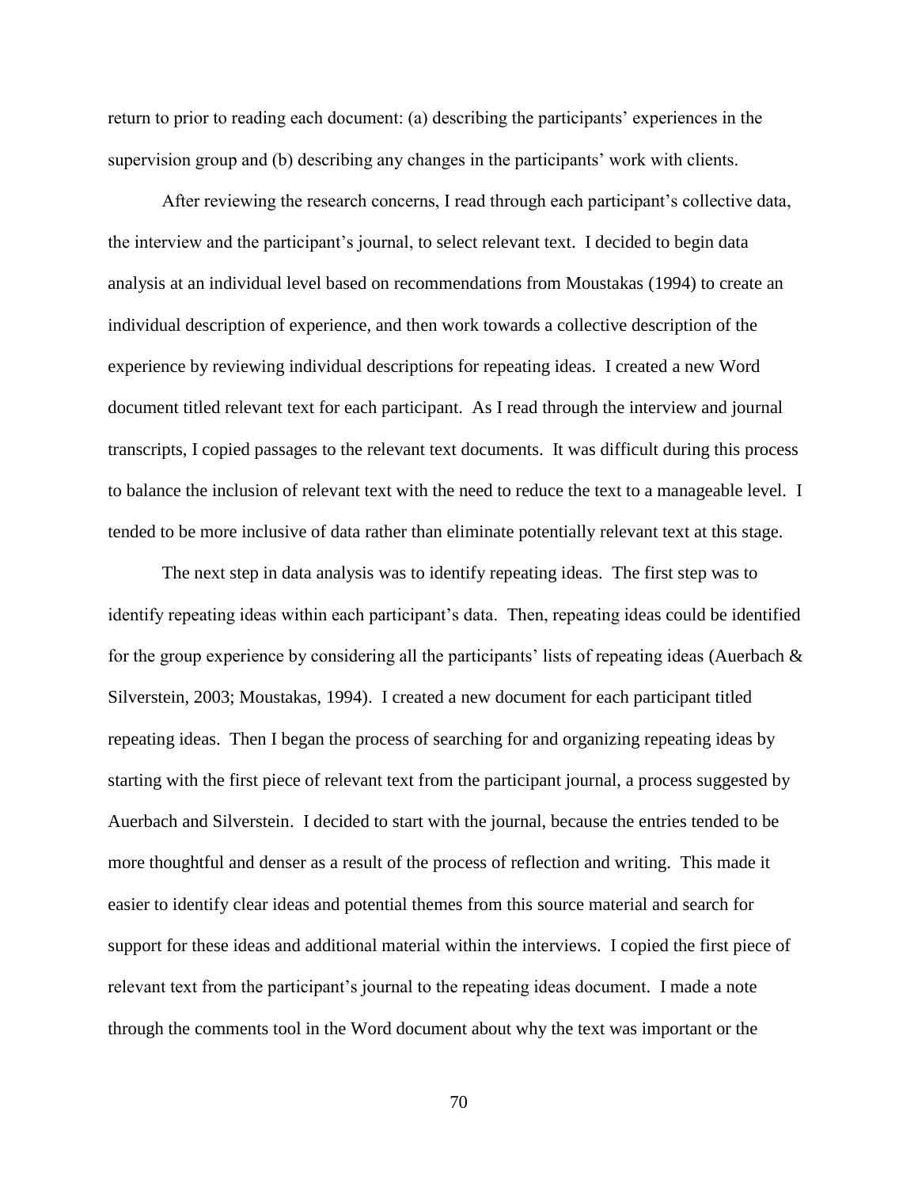return to prior to reading each document: (a) describing the participants' experiences in the supervision group and (b) describing any changes in the participants' work with clients.

After reviewing the research concerns, I read through each participant's collective data, the interview and the participant's journal, to select relevant text. I decided to begin data analysis at an individual level based on recommendations from Moustakas (1994) to create an individual description of experience, and then work towards a collective description of the experience by reviewing individual descriptions for repeating ideas. I created a new Word document titled relevant text for each participant. As I read through the interview and journal transcripts, I copied passages to the relevant text documents. It was difficult during this process to balance the inclusion of relevant text with the need to reduce the text to a manageable level. I tended to be more inclusive of data rather than eliminate potentially relevant text at this stage.

The next step in data analysis was to identify repeating ideas. The first step was to identify repeating ideas within each participant's data. Then, repeating ideas could be identified for the group experience by considering all the participants' lists of repeating ideas (Auerbach & Silverstein, 2003; Moustakas, 1994). I created a new document for each participant titled repeating ideas. Then I began the process of searching for and organizing repeating ideas by starting with the first piece of relevant text from the participant journal, a process suggested by Auerbach and Silverstein. I decided to start with the journal, because the entries tended to be more thoughtful and denser as a result of the process of reflection and writing. This made it easier to identify clear ideas and potential themes from this source material and search for support for these ideas and additional material within the interviews. I copied the first piece of relevant text from the participant's journal to the repeating ideas document. I made a note through the comments tool in the Word document about why the text was important or the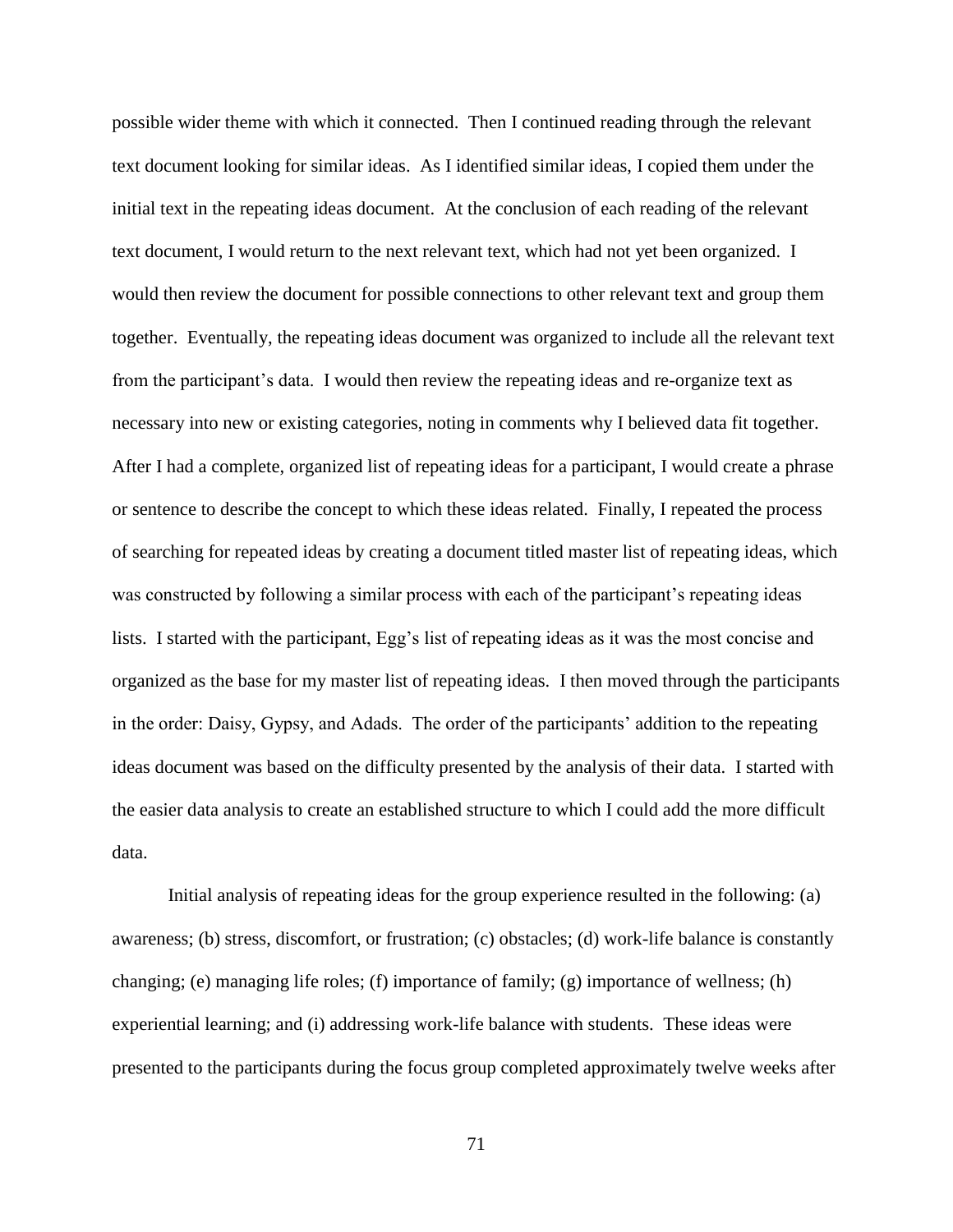possible wider theme with which it connected. Then I continued reading through the relevant text document looking for similar ideas. As I identified similar ideas, I copied them under the initial text in the repeating ideas document. At the conclusion of each reading of the relevant text document, I would return to the next relevant text, which had not yet been organized. I would then review the document for possible connections to other relevant text and group them together. Eventually, the repeating ideas document was organized to include all the relevant text from the participant's data. I would then review the repeating ideas and re-organize text as necessary into new or existing categories, noting in comments why I believed data fit together. After I had a complete, organized list of repeating ideas for a participant, I would create a phrase or sentence to describe the concept to which these ideas related. Finally, I repeated the process of searching for repeated ideas by creating a document titled master list of repeating ideas, which was constructed by following a similar process with each of the participant's repeating ideas lists. I started with the participant, Egg's list of repeating ideas as it was the most concise and organized as the base for my master list of repeating ideas. I then moved through the participants in the order: Daisy, Gypsy, and Adads. The order of the participants' addition to the repeating ideas document was based on the difficulty presented by the analysis of their data. I started with the easier data analysis to create an established structure to which I could add the more difficult data.

Initial analysis of repeating ideas for the group experience resulted in the following: (a) awareness; (b) stress, discomfort, or frustration; (c) obstacles; (d) work-life balance is constantly changing; (e) managing life roles; (f) importance of family; (g) importance of wellness; (h) experiential learning; and (i) addressing work-life balance with students. These ideas were presented to the participants during the focus group completed approximately twelve weeks after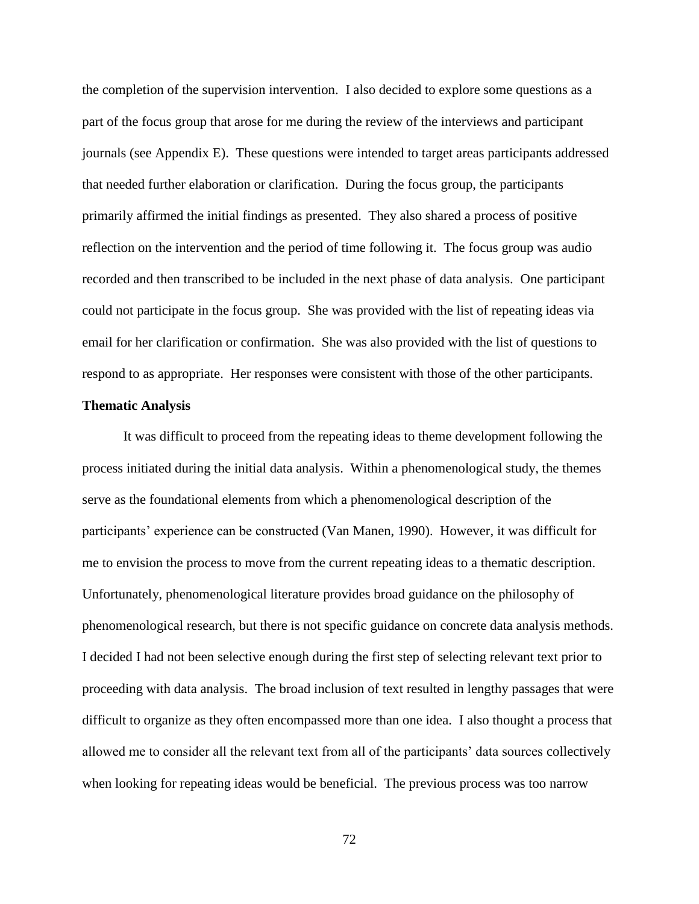the completion of the supervision intervention. I also decided to explore some questions as a part of the focus group that arose for me during the review of the interviews and participant journals (see Appendix E). These questions were intended to target areas participants addressed that needed further elaboration or clarification. During the focus group, the participants primarily affirmed the initial findings as presented. They also shared a process of positive reflection on the intervention and the period of time following it. The focus group was audio recorded and then transcribed to be included in the next phase of data analysis. One participant could not participate in the focus group. She was provided with the list of repeating ideas via email for her clarification or confirmation. She was also provided with the list of questions to respond to as appropriate. Her responses were consistent with those of the other participants.

**Thematic Analysis**

It was difficult to proceed from the repeating ideas to theme development following the process initiated during the initial data analysis. Within a phenomenological study, the themes serve as the foundational elements from which a phenomenological description of the participants' experience can be constructed (Van Manen, 1990). However, it was difficult for me to envision the process to move from the current repeating ideas to a thematic description. Unfortunately, phenomenological literature provides broad guidance on the philosophy of phenomenological research, but there is not specific guidance on concrete data analysis methods. I decided I had not been selective enough during the first step of selecting relevant text prior to proceeding with data analysis. The broad inclusion of text resulted in lengthy passages that were difficult to organize as they often encompassed more than one idea. I also thought a process that allowed me to consider all the relevant text from all of the participants' data sources collectively when looking for repeating ideas would be beneficial. The previous process was too narrow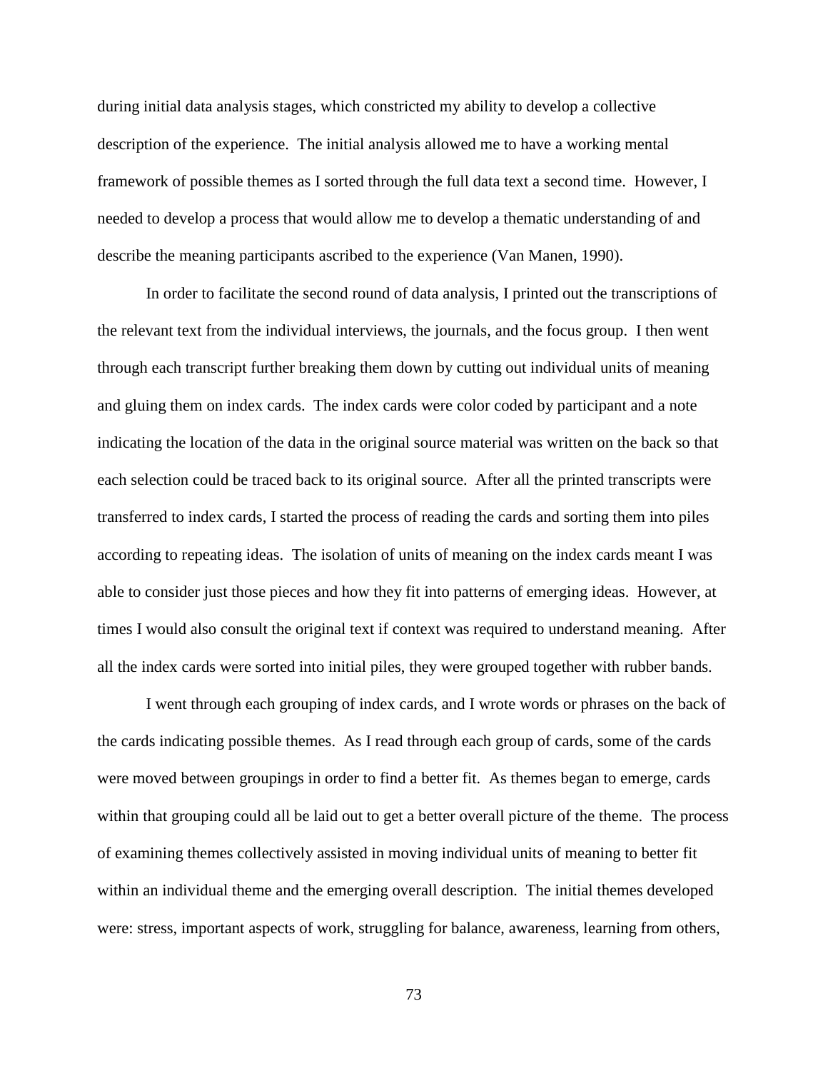during initial data analysis stages, which constricted my ability to develop a collective description of the experience. The initial analysis allowed me to have a working mental framework of possible themes as I sorted through the full data text a second time. However, I needed to develop a process that would allow me to develop a thematic understanding of and describe the meaning participants ascribed to the experience (Van Manen, 1990).

In order to facilitate the second round of data analysis, I printed out the transcriptions of the relevant text from the individual interviews, the journals, and the focus group. I then went through each transcript further breaking them down by cutting out individual units of meaning and gluing them on index cards. The index cards were color coded by participant and a note indicating the location of the data in the original source material was written on the back so that each selection could be traced back to its original source. After all the printed transcripts were transferred to index cards, I started the process of reading the cards and sorting them into piles according to repeating ideas. The isolation of units of meaning on the index cards meant I was able to consider just those pieces and how they fit into patterns of emerging ideas. However, at times I would also consult the original text if context was required to understand meaning. After all the index cards were sorted into initial piles, they were grouped together with rubber bands.

I went through each grouping of index cards, and I wrote words or phrases on the back of the cards indicating possible themes. As I read through each group of cards, some of the cards were moved between groupings in order to find a better fit. As themes began to emerge, cards within that grouping could all be laid out to get a better overall picture of the theme. The process of examining themes collectively assisted in moving individual units of meaning to better fit within an individual theme and the emerging overall description. The initial themes developed were: stress, important aspects of work, struggling for balance, awareness, learning from others,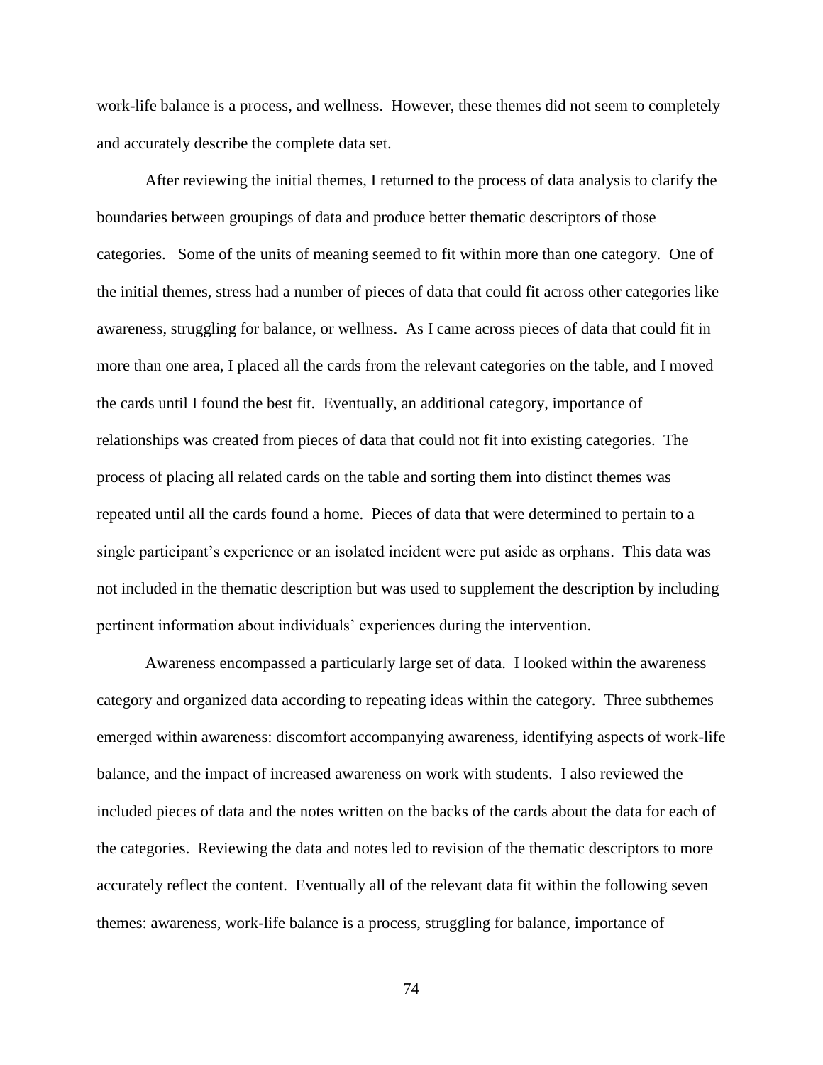work-life balance is a process, and wellness. However, these themes did not seem to completely and accurately describe the complete data set.

After reviewing the initial themes, I returned to the process of data analysis to clarify the boundaries between groupings of data and produce better thematic descriptors of those categories. Some of the units of meaning seemed to fit within more than one category. One of the initial themes, stress had a number of pieces of data that could fit across other categories like awareness, struggling for balance, or wellness. As I came across pieces of data that could fit in more than one area, I placed all the cards from the relevant categories on the table, and I moved the cards until I found the best fit. Eventually, an additional category, importance of relationships was created from pieces of data that could not fit into existing categories. The process of placing all related cards on the table and sorting them into distinct themes was repeated until all the cards found a home. Pieces of data that were determined to pertain to a single participant's experience or an isolated incident were put aside as orphans. This data was not included in the thematic description but was used to supplement the description by including pertinent information about individuals' experiences during the intervention.

Awareness encompassed a particularly large set of data. I looked within the awareness category and organized data according to repeating ideas within the category. Three subthemes emerged within awareness: discomfort accompanying awareness, identifying aspects of work-life balance, and the impact of increased awareness on work with students. I also reviewed the included pieces of data and the notes written on the backs of the cards about the data for each of the categories. Reviewing the data and notes led to revision of the thematic descriptors to more accurately reflect the content. Eventually all of the relevant data fit within the following seven themes: awareness, work-life balance is a process, struggling for balance, importance of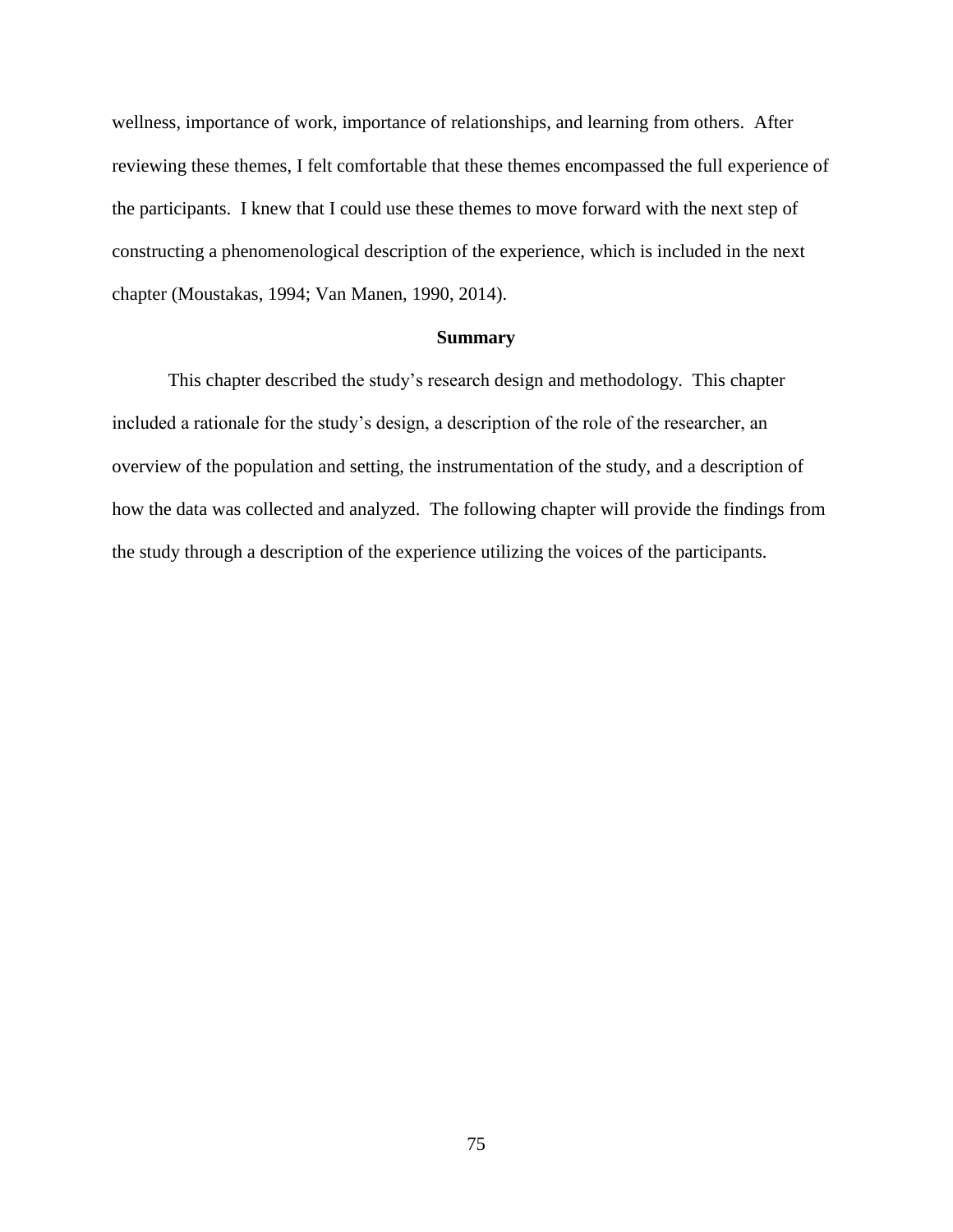wellness, importance of work, importance of relationships, and learning from others. After reviewing these themes, I felt comfortable that these themes encompassed the full experience of the participants. I knew that I could use these themes to move forward with the next step of constructing a phenomenological description of the experience, which is included in the next chapter (Moustakas, 1994; Van Manen, 1990, 2014).

## Summary

This chapter described the study's research design and methodology. This chapter included a rationale for the study's design, a description of the role of the researcher, an overview of the population and setting, the instrumentation of the study, and a description of how the data was collected and analyzed. The following chapter will provide the findings from the study through a description of the experience utilizing the voices of the participants.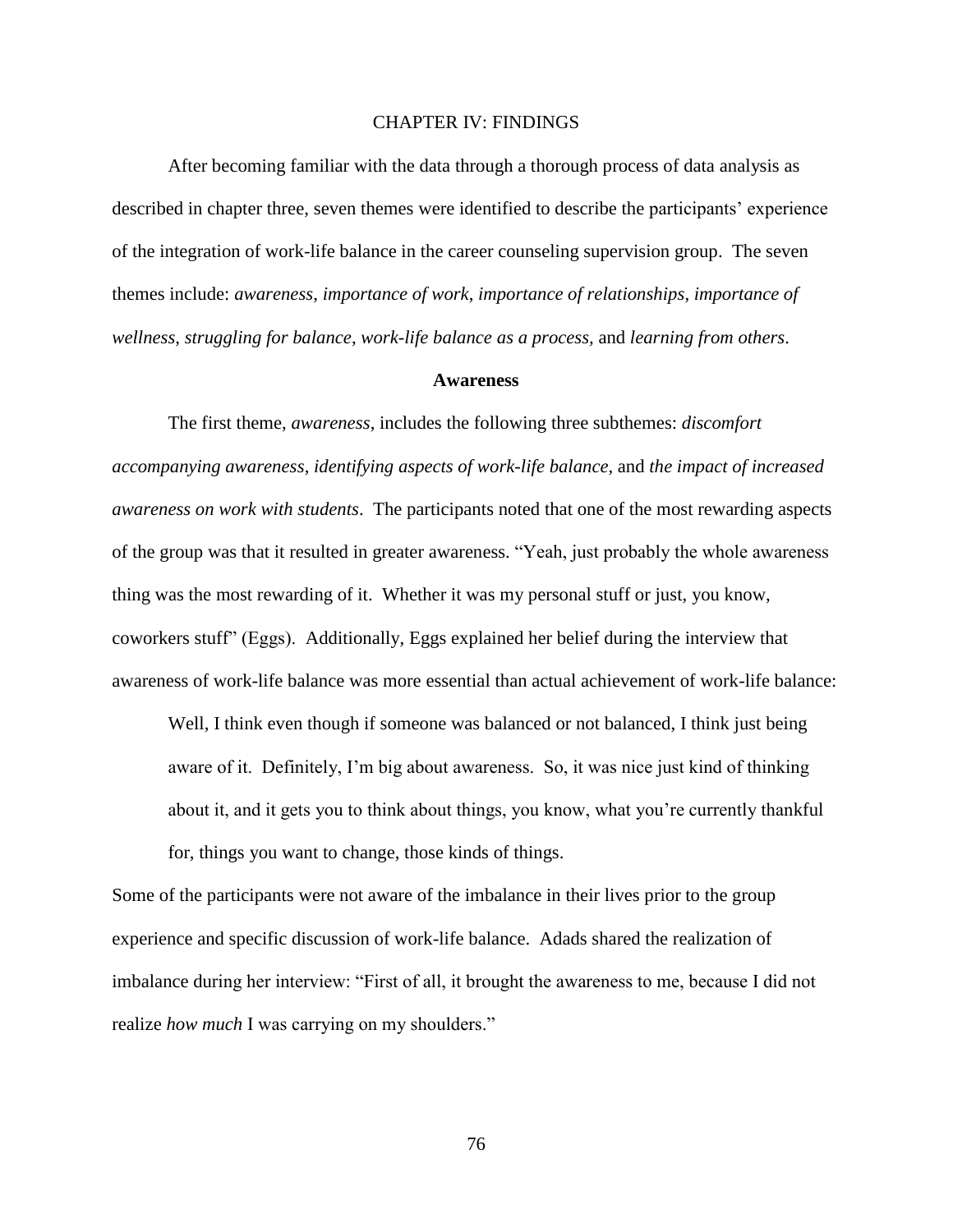# CHAPTER IV: FINDINGS

After becoming familiar with the data through a thorough process of data analysis as described in chapter three, seven themes were identified to describe the participants' experience of the integration of work-life balance in the career counseling supervision group. The seven themes include: *awareness*, *importance of work*, *importance of relationships*, *importance of wellness*, *struggling for balance*, *work-life balance as a process,* and *learning from others*.

## Awareness

The first theme, *awareness*, includes the following three subthemes: *discomfort accompanying awareness*, *identifying aspects of work-life balance*, and *the impact of increased awareness on work with students*. The participants noted that one of the most rewarding aspects of the group was that it resulted in greater awareness. "Yeah, just probably the whole awareness thing was the most rewarding of it. Whether it was my personal stuff or just, you know, coworkers stuff" (Eggs). Additionally, Eggs explained her belief during the interview that awareness of work-life balance was more essential than actual achievement of work-life balance:

> Well, I think even though if someone was balanced or not balanced, I think just being aware of it. Definitely, I'm big about awareness. So, it was nice just kind of thinking about it, and it gets you to think about things, you know, what you're currently thankful for, things you want to change, those kinds of things.

Some of the participants were not aware of the imbalance in their lives prior to the group experience and specific discussion of work-life balance. Adads shared the realization of imbalance during her interview: "First of all, it brought the awareness to me, because I did not realize *how much* I was carrying on my shoulders."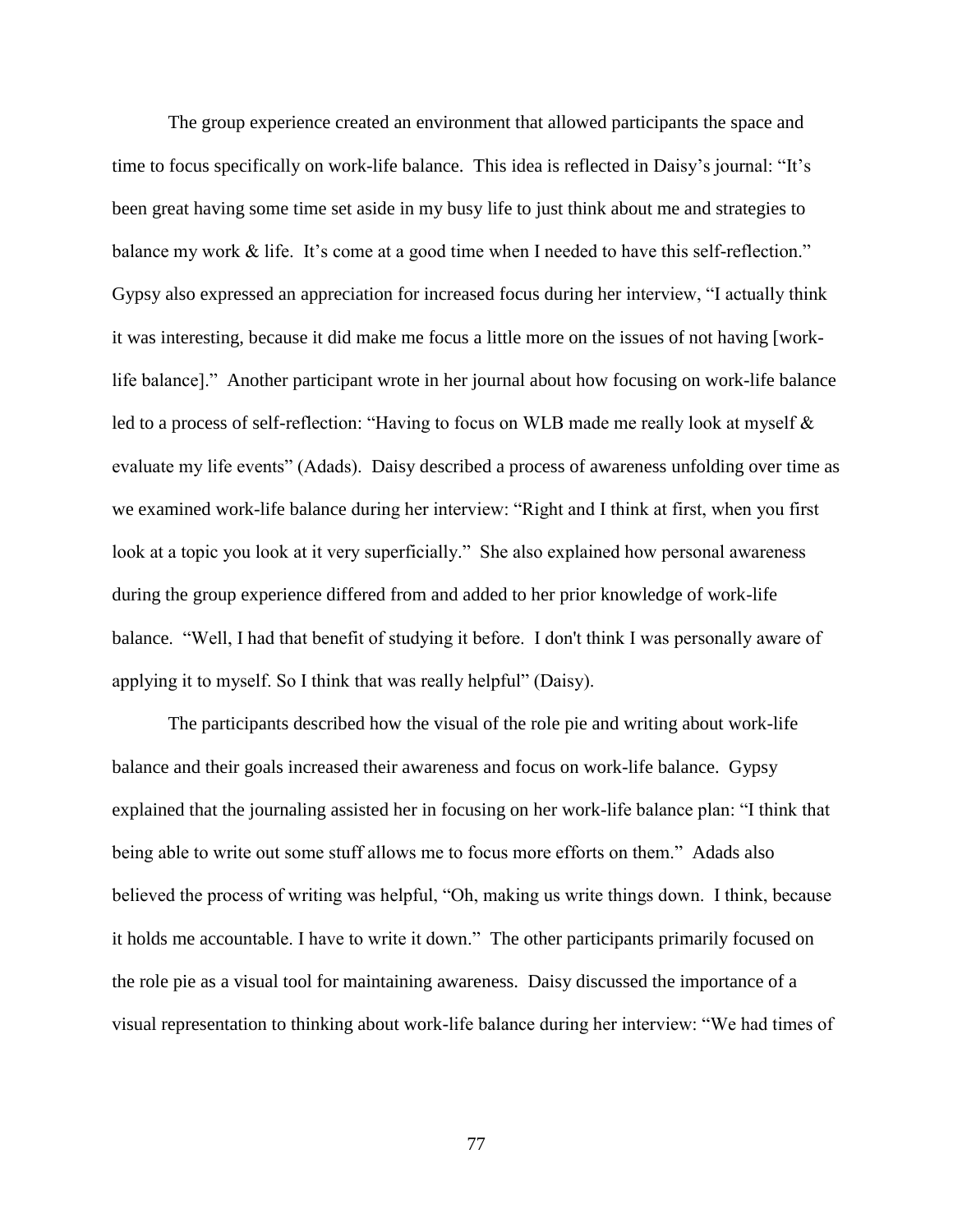The group experience created an environment that allowed participants the space and time to focus specifically on work-life balance. This idea is reflected in Daisy's journal: "It's been great having some time set aside in my busy life to just think about me and strategies to balance my work & life. It's come at a good time when I needed to have this self-reflection." Gypsy also expressed an appreciation for increased focus during her interview, "I actually think it was interesting, because it did make me focus a little more on the issues of not having [work-life balance]." Another participant wrote in her journal about how focusing on work-life balance led to a process of self-reflection: "Having to focus on WLB made me really look at myself & evaluate my life events" (Adads). Daisy described a process of awareness unfolding over time as we examined work-life balance during her interview: "Right and I think at first, when you first look at a topic you look at it very superficially." She also explained how personal awareness during the group experience differed from and added to her prior knowledge of work-life balance. "Well, I had that benefit of studying it before. I don't think I was personally aware of applying it to myself. So I think that was really helpful" (Daisy).

The participants described how the visual of the role pie and writing about work-life balance and their goals increased their awareness and focus on work-life balance. Gypsy explained that the journaling assisted her in focusing on her work-life balance plan: "I think that being able to write out some stuff allows me to focus more efforts on them." Adads also believed the process of writing was helpful, "Oh, making us write things down. I think, because it holds me accountable. I have to write it down." The other participants primarily focused on the role pie as a visual tool for maintaining awareness. Daisy discussed the importance of a visual representation to thinking about work-life balance during her interview: "We had times of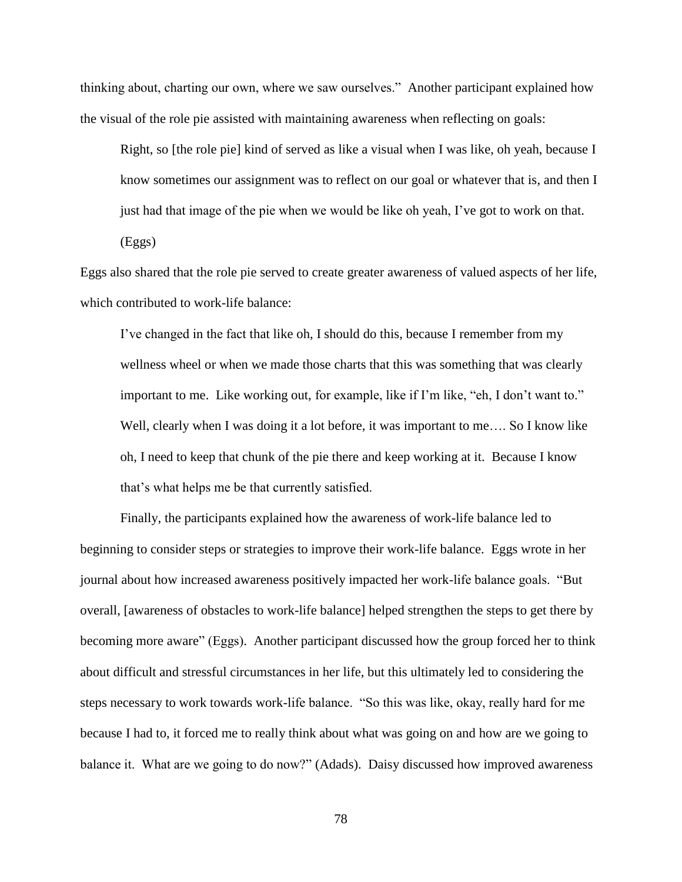thinking about, charting our own, where we saw ourselves." Another participant explained how the visual of the role pie assisted with maintaining awareness when reflecting on goals:

> Right, so [the role pie] kind of served as like a visual when I was like, oh yeah, because I know sometimes our assignment was to reflect on our goal or whatever that is, and then I just had that image of the pie when we would be like oh yeah, I've got to work on that. (Eggs)

Eggs also shared that the role pie served to create greater awareness of valued aspects of her life, which contributed to work-life balance:

> I've changed in the fact that like oh, I should do this, because I remember from my wellness wheel or when we made those charts that this was something that was clearly important to me. Like working out, for example, like if I'm like, "eh, I don't want to." Well, clearly when I was doing it a lot before, it was important to me…. So I know like oh, I need to keep that chunk of the pie there and keep working at it. Because I know that's what helps me be that currently satisfied.

Finally, the participants explained how the awareness of work-life balance led to beginning to consider steps or strategies to improve their work-life balance. Eggs wrote in her journal about how increased awareness positively impacted her work-life balance goals. "But overall, [awareness of obstacles to work-life balance] helped strengthen the steps to get there by becoming more aware" (Eggs). Another participant discussed how the group forced her to think about difficult and stressful circumstances in her life, but this ultimately led to considering the steps necessary to work towards work-life balance. "So this was like, okay, really hard for me because I had to, it forced me to really think about what was going on and how are we going to balance it. What are we going to do now?" (Adads). Daisy discussed how improved awareness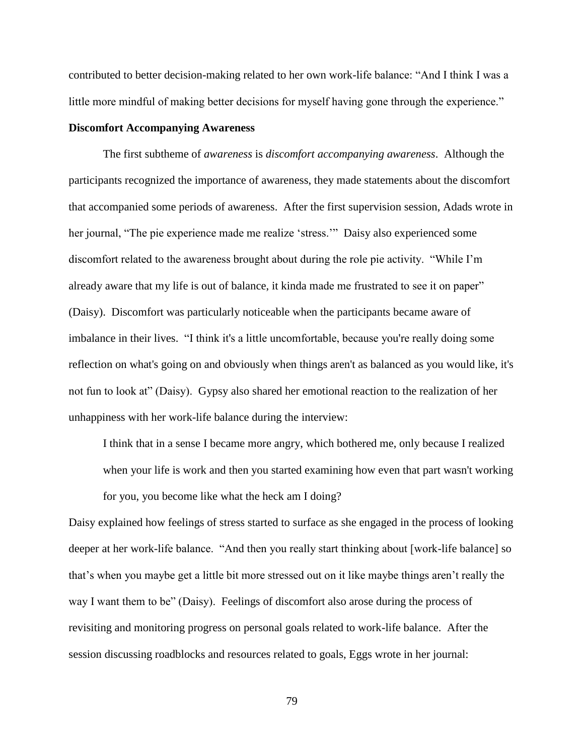contributed to better decision-making related to her own work-life balance: "And I think I was a little more mindful of making better decisions for myself having gone through the experience."

### Discomfort Accompanying Awareness

The first subtheme of *awareness* is *discomfort accompanying awareness*. Although the participants recognized the importance of awareness, they made statements about the discomfort that accompanied some periods of awareness. After the first supervision session, Adads wrote in her journal, "The pie experience made me realize 'stress.'" Daisy also experienced some discomfort related to the awareness brought about during the role pie activity. "While I'm already aware that my life is out of balance, it kinda made me frustrated to see it on paper" (Daisy). Discomfort was particularly noticeable when the participants became aware of imbalance in their lives. "I think it's a little uncomfortable, because you're really doing some reflection on what's going on and obviously when things aren't as balanced as you would like, it's not fun to look at" (Daisy). Gypsy also shared her emotional reaction to the realization of her unhappiness with her work-life balance during the interview:

> I think that in a sense I became more angry, which bothered me, only because I realized when your life is work and then you started examining how even that part wasn't working for you, you become like what the heck am I doing?

Daisy explained how feelings of stress started to surface as she engaged in the process of looking deeper at her work-life balance. "And then you really start thinking about [work-life balance] so that's when you maybe get a little bit more stressed out on it like maybe things aren't really the way I want them to be" (Daisy). Feelings of discomfort also arose during the process of revisiting and monitoring progress on personal goals related to work-life balance. After the session discussing roadblocks and resources related to goals, Eggs wrote in her journal: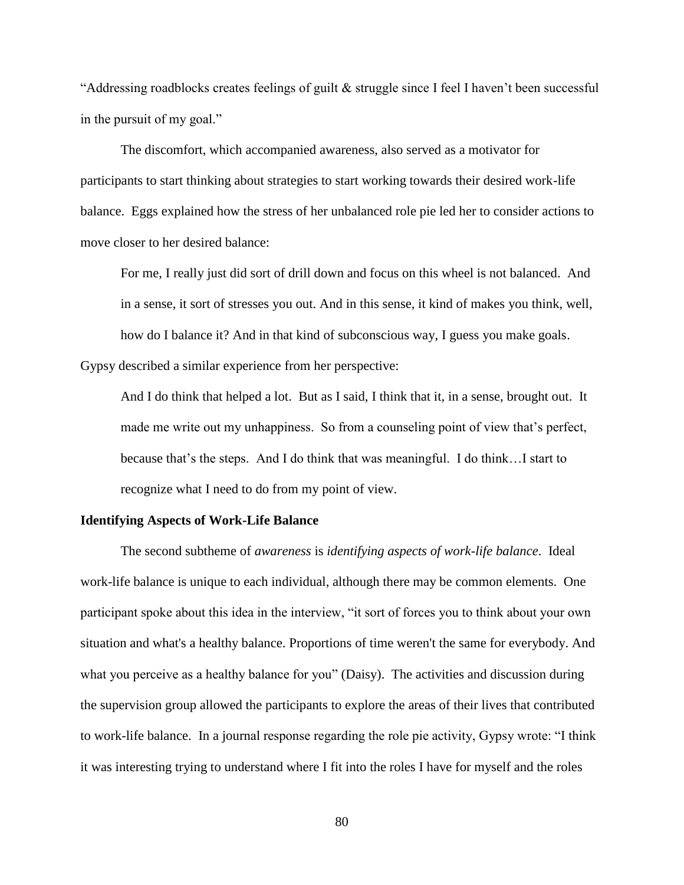"Addressing roadblocks creates feelings of guilt & struggle since I feel I haven't been successful in the pursuit of my goal."

The discomfort, which accompanied awareness, also served as a motivator for participants to start thinking about strategies to start working towards their desired work-life balance. Eggs explained how the stress of her unbalanced role pie led her to consider actions to move closer to her desired balance:

> For me, I really just did sort of drill down and focus on this wheel is not balanced. And in a sense, it sort of stresses you out. And in this sense, it kind of makes you think, well, how do I balance it? And in that kind of subconscious way, I guess you make goals.

Gypsy described a similar experience from her perspective:

> And I do think that helped a lot. But as I said, I think that it, in a sense, brought out. It made me write out my unhappiness. So from a counseling point of view that's perfect, because that's the steps. And I do think that was meaningful. I do think…I start to recognize what I need to do from my point of view.

### Identifying Aspects of Work-Life Balance

The second subtheme of *awareness* is *identifying aspects of work-life balance*. Ideal work-life balance is unique to each individual, although there may be common elements. One participant spoke about this idea in the interview, "it sort of forces you to think about your own situation and what's a healthy balance. Proportions of time weren't the same for everybody. And what you perceive as a healthy balance for you" (Daisy). The activities and discussion during the supervision group allowed the participants to explore the areas of their lives that contributed to work-life balance. In a journal response regarding the role pie activity, Gypsy wrote: "I think it was interesting trying to understand where I fit into the roles I have for myself and the roles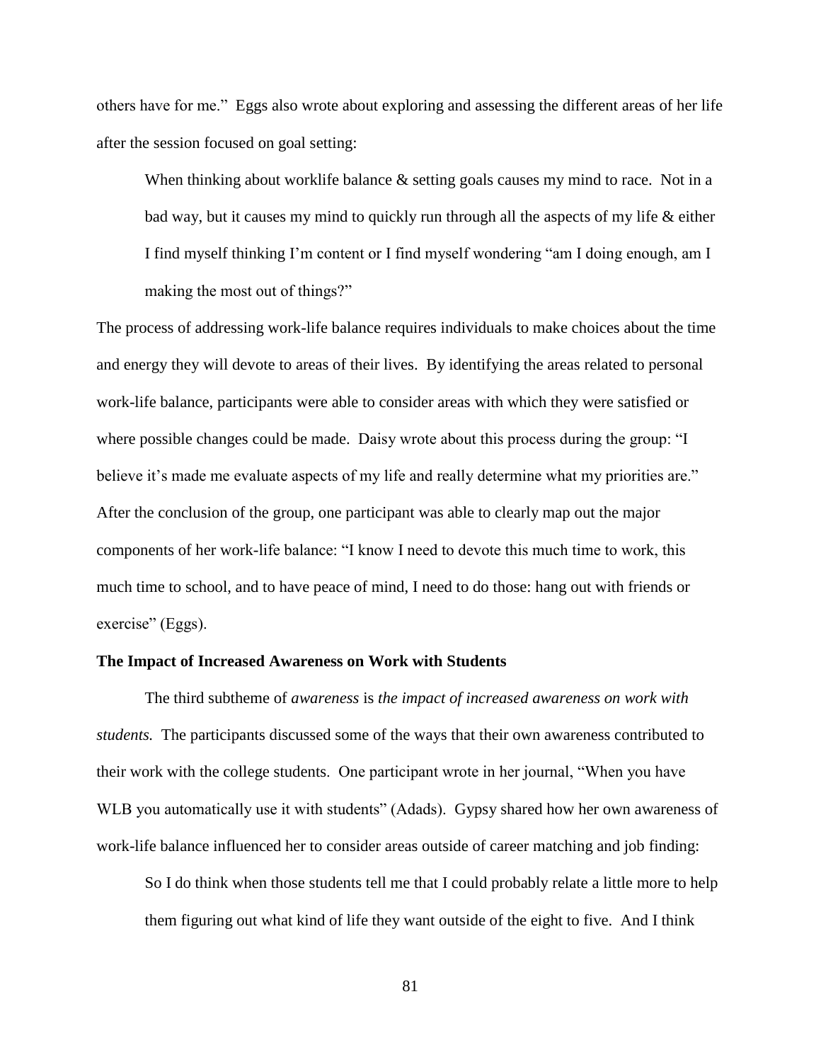others have for me." Eggs also wrote about exploring and assessing the different areas of her life after the session focused on goal setting:

> When thinking about worklife balance & setting goals causes my mind to race. Not in a bad way, but it causes my mind to quickly run through all the aspects of my life & either I find myself thinking I'm content or I find myself wondering "am I doing enough, am I making the most out of things?"

The process of addressing work-life balance requires individuals to make choices about the time and energy they will devote to areas of their lives. By identifying the areas related to personal work-life balance, participants were able to consider areas with which they were satisfied or where possible changes could be made. Daisy wrote about this process during the group: "I believe it's made me evaluate aspects of my life and really determine what my priorities are." After the conclusion of the group, one participant was able to clearly map out the major components of her work-life balance: "I know I need to devote this much time to work, this much time to school, and to have peace of mind, I need to do those: hang out with friends or exercise" (Eggs).

**The Impact of Increased Awareness on Work with Students**

The third subtheme of *awareness* is *the impact of increased awareness on work with students.* The participants discussed some of the ways that their own awareness contributed to their work with the college students. One participant wrote in her journal, "When you have WLB you automatically use it with students" (Adads). Gypsy shared how her own awareness of work-life balance influenced her to consider areas outside of career matching and job finding:

> So I do think when those students tell me that I could probably relate a little more to help them figuring out what kind of life they want outside of the eight to five. And I think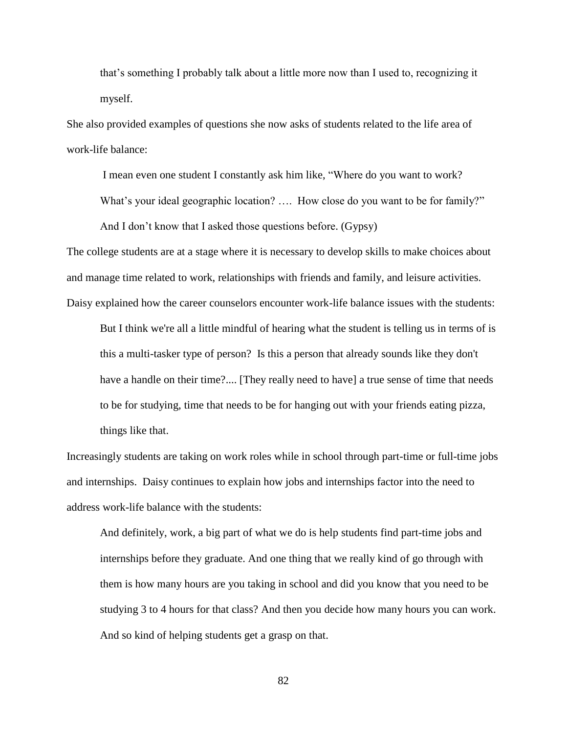> that's something I probably talk about a little more now than I used to, recognizing it myself.

She also provided examples of questions she now asks of students related to the life area of work-life balance:

> I mean even one student I constantly ask him like, "Where do you want to work? What's your ideal geographic location? …. How close do you want to be for family?" And I don't know that I asked those questions before. (Gypsy)

The college students are at a stage where it is necessary to develop skills to make choices about and manage time related to work, relationships with friends and family, and leisure activities. Daisy explained how the career counselors encounter work-life balance issues with the students:

> But I think we're all a little mindful of hearing what the student is telling us in terms of is this a multi-tasker type of person? Is this a person that already sounds like they don't have a handle on their time?.... [They really need to have] a true sense of time that needs to be for studying, time that needs to be for hanging out with your friends eating pizza, things like that.

Increasingly students are taking on work roles while in school through part-time or full-time jobs and internships. Daisy continues to explain how jobs and internships factor into the need to address work-life balance with the students:

> And definitely, work, a big part of what we do is help students find part-time jobs and internships before they graduate. And one thing that we really kind of go through with them is how many hours are you taking in school and did you know that you need to be studying 3 to 4 hours for that class? And then you decide how many hours you can work. And so kind of helping students get a grasp on that.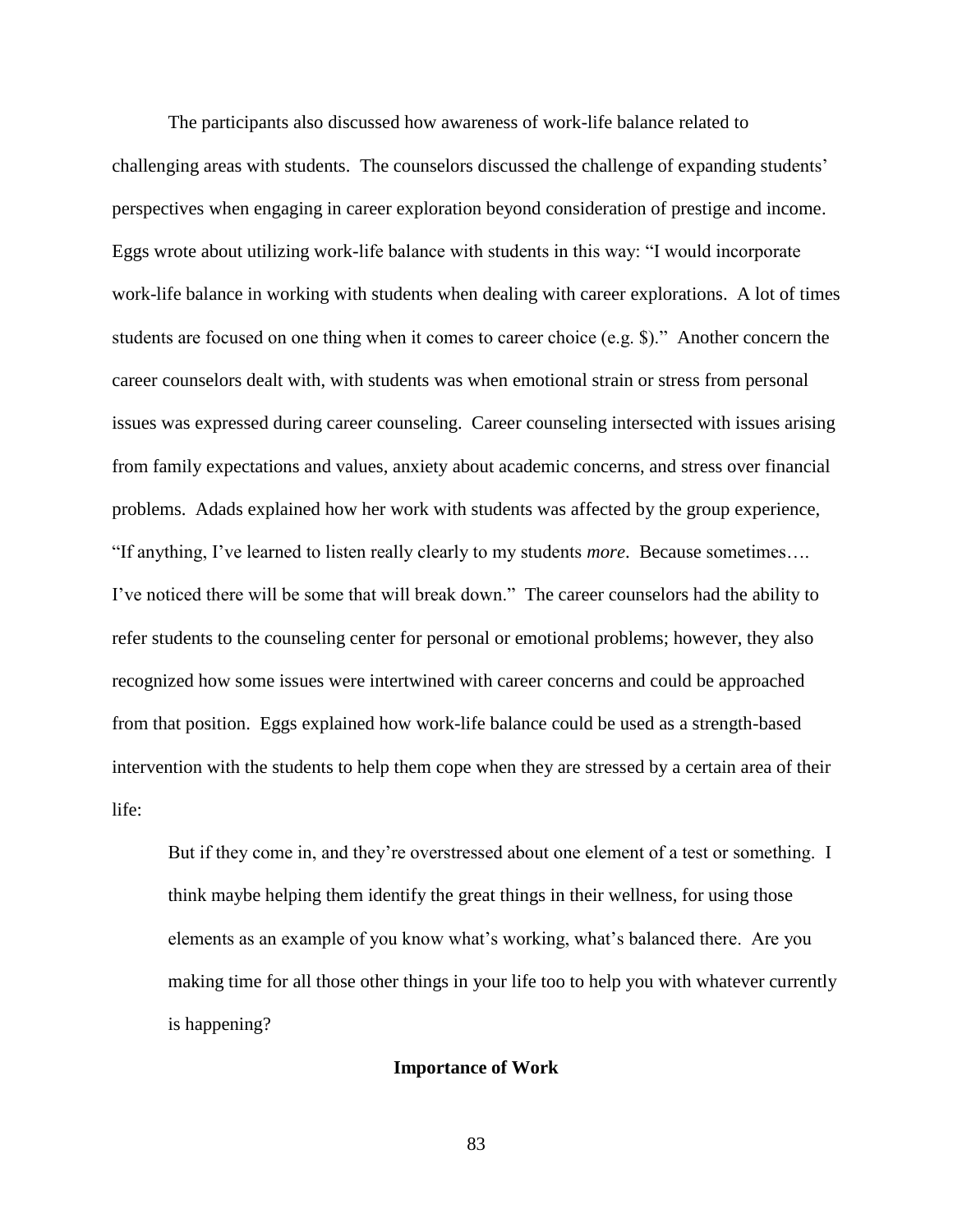The participants also discussed how awareness of work-life balance related to challenging areas with students. The counselors discussed the challenge of expanding students' perspectives when engaging in career exploration beyond consideration of prestige and income. Eggs wrote about utilizing work-life balance with students in this way: "I would incorporate work-life balance in working with students when dealing with career explorations. A lot of times students are focused on one thing when it comes to career choice (e.g. $)." Another concern the career counselors dealt with, with students was when emotional strain or stress from personal issues was expressed during career counseling. Career counseling intersected with issues arising from family expectations and values, anxiety about academic concerns, and stress over financial problems. Adads explained how her work with students was affected by the group experience, "If anything, I've learned to listen really clearly to my students *more*. Because sometimes…. I've noticed there will be some that will break down." The career counselors had the ability to refer students to the counseling center for personal or emotional problems; however, they also recognized how some issues were intertwined with career concerns and could be approached from that position. Eggs explained how work-life balance could be used as a strength-based intervention with the students to help them cope when they are stressed by a certain area of their life:

> But if they come in, and they're overstressed about one element of a test or something. I think maybe helping them identify the great things in their wellness, for using those elements as an example of you know what's working, what's balanced there. Are you making time for all those other things in your life too to help you with whatever currently is happening?

## Importance of Work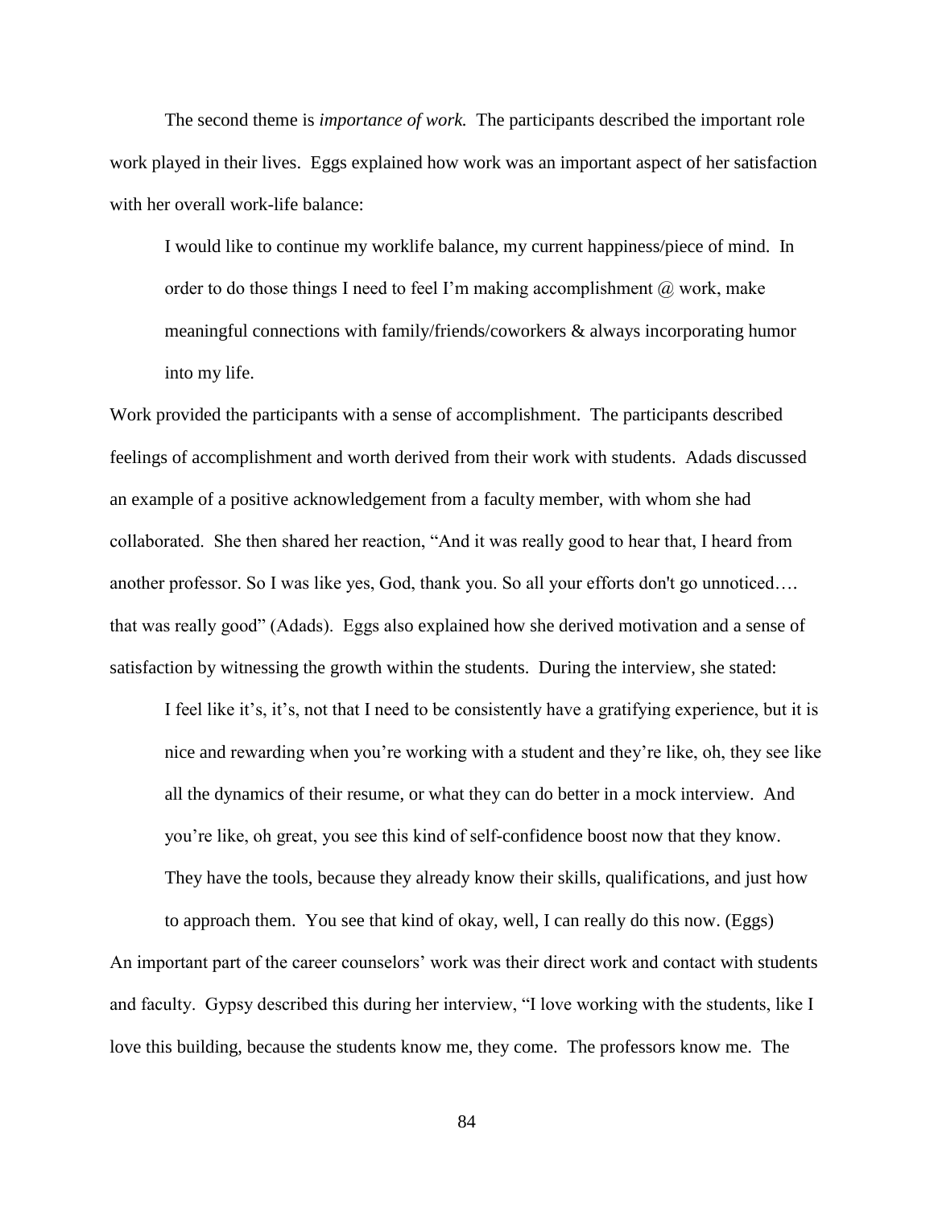The second theme is *importance of work.* The participants described the important role work played in their lives. Eggs explained how work was an important aspect of her satisfaction with her overall work-life balance:

> I would like to continue my worklife balance, my current happiness/piece of mind. In order to do those things I need to feel I'm making accomplishment @ work, make meaningful connections with family/friends/coworkers & always incorporating humor into my life.

Work provided the participants with a sense of accomplishment. The participants described feelings of accomplishment and worth derived from their work with students. Adads discussed an example of a positive acknowledgement from a faculty member, with whom she had collaborated. She then shared her reaction, "And it was really good to hear that, I heard from another professor. So I was like yes, God, thank you. So all your efforts don't go unnoticed…. that was really good" (Adads). Eggs also explained how she derived motivation and a sense of satisfaction by witnessing the growth within the students. During the interview, she stated:

> I feel like it's, it's, not that I need to be consistently have a gratifying experience, but it is nice and rewarding when you're working with a student and they're like, oh, they see like all the dynamics of their resume, or what they can do better in a mock interview. And you're like, oh great, you see this kind of self-confidence boost now that they know. They have the tools, because they already know their skills, qualifications, and just how to approach them. You see that kind of okay, well, I can really do this now. (Eggs)

An important part of the career counselors' work was their direct work and contact with students and faculty. Gypsy described this during her interview, "I love working with the students, like I love this building, because the students know me, they come. The professors know me. The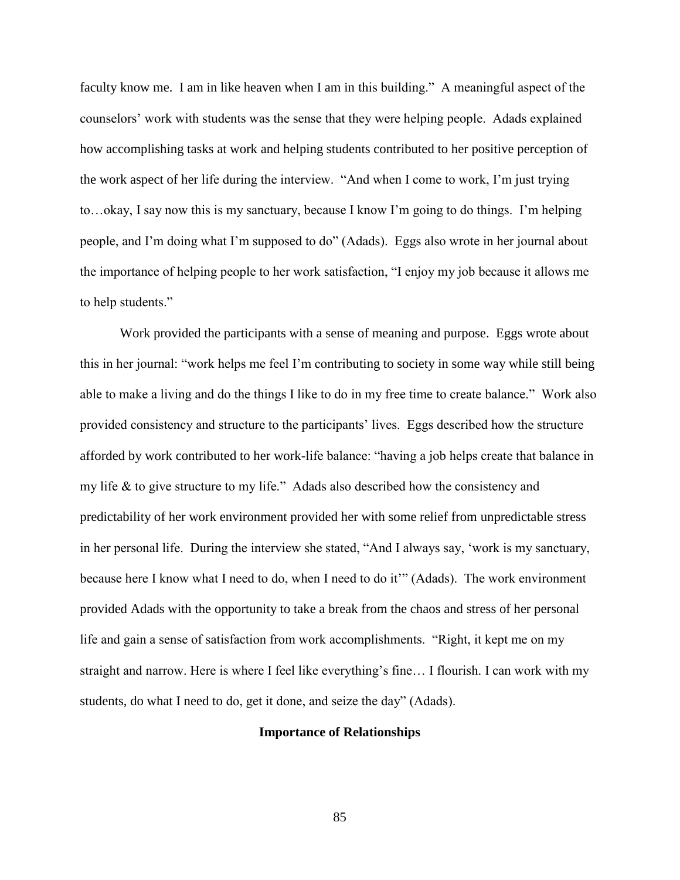faculty know me. I am in like heaven when I am in this building." A meaningful aspect of the counselors' work with students was the sense that they were helping people. Adads explained how accomplishing tasks at work and helping students contributed to her positive perception of the work aspect of her life during the interview. "And when I come to work, I'm just trying to…okay, I say now this is my sanctuary, because I know I'm going to do things. I'm helping people, and I'm doing what I'm supposed to do" (Adads). Eggs also wrote in her journal about the importance of helping people to her work satisfaction, "I enjoy my job because it allows me to help students."

Work provided the participants with a sense of meaning and purpose. Eggs wrote about this in her journal: "work helps me feel I'm contributing to society in some way while still being able to make a living and do the things I like to do in my free time to create balance." Work also provided consistency and structure to the participants' lives. Eggs described how the structure afforded by work contributed to her work-life balance: "having a job helps create that balance in my life & to give structure to my life." Adads also described how the consistency and predictability of her work environment provided her with some relief from unpredictable stress in her personal life. During the interview she stated, "And I always say, 'work is my sanctuary, because here I know what I need to do, when I need to do it'" (Adads). The work environment provided Adads with the opportunity to take a break from the chaos and stress of her personal life and gain a sense of satisfaction from work accomplishments. "Right, it kept me on my straight and narrow. Here is where I feel like everything's fine… I flourish. I can work with my students, do what I need to do, get it done, and seize the day" (Adads).

## Importance of Relationships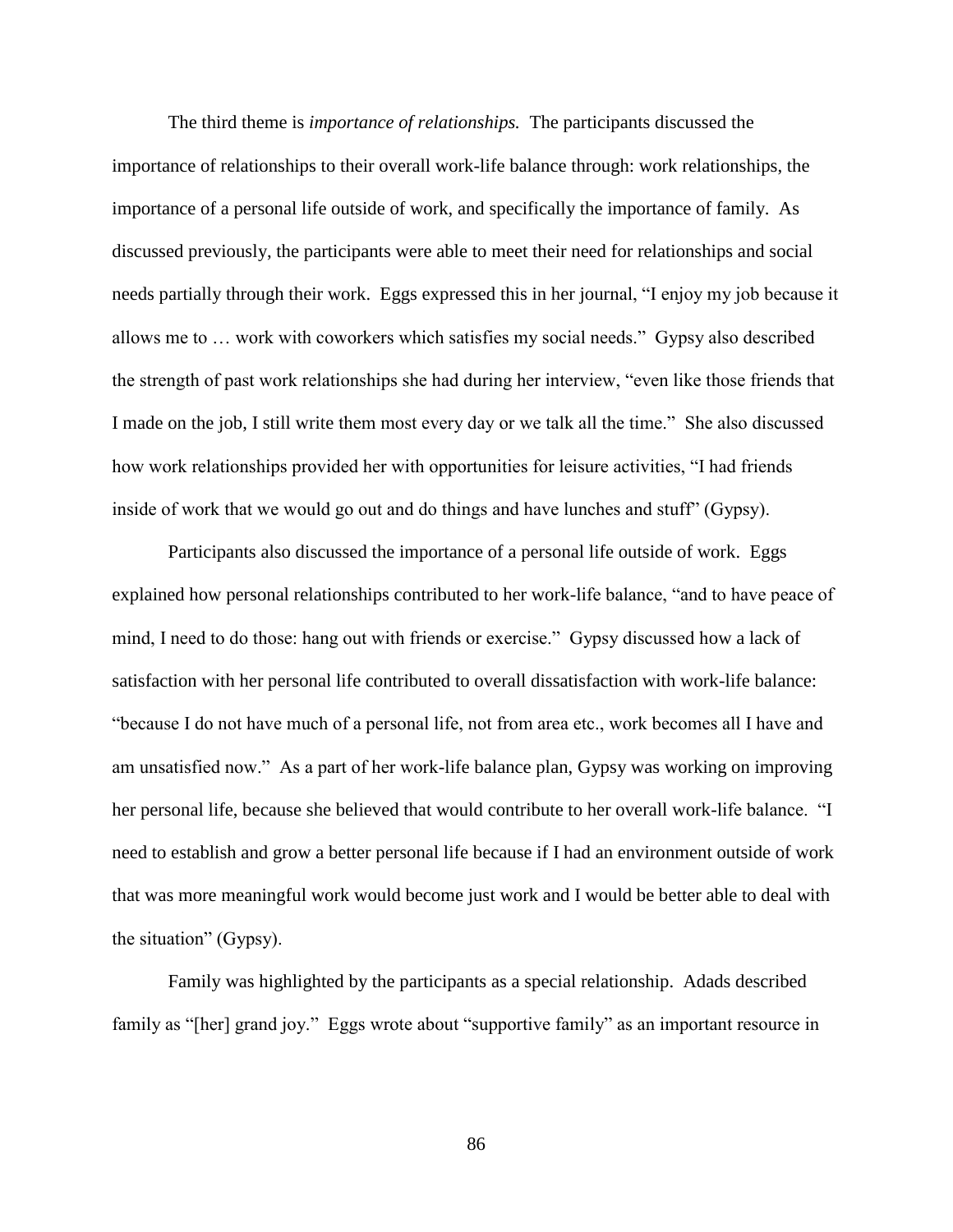The third theme is *importance of relationships.* The participants discussed the importance of relationships to their overall work-life balance through: work relationships, the importance of a personal life outside of work, and specifically the importance of family. As discussed previously, the participants were able to meet their need for relationships and social needs partially through their work. Eggs expressed this in her journal, "I enjoy my job because it allows me to … work with coworkers which satisfies my social needs." Gypsy also described the strength of past work relationships she had during her interview, "even like those friends that I made on the job, I still write them most every day or we talk all the time." She also discussed how work relationships provided her with opportunities for leisure activities, "I had friends inside of work that we would go out and do things and have lunches and stuff' (Gypsy).

Participants also discussed the importance of a personal life outside of work. Eggs explained how personal relationships contributed to her work-life balance, "and to have peace of mind, I need to do those: hang out with friends or exercise." Gypsy discussed how a lack of satisfaction with her personal life contributed to overall dissatisfaction with work-life balance: "because I do not have much of a personal life, not from area etc., work becomes all I have and am unsatisfied now." As a part of her work-life balance plan, Gypsy was working on improving her personal life, because she believed that would contribute to her overall work-life balance. "I need to establish and grow a better personal life because if I had an environment outside of work that was more meaningful work would become just work and I would be better able to deal with the situation" (Gypsy).

Family was highlighted by the participants as a special relationship. Adads described family as "[her] grand joy." Eggs wrote about "supportive family" as an important resource in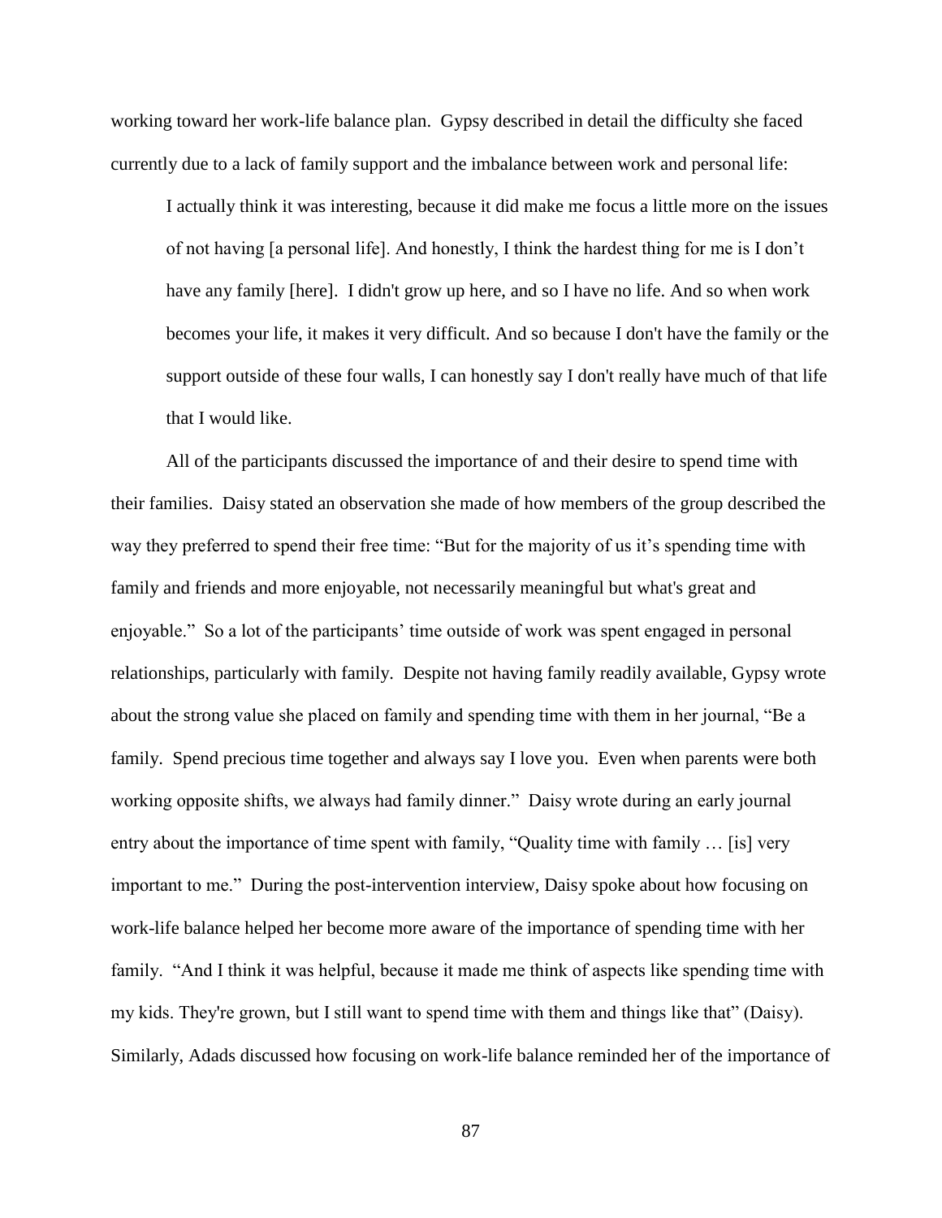working toward her work-life balance plan. Gypsy described in detail the difficulty she faced currently due to a lack of family support and the imbalance between work and personal life:

> I actually think it was interesting, because it did make me focus a little more on the issues of not having [a personal life]. And honestly, I think the hardest thing for me is I don't have any family [here]. I didn't grow up here, and so I have no life. And so when work becomes your life, it makes it very difficult. And so because I don't have the family or the support outside of these four walls, I can honestly say I don't really have much of that life that I would like.

All of the participants discussed the importance of and their desire to spend time with their families. Daisy stated an observation she made of how members of the group described the way they preferred to spend their free time: "But for the majority of us it's spending time with family and friends and more enjoyable, not necessarily meaningful but what's great and enjoyable." So a lot of the participants' time outside of work was spent engaged in personal relationships, particularly with family. Despite not having family readily available, Gypsy wrote about the strong value she placed on family and spending time with them in her journal, "Be a family. Spend precious time together and always say I love you. Even when parents were both working opposite shifts, we always had family dinner." Daisy wrote during an early journal entry about the importance of time spent with family, "Quality time with family … [is] very important to me." During the post-intervention interview, Daisy spoke about how focusing on work-life balance helped her become more aware of the importance of spending time with her family. "And I think it was helpful, because it made me think of aspects like spending time with my kids. They're grown, but I still want to spend time with them and things like that" (Daisy). Similarly, Adads discussed how focusing on work-life balance reminded her of the importance of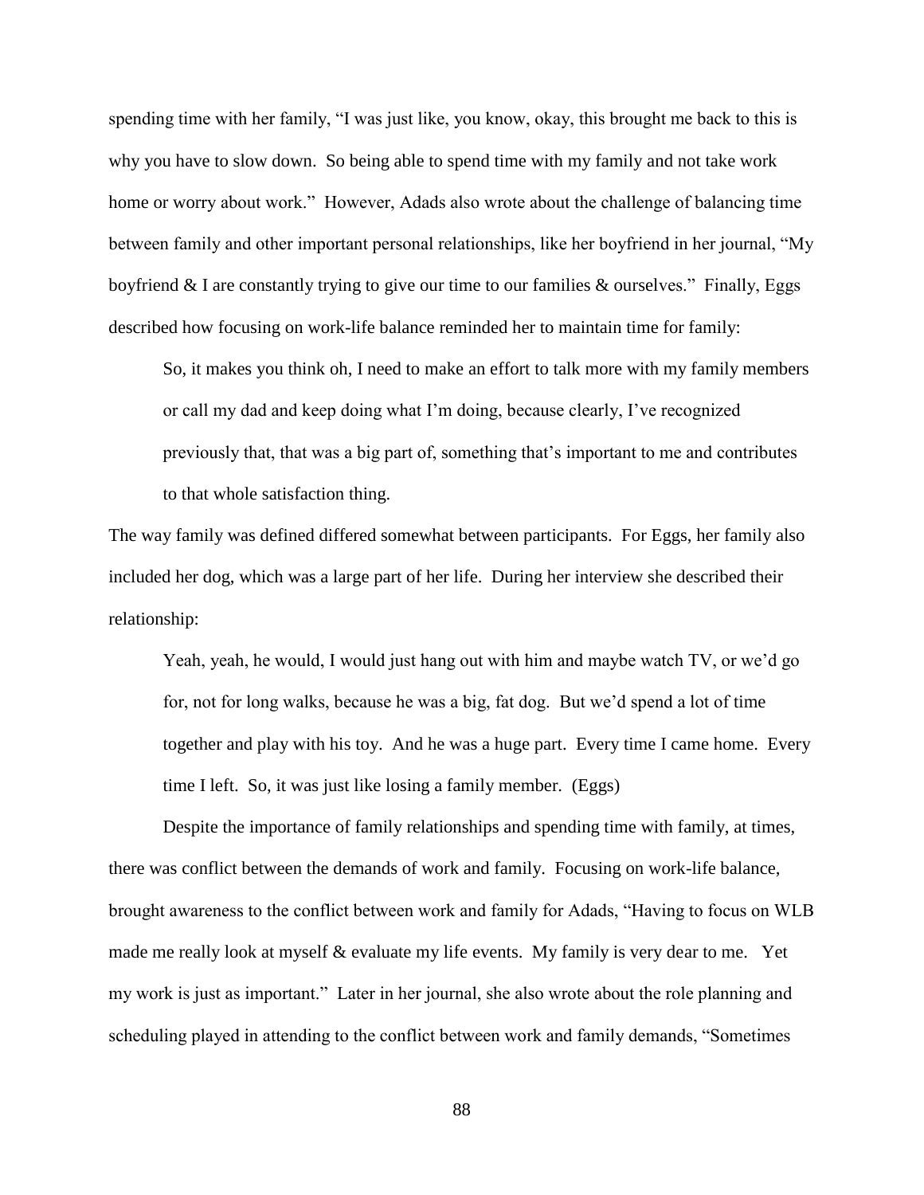spending time with her family, "I was just like, you know, okay, this brought me back to this is why you have to slow down. So being able to spend time with my family and not take work home or worry about work." However, Adads also wrote about the challenge of balancing time between family and other important personal relationships, like her boyfriend in her journal, "My boyfriend & I are constantly trying to give our time to our families & ourselves." Finally, Eggs described how focusing on work-life balance reminded her to maintain time for family:

> So, it makes you think oh, I need to make an effort to talk more with my family members or call my dad and keep doing what I'm doing, because clearly, I've recognized previously that, that was a big part of, something that's important to me and contributes to that whole satisfaction thing.

The way family was defined differed somewhat between participants. For Eggs, her family also included her dog, which was a large part of her life. During her interview she described their relationship:

> Yeah, yeah, he would, I would just hang out with him and maybe watch TV, or we'd go for, not for long walks, because he was a big, fat dog. But we'd spend a lot of time together and play with his toy. And he was a huge part. Every time I came home. Every time I left. So, it was just like losing a family member. (Eggs)

Despite the importance of family relationships and spending time with family, at times, there was conflict between the demands of work and family. Focusing on work-life balance, brought awareness to the conflict between work and family for Adads, "Having to focus on WLB made me really look at myself & evaluate my life events. My family is very dear to me. Yet my work is just as important." Later in her journal, she also wrote about the role planning and scheduling played in attending to the conflict between work and family demands, "Sometimes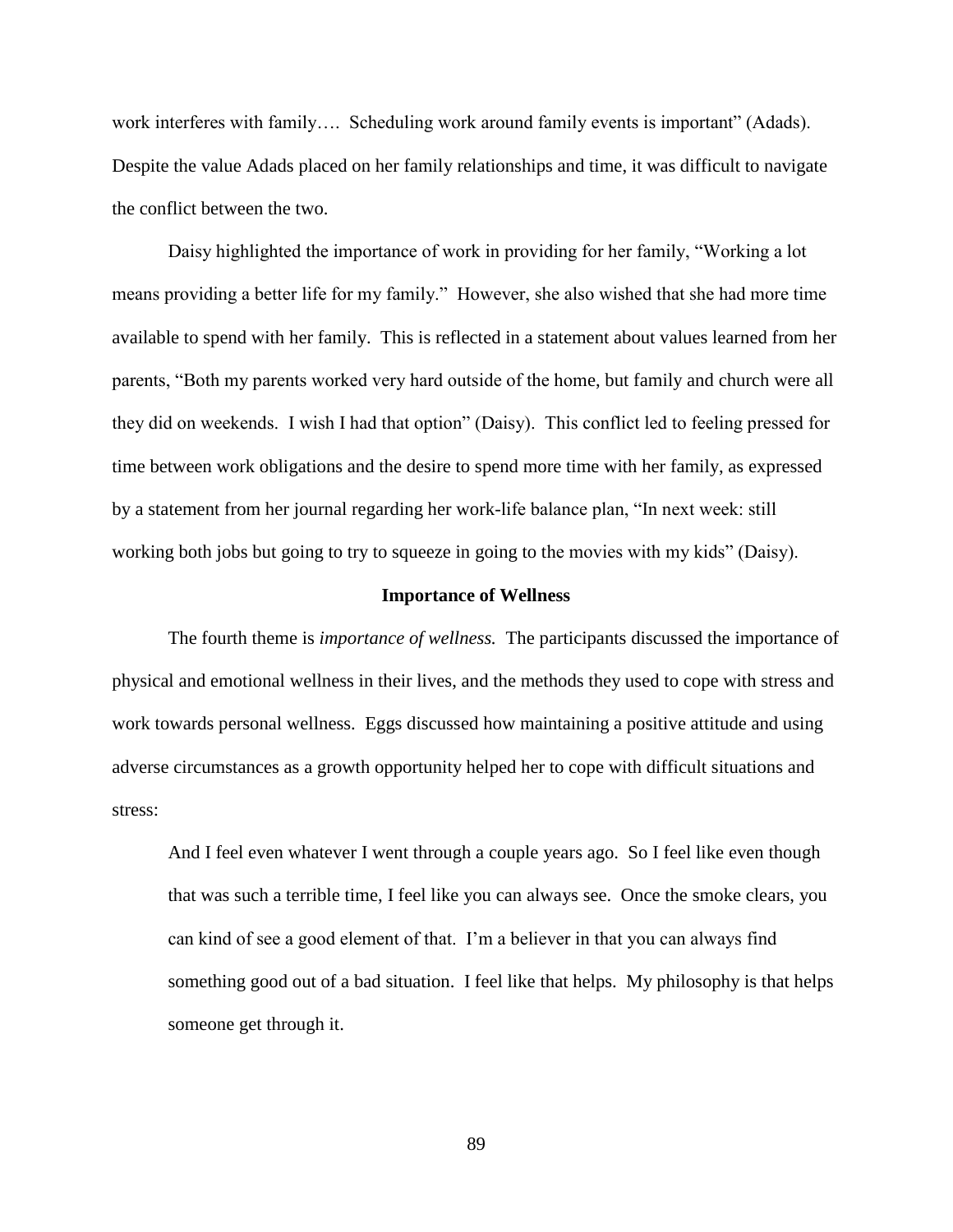work interferes with family…. Scheduling work around family events is important" (Adads). Despite the value Adads placed on her family relationships and time, it was difficult to navigate the conflict between the two.

Daisy highlighted the importance of work in providing for her family, "Working a lot means providing a better life for my family." However, she also wished that she had more time available to spend with her family. This is reflected in a statement about values learned from her parents, "Both my parents worked very hard outside of the home, but family and church were all they did on weekends. I wish I had that option" (Daisy). This conflict led to feeling pressed for time between work obligations and the desire to spend more time with her family, as expressed by a statement from her journal regarding her work-life balance plan, "In next week: still working both jobs but going to try to squeeze in going to the movies with my kids" (Daisy).

## Importance of Wellness

The fourth theme is *importance of wellness.* The participants discussed the importance of physical and emotional wellness in their lives, and the methods they used to cope with stress and work towards personal wellness. Eggs discussed how maintaining a positive attitude and using adverse circumstances as a growth opportunity helped her to cope with difficult situations and stress:

> And I feel even whatever I went through a couple years ago. So I feel like even though that was such a terrible time, I feel like you can always see. Once the smoke clears, you can kind of see a good element of that. I'm a believer in that you can always find something good out of a bad situation. I feel like that helps. My philosophy is that helps someone get through it.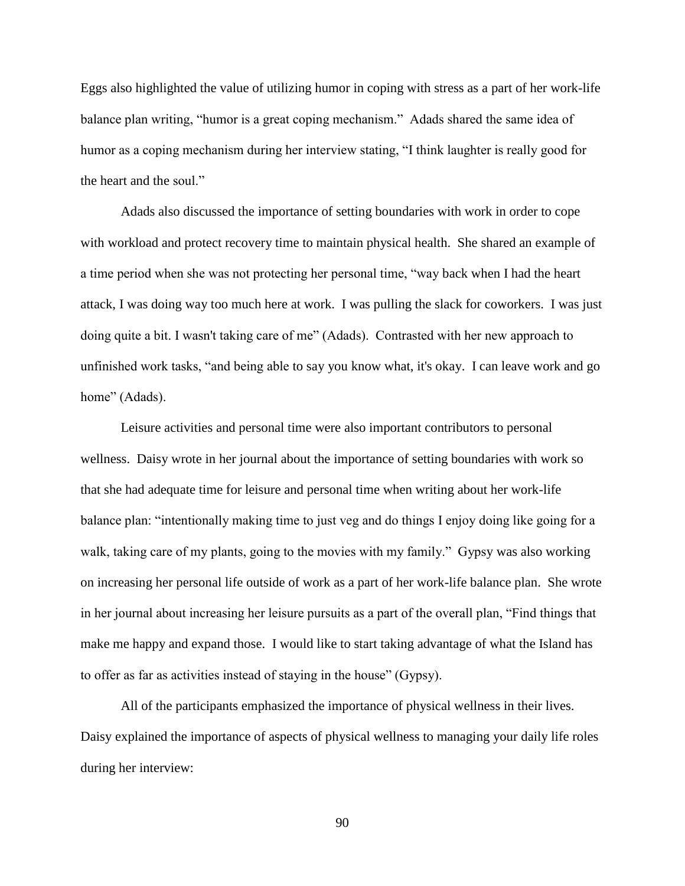Eggs also highlighted the value of utilizing humor in coping with stress as a part of her work-life balance plan writing, "humor is a great coping mechanism." Adads shared the same idea of humor as a coping mechanism during her interview stating, "I think laughter is really good for the heart and the soul."

Adads also discussed the importance of setting boundaries with work in order to cope with workload and protect recovery time to maintain physical health. She shared an example of a time period when she was not protecting her personal time, "way back when I had the heart attack, I was doing way too much here at work. I was pulling the slack for coworkers. I was just doing quite a bit. I wasn't taking care of me" (Adads). Contrasted with her new approach to unfinished work tasks, "and being able to say you know what, it's okay. I can leave work and go home" (Adads).

Leisure activities and personal time were also important contributors to personal wellness. Daisy wrote in her journal about the importance of setting boundaries with work so that she had adequate time for leisure and personal time when writing about her work-life balance plan: "intentionally making time to just veg and do things I enjoy doing like going for a walk, taking care of my plants, going to the movies with my family." Gypsy was also working on increasing her personal life outside of work as a part of her work-life balance plan. She wrote in her journal about increasing her leisure pursuits as a part of the overall plan, "Find things that make me happy and expand those. I would like to start taking advantage of what the Island has to offer as far as activities instead of staying in the house" (Gypsy).

All of the participants emphasized the importance of physical wellness in their lives. Daisy explained the importance of aspects of physical wellness to managing your daily life roles during her interview: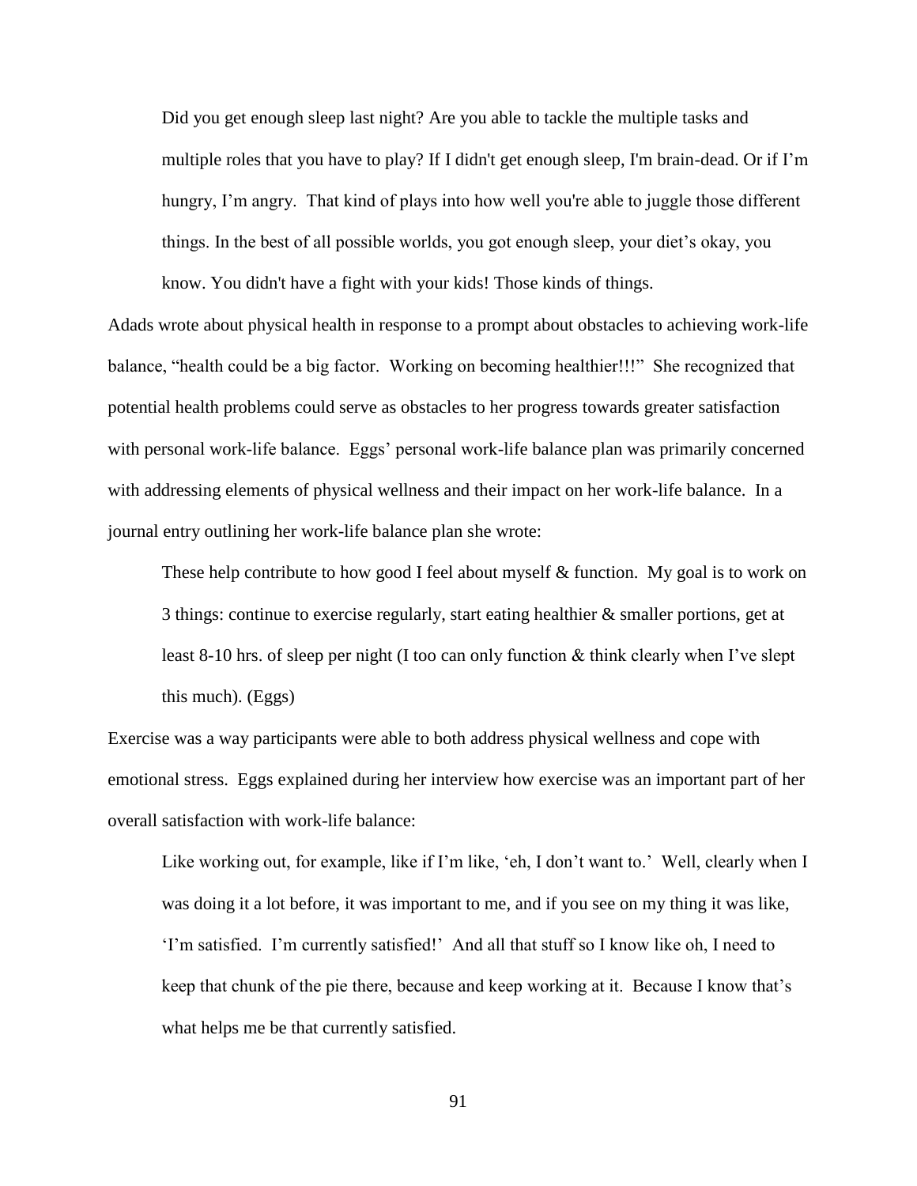> Did you get enough sleep last night? Are you able to tackle the multiple tasks and multiple roles that you have to play? If I didn't get enough sleep, I'm brain-dead. Or if I'm hungry, I'm angry. That kind of plays into how well you're able to juggle those different things. In the best of all possible worlds, you got enough sleep, your diet's okay, you know. You didn't have a fight with your kids! Those kinds of things.

Adads wrote about physical health in response to a prompt about obstacles to achieving work-life balance, "health could be a big factor. Working on becoming healthier!!!" She recognized that potential health problems could serve as obstacles to her progress towards greater satisfaction with personal work-life balance. Eggs' personal work-life balance plan was primarily concerned with addressing elements of physical wellness and their impact on her work-life balance. In a journal entry outlining her work-life balance plan she wrote:

> These help contribute to how good I feel about myself & function. My goal is to work on 3 things: continue to exercise regularly, start eating healthier & smaller portions, get at least 8-10 hrs. of sleep per night (I too can only function & think clearly when I've slept this much). (Eggs)

Exercise was a way participants were able to both address physical wellness and cope with emotional stress. Eggs explained during her interview how exercise was an important part of her overall satisfaction with work-life balance:

> Like working out, for example, like if I'm like, 'eh, I don't want to.' Well, clearly when I was doing it a lot before, it was important to me, and if you see on my thing it was like, 'I'm satisfied. I'm currently satisfied!' And all that stuff so I know like oh, I need to keep that chunk of the pie there, because and keep working at it. Because I know that's what helps me be that currently satisfied.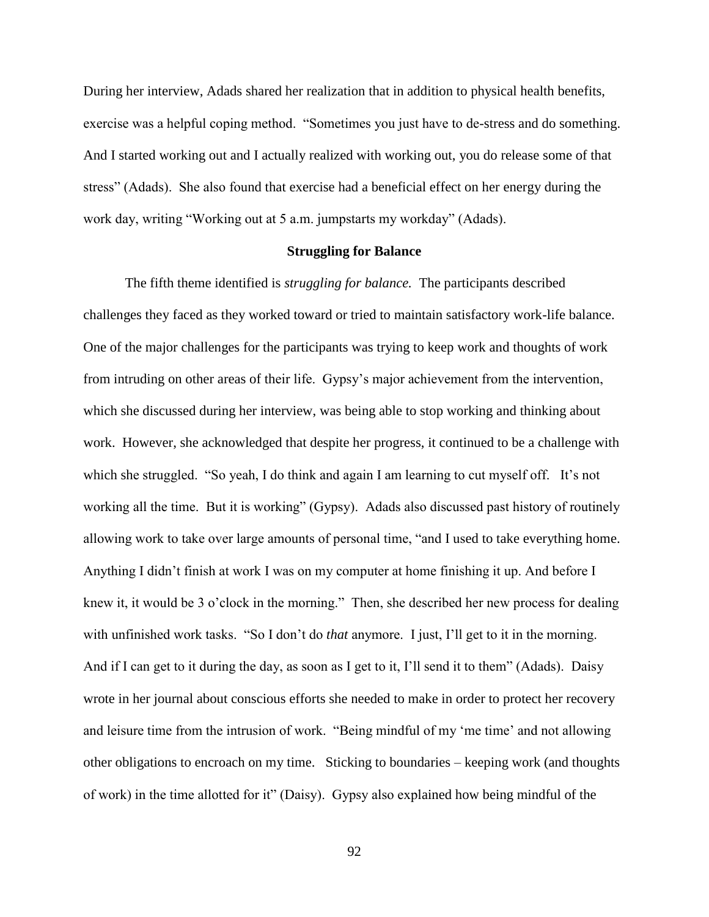During her interview, Adads shared her realization that in addition to physical health benefits, exercise was a helpful coping method. "Sometimes you just have to de-stress and do something. And I started working out and I actually realized with working out, you do release some of that stress" (Adads). She also found that exercise had a beneficial effect on her energy during the work day, writing "Working out at 5 a.m. jumpstarts my workday" (Adads).

## Struggling for Balance

The fifth theme identified is *struggling for balance.* The participants described challenges they faced as they worked toward or tried to maintain satisfactory work-life balance. One of the major challenges for the participants was trying to keep work and thoughts of work from intruding on other areas of their life. Gypsy's major achievement from the intervention, which she discussed during her interview, was being able to stop working and thinking about work. However, she acknowledged that despite her progress, it continued to be a challenge with which she struggled. "So yeah, I do think and again I am learning to cut myself off. It's not working all the time. But it is working" (Gypsy). Adads also discussed past history of routinely allowing work to take over large amounts of personal time, "and I used to take everything home. Anything I didn't finish at work I was on my computer at home finishing it up. And before I knew it, it would be 3 o'clock in the morning." Then, she described her new process for dealing with unfinished work tasks. "So I don't do *that* anymore. I just, I'll get to it in the morning. And if I can get to it during the day, as soon as I get to it, I'll send it to them" (Adads). Daisy wrote in her journal about conscious efforts she needed to make in order to protect her recovery and leisure time from the intrusion of work. "Being mindful of my 'me time' and not allowing other obligations to encroach on my time. Sticking to boundaries – keeping work (and thoughts of work) in the time allotted for it" (Daisy). Gypsy also explained how being mindful of the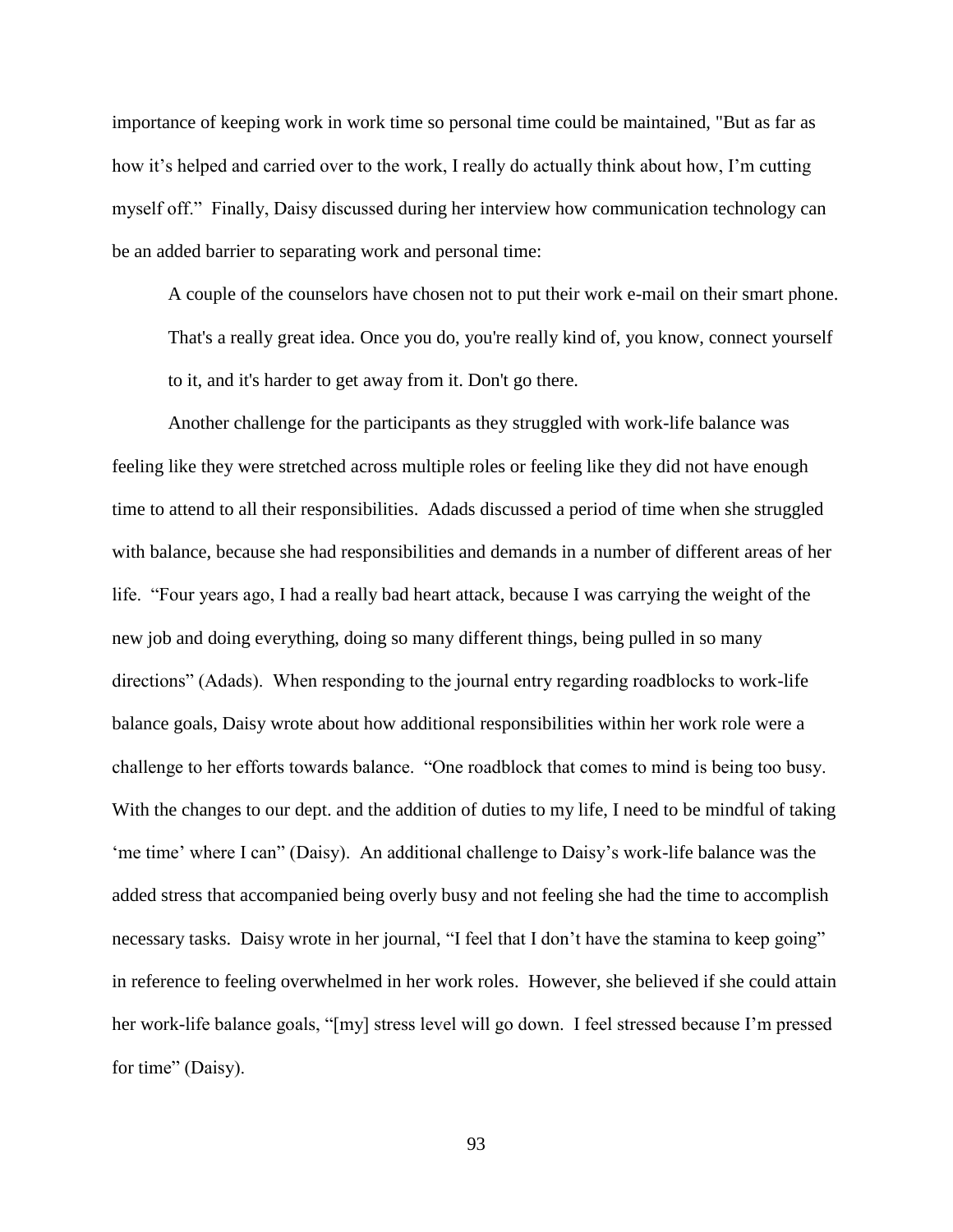importance of keeping work in work time so personal time could be maintained, "But as far as how it's helped and carried over to the work, I really do actually think about how, I'm cutting myself off." Finally, Daisy discussed during her interview how communication technology can be an added barrier to separating work and personal time:

> A couple of the counselors have chosen not to put their work e-mail on their smart phone. That's a really great idea. Once you do, you're really kind of, you know, connect yourself to it, and it's harder to get away from it. Don't go there.

Another challenge for the participants as they struggled with work-life balance was feeling like they were stretched across multiple roles or feeling like they did not have enough time to attend to all their responsibilities. Adads discussed a period of time when she struggled with balance, because she had responsibilities and demands in a number of different areas of her life. "Four years ago, I had a really bad heart attack, because I was carrying the weight of the new job and doing everything, doing so many different things, being pulled in so many directions" (Adads). When responding to the journal entry regarding roadblocks to work-life balance goals, Daisy wrote about how additional responsibilities within her work role were a challenge to her efforts towards balance. "One roadblock that comes to mind is being too busy. With the changes to our dept. and the addition of duties to my life, I need to be mindful of taking 'me time' where I can" (Daisy). An additional challenge to Daisy's work-life balance was the added stress that accompanied being overly busy and not feeling she had the time to accomplish necessary tasks. Daisy wrote in her journal, "I feel that I don't have the stamina to keep going" in reference to feeling overwhelmed in her work roles. However, she believed if she could attain her work-life balance goals, "[my] stress level will go down. I feel stressed because I'm pressed for time" (Daisy).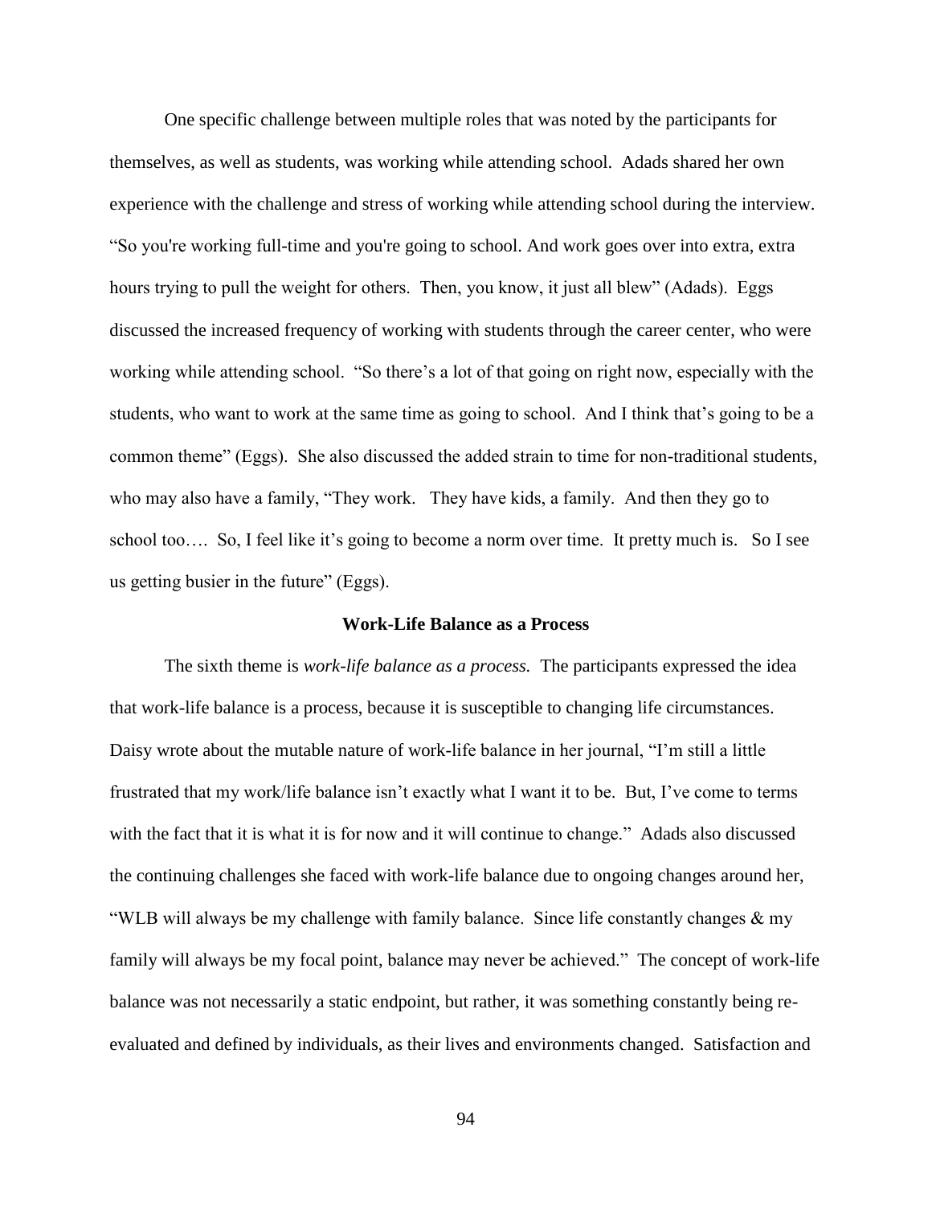One specific challenge between multiple roles that was noted by the participants for themselves, as well as students, was working while attending school. Adads shared her own experience with the challenge and stress of working while attending school during the interview. "So you're working full-time and you're going to school. And work goes over into extra, extra hours trying to pull the weight for others. Then, you know, it just all blew" (Adads). Eggs discussed the increased frequency of working with students through the career center, who were working while attending school. "So there's a lot of that going on right now, especially with the students, who want to work at the same time as going to school. And I think that's going to be a common theme" (Eggs). She also discussed the added strain to time for non-traditional students, who may also have a family, "They work. They have kids, a family. And then they go to school too…. So, I feel like it's going to become a norm over time. It pretty much is. So I see us getting busier in the future" (Eggs).

## Work-Life Balance as a Process

The sixth theme is *work-life balance as a process.* The participants expressed the idea that work-life balance is a process, because it is susceptible to changing life circumstances. Daisy wrote about the mutable nature of work-life balance in her journal, "I'm still a little frustrated that my work/life balance isn't exactly what I want it to be. But, I've come to terms with the fact that it is what it is for now and it will continue to change." Adads also discussed the continuing challenges she faced with work-life balance due to ongoing changes around her, "WLB will always be my challenge with family balance. Since life constantly changes & my family will always be my focal point, balance may never be achieved." The concept of work-life balance was not necessarily a static endpoint, but rather, it was something constantly being re-evaluated and defined by individuals, as their lives and environments changed. Satisfaction and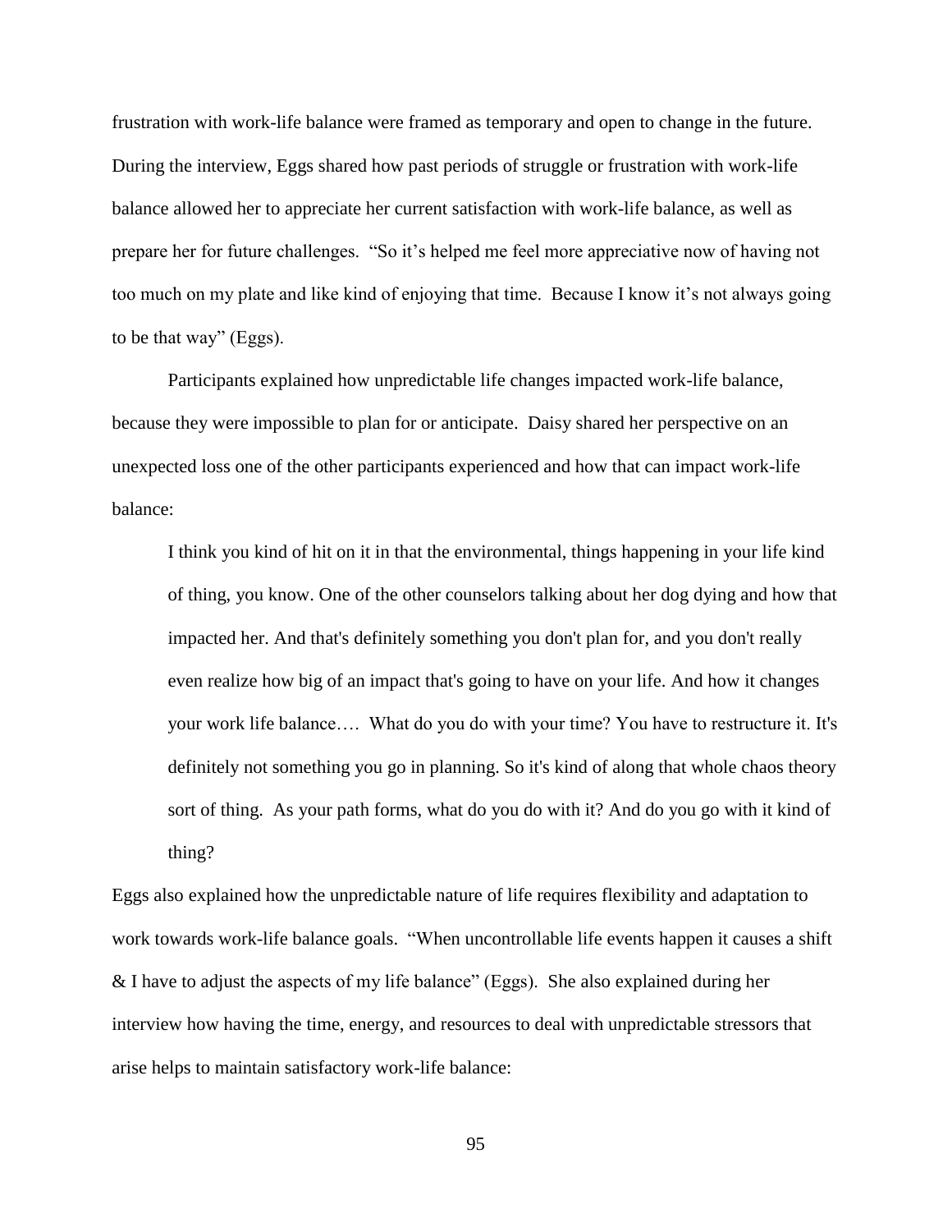frustration with work-life balance were framed as temporary and open to change in the future. During the interview, Eggs shared how past periods of struggle or frustration with work-life balance allowed her to appreciate her current satisfaction with work-life balance, as well as prepare her for future challenges. "So it's helped me feel more appreciative now of having not too much on my plate and like kind of enjoying that time. Because I know it's not always going to be that way" (Eggs).

Participants explained how unpredictable life changes impacted work-life balance, because they were impossible to plan for or anticipate. Daisy shared her perspective on an unexpected loss one of the other participants experienced and how that can impact work-life balance:

> I think you kind of hit on it in that the environmental, things happening in your life kind of thing, you know. One of the other counselors talking about her dog dying and how that impacted her. And that's definitely something you don't plan for, and you don't really even realize how big of an impact that's going to have on your life. And how it changes your work life balance…. What do you do with your time? You have to restructure it. It's definitely not something you go in planning. So it's kind of along that whole chaos theory sort of thing. As your path forms, what do you do with it? And do you go with it kind of thing?

Eggs also explained how the unpredictable nature of life requires flexibility and adaptation to work towards work-life balance goals. "When uncontrollable life events happen it causes a shift & I have to adjust the aspects of my life balance" (Eggs). She also explained during her interview how having the time, energy, and resources to deal with unpredictable stressors that arise helps to maintain satisfactory work-life balance: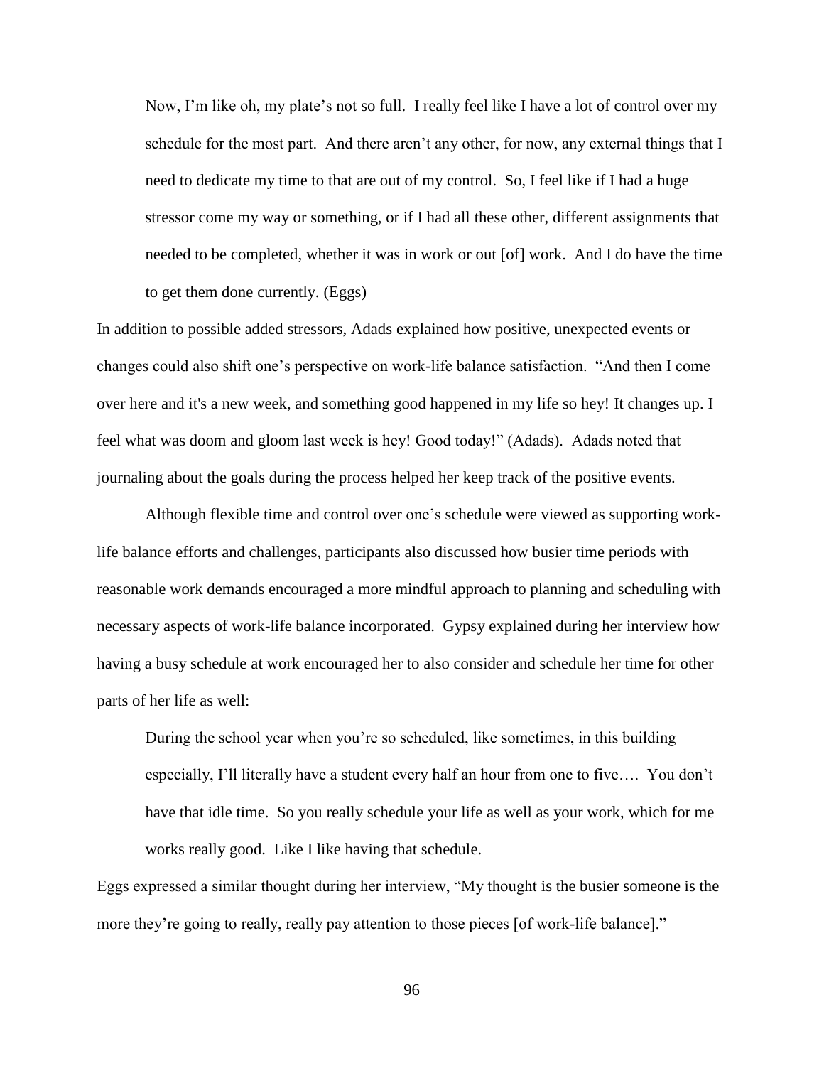> Now, I'm like oh, my plate's not so full. I really feel like I have a lot of control over my schedule for the most part. And there aren't any other, for now, any external things that I need to dedicate my time to that are out of my control. So, I feel like if I had a huge stressor come my way or something, or if I had all these other, different assignments that needed to be completed, whether it was in work or out [of] work. And I do have the time to get them done currently. (Eggs)

In addition to possible added stressors, Adads explained how positive, unexpected events or changes could also shift one's perspective on work-life balance satisfaction. "And then I come over here and it's a new week, and something good happened in my life so hey! It changes up. I feel what was doom and gloom last week is hey! Good today!" (Adads). Adads noted that journaling about the goals during the process helped her keep track of the positive events.

Although flexible time and control over one's schedule were viewed as supporting work-life balance efforts and challenges, participants also discussed how busier time periods with reasonable work demands encouraged a more mindful approach to planning and scheduling with necessary aspects of work-life balance incorporated. Gypsy explained during her interview how having a busy schedule at work encouraged her to also consider and schedule her time for other parts of her life as well:

> During the school year when you're so scheduled, like sometimes, in this building especially, I'll literally have a student every half an hour from one to five…. You don't have that idle time. So you really schedule your life as well as your work, which for me works really good. Like I like having that schedule.

Eggs expressed a similar thought during her interview, "My thought is the busier someone is the more they're going to really, really pay attention to those pieces [of work-life balance]."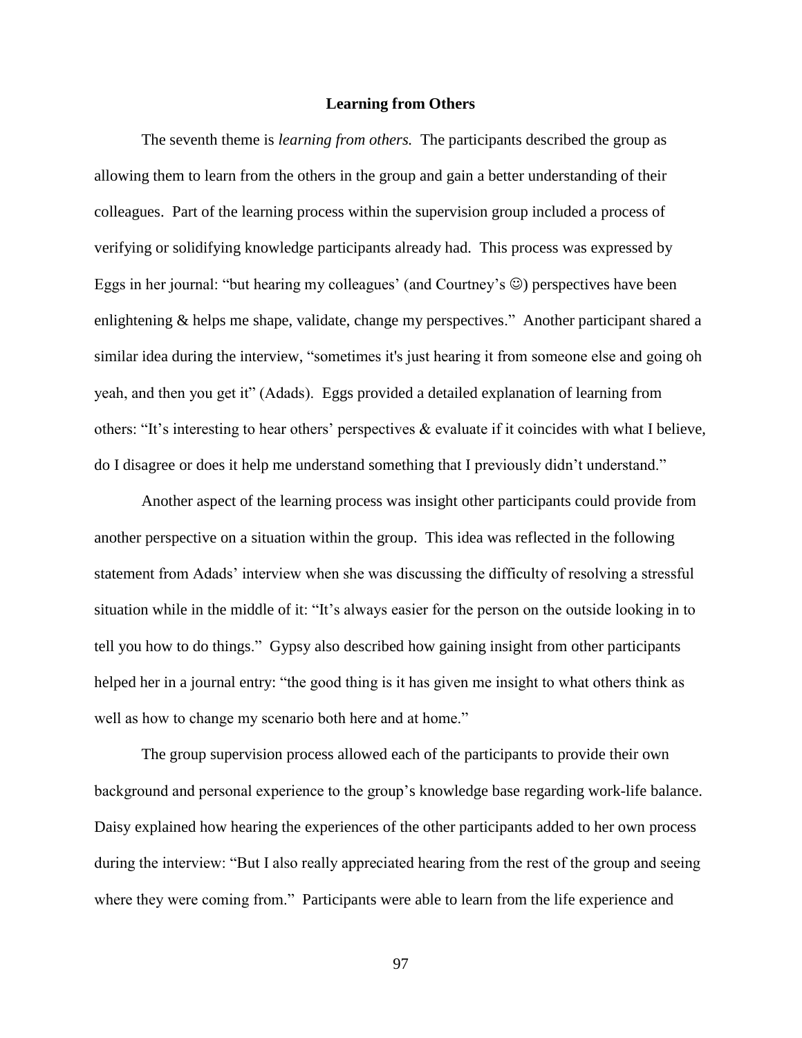## Learning from Others

The seventh theme is *learning from others.* The participants described the group as allowing them to learn from the others in the group and gain a better understanding of their colleagues. Part of the learning process within the supervision group included a process of verifying or solidifying knowledge participants already had. This process was expressed by Eggs in her journal: "but hearing my colleagues' (and Courtney's ☺) perspectives have been enlightening & helps me shape, validate, change my perspectives." Another participant shared a similar idea during the interview, "sometimes it's just hearing it from someone else and going oh yeah, and then you get it" (Adads). Eggs provided a detailed explanation of learning from others: "It's interesting to hear others' perspectives & evaluate if it coincides with what I believe, do I disagree or does it help me understand something that I previously didn't understand."

Another aspect of the learning process was insight other participants could provide from another perspective on a situation within the group. This idea was reflected in the following statement from Adads' interview when she was discussing the difficulty of resolving a stressful situation while in the middle of it: "It's always easier for the person on the outside looking in to tell you how to do things." Gypsy also described how gaining insight from other participants helped her in a journal entry: "the good thing is it has given me insight to what others think as well as how to change my scenario both here and at home."

The group supervision process allowed each of the participants to provide their own background and personal experience to the group's knowledge base regarding work-life balance. Daisy explained how hearing the experiences of the other participants added to her own process during the interview: "But I also really appreciated hearing from the rest of the group and seeing where they were coming from." Participants were able to learn from the life experience and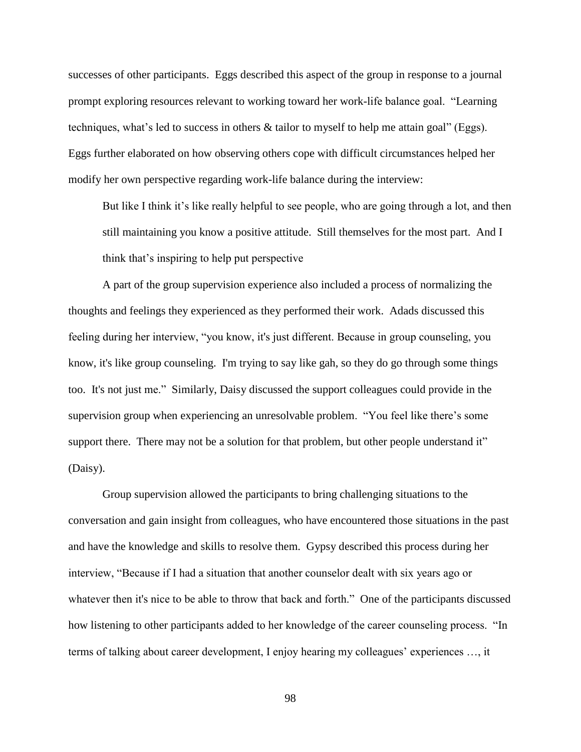successes of other participants. Eggs described this aspect of the group in response to a journal prompt exploring resources relevant to working toward her work-life balance goal. "Learning techniques, what's led to success in others & tailor to myself to help me attain goal" (Eggs). Eggs further elaborated on how observing others cope with difficult circumstances helped her modify her own perspective regarding work-life balance during the interview:

> But like I think it's like really helpful to see people, who are going through a lot, and then still maintaining you know a positive attitude. Still themselves for the most part. And I think that's inspiring to help put perspective

A part of the group supervision experience also included a process of normalizing the thoughts and feelings they experienced as they performed their work. Adads discussed this feeling during her interview, "you know, it's just different. Because in group counseling, you know, it's like group counseling. I'm trying to say like gah, so they do go through some things too. It's not just me." Similarly, Daisy discussed the support colleagues could provide in the supervision group when experiencing an unresolvable problem. "You feel like there's some support there. There may not be a solution for that problem, but other people understand it" (Daisy).

Group supervision allowed the participants to bring challenging situations to the conversation and gain insight from colleagues, who have encountered those situations in the past and have the knowledge and skills to resolve them. Gypsy described this process during her interview, "Because if I had a situation that another counselor dealt with six years ago or whatever then it's nice to be able to throw that back and forth." One of the participants discussed how listening to other participants added to her knowledge of the career counseling process. "In terms of talking about career development, I enjoy hearing my colleagues' experiences …, it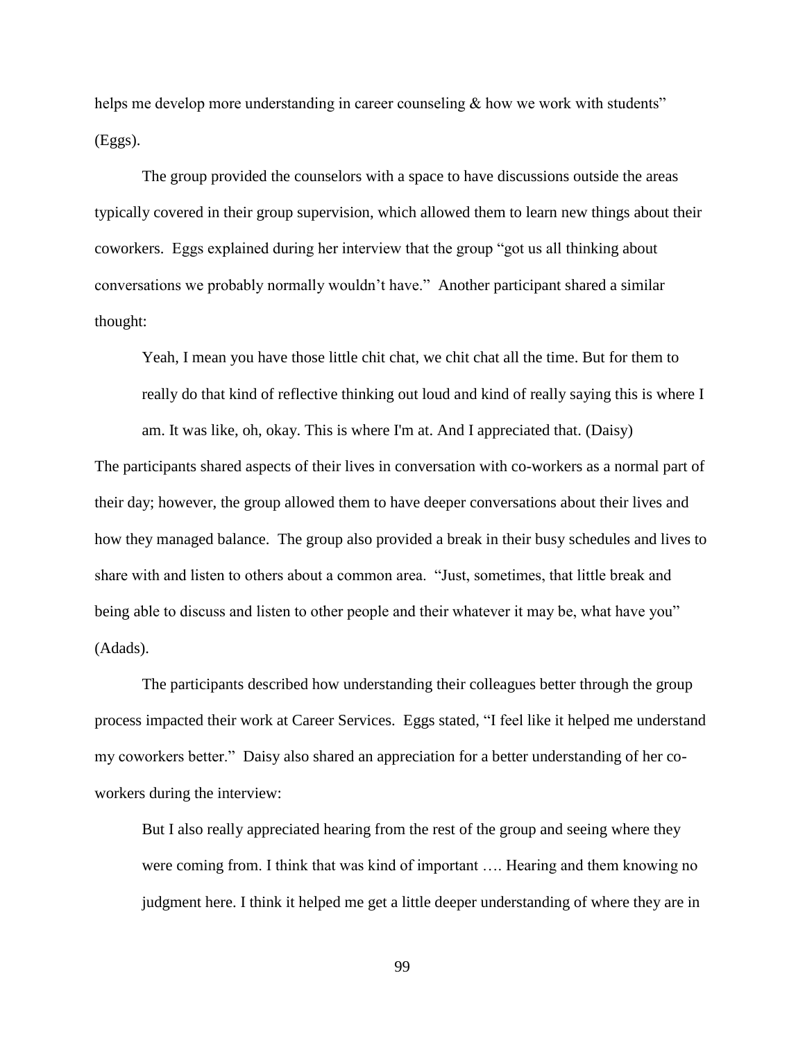helps me develop more understanding in career counseling & how we work with students" (Eggs).

The group provided the counselors with a space to have discussions outside the areas typically covered in their group supervision, which allowed them to learn new things about their coworkers. Eggs explained during her interview that the group "got us all thinking about conversations we probably normally wouldn't have." Another participant shared a similar thought:

> Yeah, I mean you have those little chit chat, we chit chat all the time. But for them to really do that kind of reflective thinking out loud and kind of really saying this is where I am. It was like, oh, okay. This is where I'm at. And I appreciated that. (Daisy)

The participants shared aspects of their lives in conversation with co-workers as a normal part of their day; however, the group allowed them to have deeper conversations about their lives and how they managed balance. The group also provided a break in their busy schedules and lives to share with and listen to others about a common area. "Just, sometimes, that little break and being able to discuss and listen to other people and their whatever it may be, what have you" (Adads).

The participants described how understanding their colleagues better through the group process impacted their work at Career Services. Eggs stated, "I feel like it helped me understand my coworkers better." Daisy also shared an appreciation for a better understanding of her co-workers during the interview:

> But I also really appreciated hearing from the rest of the group and seeing where they were coming from. I think that was kind of important …. Hearing and them knowing no judgment here. I think it helped me get a little deeper understanding of where they are in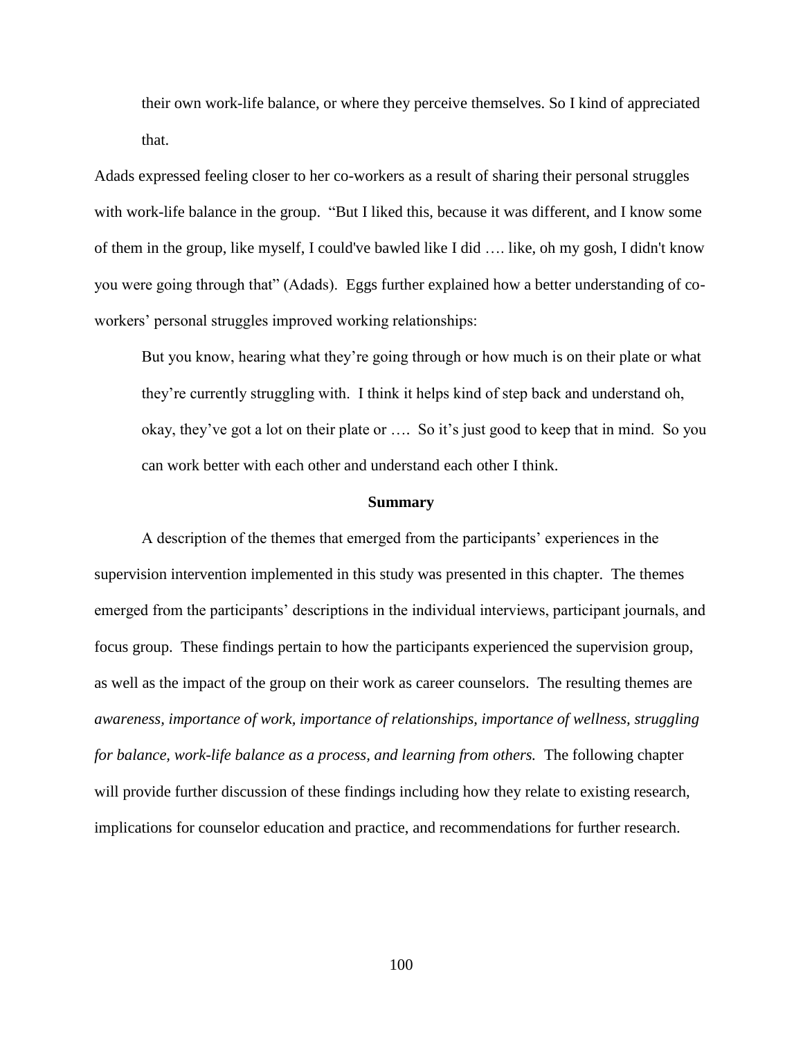> their own work-life balance, or where they perceive themselves. So I kind of appreciated that.

Adads expressed feeling closer to her co-workers as a result of sharing their personal struggles with work-life balance in the group. "But I liked this, because it was different, and I know some of them in the group, like myself, I could've bawled like I did …. like, oh my gosh, I didn't know you were going through that" (Adads). Eggs further explained how a better understanding of co-workers' personal struggles improved working relationships:

> But you know, hearing what they're going through or how much is on their plate or what they're currently struggling with. I think it helps kind of step back and understand oh, okay, they've got a lot on their plate or …. So it's just good to keep that in mind. So you can work better with each other and understand each other I think.

## Summary

A description of the themes that emerged from the participants' experiences in the supervision intervention implemented in this study was presented in this chapter. The themes emerged from the participants' descriptions in the individual interviews, participant journals, and focus group. These findings pertain to how the participants experienced the supervision group, as well as the impact of the group on their work as career counselors. The resulting themes are *awareness, importance of work, importance of relationships, importance of wellness, struggling for balance, work-life balance as a process, and learning from others.* The following chapter will provide further discussion of these findings including how they relate to existing research, implications for counselor education and practice, and recommendations for further research.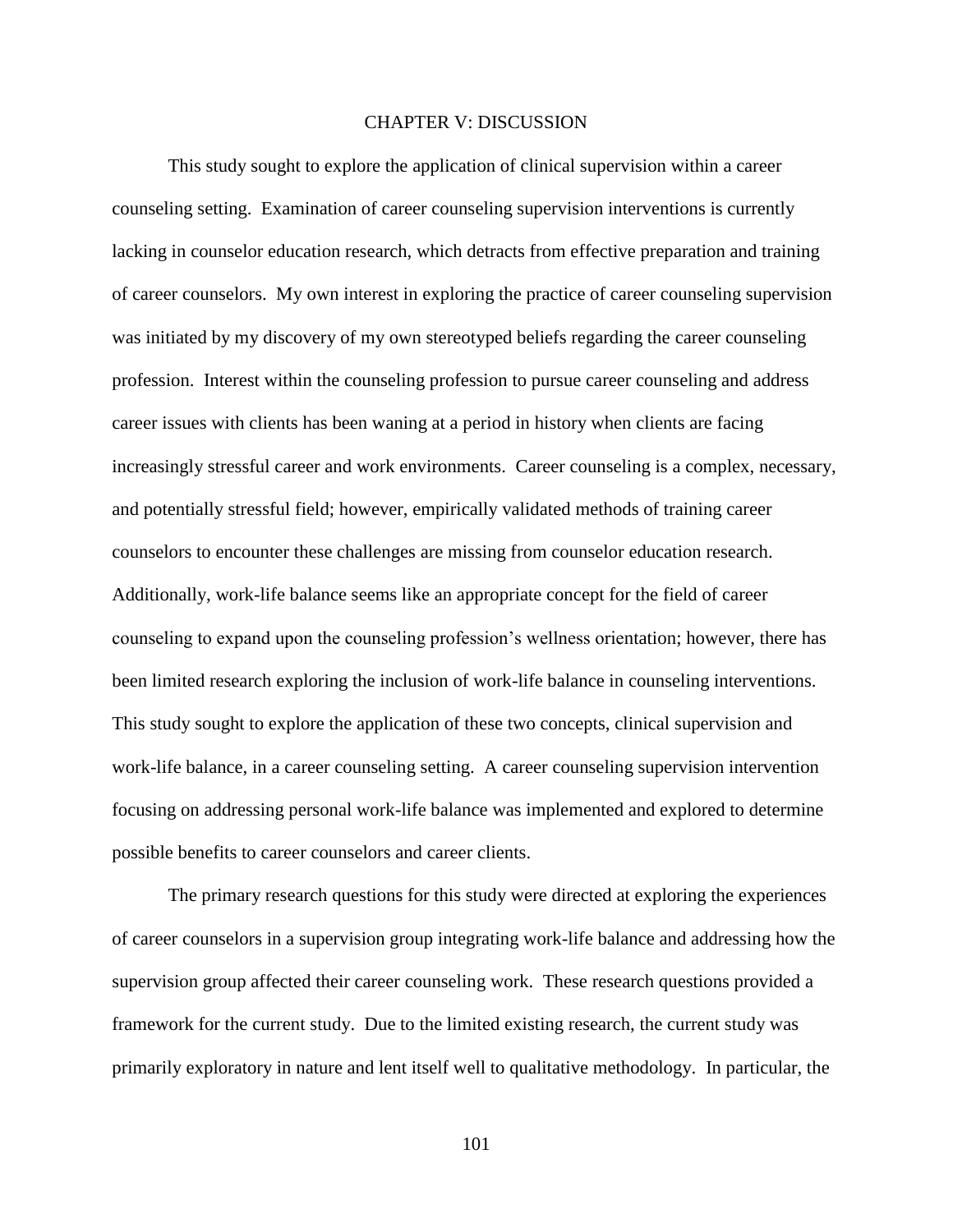# CHAPTER V: DISCUSSION

This study sought to explore the application of clinical supervision within a career counseling setting. Examination of career counseling supervision interventions is currently lacking in counselor education research, which detracts from effective preparation and training of career counselors. My own interest in exploring the practice of career counseling supervision was initiated by my discovery of my own stereotyped beliefs regarding the career counseling profession. Interest within the counseling profession to pursue career counseling and address career issues with clients has been waning at a period in history when clients are facing increasingly stressful career and work environments. Career counseling is a complex, necessary, and potentially stressful field; however, empirically validated methods of training career counselors to encounter these challenges are missing from counselor education research. Additionally, work-life balance seems like an appropriate concept for the field of career counseling to expand upon the counseling profession's wellness orientation; however, there has been limited research exploring the inclusion of work-life balance in counseling interventions. This study sought to explore the application of these two concepts, clinical supervision and work-life balance, in a career counseling setting. A career counseling supervision intervention focusing on addressing personal work-life balance was implemented and explored to determine possible benefits to career counselors and career clients.

The primary research questions for this study were directed at exploring the experiences of career counselors in a supervision group integrating work-life balance and addressing how the supervision group affected their career counseling work. These research questions provided a framework for the current study. Due to the limited existing research, the current study was primarily exploratory in nature and lent itself well to qualitative methodology. In particular, the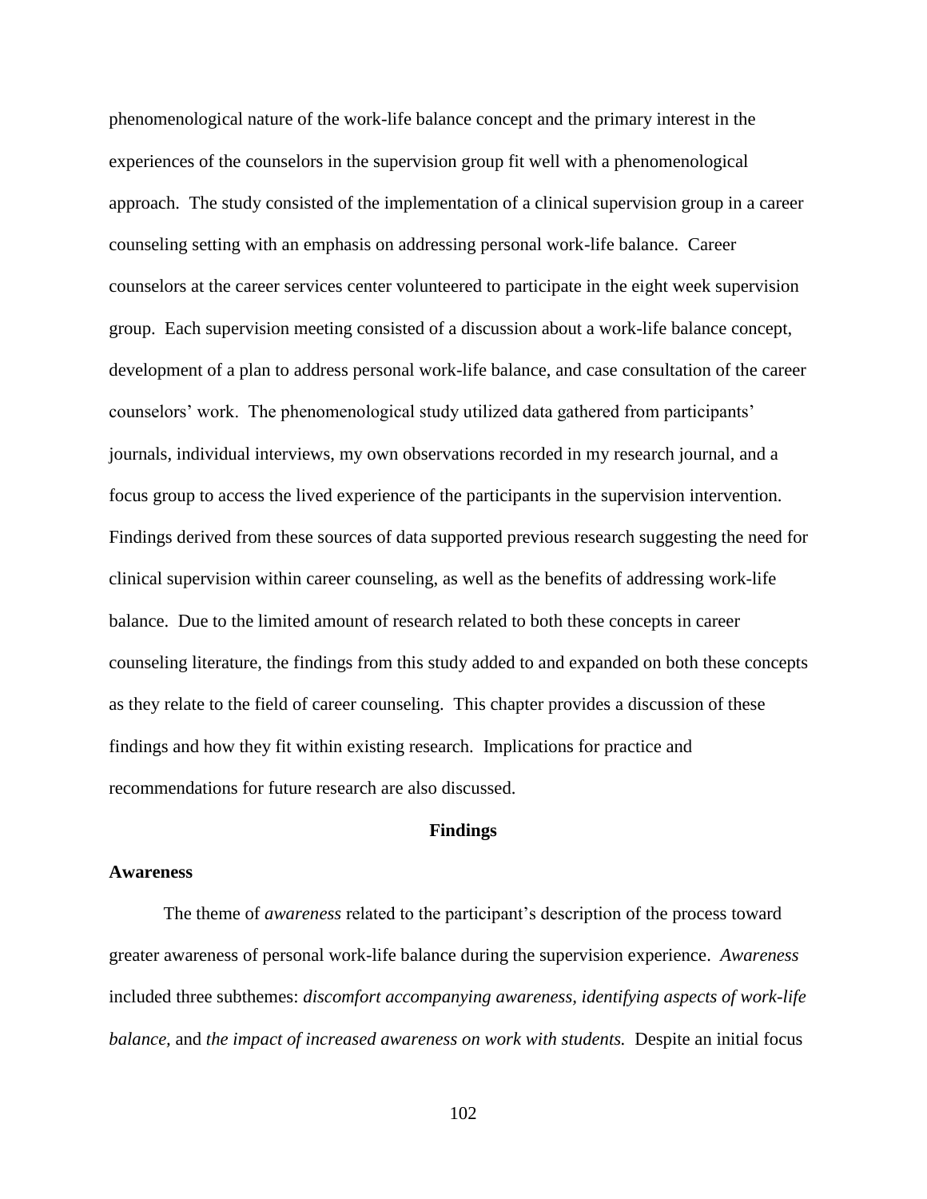phenomenological nature of the work-life balance concept and the primary interest in the experiences of the counselors in the supervision group fit well with a phenomenological approach. The study consisted of the implementation of a clinical supervision group in a career counseling setting with an emphasis on addressing personal work-life balance. Career counselors at the career services center volunteered to participate in the eight week supervision group. Each supervision meeting consisted of a discussion about a work-life balance concept, development of a plan to address personal work-life balance, and case consultation of the career counselors' work. The phenomenological study utilized data gathered from participants' journals, individual interviews, my own observations recorded in my research journal, and a focus group to access the lived experience of the participants in the supervision intervention. Findings derived from these sources of data supported previous research suggesting the need for clinical supervision within career counseling, as well as the benefits of addressing work-life balance. Due to the limited amount of research related to both these concepts in career counseling literature, the findings from this study added to and expanded on both these concepts as they relate to the field of career counseling. This chapter provides a discussion of these findings and how they fit within existing research. Implications for practice and recommendations for future research are also discussed.

## Findings

### Awareness

The theme of *awareness* related to the participant's description of the process toward greater awareness of personal work-life balance during the supervision experience. *Awareness* included three subthemes: *discomfort accompanying awareness, identifying aspects of work-life balance,* and *the impact of increased awareness on work with students.* Despite an initial focus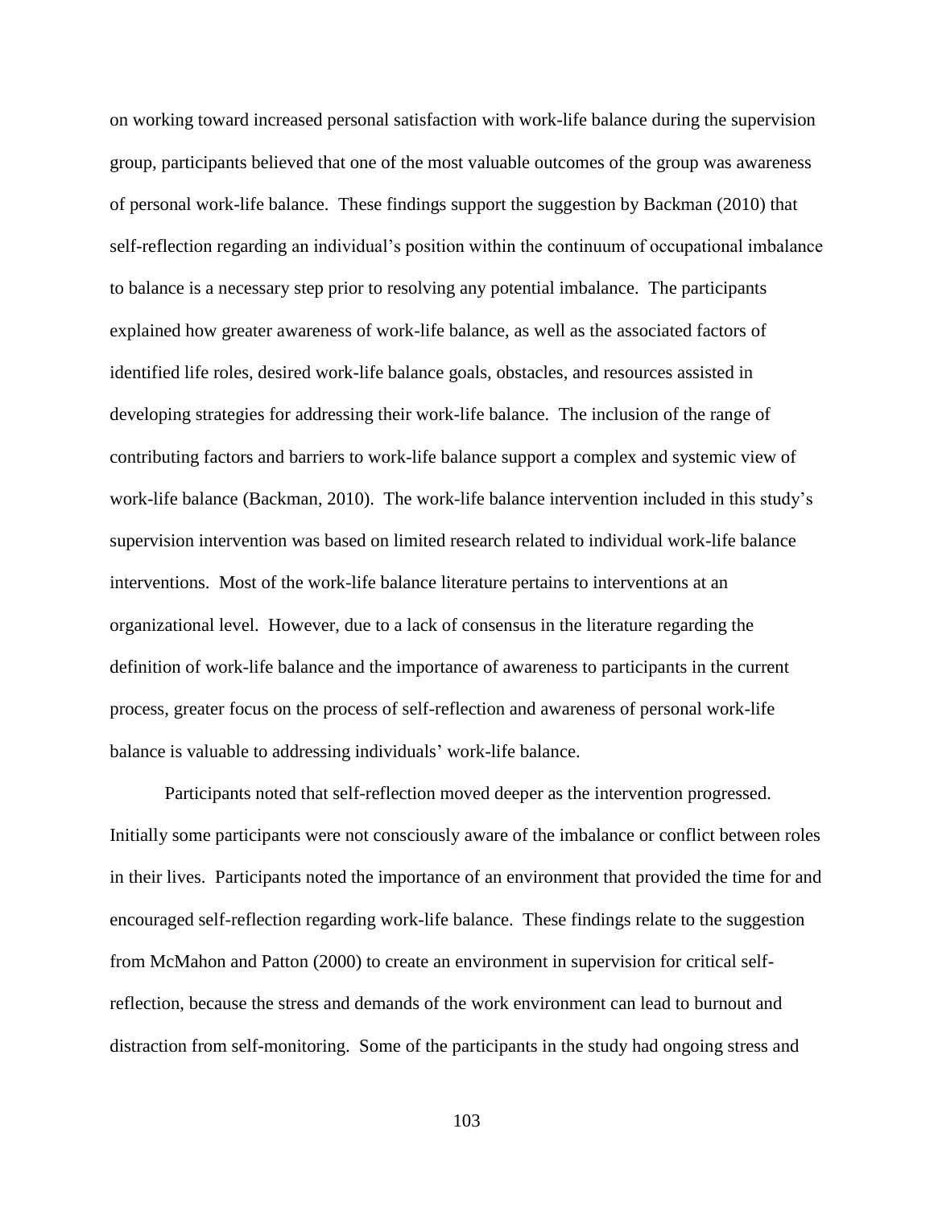on working toward increased personal satisfaction with work-life balance during the supervision group, participants believed that one of the most valuable outcomes of the group was awareness of personal work-life balance. These findings support the suggestion by Backman (2010) that self-reflection regarding an individual's position within the continuum of occupational imbalance to balance is a necessary step prior to resolving any potential imbalance. The participants explained how greater awareness of work-life balance, as well as the associated factors of identified life roles, desired work-life balance goals, obstacles, and resources assisted in developing strategies for addressing their work-life balance. The inclusion of the range of contributing factors and barriers to work-life balance support a complex and systemic view of work-life balance (Backman, 2010). The work-life balance intervention included in this study's supervision intervention was based on limited research related to individual work-life balance interventions. Most of the work-life balance literature pertains to interventions at an organizational level. However, due to a lack of consensus in the literature regarding the definition of work-life balance and the importance of awareness to participants in the current process, greater focus on the process of self-reflection and awareness of personal work-life balance is valuable to addressing individuals' work-life balance.

Participants noted that self-reflection moved deeper as the intervention progressed. Initially some participants were not consciously aware of the imbalance or conflict between roles in their lives. Participants noted the importance of an environment that provided the time for and encouraged self-reflection regarding work-life balance. These findings relate to the suggestion from McMahon and Patton (2000) to create an environment in supervision for critical self-reflection, because the stress and demands of the work environment can lead to burnout and distraction from self-monitoring. Some of the participants in the study had ongoing stress and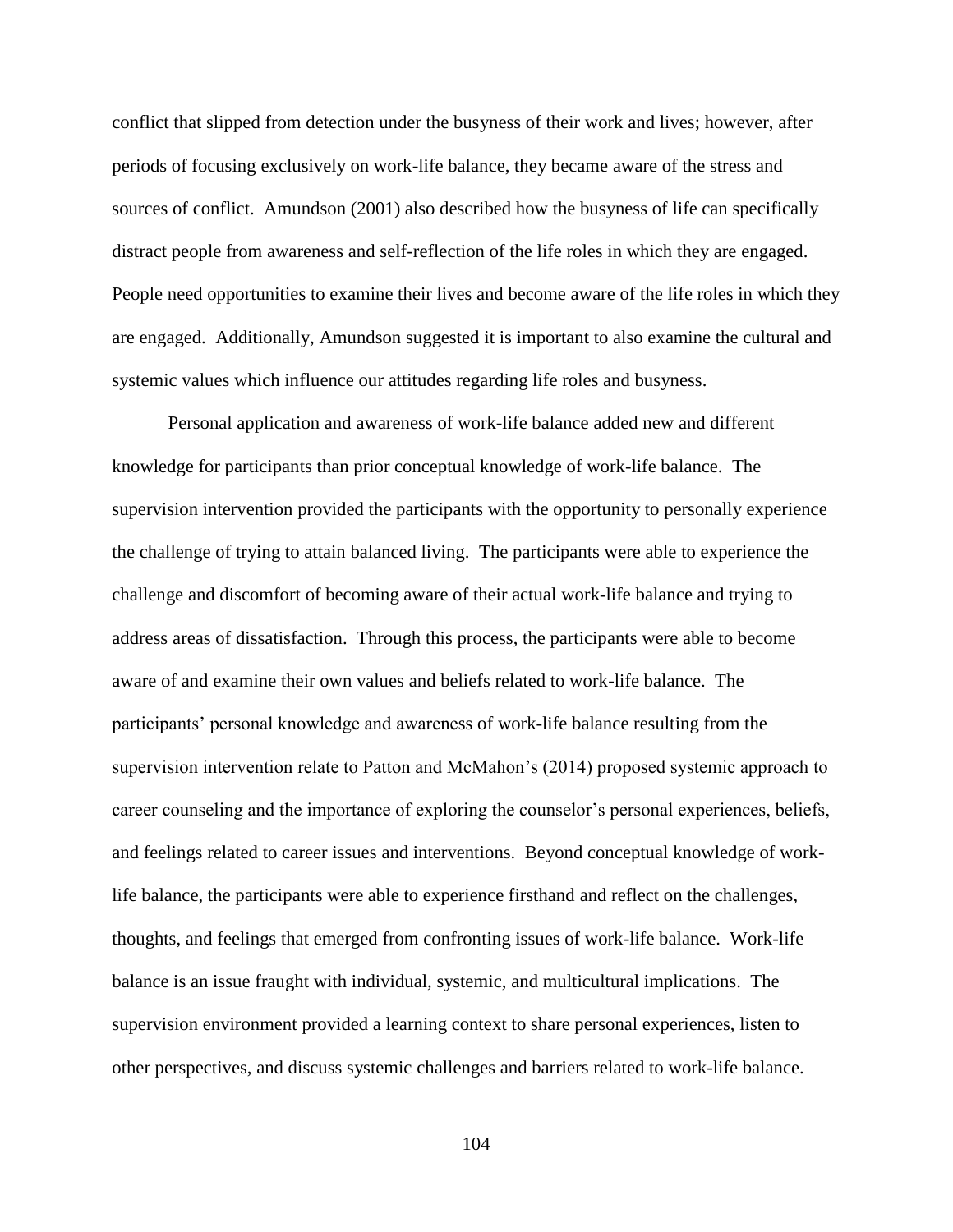conflict that slipped from detection under the busyness of their work and lives; however, after periods of focusing exclusively on work-life balance, they became aware of the stress and sources of conflict. Amundson (2001) also described how the busyness of life can specifically distract people from awareness and self-reflection of the life roles in which they are engaged. People need opportunities to examine their lives and become aware of the life roles in which they are engaged. Additionally, Amundson suggested it is important to also examine the cultural and systemic values which influence our attitudes regarding life roles and busyness.

Personal application and awareness of work-life balance added new and different knowledge for participants than prior conceptual knowledge of work-life balance. The supervision intervention provided the participants with the opportunity to personally experience the challenge of trying to attain balanced living. The participants were able to experience the challenge and discomfort of becoming aware of their actual work-life balance and trying to address areas of dissatisfaction. Through this process, the participants were able to become aware of and examine their own values and beliefs related to work-life balance. The participants' personal knowledge and awareness of work-life balance resulting from the supervision intervention relate to Patton and McMahon's (2014) proposed systemic approach to career counseling and the importance of exploring the counselor's personal experiences, beliefs, and feelings related to career issues and interventions. Beyond conceptual knowledge of work-life balance, the participants were able to experience firsthand and reflect on the challenges, thoughts, and feelings that emerged from confronting issues of work-life balance. Work-life balance is an issue fraught with individual, systemic, and multicultural implications. The supervision environment provided a learning context to share personal experiences, listen to other perspectives, and discuss systemic challenges and barriers related to work-life balance.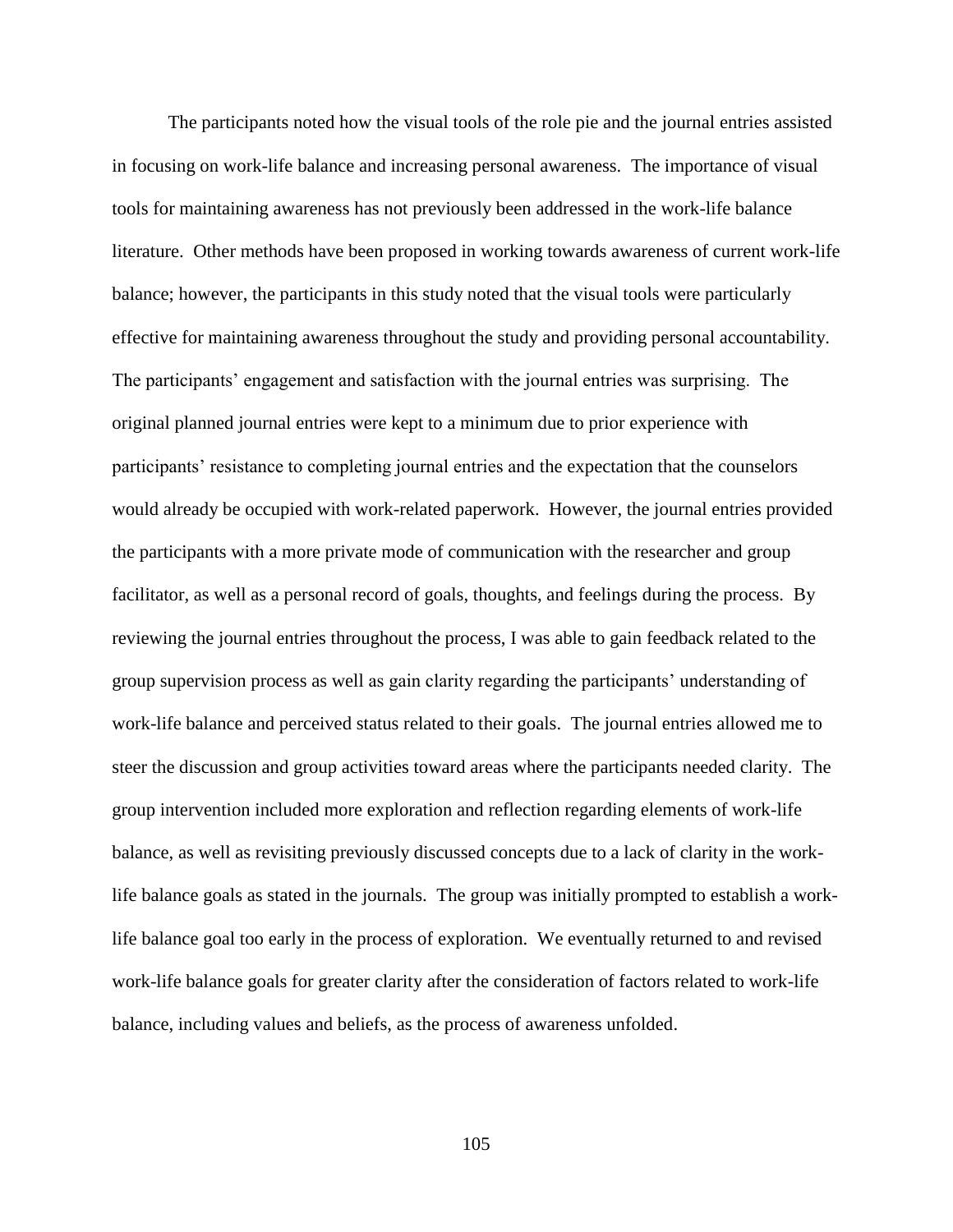The participants noted how the visual tools of the role pie and the journal entries assisted in focusing on work-life balance and increasing personal awareness. The importance of visual tools for maintaining awareness has not previously been addressed in the work-life balance literature. Other methods have been proposed in working towards awareness of current work-life balance; however, the participants in this study noted that the visual tools were particularly effective for maintaining awareness throughout the study and providing personal accountability. The participants' engagement and satisfaction with the journal entries was surprising. The original planned journal entries were kept to a minimum due to prior experience with participants' resistance to completing journal entries and the expectation that the counselors would already be occupied with work-related paperwork. However, the journal entries provided the participants with a more private mode of communication with the researcher and group facilitator, as well as a personal record of goals, thoughts, and feelings during the process. By reviewing the journal entries throughout the process, I was able to gain feedback related to the group supervision process as well as gain clarity regarding the participants' understanding of work-life balance and perceived status related to their goals. The journal entries allowed me to steer the discussion and group activities toward areas where the participants needed clarity. The group intervention included more exploration and reflection regarding elements of work-life balance, as well as revisiting previously discussed concepts due to a lack of clarity in the work-life balance goals as stated in the journals. The group was initially prompted to establish a work-life balance goal too early in the process of exploration. We eventually returned to and revised work-life balance goals for greater clarity after the consideration of factors related to work-life balance, including values and beliefs, as the process of awareness unfolded.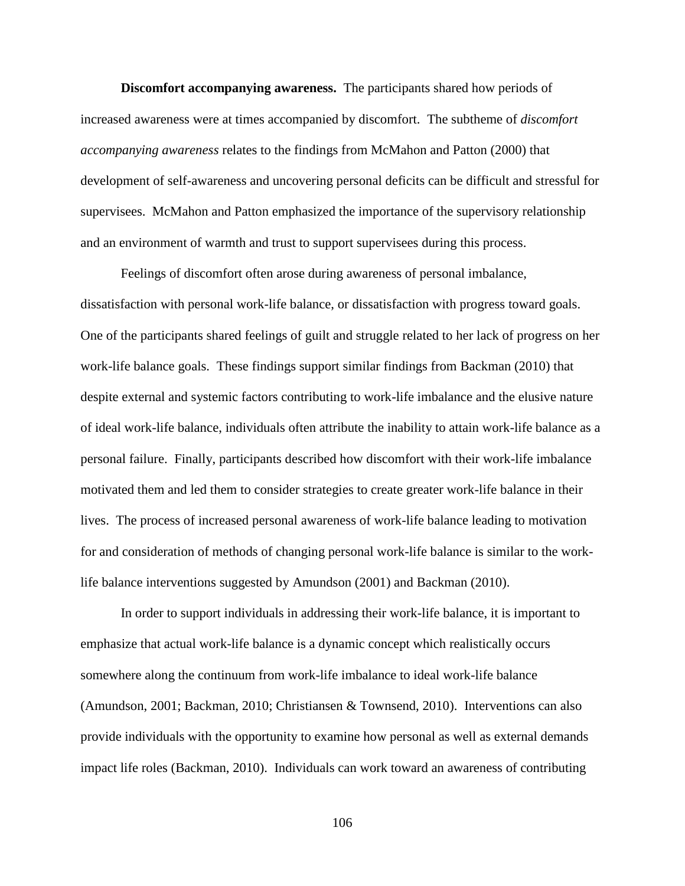**Discomfort accompanying awareness.** The participants shared how periods of increased awareness were at times accompanied by discomfort. The subtheme of *discomfort accompanying awareness* relates to the findings from McMahon and Patton (2000) that development of self-awareness and uncovering personal deficits can be difficult and stressful for supervisees. McMahon and Patton emphasized the importance of the supervisory relationship and an environment of warmth and trust to support supervisees during this process.

Feelings of discomfort often arose during awareness of personal imbalance, dissatisfaction with personal work-life balance, or dissatisfaction with progress toward goals. One of the participants shared feelings of guilt and struggle related to her lack of progress on her work-life balance goals. These findings support similar findings from Backman (2010) that despite external and systemic factors contributing to work-life imbalance and the elusive nature of ideal work-life balance, individuals often attribute the inability to attain work-life balance as a personal failure. Finally, participants described how discomfort with their work-life imbalance motivated them and led them to consider strategies to create greater work-life balance in their lives. The process of increased personal awareness of work-life balance leading to motivation for and consideration of methods of changing personal work-life balance is similar to the work-life balance interventions suggested by Amundson (2001) and Backman (2010).

In order to support individuals in addressing their work-life balance, it is important to emphasize that actual work-life balance is a dynamic concept which realistically occurs somewhere along the continuum from work-life imbalance to ideal work-life balance (Amundson, 2001; Backman, 2010; Christiansen & Townsend, 2010). Interventions can also provide individuals with the opportunity to examine how personal as well as external demands impact life roles (Backman, 2010). Individuals can work toward an awareness of contributing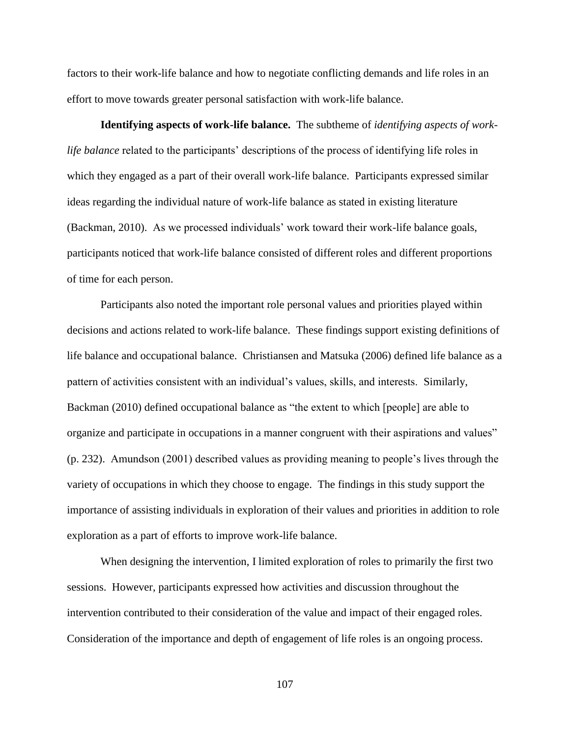factors to their work-life balance and how to negotiate conflicting demands and life roles in an effort to move towards greater personal satisfaction with work-life balance.

**Identifying aspects of work-life balance.** The subtheme of *identifying aspects of work-life balance* related to the participants' descriptions of the process of identifying life roles in which they engaged as a part of their overall work-life balance. Participants expressed similar ideas regarding the individual nature of work-life balance as stated in existing literature (Backman, 2010). As we processed individuals' work toward their work-life balance goals, participants noticed that work-life balance consisted of different roles and different proportions of time for each person.

Participants also noted the important role personal values and priorities played within decisions and actions related to work-life balance. These findings support existing definitions of life balance and occupational balance. Christiansen and Matsuka (2006) defined life balance as a pattern of activities consistent with an individual's values, skills, and interests. Similarly, Backman (2010) defined occupational balance as "the extent to which [people] are able to organize and participate in occupations in a manner congruent with their aspirations and values" (p. 232). Amundson (2001) described values as providing meaning to people's lives through the variety of occupations in which they choose to engage. The findings in this study support the importance of assisting individuals in exploration of their values and priorities in addition to role exploration as a part of efforts to improve work-life balance.

When designing the intervention, I limited exploration of roles to primarily the first two sessions. However, participants expressed how activities and discussion throughout the intervention contributed to their consideration of the value and impact of their engaged roles. Consideration of the importance and depth of engagement of life roles is an ongoing process.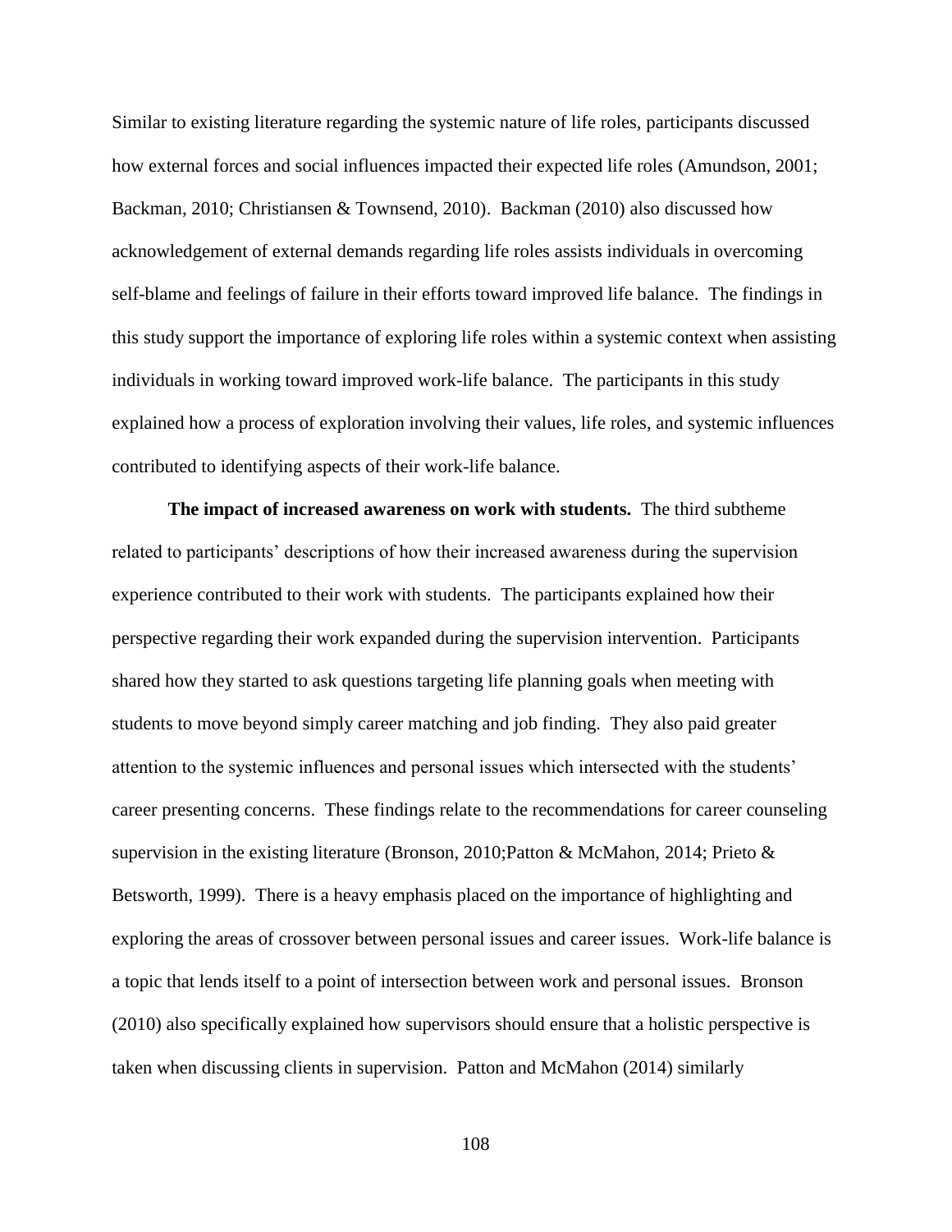Similar to existing literature regarding the systemic nature of life roles, participants discussed how external forces and social influences impacted their expected life roles (Amundson, 2001; Backman, 2010; Christiansen & Townsend, 2010). Backman (2010) also discussed how acknowledgement of external demands regarding life roles assists individuals in overcoming self-blame and feelings of failure in their efforts toward improved life balance. The findings in this study support the importance of exploring life roles within a systemic context when assisting individuals in working toward improved work-life balance. The participants in this study explained how a process of exploration involving their values, life roles, and systemic influences contributed to identifying aspects of their work-life balance.

**The impact of increased awareness on work with students.** The third subtheme related to participants' descriptions of how their increased awareness during the supervision experience contributed to their work with students. The participants explained how their perspective regarding their work expanded during the supervision intervention. Participants shared how they started to ask questions targeting life planning goals when meeting with students to move beyond simply career matching and job finding. They also paid greater attention to the systemic influences and personal issues which intersected with the students' career presenting concerns. These findings relate to the recommendations for career counseling supervision in the existing literature (Bronson, 2010;Patton & McMahon, 2014; Prieto & Betsworth, 1999). There is a heavy emphasis placed on the importance of highlighting and exploring the areas of crossover between personal issues and career issues. Work-life balance is a topic that lends itself to a point of intersection between work and personal issues. Bronson (2010) also specifically explained how supervisors should ensure that a holistic perspective is taken when discussing clients in supervision. Patton and McMahon (2014) similarly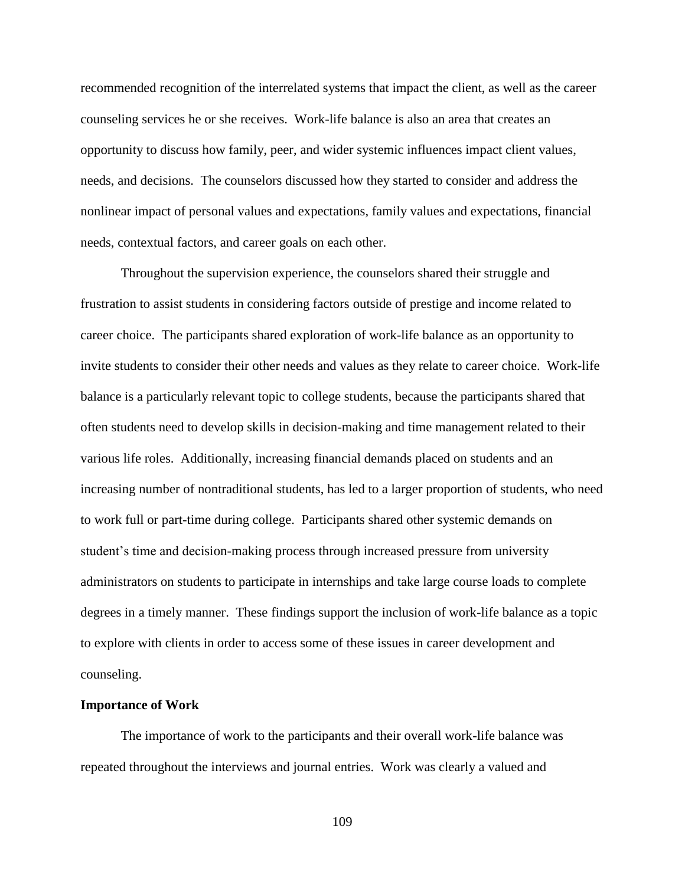recommended recognition of the interrelated systems that impact the client, as well as the career counseling services he or she receives. Work-life balance is also an area that creates an opportunity to discuss how family, peer, and wider systemic influences impact client values, needs, and decisions. The counselors discussed how they started to consider and address the nonlinear impact of personal values and expectations, family values and expectations, financial needs, contextual factors, and career goals on each other.

Throughout the supervision experience, the counselors shared their struggle and frustration to assist students in considering factors outside of prestige and income related to career choice. The participants shared exploration of work-life balance as an opportunity to invite students to consider their other needs and values as they relate to career choice. Work-life balance is a particularly relevant topic to college students, because the participants shared that often students need to develop skills in decision-making and time management related to their various life roles. Additionally, increasing financial demands placed on students and an increasing number of nontraditional students, has led to a larger proportion of students, who need to work full or part-time during college. Participants shared other systemic demands on student's time and decision-making process through increased pressure from university administrators on students to participate in internships and take large course loads to complete degrees in a timely manner. These findings support the inclusion of work-life balance as a topic to explore with clients in order to access some of these issues in career development and counseling.

**Importance of Work**

The importance of work to the participants and their overall work-life balance was repeated throughout the interviews and journal entries. Work was clearly a valued and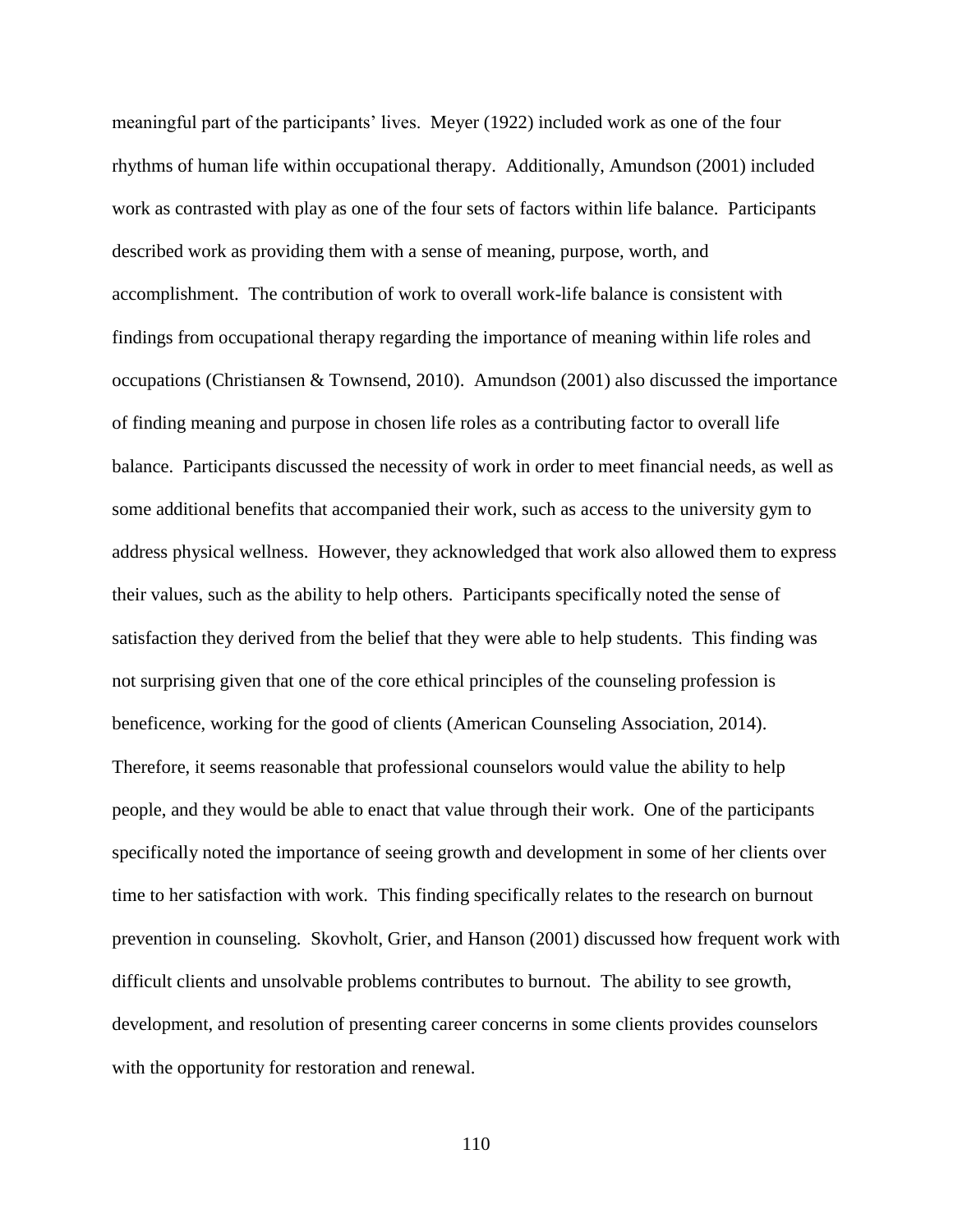meaningful part of the participants' lives. Meyer (1922) included work as one of the four rhythms of human life within occupational therapy. Additionally, Amundson (2001) included work as contrasted with play as one of the four sets of factors within life balance. Participants described work as providing them with a sense of meaning, purpose, worth, and accomplishment. The contribution of work to overall work-life balance is consistent with findings from occupational therapy regarding the importance of meaning within life roles and occupations (Christiansen & Townsend, 2010). Amundson (2001) also discussed the importance of finding meaning and purpose in chosen life roles as a contributing factor to overall life balance. Participants discussed the necessity of work in order to meet financial needs, as well as some additional benefits that accompanied their work, such as access to the university gym to address physical wellness. However, they acknowledged that work also allowed them to express their values, such as the ability to help others. Participants specifically noted the sense of satisfaction they derived from the belief that they were able to help students. This finding was not surprising given that one of the core ethical principles of the counseling profession is beneficence, working for the good of clients (American Counseling Association, 2014). Therefore, it seems reasonable that professional counselors would value the ability to help people, and they would be able to enact that value through their work. One of the participants specifically noted the importance of seeing growth and development in some of her clients over time to her satisfaction with work. This finding specifically relates to the research on burnout prevention in counseling. Skovholt, Grier, and Hanson (2001) discussed how frequent work with difficult clients and unsolvable problems contributes to burnout. The ability to see growth, development, and resolution of presenting career concerns in some clients provides counselors with the opportunity for restoration and renewal.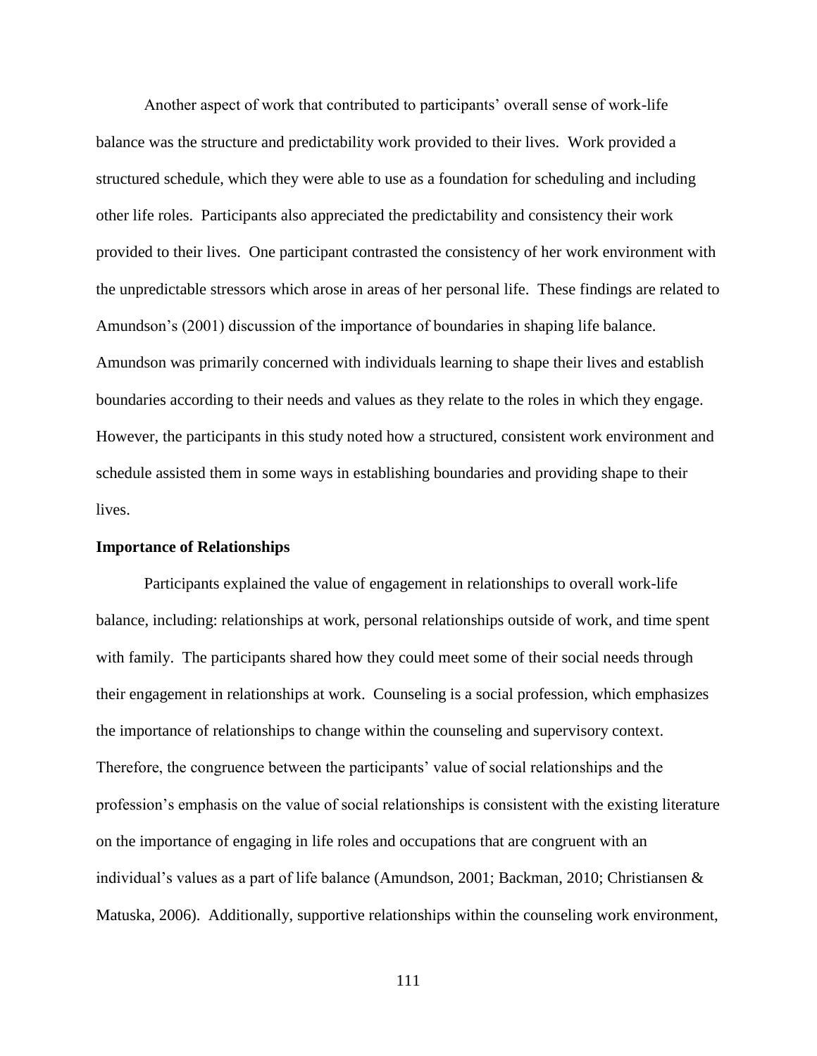Another aspect of work that contributed to participants' overall sense of work-life balance was the structure and predictability work provided to their lives. Work provided a structured schedule, which they were able to use as a foundation for scheduling and including other life roles. Participants also appreciated the predictability and consistency their work provided to their lives. One participant contrasted the consistency of her work environment with the unpredictable stressors which arose in areas of her personal life. These findings are related to Amundson's (2001) discussion of the importance of boundaries in shaping life balance. Amundson was primarily concerned with individuals learning to shape their lives and establish boundaries according to their needs and values as they relate to the roles in which they engage. However, the participants in this study noted how a structured, consistent work environment and schedule assisted them in some ways in establishing boundaries and providing shape to their lives.

### Importance of Relationships

Participants explained the value of engagement in relationships to overall work-life balance, including: relationships at work, personal relationships outside of work, and time spent with family. The participants shared how they could meet some of their social needs through their engagement in relationships at work. Counseling is a social profession, which emphasizes the importance of relationships to change within the counseling and supervisory context. Therefore, the congruence between the participants' value of social relationships and the profession's emphasis on the value of social relationships is consistent with the existing literature on the importance of engaging in life roles and occupations that are congruent with an individual's values as a part of life balance (Amundson, 2001; Backman, 2010; Christiansen & Matuska, 2006). Additionally, supportive relationships within the counseling work environment,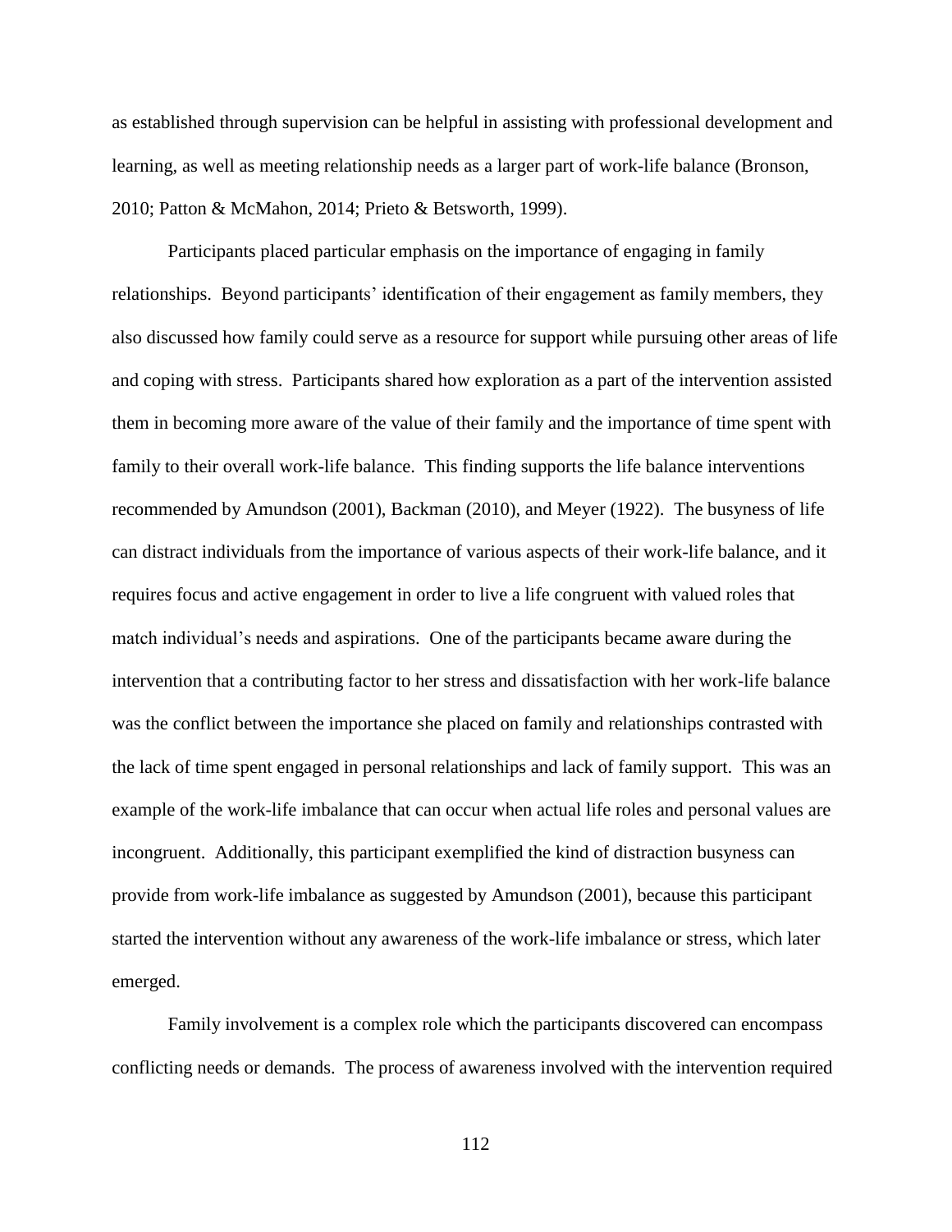as established through supervision can be helpful in assisting with professional development and learning, as well as meeting relationship needs as a larger part of work-life balance (Bronson, 2010; Patton & McMahon, 2014; Prieto & Betsworth, 1999).

Participants placed particular emphasis on the importance of engaging in family relationships. Beyond participants' identification of their engagement as family members, they also discussed how family could serve as a resource for support while pursuing other areas of life and coping with stress. Participants shared how exploration as a part of the intervention assisted them in becoming more aware of the value of their family and the importance of time spent with family to their overall work-life balance. This finding supports the life balance interventions recommended by Amundson (2001), Backman (2010), and Meyer (1922). The busyness of life can distract individuals from the importance of various aspects of their work-life balance, and it requires focus and active engagement in order to live a life congruent with valued roles that match individual's needs and aspirations. One of the participants became aware during the intervention that a contributing factor to her stress and dissatisfaction with her work-life balance was the conflict between the importance she placed on family and relationships contrasted with the lack of time spent engaged in personal relationships and lack of family support. This was an example of the work-life imbalance that can occur when actual life roles and personal values are incongruent. Additionally, this participant exemplified the kind of distraction busyness can provide from work-life imbalance as suggested by Amundson (2001), because this participant started the intervention without any awareness of the work-life imbalance or stress, which later emerged.

Family involvement is a complex role which the participants discovered can encompass conflicting needs or demands. The process of awareness involved with the intervention required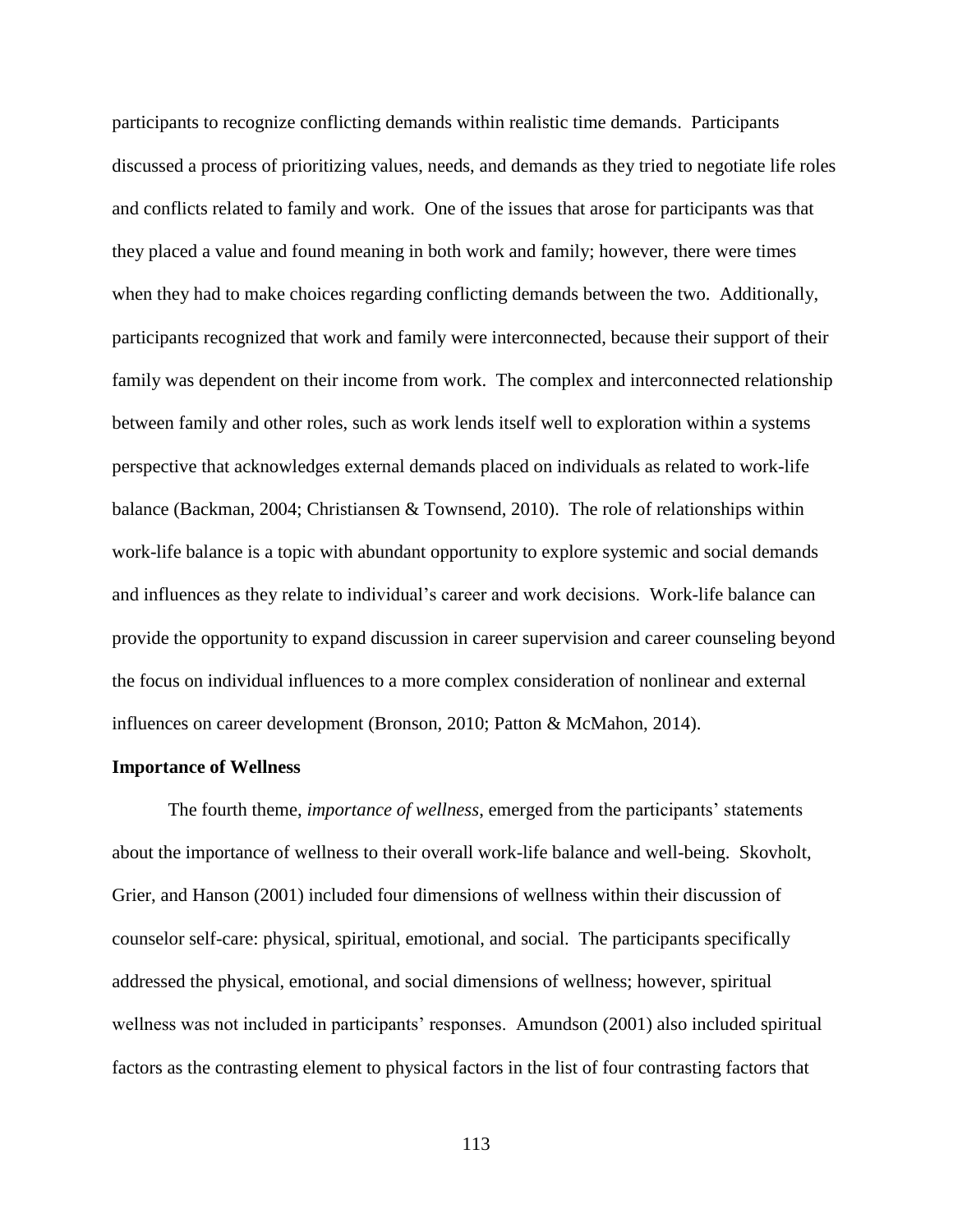participants to recognize conflicting demands within realistic time demands. Participants discussed a process of prioritizing values, needs, and demands as they tried to negotiate life roles and conflicts related to family and work. One of the issues that arose for participants was that they placed a value and found meaning in both work and family; however, there were times when they had to make choices regarding conflicting demands between the two. Additionally, participants recognized that work and family were interconnected, because their support of their family was dependent on their income from work. The complex and interconnected relationship between family and other roles, such as work lends itself well to exploration within a systems perspective that acknowledges external demands placed on individuals as related to work-life balance (Backman, 2004; Christiansen & Townsend, 2010). The role of relationships within work-life balance is a topic with abundant opportunity to explore systemic and social demands and influences as they relate to individual's career and work decisions. Work-life balance can provide the opportunity to expand discussion in career supervision and career counseling beyond the focus on individual influences to a more complex consideration of nonlinear and external influences on career development (Bronson, 2010; Patton & McMahon, 2014).

**Importance of Wellness**

The fourth theme, *importance of wellness*, emerged from the participants' statements about the importance of wellness to their overall work-life balance and well-being. Skovholt, Grier, and Hanson (2001) included four dimensions of wellness within their discussion of counselor self-care: physical, spiritual, emotional, and social. The participants specifically addressed the physical, emotional, and social dimensions of wellness; however, spiritual wellness was not included in participants' responses. Amundson (2001) also included spiritual factors as the contrasting element to physical factors in the list of four contrasting factors that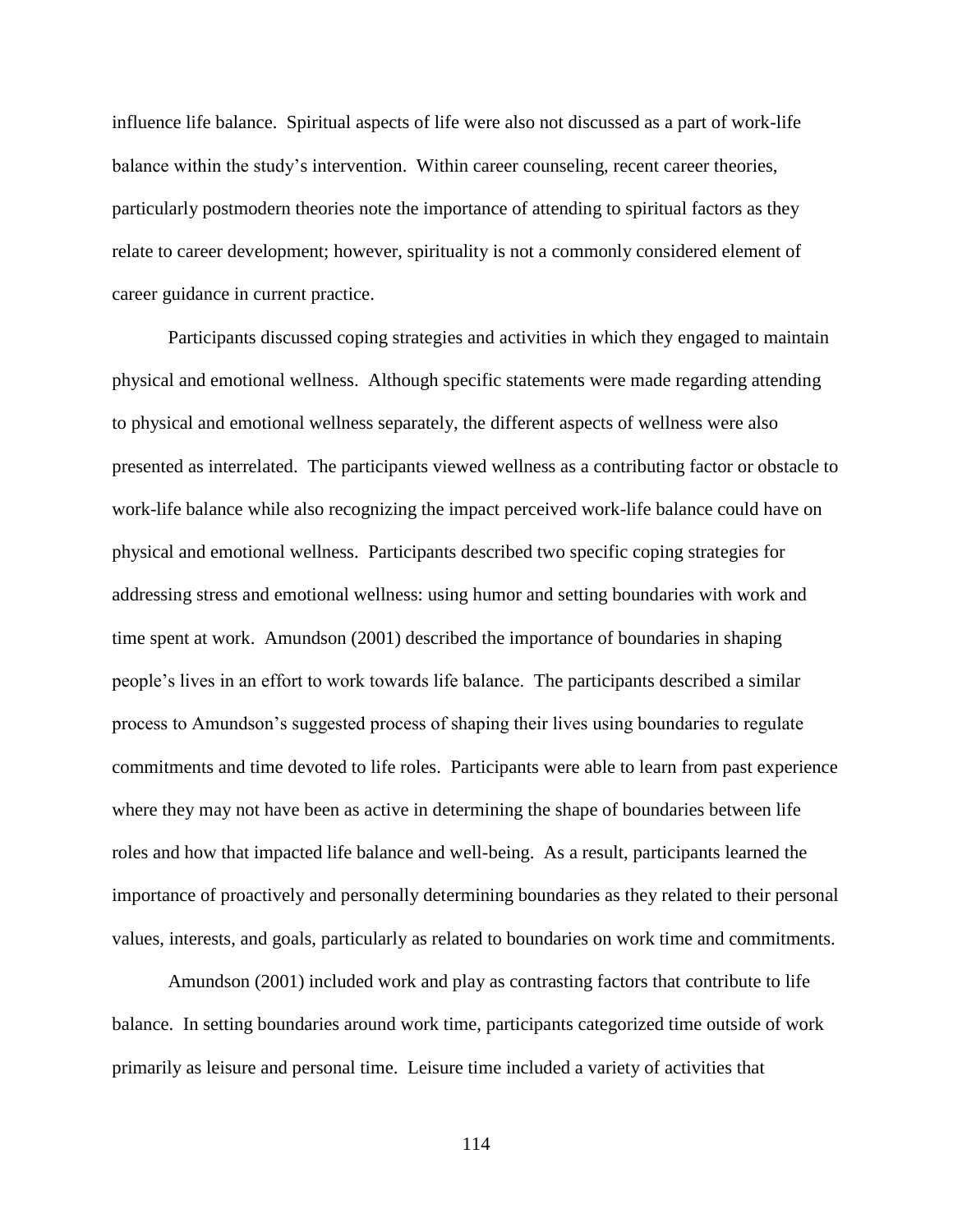influence life balance. Spiritual aspects of life were also not discussed as a part of work-life balance within the study's intervention. Within career counseling, recent career theories, particularly postmodern theories note the importance of attending to spiritual factors as they relate to career development; however, spirituality is not a commonly considered element of career guidance in current practice.

Participants discussed coping strategies and activities in which they engaged to maintain physical and emotional wellness. Although specific statements were made regarding attending to physical and emotional wellness separately, the different aspects of wellness were also presented as interrelated. The participants viewed wellness as a contributing factor or obstacle to work-life balance while also recognizing the impact perceived work-life balance could have on physical and emotional wellness. Participants described two specific coping strategies for addressing stress and emotional wellness: using humor and setting boundaries with work and time spent at work. Amundson (2001) described the importance of boundaries in shaping people's lives in an effort to work towards life balance. The participants described a similar process to Amundson's suggested process of shaping their lives using boundaries to regulate commitments and time devoted to life roles. Participants were able to learn from past experience where they may not have been as active in determining the shape of boundaries between life roles and how that impacted life balance and well-being. As a result, participants learned the importance of proactively and personally determining boundaries as they related to their personal values, interests, and goals, particularly as related to boundaries on work time and commitments.

Amundson (2001) included work and play as contrasting factors that contribute to life balance. In setting boundaries around work time, participants categorized time outside of work primarily as leisure and personal time. Leisure time included a variety of activities that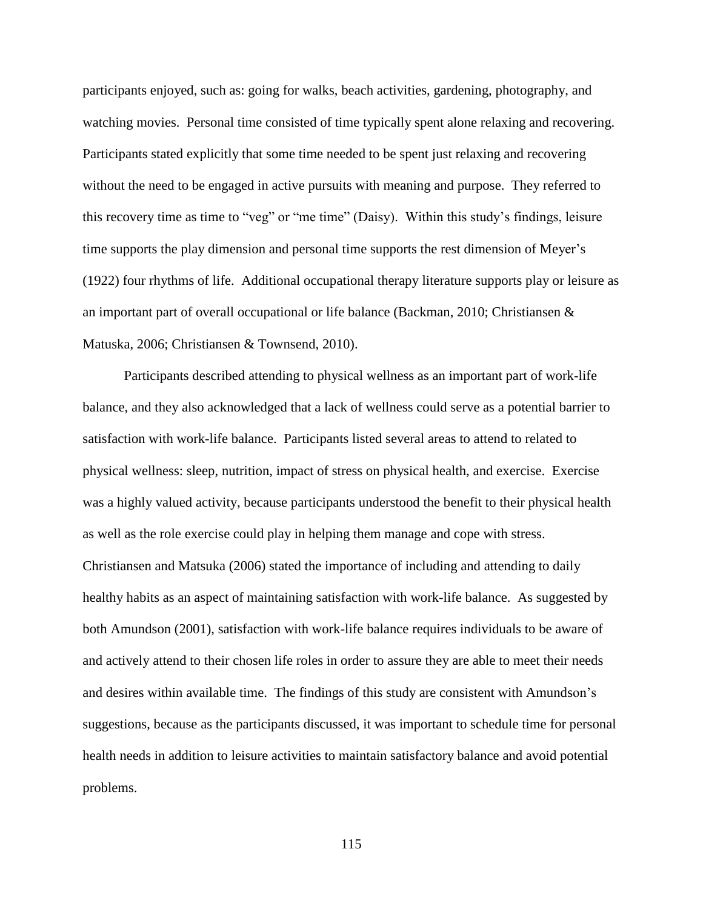participants enjoyed, such as: going for walks, beach activities, gardening, photography, and watching movies. Personal time consisted of time typically spent alone relaxing and recovering. Participants stated explicitly that some time needed to be spent just relaxing and recovering without the need to be engaged in active pursuits with meaning and purpose. They referred to this recovery time as time to "veg" or "me time" (Daisy). Within this study's findings, leisure time supports the play dimension and personal time supports the rest dimension of Meyer's (1922) four rhythms of life. Additional occupational therapy literature supports play or leisure as an important part of overall occupational or life balance (Backman, 2010; Christiansen & Matuska, 2006; Christiansen & Townsend, 2010).

Participants described attending to physical wellness as an important part of work-life balance, and they also acknowledged that a lack of wellness could serve as a potential barrier to satisfaction with work-life balance. Participants listed several areas to attend to related to physical wellness: sleep, nutrition, impact of stress on physical health, and exercise. Exercise was a highly valued activity, because participants understood the benefit to their physical health as well as the role exercise could play in helping them manage and cope with stress. Christiansen and Matsuka (2006) stated the importance of including and attending to daily healthy habits as an aspect of maintaining satisfaction with work-life balance. As suggested by both Amundson (2001), satisfaction with work-life balance requires individuals to be aware of and actively attend to their chosen life roles in order to assure they are able to meet their needs and desires within available time. The findings of this study are consistent with Amundson's suggestions, because as the participants discussed, it was important to schedule time for personal health needs in addition to leisure activities to maintain satisfactory balance and avoid potential problems.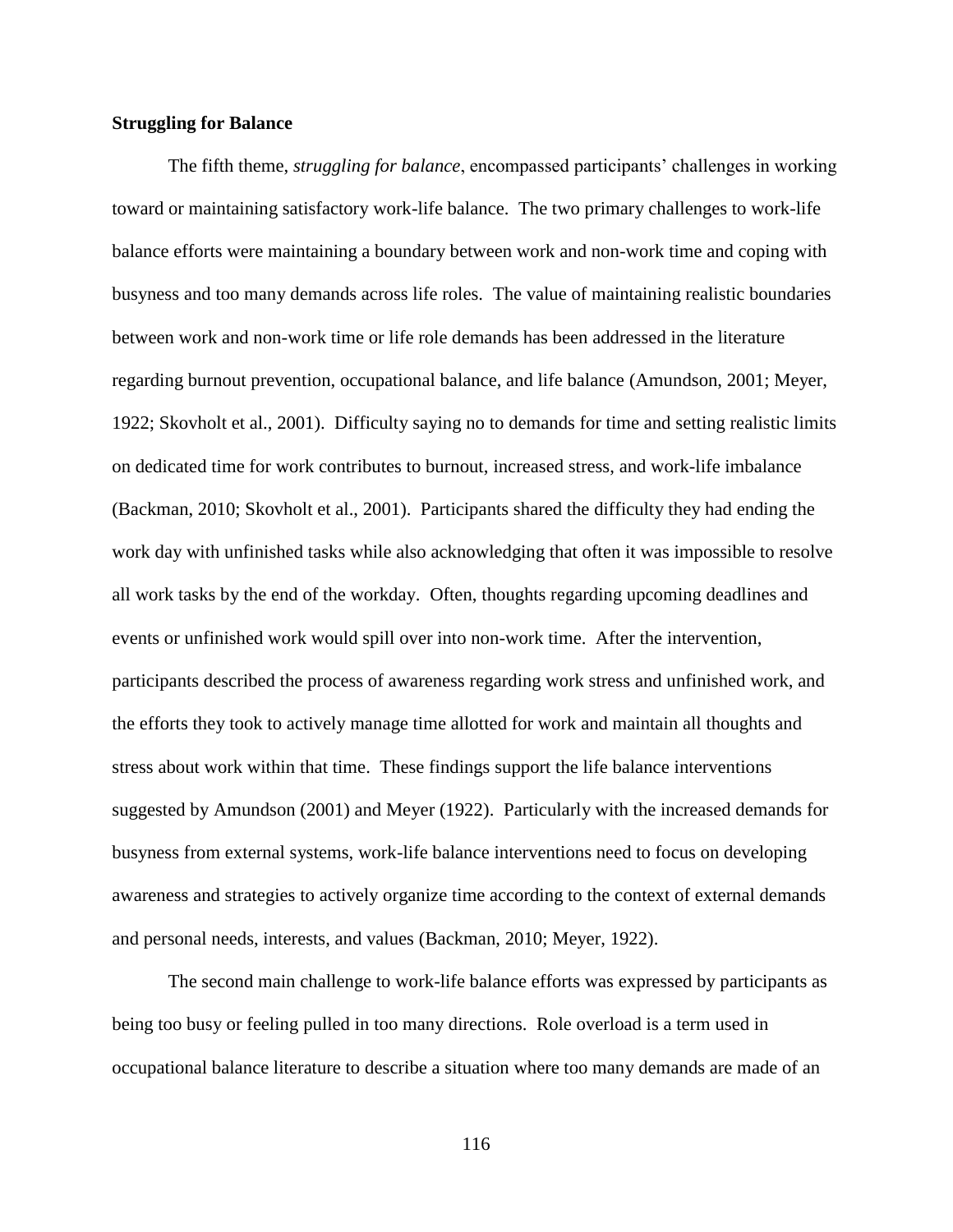### Struggling for Balance

The fifth theme, *struggling for balance*, encompassed participants' challenges in working toward or maintaining satisfactory work-life balance. The two primary challenges to work-life balance efforts were maintaining a boundary between work and non-work time and coping with busyness and too many demands across life roles. The value of maintaining realistic boundaries between work and non-work time or life role demands has been addressed in the literature regarding burnout prevention, occupational balance, and life balance (Amundson, 2001; Meyer, 1922; Skovholt et al., 2001). Difficulty saying no to demands for time and setting realistic limits on dedicated time for work contributes to burnout, increased stress, and work-life imbalance (Backman, 2010; Skovholt et al., 2001). Participants shared the difficulty they had ending the work day with unfinished tasks while also acknowledging that often it was impossible to resolve all work tasks by the end of the workday. Often, thoughts regarding upcoming deadlines and events or unfinished work would spill over into non-work time. After the intervention, participants described the process of awareness regarding work stress and unfinished work, and the efforts they took to actively manage time allotted for work and maintain all thoughts and stress about work within that time. These findings support the life balance interventions suggested by Amundson (2001) and Meyer (1922). Particularly with the increased demands for busyness from external systems, work-life balance interventions need to focus on developing awareness and strategies to actively organize time according to the context of external demands and personal needs, interests, and values (Backman, 2010; Meyer, 1922).

The second main challenge to work-life balance efforts was expressed by participants as being too busy or feeling pulled in too many directions. Role overload is a term used in occupational balance literature to describe a situation where too many demands are made of an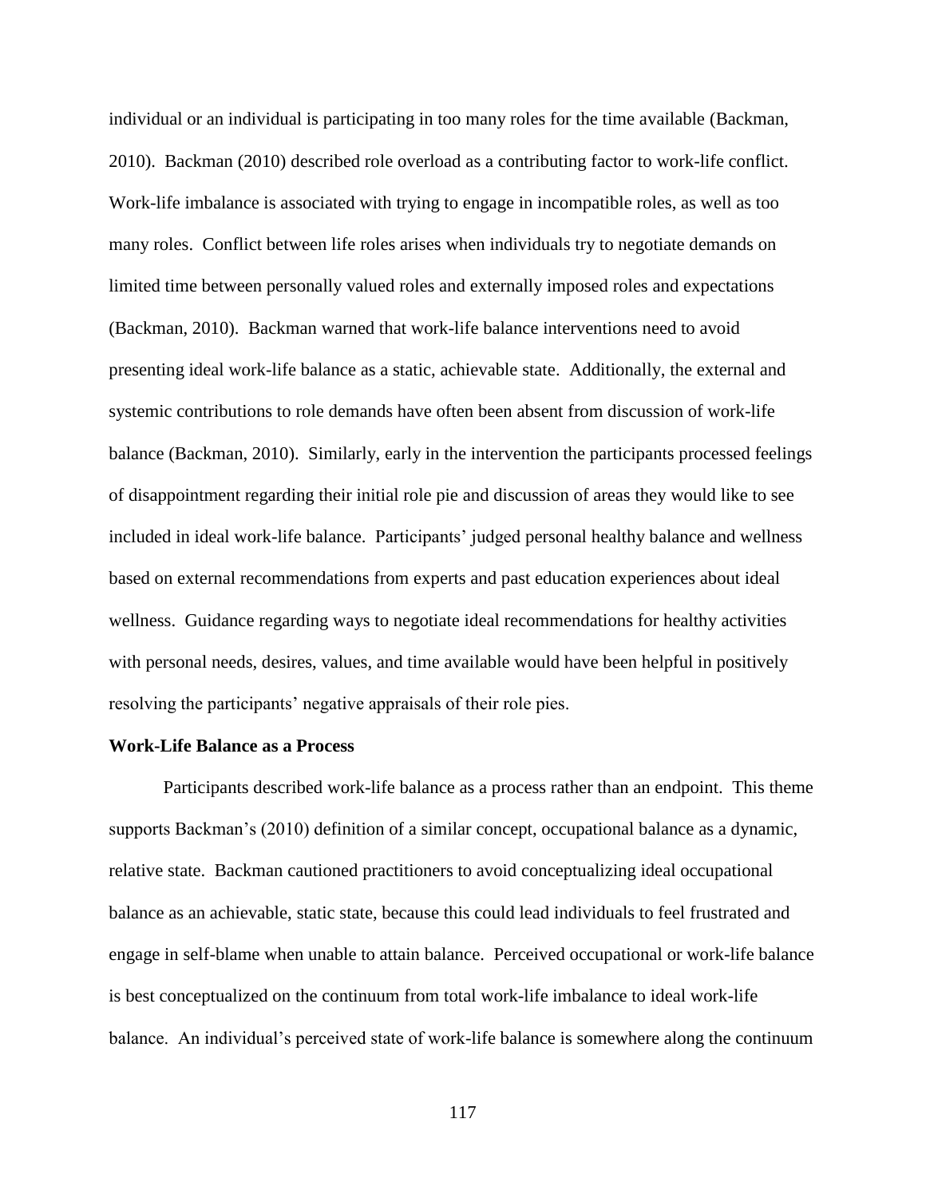individual or an individual is participating in too many roles for the time available (Backman, 2010). Backman (2010) described role overload as a contributing factor to work-life conflict. Work-life imbalance is associated with trying to engage in incompatible roles, as well as too many roles. Conflict between life roles arises when individuals try to negotiate demands on limited time between personally valued roles and externally imposed roles and expectations (Backman, 2010). Backman warned that work-life balance interventions need to avoid presenting ideal work-life balance as a static, achievable state. Additionally, the external and systemic contributions to role demands have often been absent from discussion of work-life balance (Backman, 2010). Similarly, early in the intervention the participants processed feelings of disappointment regarding their initial role pie and discussion of areas they would like to see included in ideal work-life balance. Participants' judged personal healthy balance and wellness based on external recommendations from experts and past education experiences about ideal wellness. Guidance regarding ways to negotiate ideal recommendations for healthy activities with personal needs, desires, values, and time available would have been helpful in positively resolving the participants' negative appraisals of their role pies.

**Work-Life Balance as a Process**

Participants described work-life balance as a process rather than an endpoint. This theme supports Backman's (2010) definition of a similar concept, occupational balance as a dynamic, relative state. Backman cautioned practitioners to avoid conceptualizing ideal occupational balance as an achievable, static state, because this could lead individuals to feel frustrated and engage in self-blame when unable to attain balance. Perceived occupational or work-life balance is best conceptualized on the continuum from total work-life imbalance to ideal work-life balance. An individual's perceived state of work-life balance is somewhere along the continuum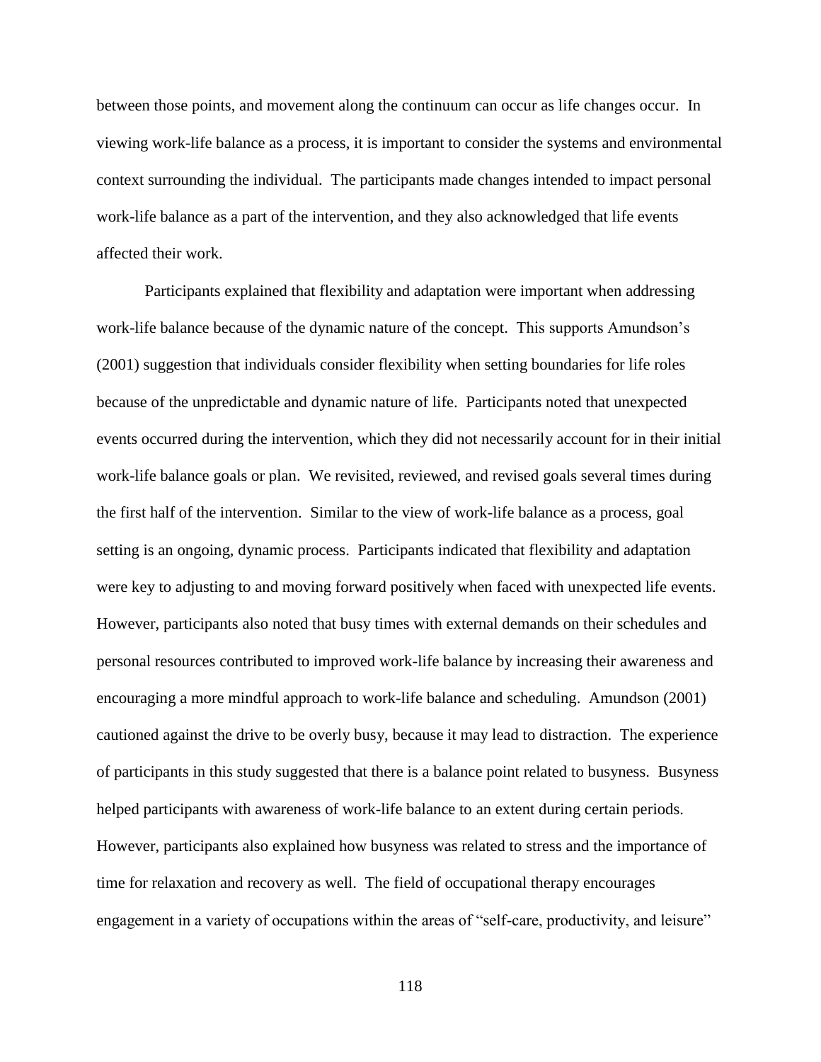between those points, and movement along the continuum can occur as life changes occur. In viewing work-life balance as a process, it is important to consider the systems and environmental context surrounding the individual. The participants made changes intended to impact personal work-life balance as a part of the intervention, and they also acknowledged that life events affected their work.

Participants explained that flexibility and adaptation were important when addressing work-life balance because of the dynamic nature of the concept. This supports Amundson's (2001) suggestion that individuals consider flexibility when setting boundaries for life roles because of the unpredictable and dynamic nature of life. Participants noted that unexpected events occurred during the intervention, which they did not necessarily account for in their initial work-life balance goals or plan. We revisited, reviewed, and revised goals several times during the first half of the intervention. Similar to the view of work-life balance as a process, goal setting is an ongoing, dynamic process. Participants indicated that flexibility and adaptation were key to adjusting to and moving forward positively when faced with unexpected life events. However, participants also noted that busy times with external demands on their schedules and personal resources contributed to improved work-life balance by increasing their awareness and encouraging a more mindful approach to work-life balance and scheduling. Amundson (2001) cautioned against the drive to be overly busy, because it may lead to distraction. The experience of participants in this study suggested that there is a balance point related to busyness. Busyness helped participants with awareness of work-life balance to an extent during certain periods. However, participants also explained how busyness was related to stress and the importance of time for relaxation and recovery as well. The field of occupational therapy encourages engagement in a variety of occupations within the areas of "self-care, productivity, and leisure"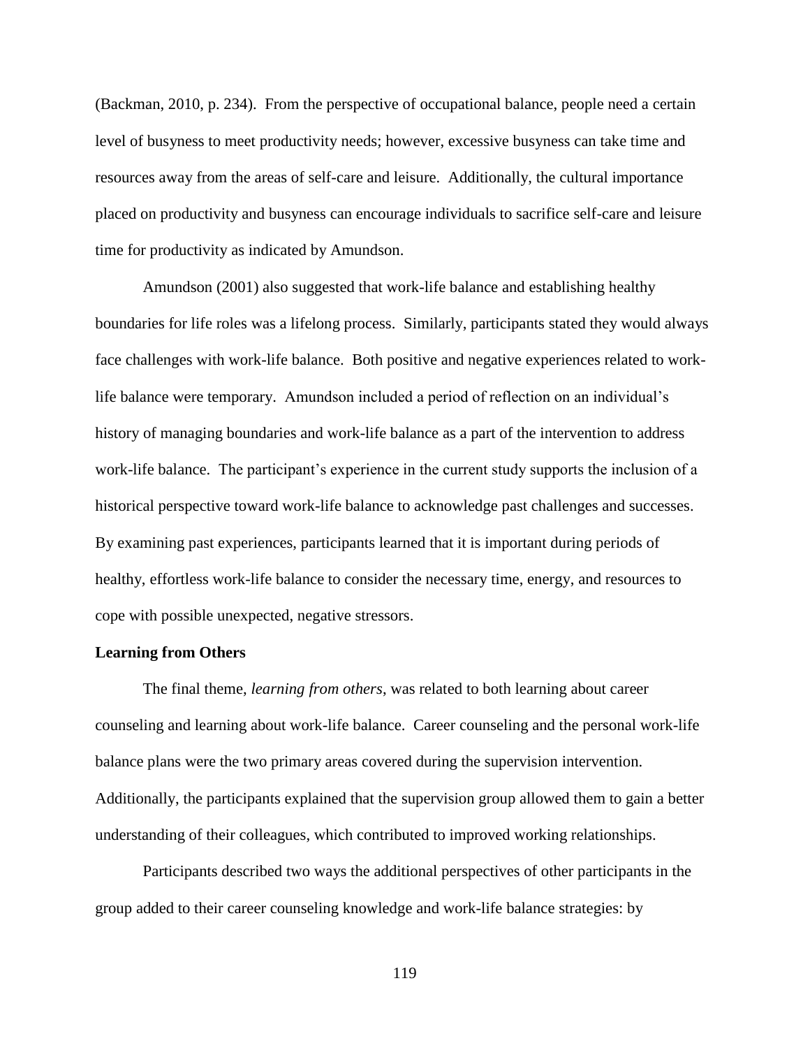(Backman, 2010, p. 234). From the perspective of occupational balance, people need a certain level of busyness to meet productivity needs; however, excessive busyness can take time and resources away from the areas of self-care and leisure. Additionally, the cultural importance placed on productivity and busyness can encourage individuals to sacrifice self-care and leisure time for productivity as indicated by Amundson.

Amundson (2001) also suggested that work-life balance and establishing healthy boundaries for life roles was a lifelong process. Similarly, participants stated they would always face challenges with work-life balance. Both positive and negative experiences related to work-life balance were temporary. Amundson included a period of reflection on an individual's history of managing boundaries and work-life balance as a part of the intervention to address work-life balance. The participant's experience in the current study supports the inclusion of a historical perspective toward work-life balance to acknowledge past challenges and successes. By examining past experiences, participants learned that it is important during periods of healthy, effortless work-life balance to consider the necessary time, energy, and resources to cope with possible unexpected, negative stressors.

**Learning from Others**

The final theme, *learning from others*, was related to both learning about career counseling and learning about work-life balance. Career counseling and the personal work-life balance plans were the two primary areas covered during the supervision intervention. Additionally, the participants explained that the supervision group allowed them to gain a better understanding of their colleagues, which contributed to improved working relationships.

Participants described two ways the additional perspectives of other participants in the group added to their career counseling knowledge and work-life balance strategies: by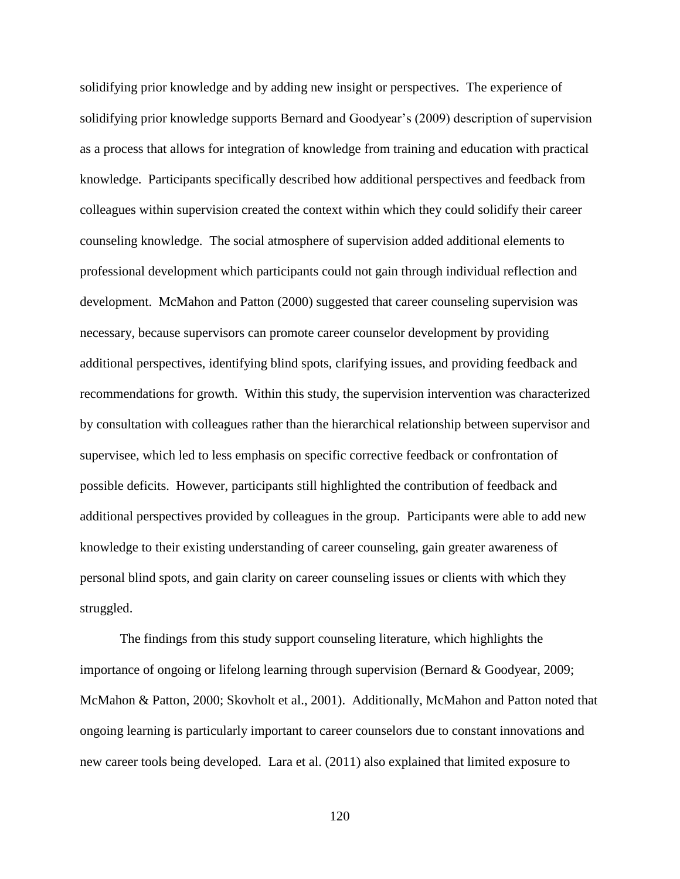solidifying prior knowledge and by adding new insight or perspectives. The experience of solidifying prior knowledge supports Bernard and Goodyear's (2009) description of supervision as a process that allows for integration of knowledge from training and education with practical knowledge. Participants specifically described how additional perspectives and feedback from colleagues within supervision created the context within which they could solidify their career counseling knowledge. The social atmosphere of supervision added additional elements to professional development which participants could not gain through individual reflection and development. McMahon and Patton (2000) suggested that career counseling supervision was necessary, because supervisors can promote career counselor development by providing additional perspectives, identifying blind spots, clarifying issues, and providing feedback and recommendations for growth. Within this study, the supervision intervention was characterized by consultation with colleagues rather than the hierarchical relationship between supervisor and supervisee, which led to less emphasis on specific corrective feedback or confrontation of possible deficits. However, participants still highlighted the contribution of feedback and additional perspectives provided by colleagues in the group. Participants were able to add new knowledge to their existing understanding of career counseling, gain greater awareness of personal blind spots, and gain clarity on career counseling issues or clients with which they struggled.

The findings from this study support counseling literature, which highlights the importance of ongoing or lifelong learning through supervision (Bernard & Goodyear, 2009; McMahon & Patton, 2000; Skovholt et al., 2001). Additionally, McMahon and Patton noted that ongoing learning is particularly important to career counselors due to constant innovations and new career tools being developed. Lara et al. (2011) also explained that limited exposure to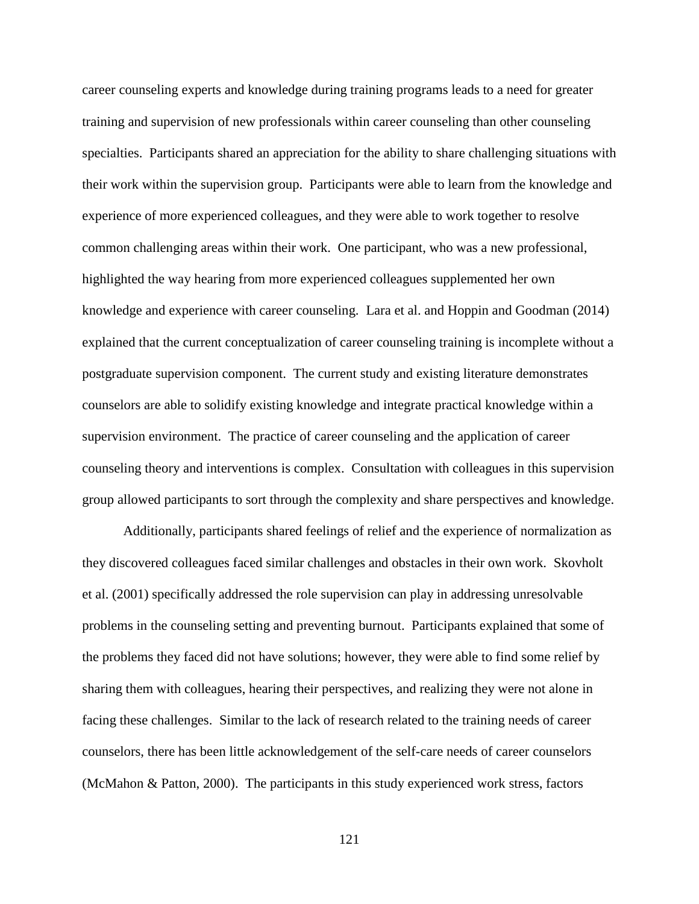career counseling experts and knowledge during training programs leads to a need for greater training and supervision of new professionals within career counseling than other counseling specialties. Participants shared an appreciation for the ability to share challenging situations with their work within the supervision group. Participants were able to learn from the knowledge and experience of more experienced colleagues, and they were able to work together to resolve common challenging areas within their work. One participant, who was a new professional, highlighted the way hearing from more experienced colleagues supplemented her own knowledge and experience with career counseling. Lara et al. and Hoppin and Goodman (2014) explained that the current conceptualization of career counseling training is incomplete without a postgraduate supervision component. The current study and existing literature demonstrates counselors are able to solidify existing knowledge and integrate practical knowledge within a supervision environment. The practice of career counseling and the application of career counseling theory and interventions is complex. Consultation with colleagues in this supervision group allowed participants to sort through the complexity and share perspectives and knowledge.

Additionally, participants shared feelings of relief and the experience of normalization as they discovered colleagues faced similar challenges and obstacles in their own work. Skovholt et al. (2001) specifically addressed the role supervision can play in addressing unresolvable problems in the counseling setting and preventing burnout. Participants explained that some of the problems they faced did not have solutions; however, they were able to find some relief by sharing them with colleagues, hearing their perspectives, and realizing they were not alone in facing these challenges. Similar to the lack of research related to the training needs of career counselors, there has been little acknowledgement of the self-care needs of career counselors (McMahon & Patton, 2000). The participants in this study experienced work stress, factors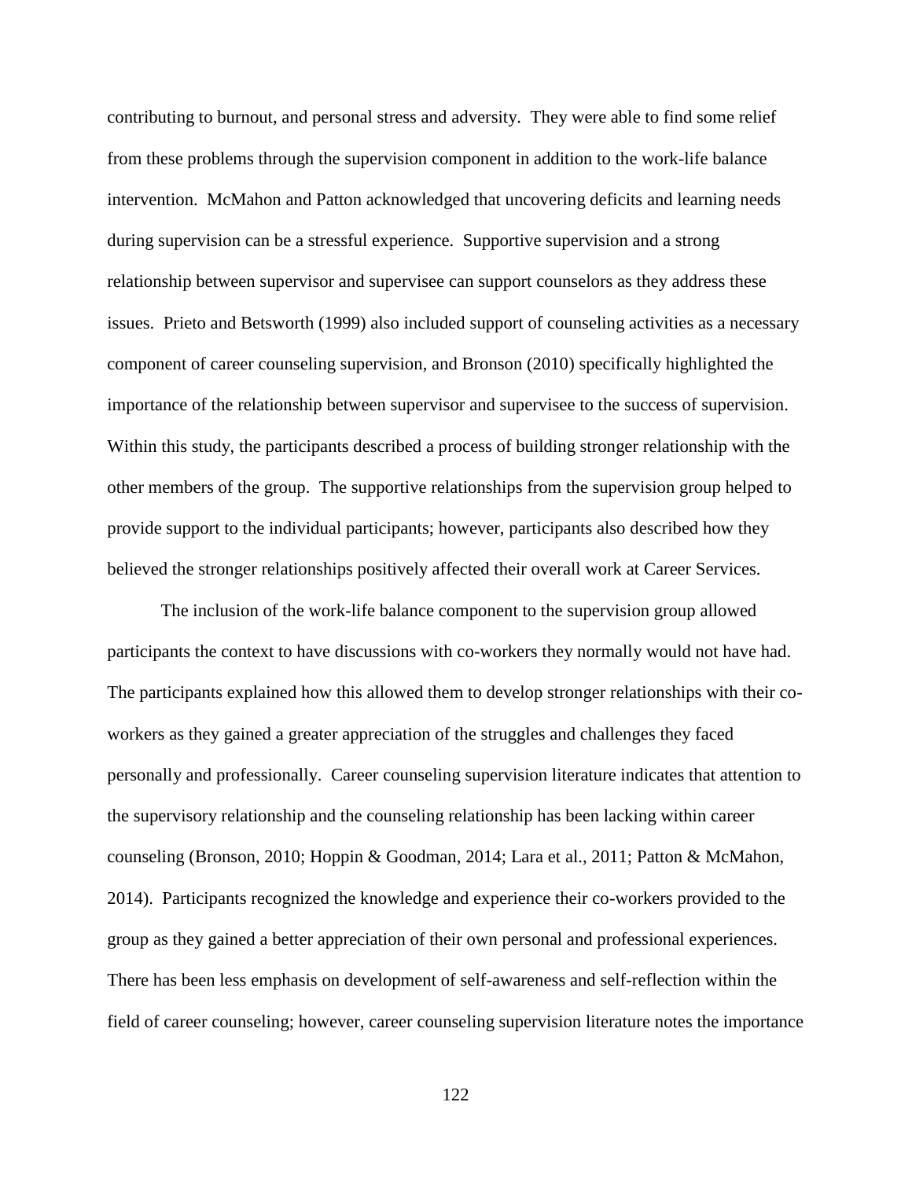contributing to burnout, and personal stress and adversity. They were able to find some relief from these problems through the supervision component in addition to the work-life balance intervention. McMahon and Patton acknowledged that uncovering deficits and learning needs during supervision can be a stressful experience. Supportive supervision and a strong relationship between supervisor and supervisee can support counselors as they address these issues. Prieto and Betsworth (1999) also included support of counseling activities as a necessary component of career counseling supervision, and Bronson (2010) specifically highlighted the importance of the relationship between supervisor and supervisee to the success of supervision. Within this study, the participants described a process of building stronger relationship with the other members of the group. The supportive relationships from the supervision group helped to provide support to the individual participants; however, participants also described how they believed the stronger relationships positively affected their overall work at Career Services.

The inclusion of the work-life balance component to the supervision group allowed participants the context to have discussions with co-workers they normally would not have had. The participants explained how this allowed them to develop stronger relationships with their co-workers as they gained a greater appreciation of the struggles and challenges they faced personally and professionally. Career counseling supervision literature indicates that attention to the supervisory relationship and the counseling relationship has been lacking within career counseling (Bronson, 2010; Hoppin & Goodman, 2014; Lara et al., 2011; Patton & McMahon, 2014). Participants recognized the knowledge and experience their co-workers provided to the group as they gained a better appreciation of their own personal and professional experiences. There has been less emphasis on development of self-awareness and self-reflection within the field of career counseling; however, career counseling supervision literature notes the importance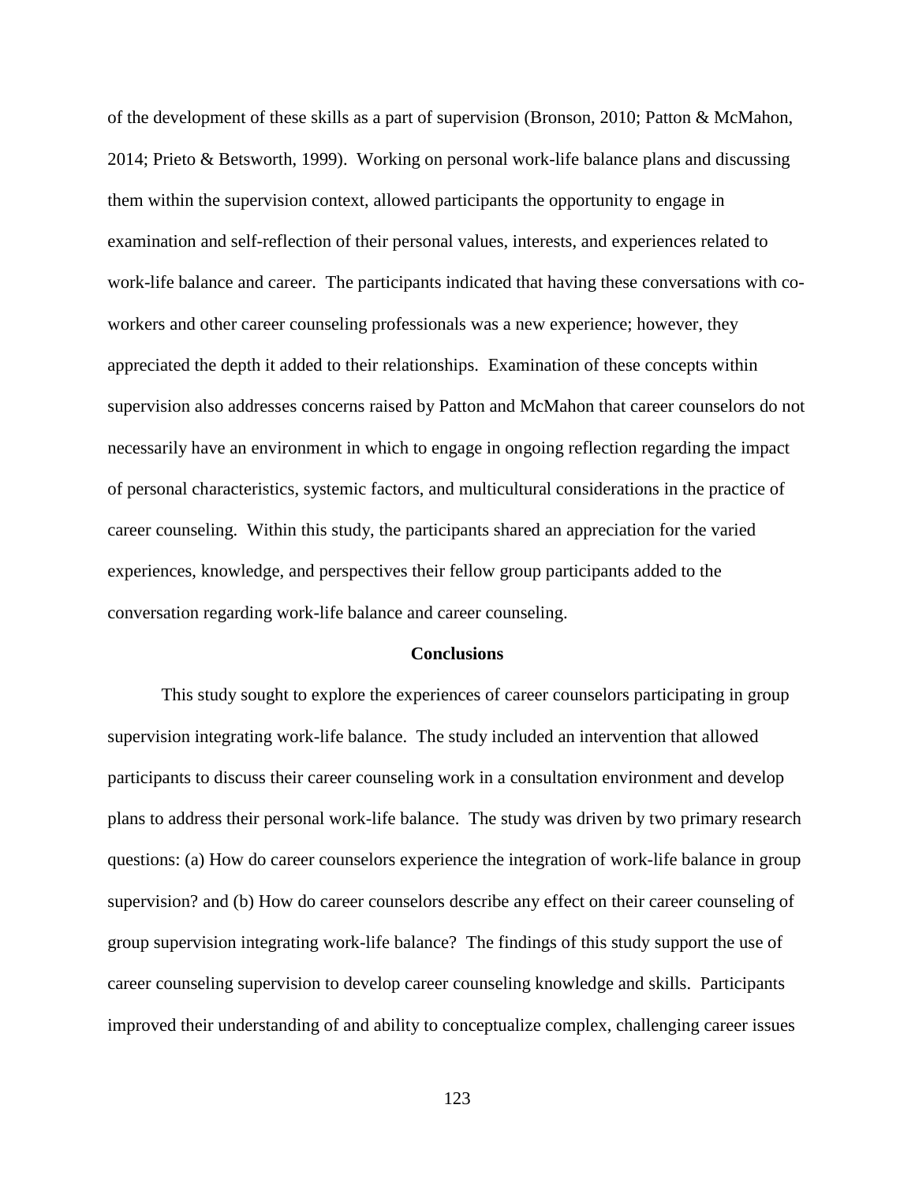of the development of these skills as a part of supervision (Bronson, 2010; Patton & McMahon, 2014; Prieto & Betsworth, 1999). Working on personal work-life balance plans and discussing them within the supervision context, allowed participants the opportunity to engage in examination and self-reflection of their personal values, interests, and experiences related to work-life balance and career. The participants indicated that having these conversations with co-workers and other career counseling professionals was a new experience; however, they appreciated the depth it added to their relationships. Examination of these concepts within supervision also addresses concerns raised by Patton and McMahon that career counselors do not necessarily have an environment in which to engage in ongoing reflection regarding the impact of personal characteristics, systemic factors, and multicultural considerations in the practice of career counseling. Within this study, the participants shared an appreciation for the varied experiences, knowledge, and perspectives their fellow group participants added to the conversation regarding work-life balance and career counseling.

## Conclusions

This study sought to explore the experiences of career counselors participating in group supervision integrating work-life balance. The study included an intervention that allowed participants to discuss their career counseling work in a consultation environment and develop plans to address their personal work-life balance. The study was driven by two primary research questions: (a) How do career counselors experience the integration of work-life balance in group supervision? and (b) How do career counselors describe any effect on their career counseling of group supervision integrating work-life balance? The findings of this study support the use of career counseling supervision to develop career counseling knowledge and skills. Participants improved their understanding of and ability to conceptualize complex, challenging career issues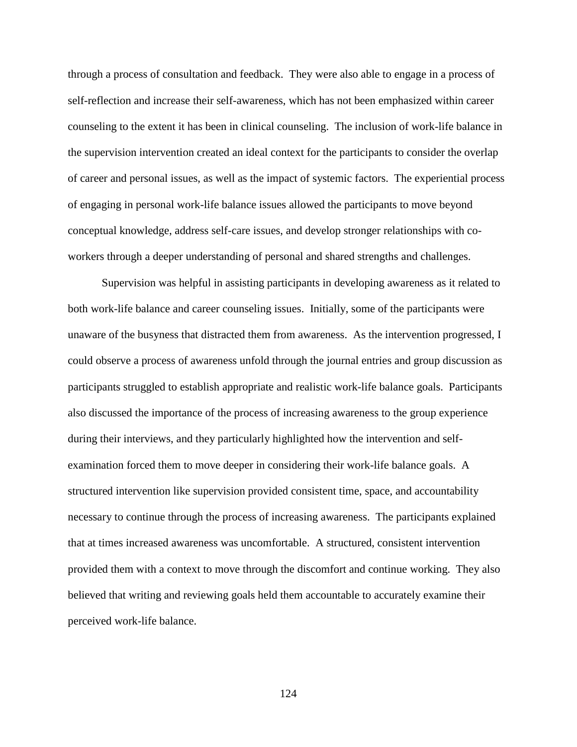through a process of consultation and feedback. They were also able to engage in a process of self-reflection and increase their self-awareness, which has not been emphasized within career counseling to the extent it has been in clinical counseling. The inclusion of work-life balance in the supervision intervention created an ideal context for the participants to consider the overlap of career and personal issues, as well as the impact of systemic factors. The experiential process of engaging in personal work-life balance issues allowed the participants to move beyond conceptual knowledge, address self-care issues, and develop stronger relationships with co-workers through a deeper understanding of personal and shared strengths and challenges.

Supervision was helpful in assisting participants in developing awareness as it related to both work-life balance and career counseling issues. Initially, some of the participants were unaware of the busyness that distracted them from awareness. As the intervention progressed, I could observe a process of awareness unfold through the journal entries and group discussion as participants struggled to establish appropriate and realistic work-life balance goals. Participants also discussed the importance of the process of increasing awareness to the group experience during their interviews, and they particularly highlighted how the intervention and self-examination forced them to move deeper in considering their work-life balance goals. A structured intervention like supervision provided consistent time, space, and accountability necessary to continue through the process of increasing awareness. The participants explained that at times increased awareness was uncomfortable. A structured, consistent intervention provided them with a context to move through the discomfort and continue working. They also believed that writing and reviewing goals held them accountable to accurately examine their perceived work-life balance.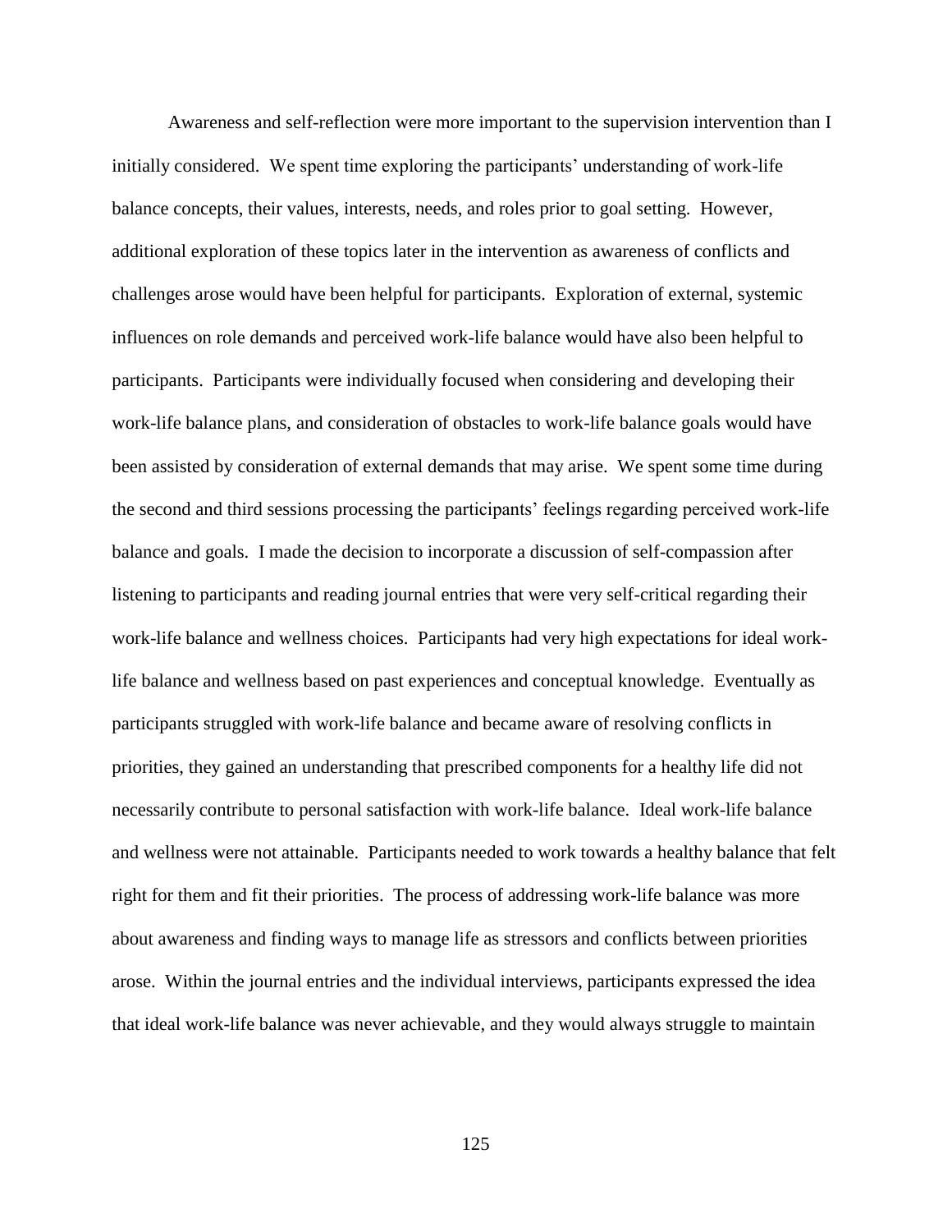Awareness and self-reflection were more important to the supervision intervention than I initially considered. We spent time exploring the participants' understanding of work-life balance concepts, their values, interests, needs, and roles prior to goal setting. However, additional exploration of these topics later in the intervention as awareness of conflicts and challenges arose would have been helpful for participants. Exploration of external, systemic influences on role demands and perceived work-life balance would have also been helpful to participants. Participants were individually focused when considering and developing their work-life balance plans, and consideration of obstacles to work-life balance goals would have been assisted by consideration of external demands that may arise. We spent some time during the second and third sessions processing the participants' feelings regarding perceived work-life balance and goals. I made the decision to incorporate a discussion of self-compassion after listening to participants and reading journal entries that were very self-critical regarding their work-life balance and wellness choices. Participants had very high expectations for ideal work-life balance and wellness based on past experiences and conceptual knowledge. Eventually as participants struggled with work-life balance and became aware of resolving conflicts in priorities, they gained an understanding that prescribed components for a healthy life did not necessarily contribute to personal satisfaction with work-life balance. Ideal work-life balance and wellness were not attainable. Participants needed to work towards a healthy balance that felt right for them and fit their priorities. The process of addressing work-life balance was more about awareness and finding ways to manage life as stressors and conflicts between priorities arose. Within the journal entries and the individual interviews, participants expressed the idea that ideal work-life balance was never achievable, and they would always struggle to maintain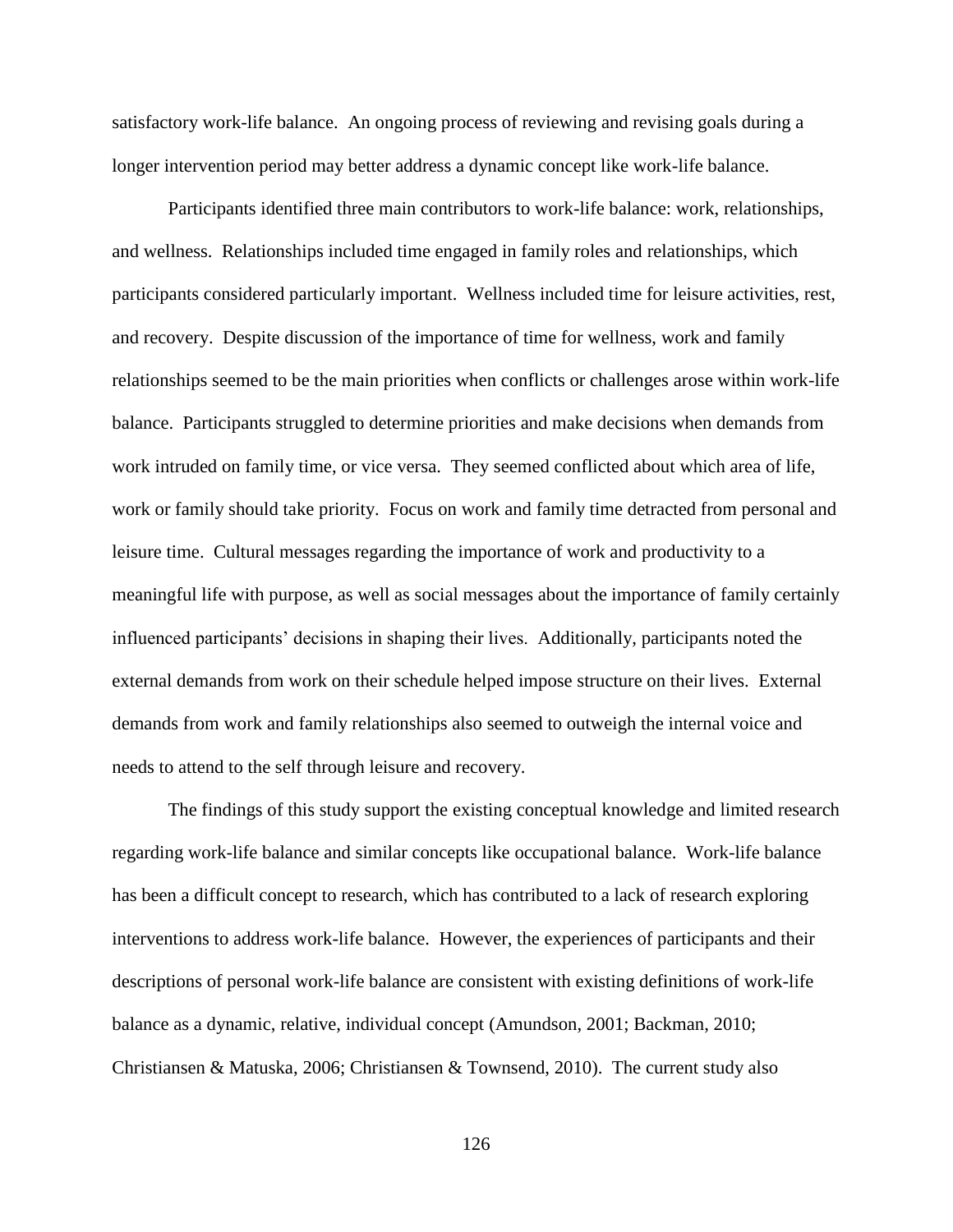satisfactory work-life balance. An ongoing process of reviewing and revising goals during a longer intervention period may better address a dynamic concept like work-life balance.

Participants identified three main contributors to work-life balance: work, relationships, and wellness. Relationships included time engaged in family roles and relationships, which participants considered particularly important. Wellness included time for leisure activities, rest, and recovery. Despite discussion of the importance of time for wellness, work and family relationships seemed to be the main priorities when conflicts or challenges arose within work-life balance. Participants struggled to determine priorities and make decisions when demands from work intruded on family time, or vice versa. They seemed conflicted about which area of life, work or family should take priority. Focus on work and family time detracted from personal and leisure time. Cultural messages regarding the importance of work and productivity to a meaningful life with purpose, as well as social messages about the importance of family certainly influenced participants' decisions in shaping their lives. Additionally, participants noted the external demands from work on their schedule helped impose structure on their lives. External demands from work and family relationships also seemed to outweigh the internal voice and needs to attend to the self through leisure and recovery.

The findings of this study support the existing conceptual knowledge and limited research regarding work-life balance and similar concepts like occupational balance. Work-life balance has been a difficult concept to research, which has contributed to a lack of research exploring interventions to address work-life balance. However, the experiences of participants and their descriptions of personal work-life balance are consistent with existing definitions of work-life balance as a dynamic, relative, individual concept (Amundson, 2001; Backman, 2010; Christiansen & Matuska, 2006; Christiansen & Townsend, 2010). The current study also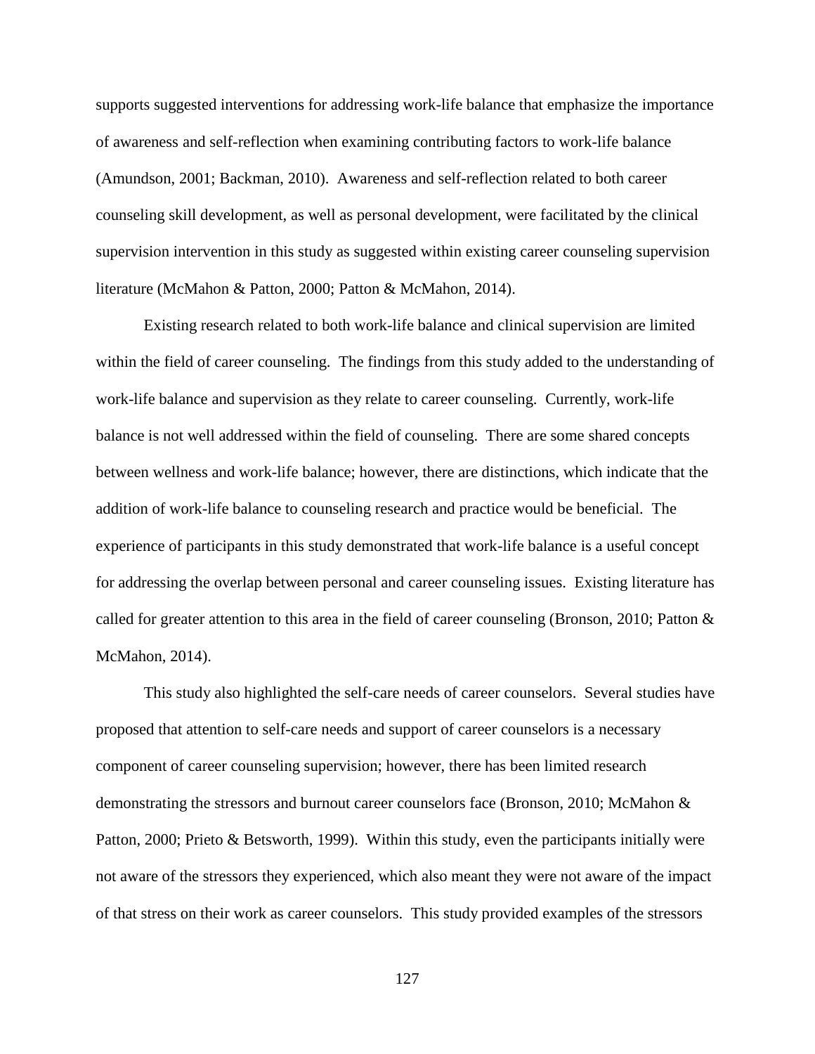supports suggested interventions for addressing work-life balance that emphasize the importance of awareness and self-reflection when examining contributing factors to work-life balance (Amundson, 2001; Backman, 2010). Awareness and self-reflection related to both career counseling skill development, as well as personal development, were facilitated by the clinical supervision intervention in this study as suggested within existing career counseling supervision literature (McMahon & Patton, 2000; Patton & McMahon, 2014).

Existing research related to both work-life balance and clinical supervision are limited within the field of career counseling. The findings from this study added to the understanding of work-life balance and supervision as they relate to career counseling. Currently, work-life balance is not well addressed within the field of counseling. There are some shared concepts between wellness and work-life balance; however, there are distinctions, which indicate that the addition of work-life balance to counseling research and practice would be beneficial. The experience of participants in this study demonstrated that work-life balance is a useful concept for addressing the overlap between personal and career counseling issues. Existing literature has called for greater attention to this area in the field of career counseling (Bronson, 2010; Patton & McMahon, 2014).

This study also highlighted the self-care needs of career counselors. Several studies have proposed that attention to self-care needs and support of career counselors is a necessary component of career counseling supervision; however, there has been limited research demonstrating the stressors and burnout career counselors face (Bronson, 2010; McMahon & Patton, 2000; Prieto & Betsworth, 1999). Within this study, even the participants initially were not aware of the stressors they experienced, which also meant they were not aware of the impact of that stress on their work as career counselors. This study provided examples of the stressors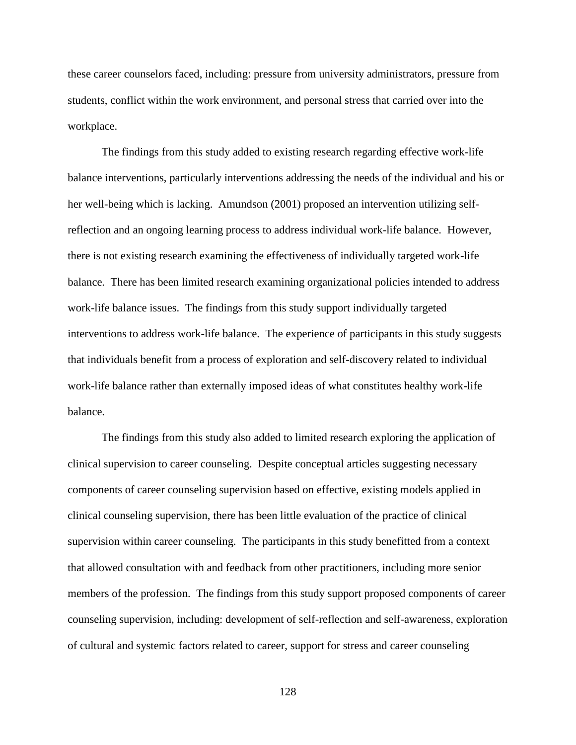these career counselors faced, including: pressure from university administrators, pressure from students, conflict within the work environment, and personal stress that carried over into the workplace.

The findings from this study added to existing research regarding effective work-life balance interventions, particularly interventions addressing the needs of the individual and his or her well-being which is lacking. Amundson (2001) proposed an intervention utilizing self-reflection and an ongoing learning process to address individual work-life balance. However, there is not existing research examining the effectiveness of individually targeted work-life balance. There has been limited research examining organizational policies intended to address work-life balance issues. The findings from this study support individually targeted interventions to address work-life balance. The experience of participants in this study suggests that individuals benefit from a process of exploration and self-discovery related to individual work-life balance rather than externally imposed ideas of what constitutes healthy work-life balance.

The findings from this study also added to limited research exploring the application of clinical supervision to career counseling. Despite conceptual articles suggesting necessary components of career counseling supervision based on effective, existing models applied in clinical counseling supervision, there has been little evaluation of the practice of clinical supervision within career counseling. The participants in this study benefitted from a context that allowed consultation with and feedback from other practitioners, including more senior members of the profession. The findings from this study support proposed components of career counseling supervision, including: development of self-reflection and self-awareness, exploration of cultural and systemic factors related to career, support for stress and career counseling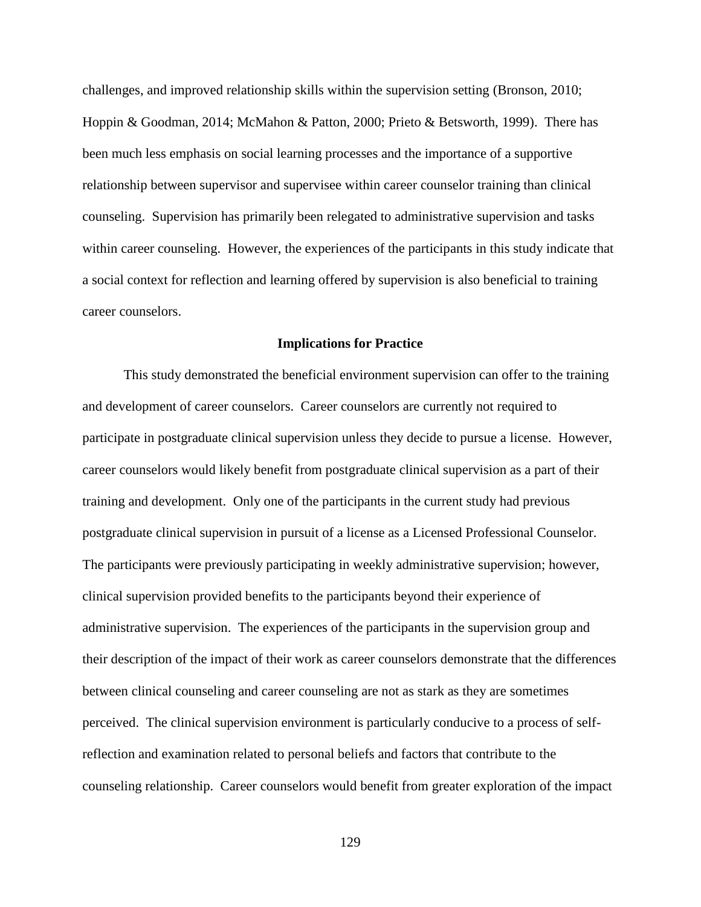challenges, and improved relationship skills within the supervision setting (Bronson, 2010; Hoppin & Goodman, 2014; McMahon & Patton, 2000; Prieto & Betsworth, 1999). There has been much less emphasis on social learning processes and the importance of a supportive relationship between supervisor and supervisee within career counselor training than clinical counseling. Supervision has primarily been relegated to administrative supervision and tasks within career counseling. However, the experiences of the participants in this study indicate that a social context for reflection and learning offered by supervision is also beneficial to training career counselors.

## Implications for Practice

This study demonstrated the beneficial environment supervision can offer to the training and development of career counselors. Career counselors are currently not required to participate in postgraduate clinical supervision unless they decide to pursue a license. However, career counselors would likely benefit from postgraduate clinical supervision as a part of their training and development. Only one of the participants in the current study had previous postgraduate clinical supervision in pursuit of a license as a Licensed Professional Counselor. The participants were previously participating in weekly administrative supervision; however, clinical supervision provided benefits to the participants beyond their experience of administrative supervision. The experiences of the participants in the supervision group and their description of the impact of their work as career counselors demonstrate that the differences between clinical counseling and career counseling are not as stark as they are sometimes perceived. The clinical supervision environment is particularly conducive to a process of self-reflection and examination related to personal beliefs and factors that contribute to the counseling relationship. Career counselors would benefit from greater exploration of the impact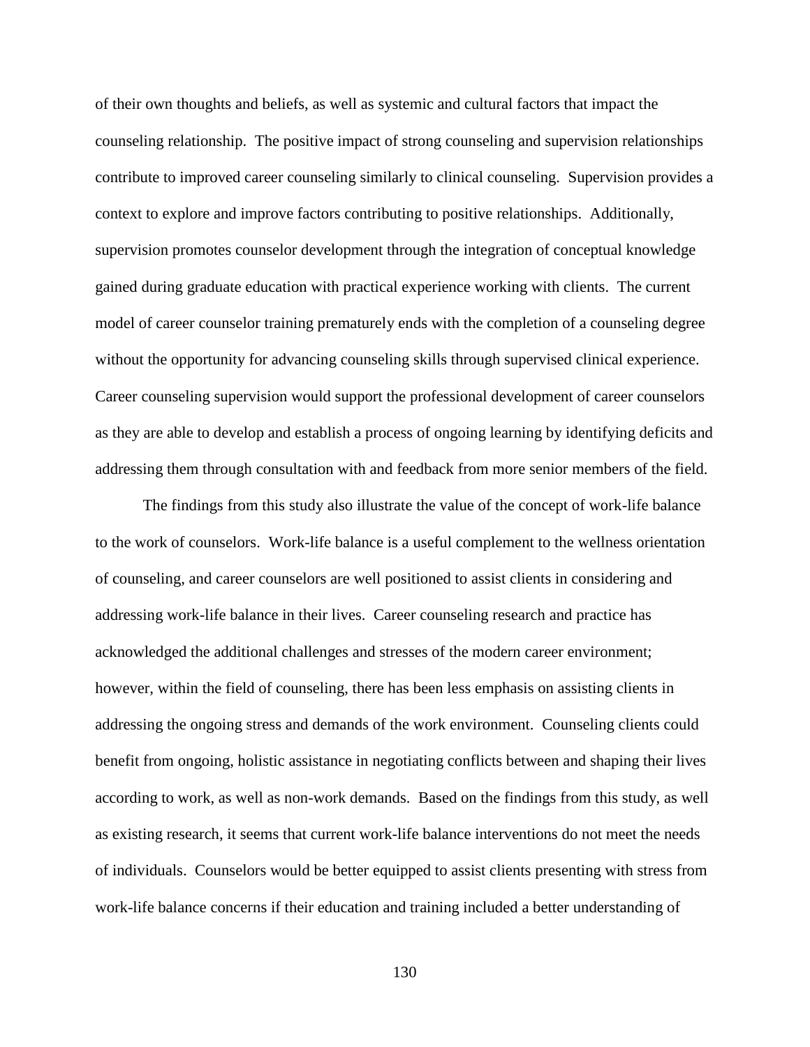of their own thoughts and beliefs, as well as systemic and cultural factors that impact the counseling relationship. The positive impact of strong counseling and supervision relationships contribute to improved career counseling similarly to clinical counseling. Supervision provides a context to explore and improve factors contributing to positive relationships. Additionally, supervision promotes counselor development through the integration of conceptual knowledge gained during graduate education with practical experience working with clients. The current model of career counselor training prematurely ends with the completion of a counseling degree without the opportunity for advancing counseling skills through supervised clinical experience. Career counseling supervision would support the professional development of career counselors as they are able to develop and establish a process of ongoing learning by identifying deficits and addressing them through consultation with and feedback from more senior members of the field.

The findings from this study also illustrate the value of the concept of work-life balance to the work of counselors. Work-life balance is a useful complement to the wellness orientation of counseling, and career counselors are well positioned to assist clients in considering and addressing work-life balance in their lives. Career counseling research and practice has acknowledged the additional challenges and stresses of the modern career environment; however, within the field of counseling, there has been less emphasis on assisting clients in addressing the ongoing stress and demands of the work environment. Counseling clients could benefit from ongoing, holistic assistance in negotiating conflicts between and shaping their lives according to work, as well as non-work demands. Based on the findings from this study, as well as existing research, it seems that current work-life balance interventions do not meet the needs of individuals. Counselors would be better equipped to assist clients presenting with stress from work-life balance concerns if their education and training included a better understanding of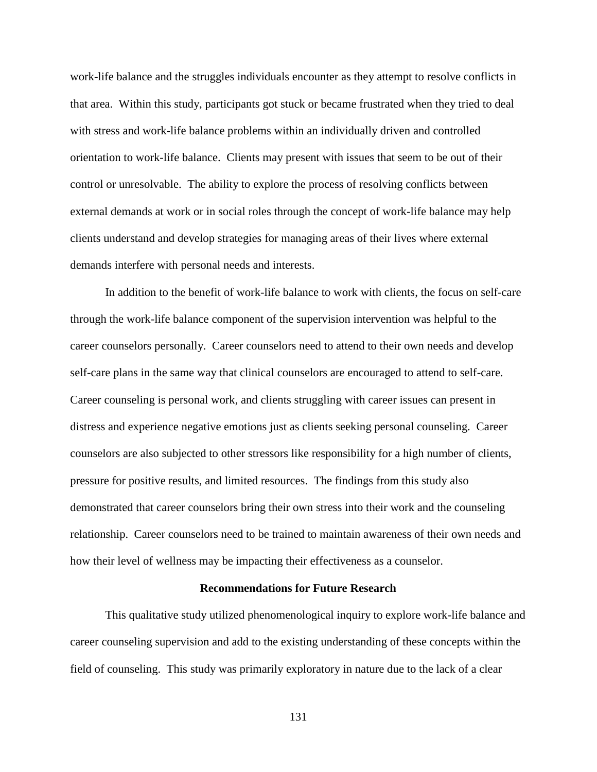work-life balance and the struggles individuals encounter as they attempt to resolve conflicts in that area. Within this study, participants got stuck or became frustrated when they tried to deal with stress and work-life balance problems within an individually driven and controlled orientation to work-life balance. Clients may present with issues that seem to be out of their control or unresolvable. The ability to explore the process of resolving conflicts between external demands at work or in social roles through the concept of work-life balance may help clients understand and develop strategies for managing areas of their lives where external demands interfere with personal needs and interests.

In addition to the benefit of work-life balance to work with clients, the focus on self-care through the work-life balance component of the supervision intervention was helpful to the career counselors personally. Career counselors need to attend to their own needs and develop self-care plans in the same way that clinical counselors are encouraged to attend to self-care. Career counseling is personal work, and clients struggling with career issues can present in distress and experience negative emotions just as clients seeking personal counseling. Career counselors are also subjected to other stressors like responsibility for a high number of clients, pressure for positive results, and limited resources. The findings from this study also demonstrated that career counselors bring their own stress into their work and the counseling relationship. Career counselors need to be trained to maintain awareness of their own needs and how their level of wellness may be impacting their effectiveness as a counselor.

## Recommendations for Future Research

This qualitative study utilized phenomenological inquiry to explore work-life balance and career counseling supervision and add to the existing understanding of these concepts within the field of counseling. This study was primarily exploratory in nature due to the lack of a clear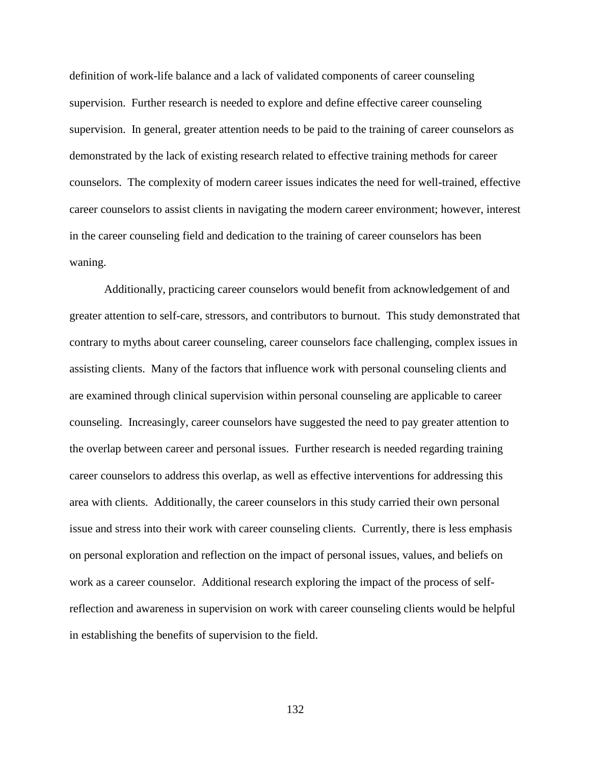definition of work-life balance and a lack of validated components of career counseling supervision. Further research is needed to explore and define effective career counseling supervision. In general, greater attention needs to be paid to the training of career counselors as demonstrated by the lack of existing research related to effective training methods for career counselors. The complexity of modern career issues indicates the need for well-trained, effective career counselors to assist clients in navigating the modern career environment; however, interest in the career counseling field and dedication to the training of career counselors has been waning.

Additionally, practicing career counselors would benefit from acknowledgement of and greater attention to self-care, stressors, and contributors to burnout. This study demonstrated that contrary to myths about career counseling, career counselors face challenging, complex issues in assisting clients. Many of the factors that influence work with personal counseling clients and are examined through clinical supervision within personal counseling are applicable to career counseling. Increasingly, career counselors have suggested the need to pay greater attention to the overlap between career and personal issues. Further research is needed regarding training career counselors to address this overlap, as well as effective interventions for addressing this area with clients. Additionally, the career counselors in this study carried their own personal issue and stress into their work with career counseling clients. Currently, there is less emphasis on personal exploration and reflection on the impact of personal issues, values, and beliefs on work as a career counselor. Additional research exploring the impact of the process of self-reflection and awareness in supervision on work with career counseling clients would be helpful in establishing the benefits of supervision to the field.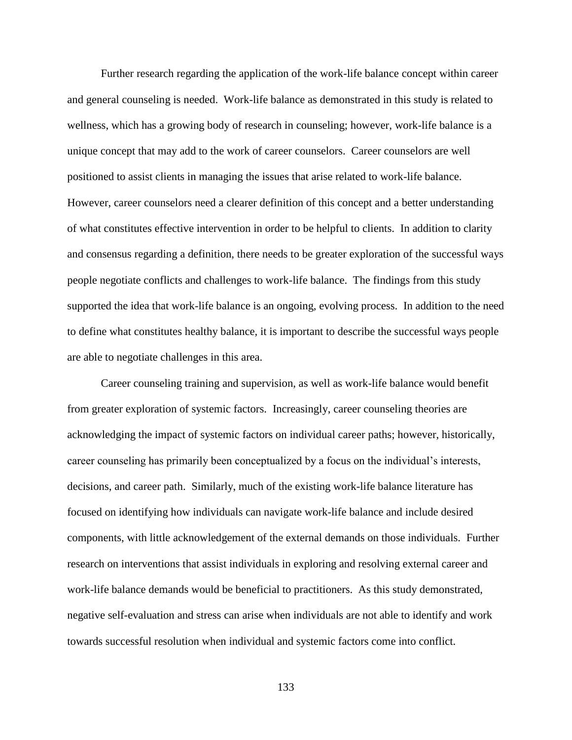Further research regarding the application of the work-life balance concept within career and general counseling is needed. Work-life balance as demonstrated in this study is related to wellness, which has a growing body of research in counseling; however, work-life balance is a unique concept that may add to the work of career counselors. Career counselors are well positioned to assist clients in managing the issues that arise related to work-life balance. However, career counselors need a clearer definition of this concept and a better understanding of what constitutes effective intervention in order to be helpful to clients. In addition to clarity and consensus regarding a definition, there needs to be greater exploration of the successful ways people negotiate conflicts and challenges to work-life balance. The findings from this study supported the idea that work-life balance is an ongoing, evolving process. In addition to the need to define what constitutes healthy balance, it is important to describe the successful ways people are able to negotiate challenges in this area.

Career counseling training and supervision, as well as work-life balance would benefit from greater exploration of systemic factors. Increasingly, career counseling theories are acknowledging the impact of systemic factors on individual career paths; however, historically, career counseling has primarily been conceptualized by a focus on the individual's interests, decisions, and career path. Similarly, much of the existing work-life balance literature has focused on identifying how individuals can navigate work-life balance and include desired components, with little acknowledgement of the external demands on those individuals. Further research on interventions that assist individuals in exploring and resolving external career and work-life balance demands would be beneficial to practitioners. As this study demonstrated, negative self-evaluation and stress can arise when individuals are not able to identify and work towards successful resolution when individual and systemic factors come into conflict.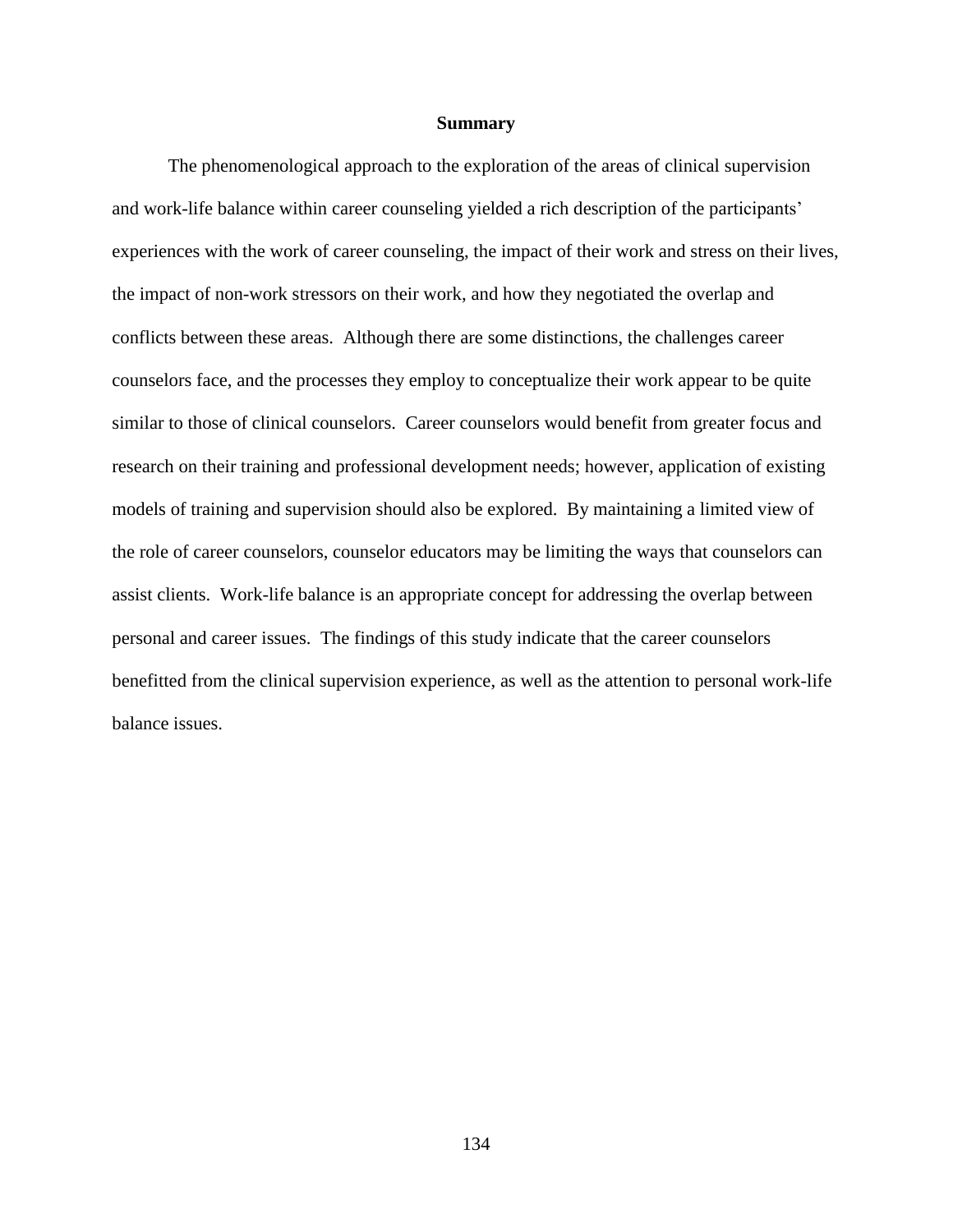## Summary

The phenomenological approach to the exploration of the areas of clinical supervision and work-life balance within career counseling yielded a rich description of the participants' experiences with the work of career counseling, the impact of their work and stress on their lives, the impact of non-work stressors on their work, and how they negotiated the overlap and conflicts between these areas. Although there are some distinctions, the challenges career counselors face, and the processes they employ to conceptualize their work appear to be quite similar to those of clinical counselors. Career counselors would benefit from greater focus and research on their training and professional development needs; however, application of existing models of training and supervision should also be explored. By maintaining a limited view of the role of career counselors, counselor educators may be limiting the ways that counselors can assist clients. Work-life balance is an appropriate concept for addressing the overlap between personal and career issues. The findings of this study indicate that the career counselors benefitted from the clinical supervision experience, as well as the attention to personal work-life balance issues.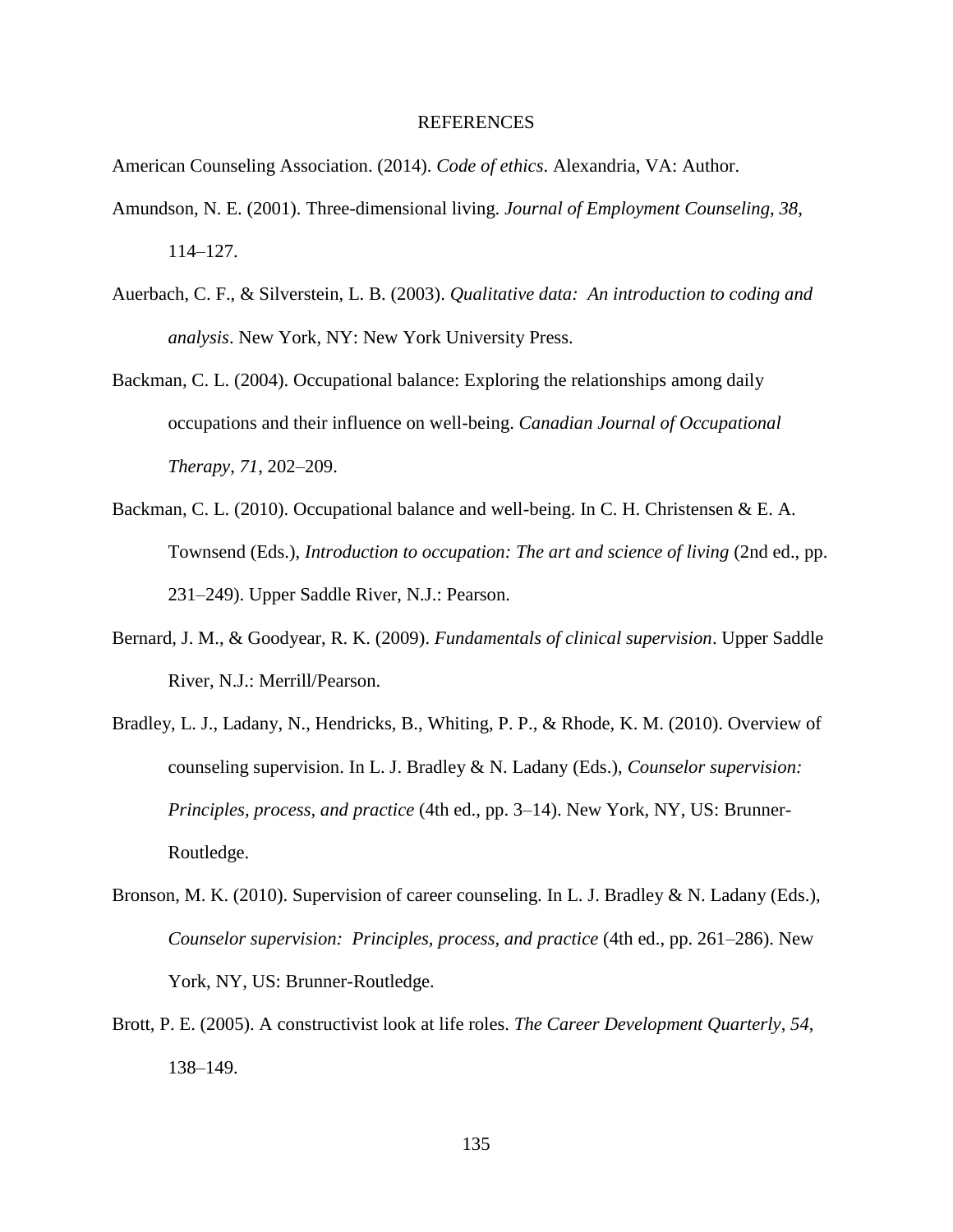# REFERENCES

American Counseling Association. (2014). *Code of ethics*. Alexandria, VA: Author.

Amundson, N. E. (2001). Three-dimensional living. *Journal of Employment Counseling*, *38*, 114–127.

Auerbach, C. F., & Silverstein, L. B. (2003). *Qualitative data: An introduction to coding and analysis*. New York, NY: New York University Press.

Backman, C. L. (2004). Occupational balance: Exploring the relationships among daily occupations and their influence on well-being. *Canadian Journal of Occupational Therapy*, *71*, 202–209.

Backman, C. L. (2010). Occupational balance and well-being. In C. H. Christensen & E. A. Townsend (Eds.), *Introduction to occupation: The art and science of living* (2nd ed., pp. 231–249). Upper Saddle River, N.J.: Pearson.

Bernard, J. M., & Goodyear, R. K. (2009). *Fundamentals of clinical supervision*. Upper Saddle River, N.J.: Merrill/Pearson.

Bradley, L. J., Ladany, N., Hendricks, B., Whiting, P. P., & Rhode, K. M. (2010). Overview of counseling supervision. In L. J. Bradley & N. Ladany (Eds.), *Counselor supervision: Principles, process, and practice* (4th ed., pp. 3–14). New York, NY, US: Brunner-Routledge.

Bronson, M. K. (2010). Supervision of career counseling. In L. J. Bradley & N. Ladany (Eds.), *Counselor supervision: Principles, process, and practice* (4th ed., pp. 261–286). New York, NY, US: Brunner-Routledge.

Brott, P. E. (2005). A constructivist look at life roles. *The Career Development Quarterly*, *54*, 138–149.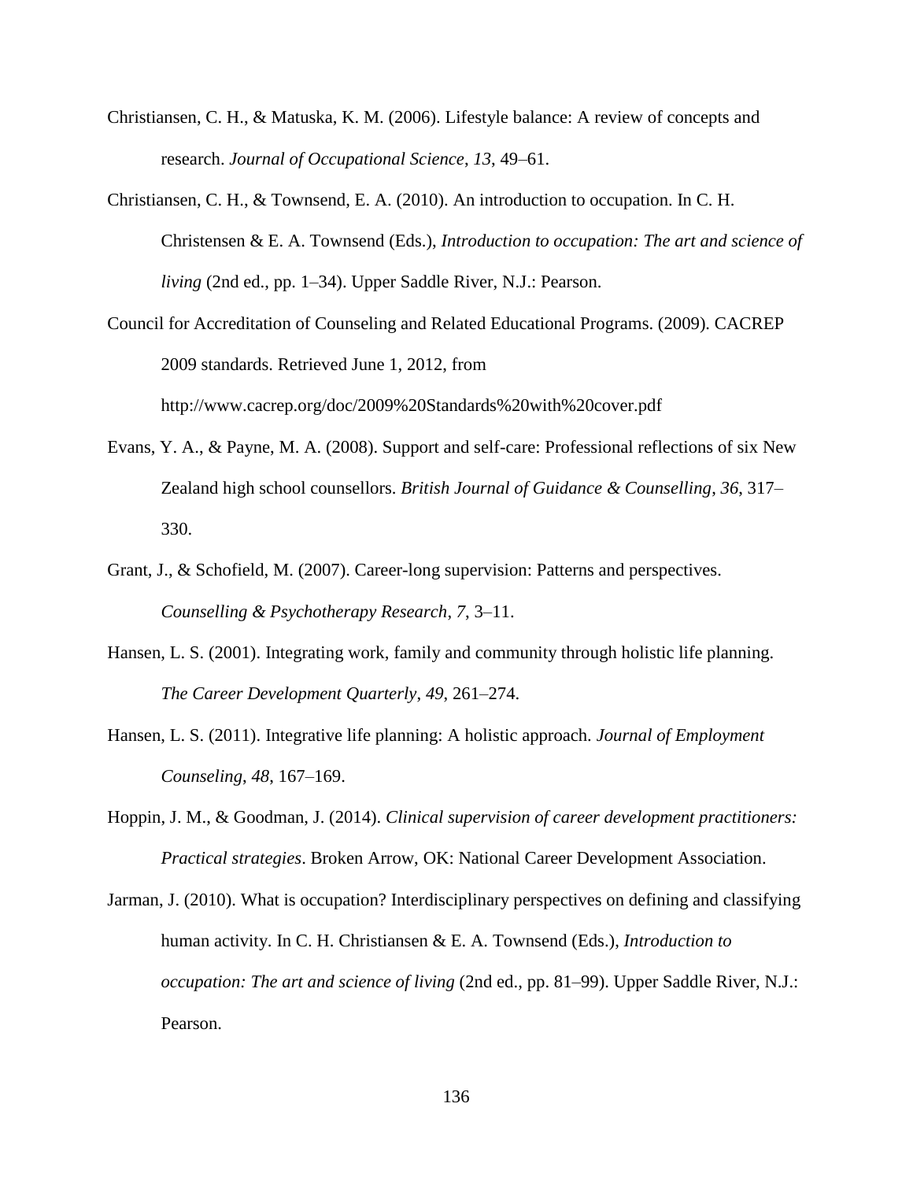Christiansen, C. H., & Matuska, K. M. (2006). Lifestyle balance: A review of concepts and research. *Journal of Occupational Science*, *13*, 49–61.

Christiansen, C. H., & Townsend, E. A. (2010). An introduction to occupation. In C. H. Christensen & E. A. Townsend (Eds.), *Introduction to occupation: The art and science of living* (2nd ed., pp. 1–34). Upper Saddle River, N.J.: Pearson.

Council for Accreditation of Counseling and Related Educational Programs. (2009). CACREP 2009 standards. Retrieved June 1, 2012, from http://www.cacrep.org/doc/2009%20Standards%20with%20cover.pdf

Evans, Y. A., & Payne, M. A. (2008). Support and self-care: Professional reflections of six New Zealand high school counsellors. *British Journal of Guidance & Counselling*, *36*, 317–330.

Grant, J., & Schofield, M. (2007). Career-long supervision: Patterns and perspectives. *Counselling & Psychotherapy Research*, *7*, 3–11.

Hansen, L. S. (2001). Integrating work, family and community through holistic life planning. *The Career Development Quarterly*, *49*, 261–274.

Hansen, L. S. (2011). Integrative life planning: A holistic approach. *Journal of Employment Counseling*, *48*, 167–169.

Hoppin, J. M., & Goodman, J. (2014). *Clinical supervision of career development practitioners: Practical strategies*. Broken Arrow, OK: National Career Development Association.

Jarman, J. (2010). What is occupation? Interdisciplinary perspectives on defining and classifying human activity. In C. H. Christiansen & E. A. Townsend (Eds.), *Introduction to occupation: The art and science of living* (2nd ed., pp. 81–99). Upper Saddle River, N.J.: Pearson.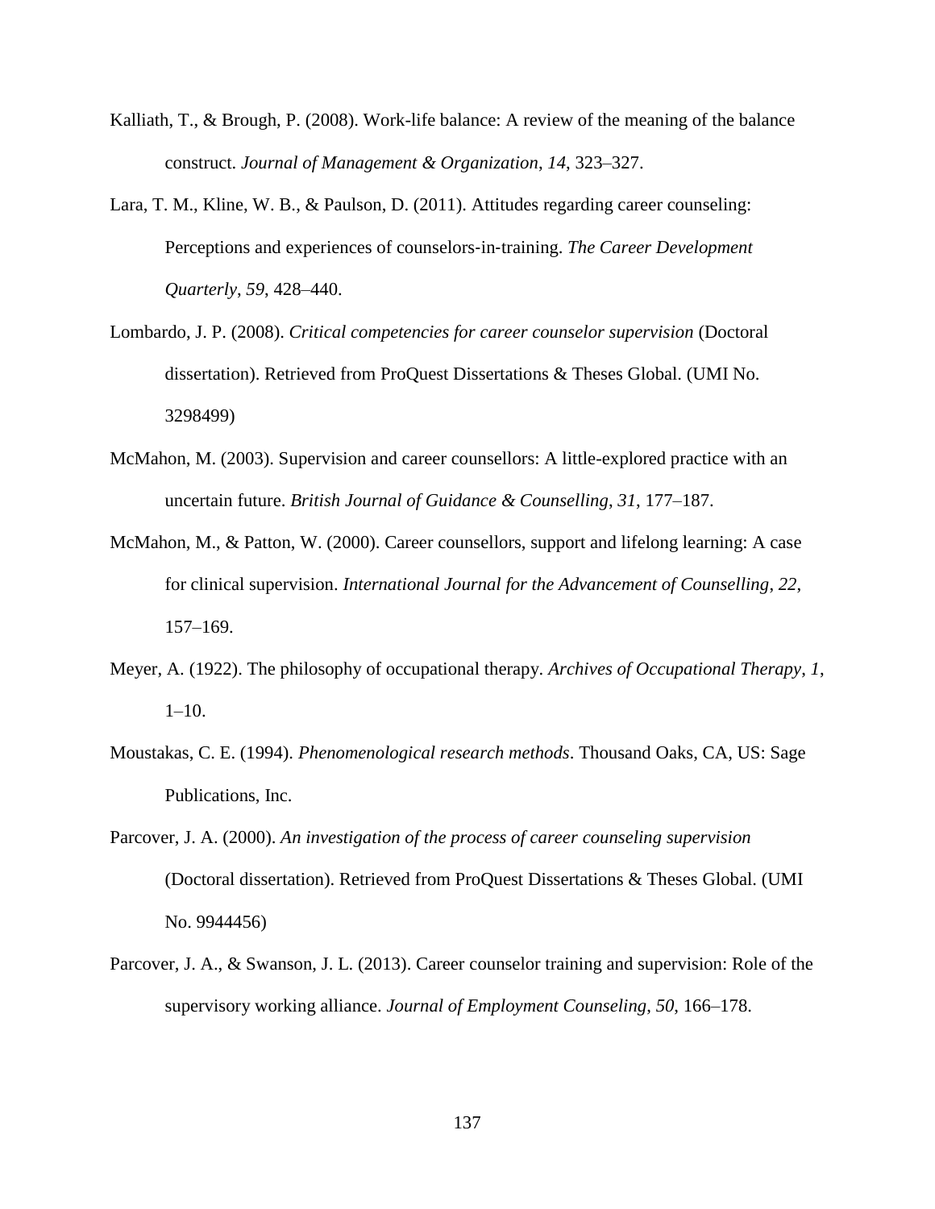Kalliath, T., & Brough, P. (2008). Work-life balance: A review of the meaning of the balance construct. *Journal of Management & Organization*, *14*, 323–327.

Lara, T. M., Kline, W. B., & Paulson, D. (2011). Attitudes regarding career counseling: Perceptions and experiences of counselors-in-training. *The Career Development Quarterly*, *59*, 428–440.

Lombardo, J. P. (2008). *Critical competencies for career counselor supervision* (Doctoral dissertation). Retrieved from ProQuest Dissertations & Theses Global. (UMI No. 3298499)

McMahon, M. (2003). Supervision and career counsellors: A little-explored practice with an uncertain future. *British Journal of Guidance & Counselling*, *31*, 177–187.

McMahon, M., & Patton, W. (2000). Career counsellors, support and lifelong learning: A case for clinical supervision. *International Journal for the Advancement of Counselling*, *22*, 157–169.

Meyer, A. (1922). The philosophy of occupational therapy. *Archives of Occupational Therapy*, *1*, 1–10.

Moustakas, C. E. (1994). *Phenomenological research methods*. Thousand Oaks, CA, US: Sage Publications, Inc.

Parcover, J. A. (2000). *An investigation of the process of career counseling supervision* (Doctoral dissertation). Retrieved from ProQuest Dissertations & Theses Global. (UMI No. 9944456)

Parcover, J. A., & Swanson, J. L. (2013). Career counselor training and supervision: Role of the supervisory working alliance. *Journal of Employment Counseling*, *50*, 166–178.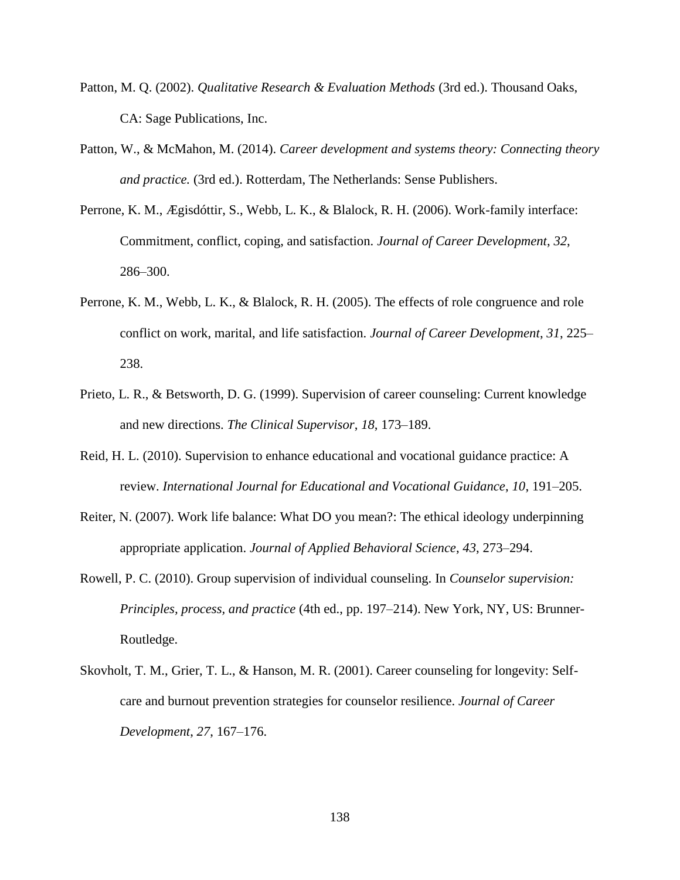Patton, M. Q. (2002). *Qualitative Research & Evaluation Methods* (3rd ed.). Thousand Oaks, CA: Sage Publications, Inc.

Patton, W., & McMahon, M. (2014). *Career development and systems theory: Connecting theory and practice.* (3rd ed.). Rotterdam, The Netherlands: Sense Publishers.

Perrone, K. M., Ægisdóttir, S., Webb, L. K., & Blalock, R. H. (2006). Work-family interface: Commitment, conflict, coping, and satisfaction. *Journal of Career Development*, *32*, 286–300.

Perrone, K. M., Webb, L. K., & Blalock, R. H. (2005). The effects of role congruence and role conflict on work, marital, and life satisfaction. *Journal of Career Development*, *31*, 225–238.

Prieto, L. R., & Betsworth, D. G. (1999). Supervision of career counseling: Current knowledge and new directions. *The Clinical Supervisor*, *18*, 173–189.

Reid, H. L. (2010). Supervision to enhance educational and vocational guidance practice: A review. *International Journal for Educational and Vocational Guidance*, *10*, 191–205.

Reiter, N. (2007). Work life balance: What DO you mean?: The ethical ideology underpinning appropriate application. *Journal of Applied Behavioral Science*, *43*, 273–294.

Rowell, P. C. (2010). Group supervision of individual counseling. In *Counselor supervision: Principles, process, and practice* (4th ed., pp. 197–214). New York, NY, US: Brunner-Routledge.

Skovholt, T. M., Grier, T. L., & Hanson, M. R. (2001). Career counseling for longevity: Self-care and burnout prevention strategies for counselor resilience. *Journal of Career Development*, *27*, 167–176.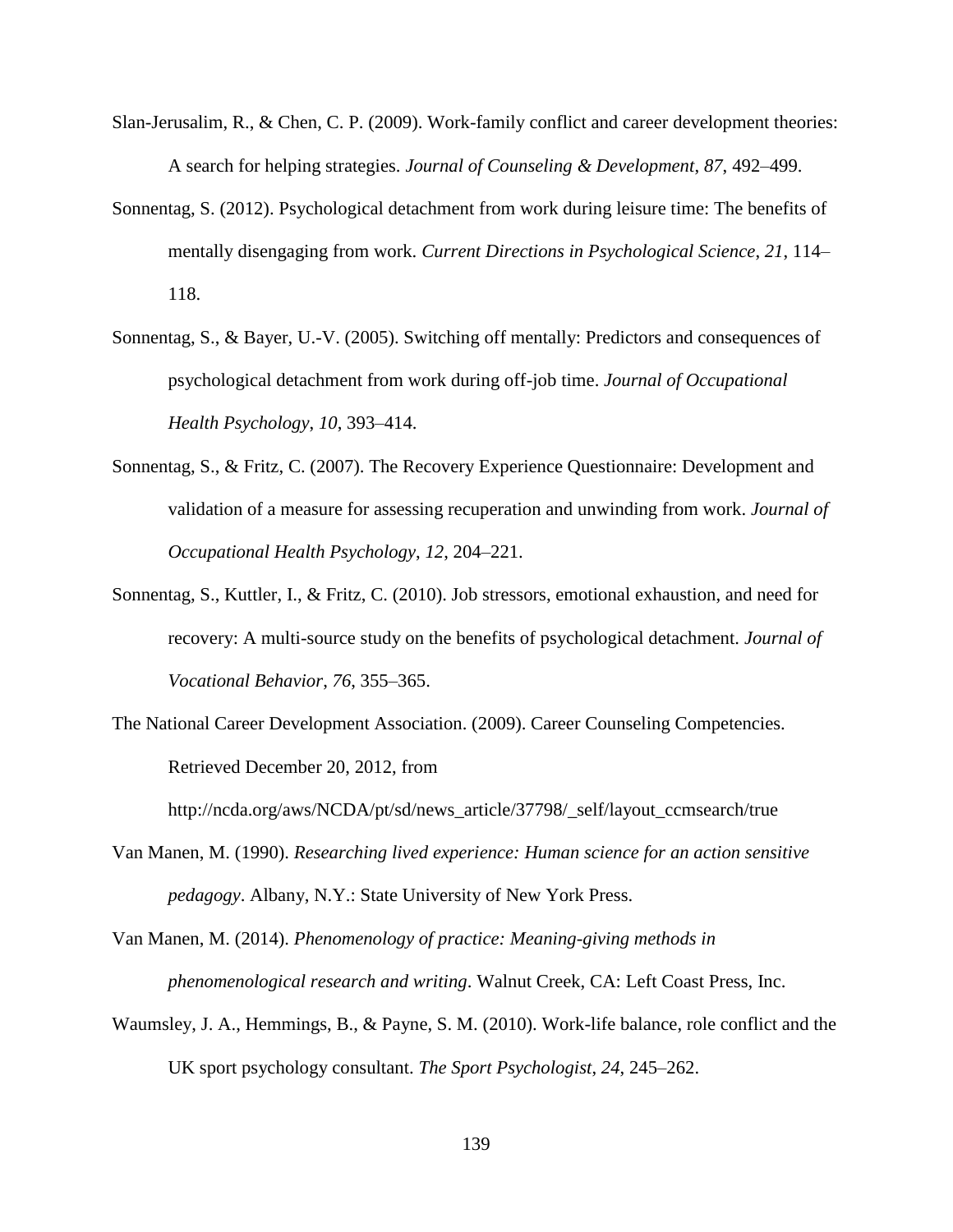Slan-Jerusalim, R., & Chen, C. P. (2009). Work-family conflict and career development theories: A search for helping strategies. *Journal of Counseling & Development*, *87*, 492–499.

Sonnentag, S. (2012). Psychological detachment from work during leisure time: The benefits of mentally disengaging from work. *Current Directions in Psychological Science*, *21*, 114–118.

Sonnentag, S., & Bayer, U.-V. (2005). Switching off mentally: Predictors and consequences of psychological detachment from work during off-job time. *Journal of Occupational Health Psychology*, *10*, 393–414.

Sonnentag, S., & Fritz, C. (2007). The Recovery Experience Questionnaire: Development and validation of a measure for assessing recuperation and unwinding from work. *Journal of Occupational Health Psychology*, *12*, 204–221.

Sonnentag, S., Kuttler, I., & Fritz, C. (2010). Job stressors, emotional exhaustion, and need for recovery: A multi-source study on the benefits of psychological detachment. *Journal of Vocational Behavior*, *76*, 355–365.

The National Career Development Association. (2009). Career Counseling Competencies. Retrieved December 20, 2012, from http://ncda.org/aws/NCDA/pt/sd/news_article/37798/_self/layout_ccmsearch/true

Van Manen, M. (1990). *Researching lived experience: Human science for an action sensitive pedagogy*. Albany, N.Y.: State University of New York Press.

Van Manen, M. (2014). *Phenomenology of practice: Meaning-giving methods in phenomenological research and writing*. Walnut Creek, CA: Left Coast Press, Inc.

Waumsley, J. A., Hemmings, B., & Payne, S. M. (2010). Work-life balance, role conflict and the UK sport psychology consultant. *The Sport Psychologist*, *24*, 245–262.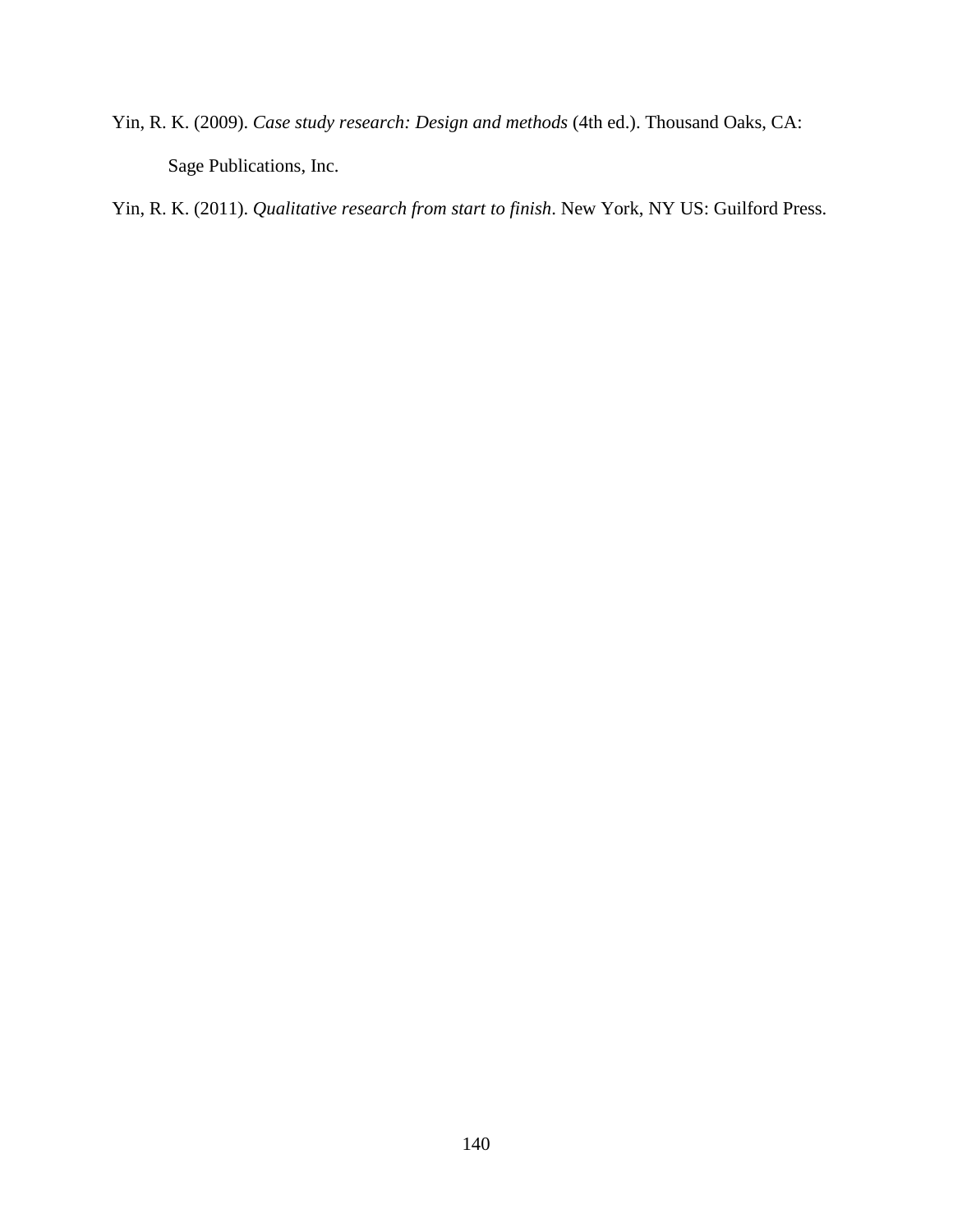Yin, R. K. (2009). *Case study research: Design and methods* (4th ed.). Thousand Oaks, CA: Sage Publications, Inc.

Yin, R. K. (2011). *Qualitative research from start to finish*. New York, NY US: Guilford Press.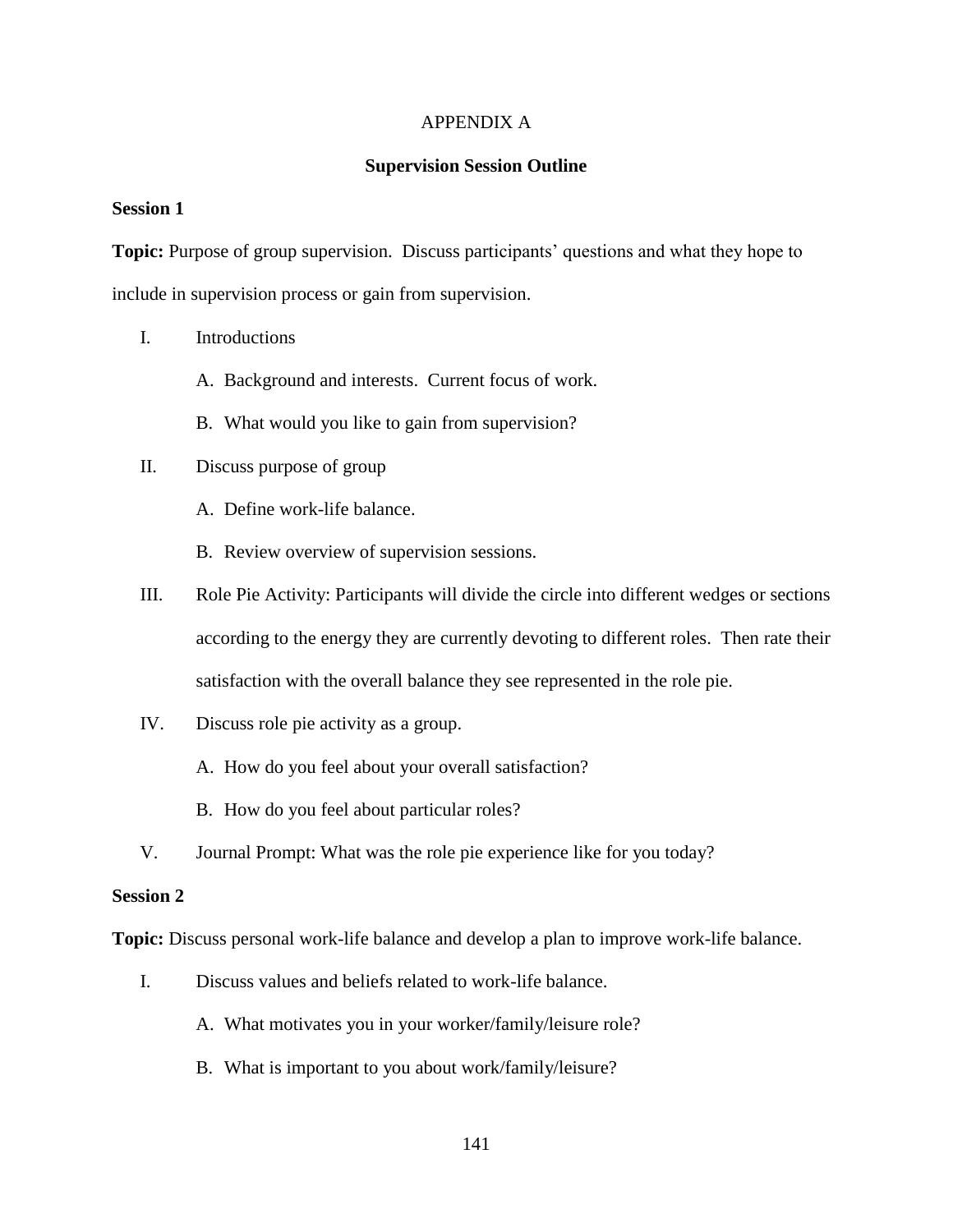# APPENDIX A

## Supervision Session Outline

### Session 1

**Topic:** Purpose of group supervision. Discuss participants' questions and what they hope to include in supervision process or gain from supervision.

I. Introductions

   A. Background and interests. Current focus of work.

   B. What would you like to gain from supervision?

II. Discuss purpose of group

   A. Define work-life balance.

   B. Review overview of supervision sessions.

III. Role Pie Activity: Participants will divide the circle into different wedges or sections according to the energy they are currently devoting to different roles. Then rate their satisfaction with the overall balance they see represented in the role pie.

IV. Discuss role pie activity as a group.

   A. How do you feel about your overall satisfaction?

   B. How do you feel about particular roles?

V. Journal Prompt: What was the role pie experience like for you today?

### Session 2

**Topic:** Discuss personal work-life balance and develop a plan to improve work-life balance.

I. Discuss values and beliefs related to work-life balance.

   A. What motivates you in your worker/family/leisure role?

   B. What is important to you about work/family/leisure?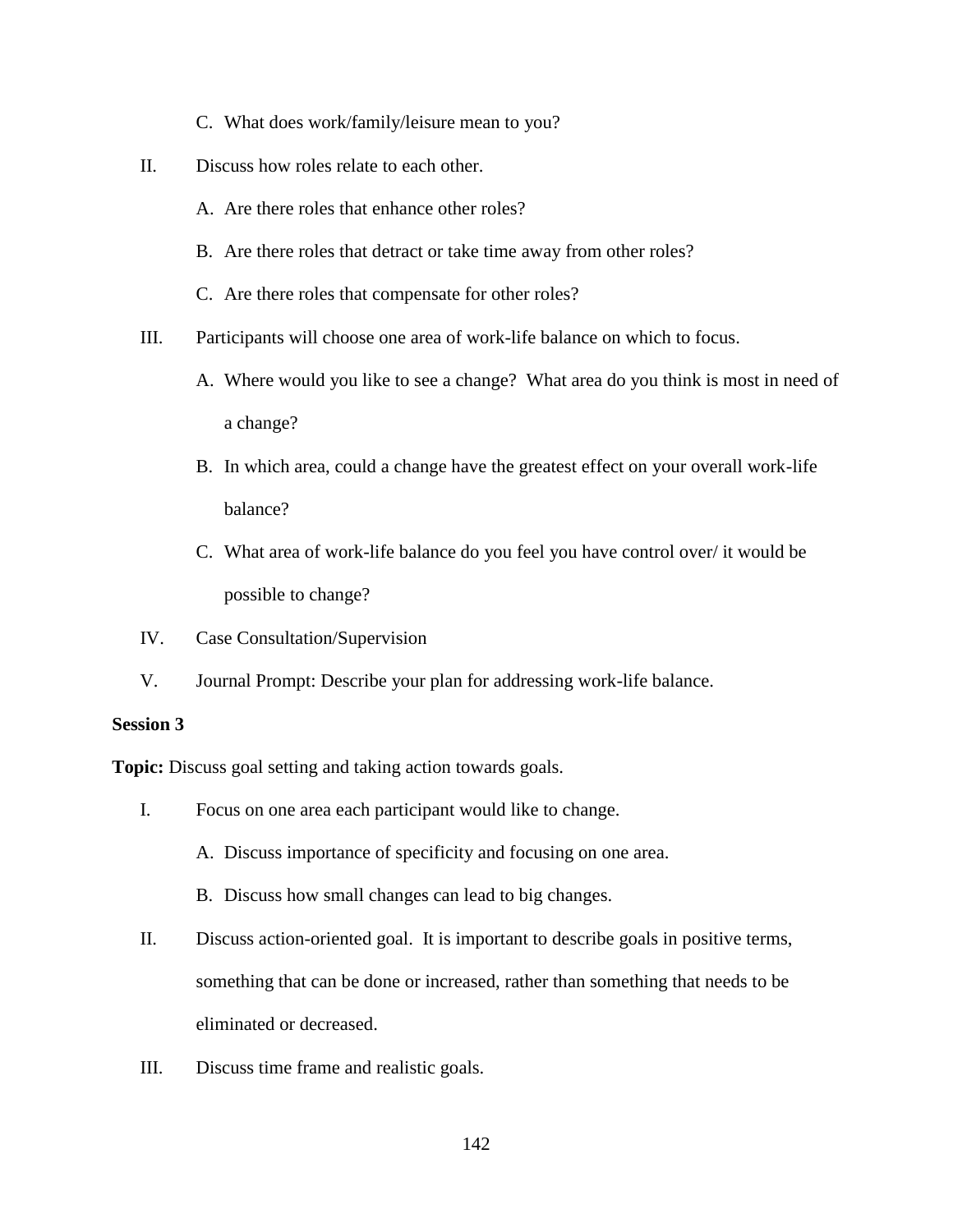C. What does work/family/leisure mean to you?

II. Discuss how roles relate to each other.

   A. Are there roles that enhance other roles?

   B. Are there roles that detract or take time away from other roles?

   C. Are there roles that compensate for other roles?

III. Participants will choose one area of work-life balance on which to focus.

   A. Where would you like to see a change? What area do you think is most in need of a change?

   B. In which area, could a change have the greatest effect on your overall work-life balance?

   C. What area of work-life balance do you feel you have control over/ it would be possible to change?

IV. Case Consultation/Supervision

V. Journal Prompt: Describe your plan for addressing work-life balance.

**Session 3**

**Topic:** Discuss goal setting and taking action towards goals.

I. Focus on one area each participant would like to change.

   A. Discuss importance of specificity and focusing on one area.

   B. Discuss how small changes can lead to big changes.

II. Discuss action-oriented goal. It is important to describe goals in positive terms, something that can be done or increased, rather than something that needs to be eliminated or decreased.

III. Discuss time frame and realistic goals.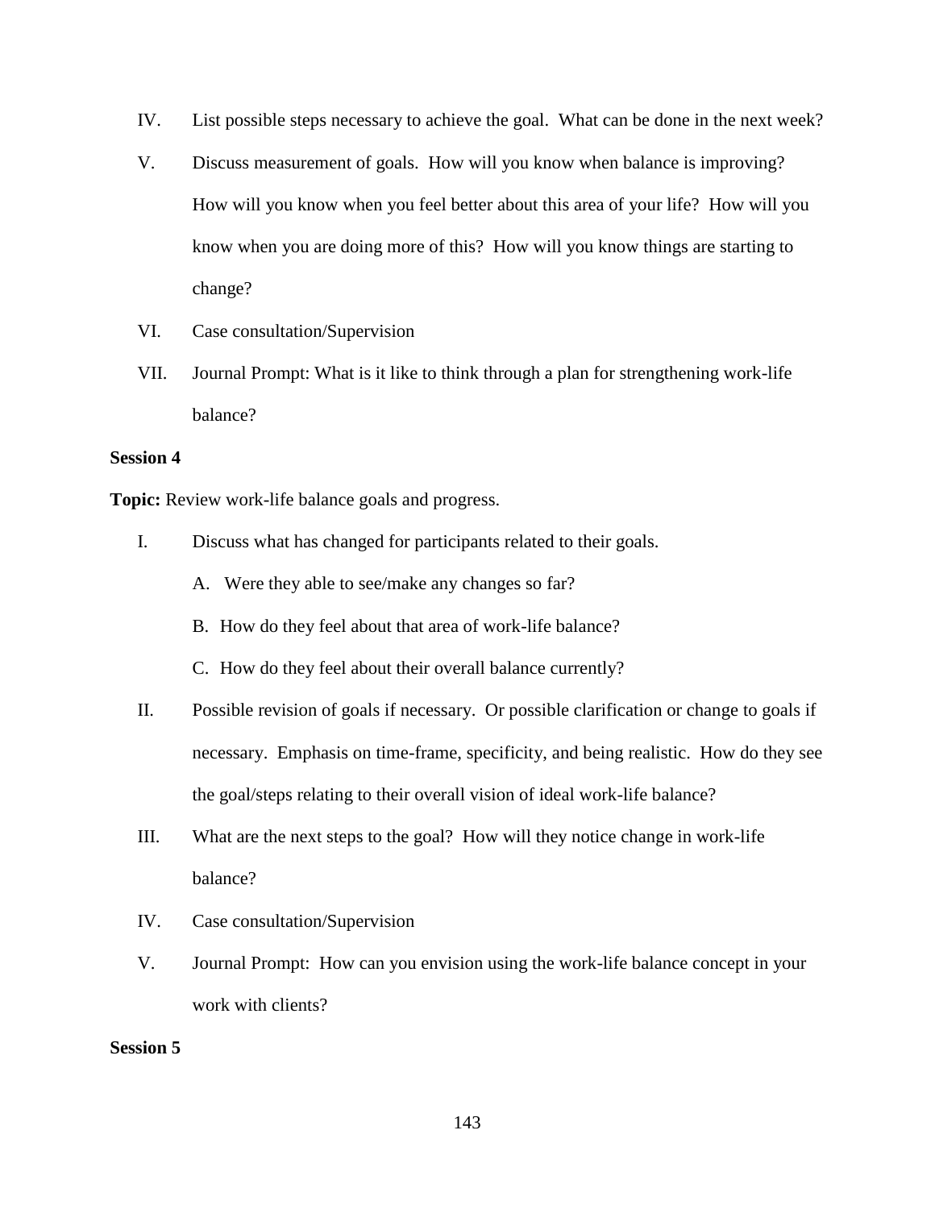IV. List possible steps necessary to achieve the goal. What can be done in the next week?

V. Discuss measurement of goals. How will you know when balance is improving? How will you know when you feel better about this area of your life? How will you know when you are doing more of this? How will you know things are starting to change?

VI. Case consultation/Supervision

VII. Journal Prompt: What is it like to think through a plan for strengthening work-life balance?

**Session 4**

**Topic:** Review work-life balance goals and progress.

I. Discuss what has changed for participants related to their goals.

   A. Were they able to see/make any changes so far?

   B. How do they feel about that area of work-life balance?

   C. How do they feel about their overall balance currently?

II. Possible revision of goals if necessary. Or possible clarification or change to goals if necessary. Emphasis on time-frame, specificity, and being realistic. How do they see the goal/steps relating to their overall vision of ideal work-life balance?

III. What are the next steps to the goal? How will they notice change in work-life balance?

IV. Case consultation/Supervision

V. Journal Prompt: How can you envision using the work-life balance concept in your work with clients?

**Session 5**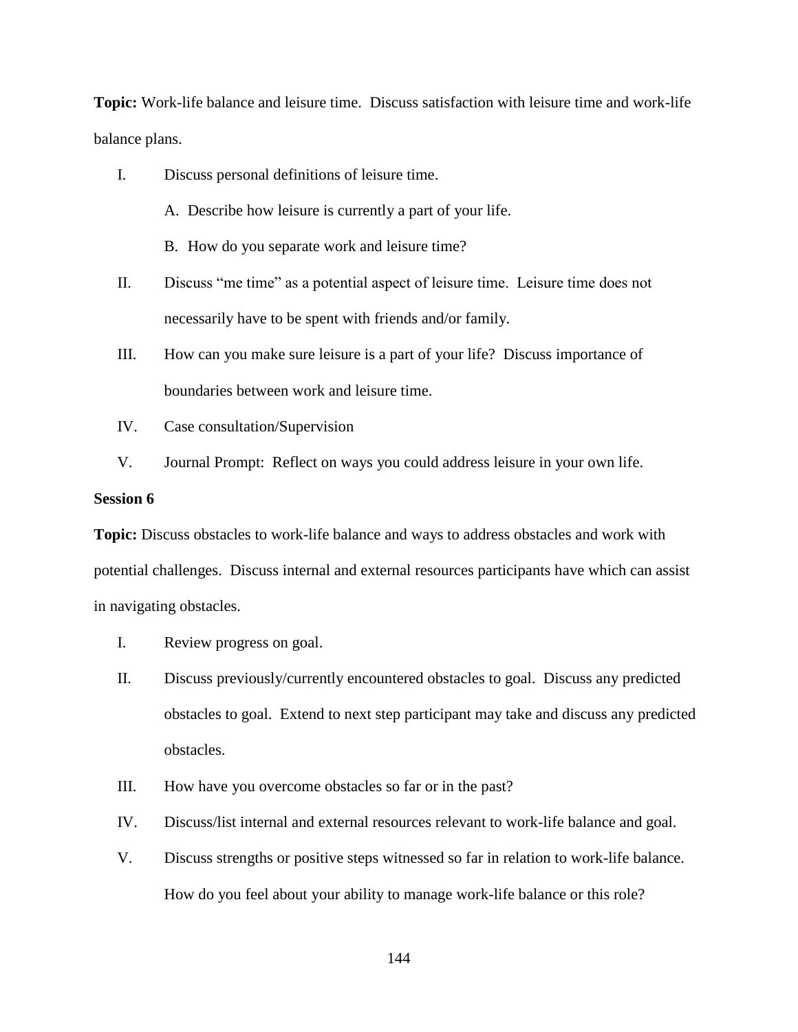**Topic:** Work-life balance and leisure time. Discuss satisfaction with leisure time and work-life balance plans.

I. Discuss personal definitions of leisure time.

   A. Describe how leisure is currently a part of your life.

   B. How do you separate work and leisure time?

II. Discuss "me time" as a potential aspect of leisure time. Leisure time does not necessarily have to be spent with friends and/or family.

III. How can you make sure leisure is a part of your life? Discuss importance of boundaries between work and leisure time.

IV. Case consultation/Supervision

V. Journal Prompt: Reflect on ways you could address leisure in your own life.

**Session 6**

**Topic:** Discuss obstacles to work-life balance and ways to address obstacles and work with potential challenges. Discuss internal and external resources participants have which can assist in navigating obstacles.

I. Review progress on goal.

II. Discuss previously/currently encountered obstacles to goal. Discuss any predicted obstacles to goal. Extend to next step participant may take and discuss any predicted obstacles.

III. How have you overcome obstacles so far or in the past?

IV. Discuss/list internal and external resources relevant to work-life balance and goal.

V. Discuss strengths or positive steps witnessed so far in relation to work-life balance. How do you feel about your ability to manage work-life balance or this role?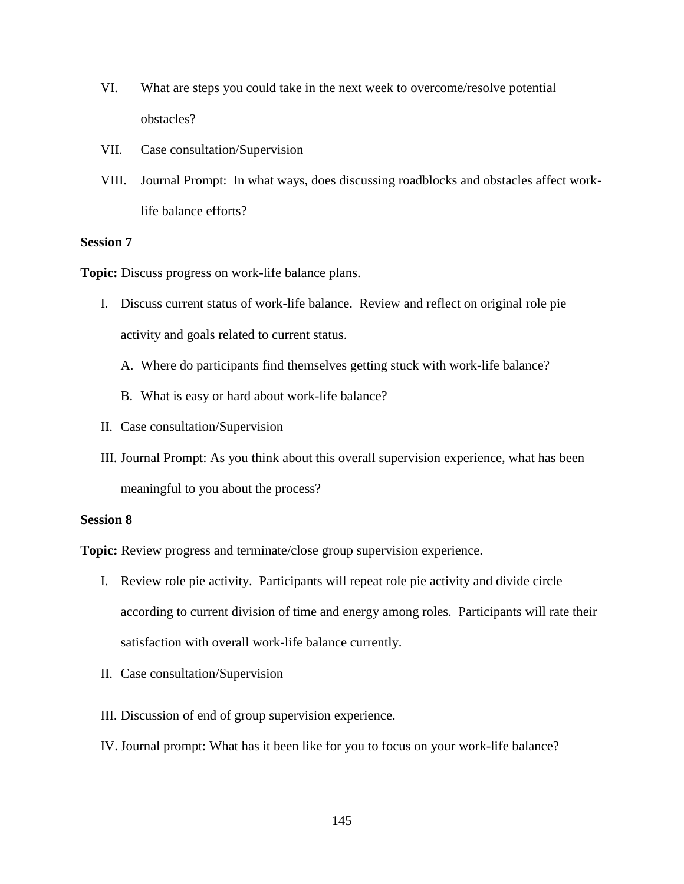VI. What are steps you could take in the next week to overcome/resolve potential obstacles?

VII. Case consultation/Supervision

VIII. Journal Prompt: In what ways, does discussing roadblocks and obstacles affect work-life balance efforts?

**Session 7**

**Topic:** Discuss progress on work-life balance plans.

I. Discuss current status of work-life balance. Review and reflect on original role pie activity and goals related to current status.

   A. Where do participants find themselves getting stuck with work-life balance?

   B. What is easy or hard about work-life balance?

II. Case consultation/Supervision

III. Journal Prompt: As you think about this overall supervision experience, what has been meaningful to you about the process?

**Session 8**

**Topic:** Review progress and terminate/close group supervision experience.

I. Review role pie activity. Participants will repeat role pie activity and divide circle according to current division of time and energy among roles. Participants will rate their satisfaction with overall work-life balance currently.

II. Case consultation/Supervision

III. Discussion of end of group supervision experience.

IV. Journal prompt: What has it been like for you to focus on your work-life balance?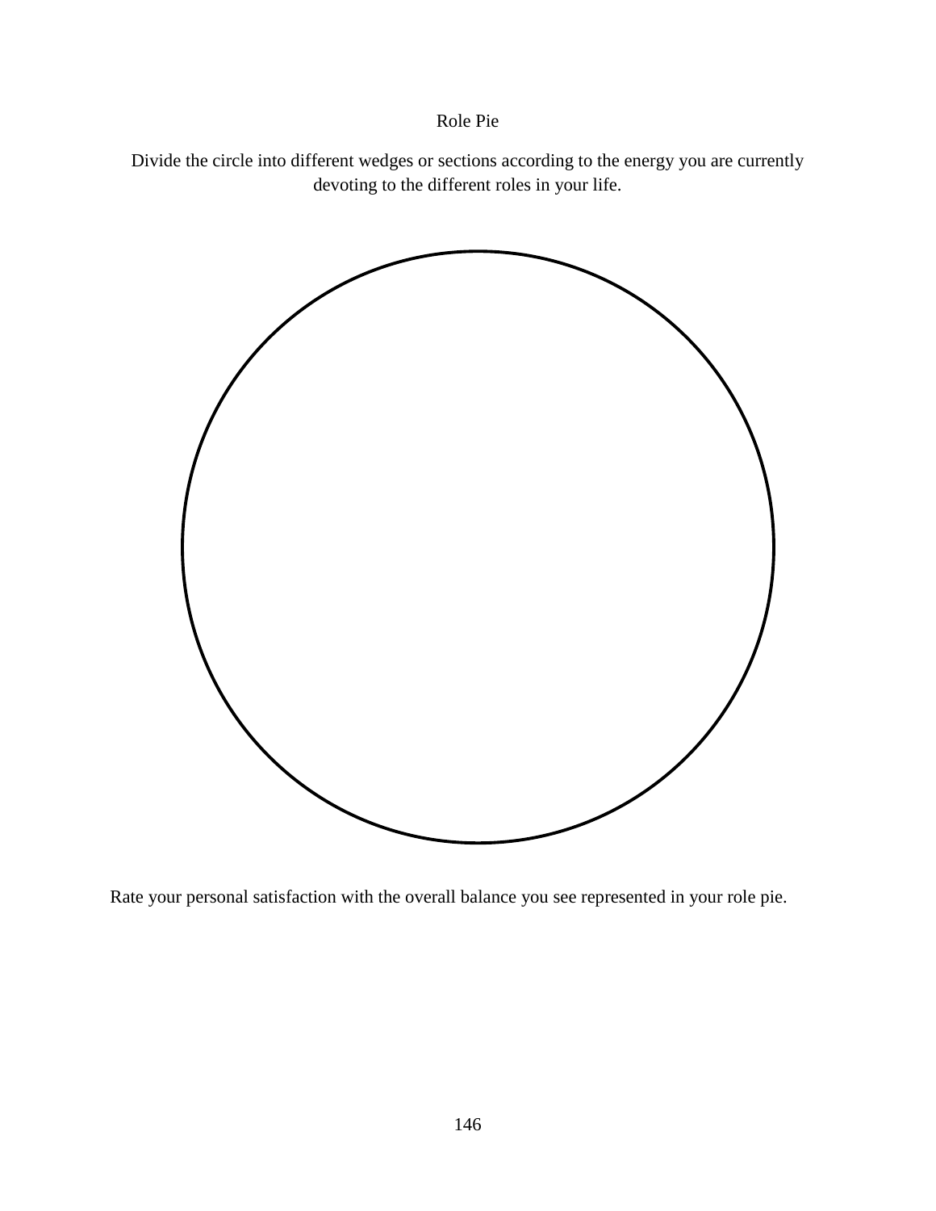# Role Pie

Divide the circle into different wedges or sections according to the energy you are currently devoting to the different roles in your life.

Rate your personal satisfaction with the overall balance you see represented in your role pie.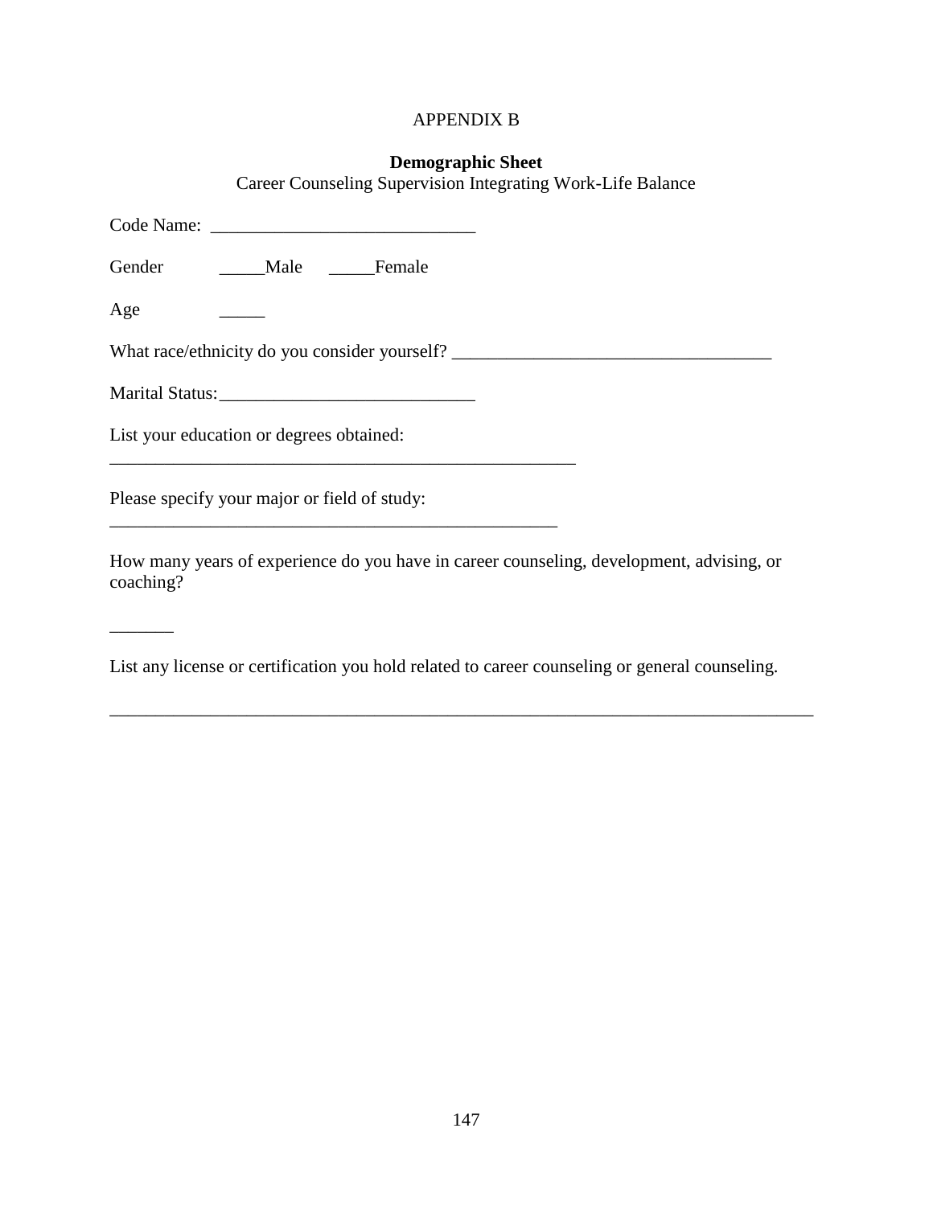APPENDIX B

**Demographic Sheet**

Career Counseling Supervision Integrating Work-Life Balance

Code Name: ____________________________

Gender _____Male _____Female

Age _____

What race/ethnicity do you consider yourself? ___________________________________

Marital Status:___________________________

List your education or degrees obtained:

__________________________________________________

Please specify your major or field of study:

________________________________________________

How many years of experience do you have in career counseling, development, advising, or coaching?

_______

List any license or certification you hold related to career counseling or general counseling.

____________________________________________________________________________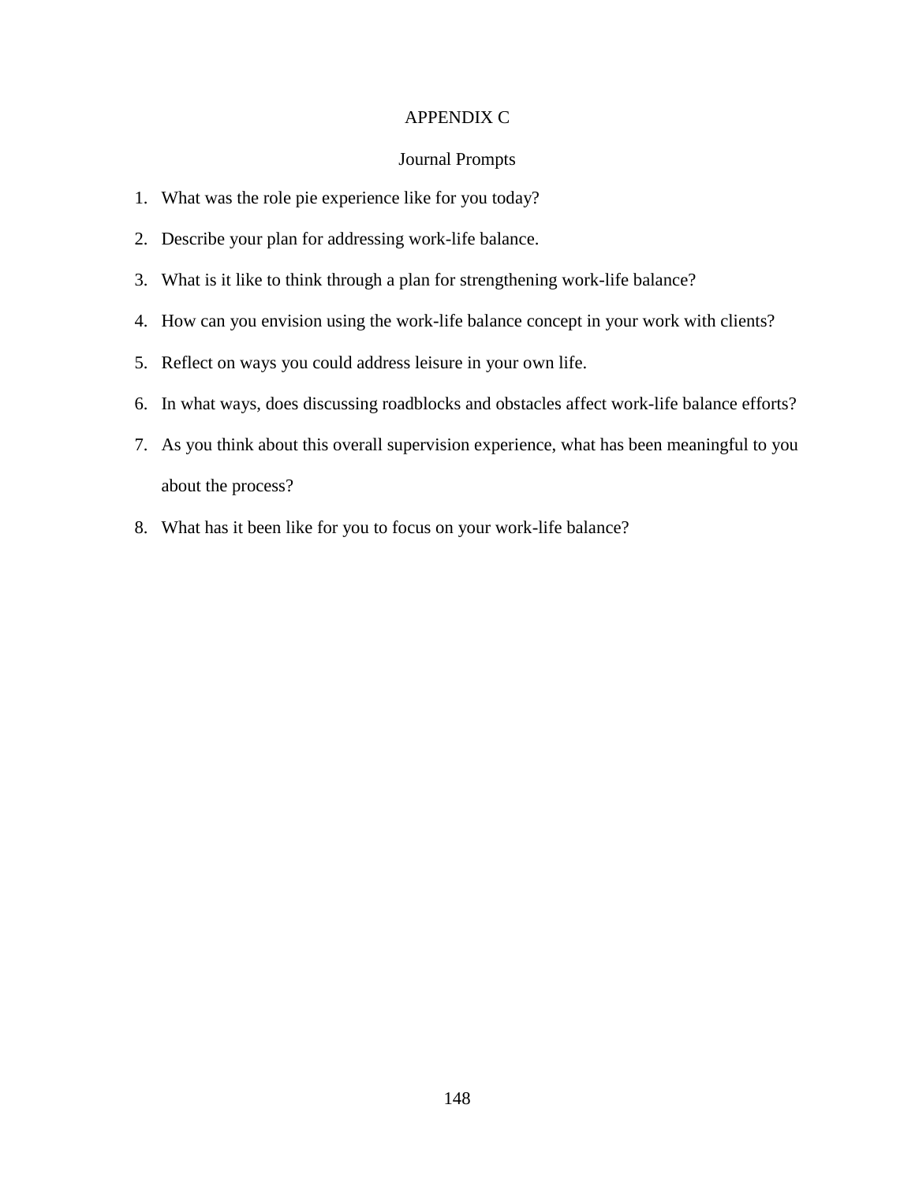# APPENDIX C

## Journal Prompts

1. What was the role pie experience like for you today?
2. Describe your plan for addressing work-life balance.
3. What is it like to think through a plan for strengthening work-life balance?
4. How can you envision using the work-life balance concept in your work with clients?
5. Reflect on ways you could address leisure in your own life.
6. In what ways, does discussing roadblocks and obstacles affect work-life balance efforts?
7. As you think about this overall supervision experience, what has been meaningful to you about the process?
8. What has it been like for you to focus on your work-life balance?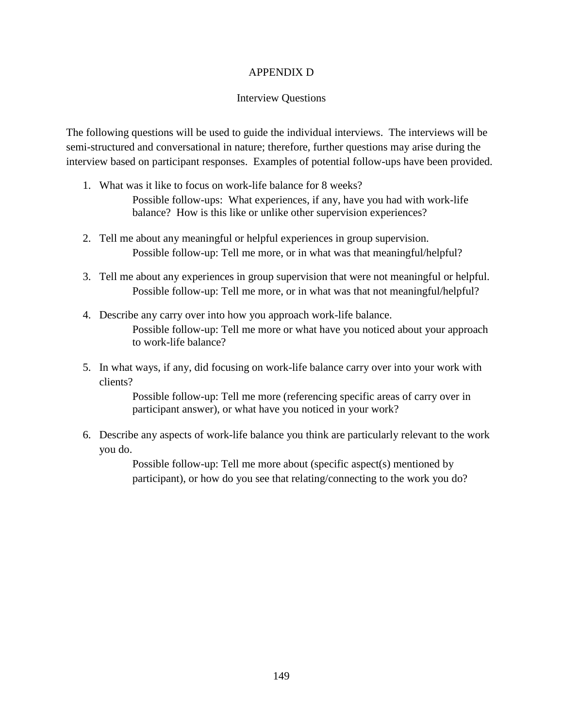# APPENDIX D

## Interview Questions

The following questions will be used to guide the individual interviews. The interviews will be semi-structured and conversational in nature; therefore, further questions may arise during the interview based on participant responses. Examples of potential follow-ups have been provided.

1. What was it like to focus on work-life balance for 8 weeks?
   
   Possible follow-ups: What experiences, if any, have you had with work-life balance? How is this like or unlike other supervision experiences?

2. Tell me about any meaningful or helpful experiences in group supervision.
   
   Possible follow-up: Tell me more, or in what was that meaningful/helpful?

3. Tell me about any experiences in group supervision that were not meaningful or helpful.
   
   Possible follow-up: Tell me more, or in what was that not meaningful/helpful?

4. Describe any carry over into how you approach work-life balance.
   
   Possible follow-up: Tell me more or what have you noticed about your approach to work-life balance?

5. In what ways, if any, did focusing on work-life balance carry over into your work with clients?
   
   Possible follow-up: Tell me more (referencing specific areas of carry over in participant answer), or what have you noticed in your work?

6. Describe any aspects of work-life balance you think are particularly relevant to the work you do.
   
   Possible follow-up: Tell me more about (specific aspect(s) mentioned by participant), or how do you see that relating/connecting to the work you do?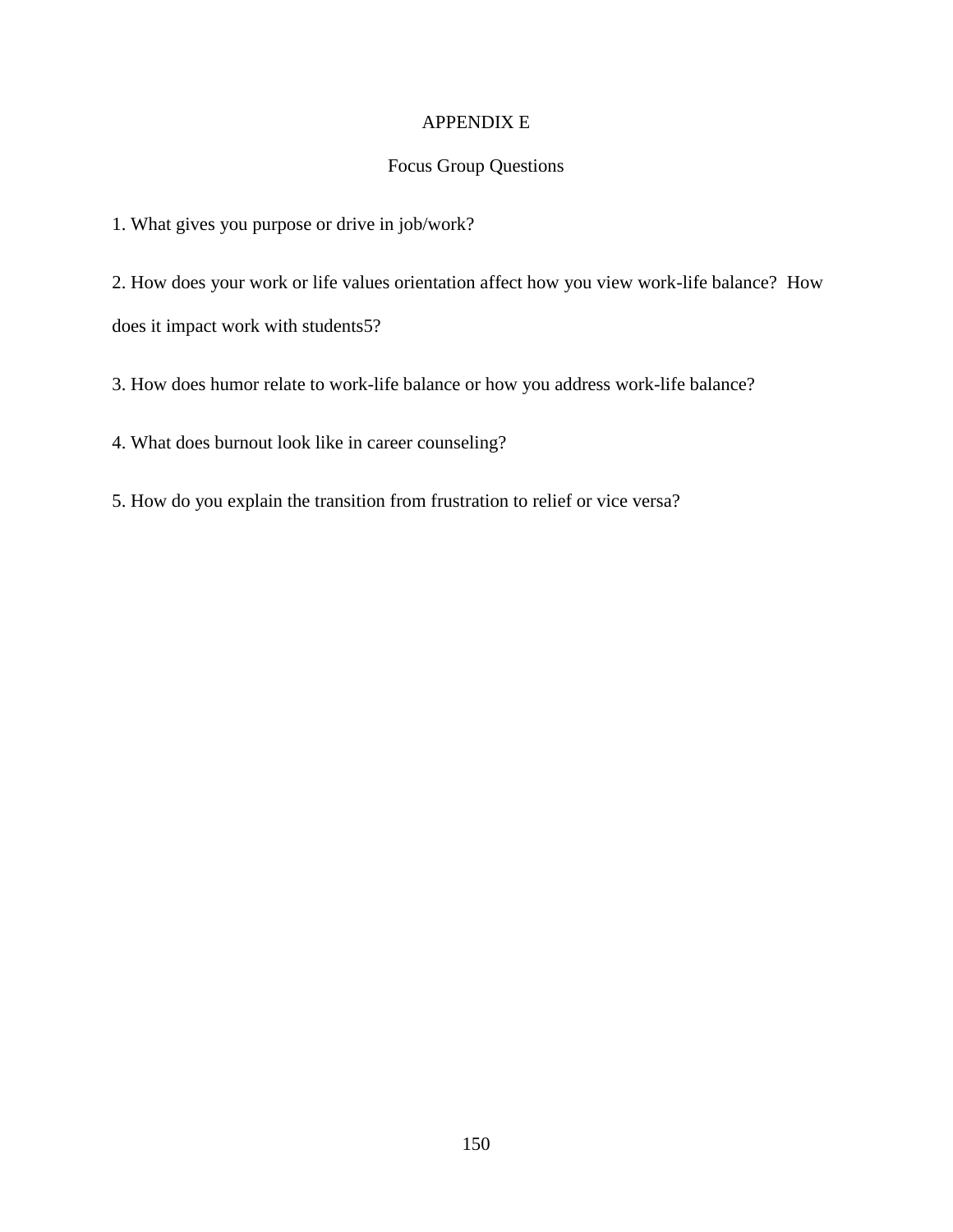# APPENDIX E

## Focus Group Questions

1. What gives you purpose or drive in job/work?

2. How does your work or life values orientation affect how you view work-life balance? How does it impact work with students5?

3. How does humor relate to work-life balance or how you address work-life balance?

4. What does burnout look like in career counseling?

5. How do you explain the transition from frustration to relief or vice versa?